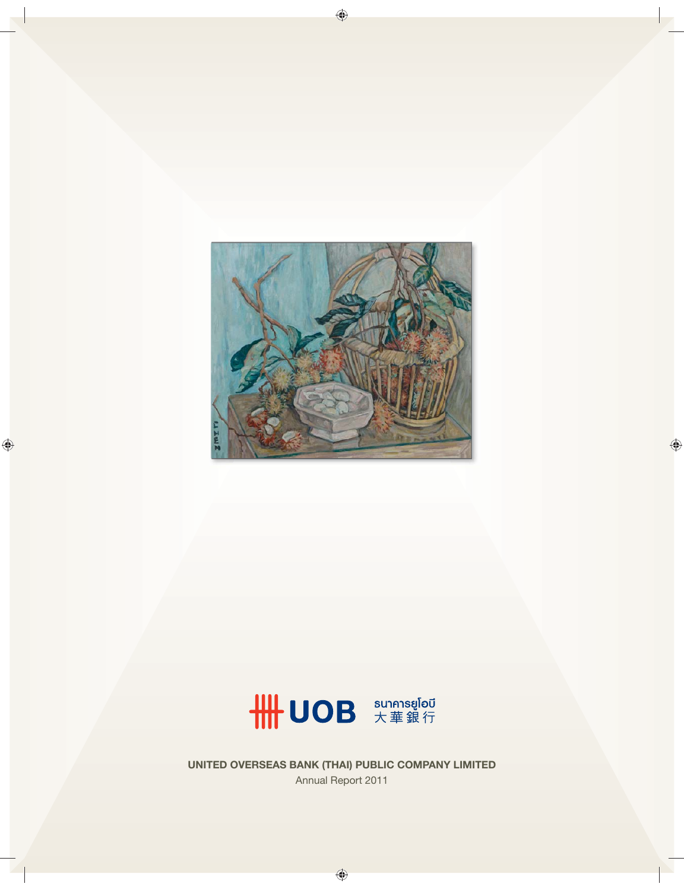UOB ธนาคารยูโอบี 大華銀行

**UNITED OVERSEAS BANK (THAI) PUBLIC COMPANY LIMITED**

Annual Report 2011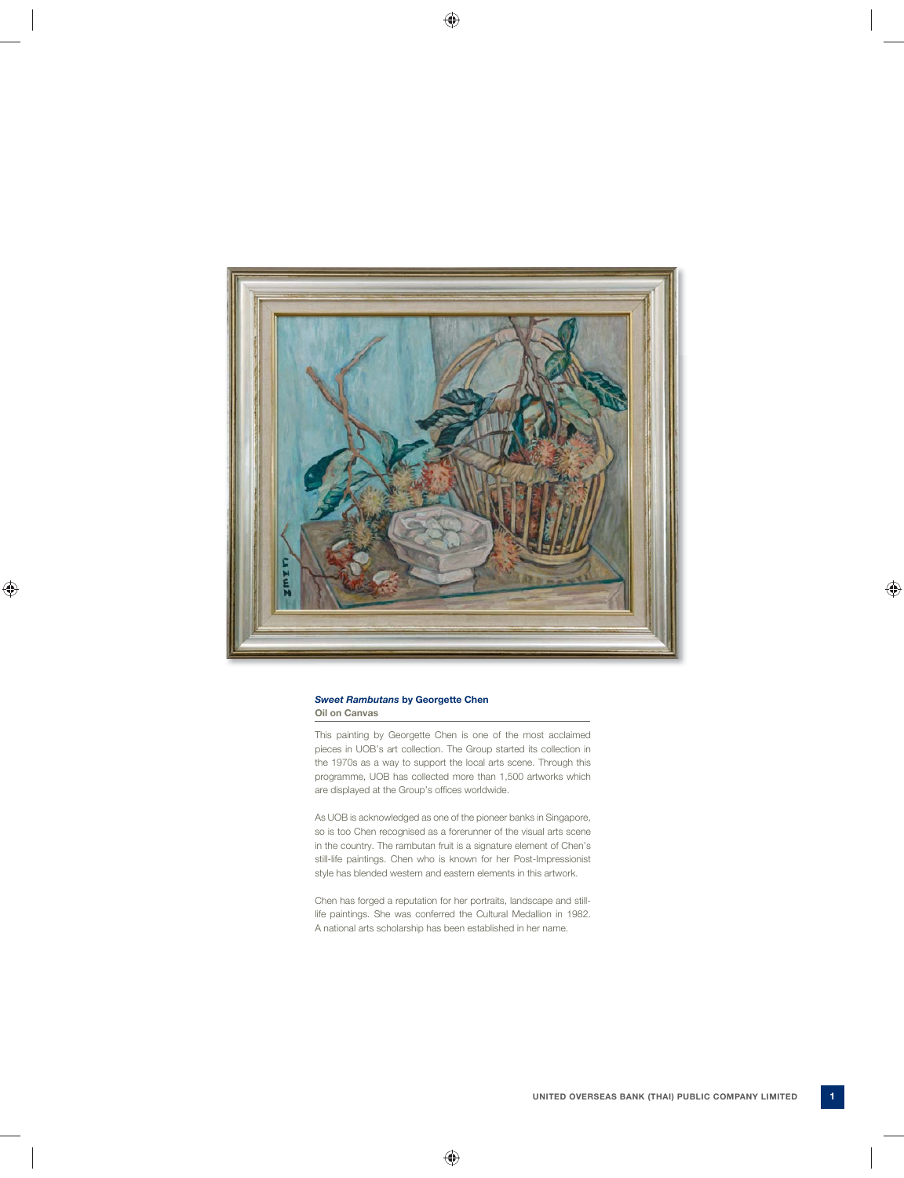***Sweet Rambutans*** **by Georgette Chen**
**Oil on Canvas**

This painting by Georgette Chen is one of the most acclaimed pieces in UOB's art collection. The Group started its collection in the 1970s as a way to support the local arts scene. Through this programme, UOB has collected more than 1,500 artworks which are displayed at the Group's offices worldwide.

As UOB is acknowledged as one of the pioneer banks in Singapore, so is too Chen recognised as a forerunner of the visual arts scene in the country. The rambutan fruit is a signature element of Chen's still-life paintings. Chen who is known for her Post-Impressionist style has blended western and eastern elements in this artwork.

Chen has forged a reputation for her portraits, landscape and still-life paintings. She was conferred the Cultural Medallion in 1982. A national arts scholarship has been established in her name.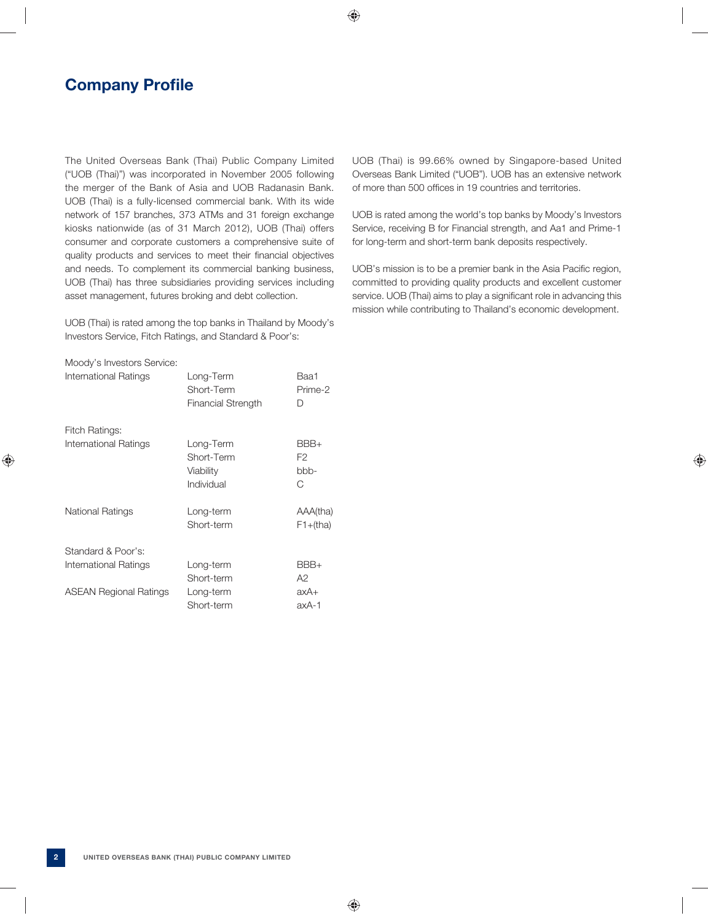# Company Profile

The United Overseas Bank (Thai) Public Company Limited ("UOB (Thai)") was incorporated in November 2005 following the merger of the Bank of Asia and UOB Radanasin Bank. UOB (Thai) is a fully-licensed commercial bank. With its wide network of 157 branches, 373 ATMs and 31 foreign exchange kiosks nationwide (as of 31 March 2012), UOB (Thai) offers consumer and corporate customers a comprehensive suite of quality products and services to meet their financial objectives and needs. To complement its commercial banking business, UOB (Thai) has three subsidiaries providing services including asset management, futures broking and debt collection.

UOB (Thai) is rated among the top banks in Thailand by Moody's Investors Service, Fitch Ratings, and Standard & Poor's:

| | | |
|---|---|---|
| Moody's Investors Service: | | |
| International Ratings | Long-Term | Baa1 |
| | Short-Term | Prime-2 |
| | Financial Strength | D |
| Fitch Ratings: | | |
| International Ratings | Long-Term | BBB+ |
| | Short-Term | F2 |
| | Viability | bbb- |
| | Individual | C |
| National Ratings | Long-term | AAA(tha) |
| | Short-term | F1+(tha) |
| Standard & Poor's: | | |
| International Ratings | Long-term | BBB+ |
| | Short-term | A2 |
| ASEAN Regional Ratings | Long-term | axA+ |
| | Short-term | axA-1 |

UOB (Thai) is 99.66% owned by Singapore-based United Overseas Bank Limited ("UOB"). UOB has an extensive network of more than 500 offices in 19 countries and territories.

UOB is rated among the world's top banks by Moody's Investors Service, receiving B for Financial strength, and Aa1 and Prime-1 for long-term and short-term bank deposits respectively.

UOB's mission is to be a premier bank in the Asia Pacific region, committed to providing quality products and excellent customer service. UOB (Thai) aims to play a significant role in advancing this mission while contributing to Thailand's economic development.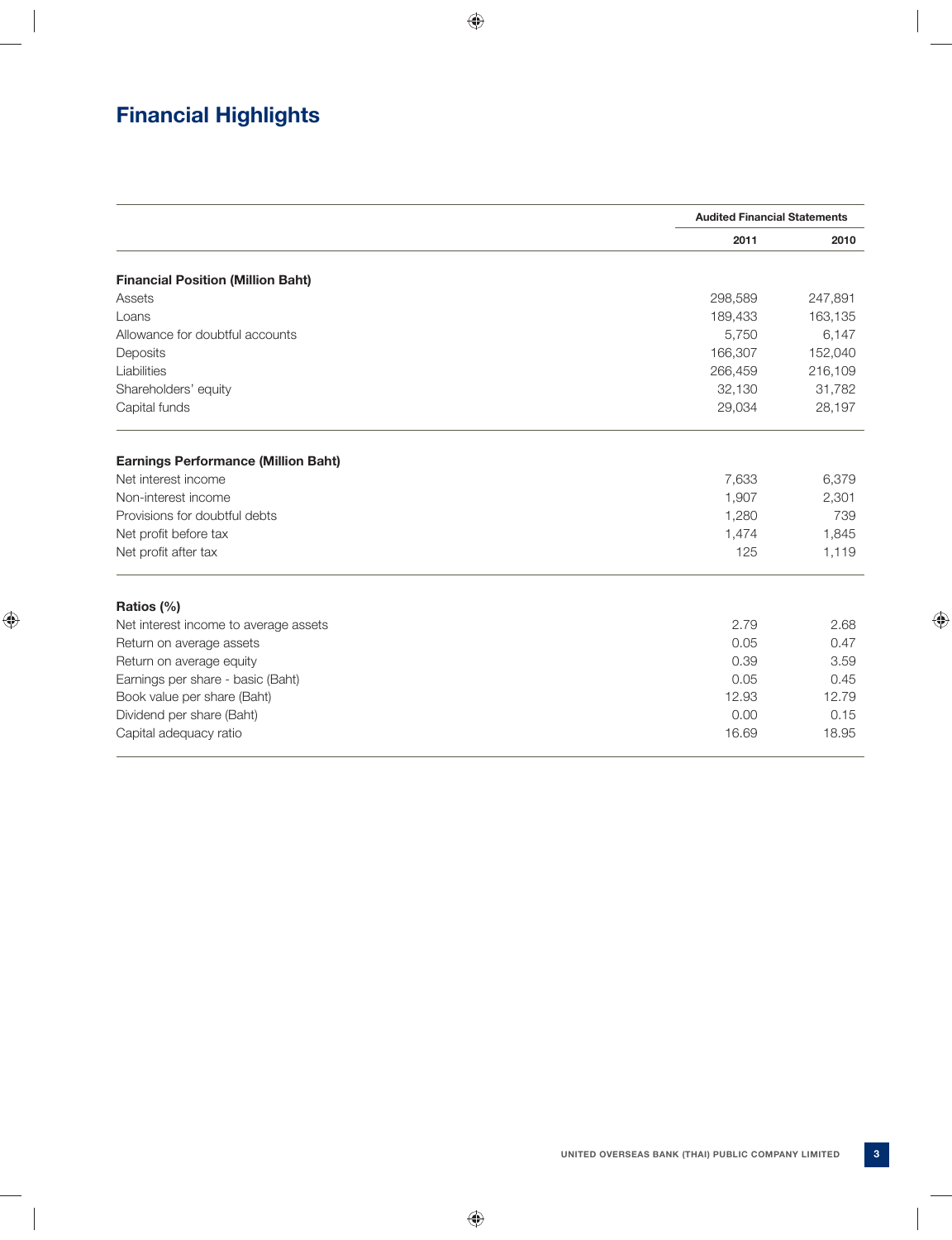# Financial Highlights

| | Audited Financial Statements | |
|---|---|---|
| | 2011 | 2010 |
| **Financial Position (Million Baht)** | | |
| Assets | 298,589 | 247,891 |
| Loans | 189,433 | 163,135 |
| Allowance for doubtful accounts | 5,750 | 6,147 |
| Deposits | 166,307 | 152,040 |
| Liabilities | 266,459 | 216,109 |
| Shareholders' equity | 32,130 | 31,782 |
| Capital funds | 29,034 | 28,197 |
| **Earnings Performance (Million Baht)** | | |
| Net interest income | 7,633 | 6,379 |
| Non-interest income | 1,907 | 2,301 |
| Provisions for doubtful debts | 1,280 | 739 |
| Net profit before tax | 1,474 | 1,845 |
| Net profit after tax | 125 | 1,119 |
| **Ratios (%)** | | |
| Net interest income to average assets | 2.79 | 2.68 |
| Return on average assets | 0.05 | 0.47 |
| Return on average equity | 0.39 | 3.59 |
| Earnings per share - basic (Baht) | 0.05 | 0.45 |
| Book value per share (Baht) | 12.93 | 12.79 |
| Dividend per share (Baht) | 0.00 | 0.15 |
| Capital adequacy ratio | 16.69 | 18.95 |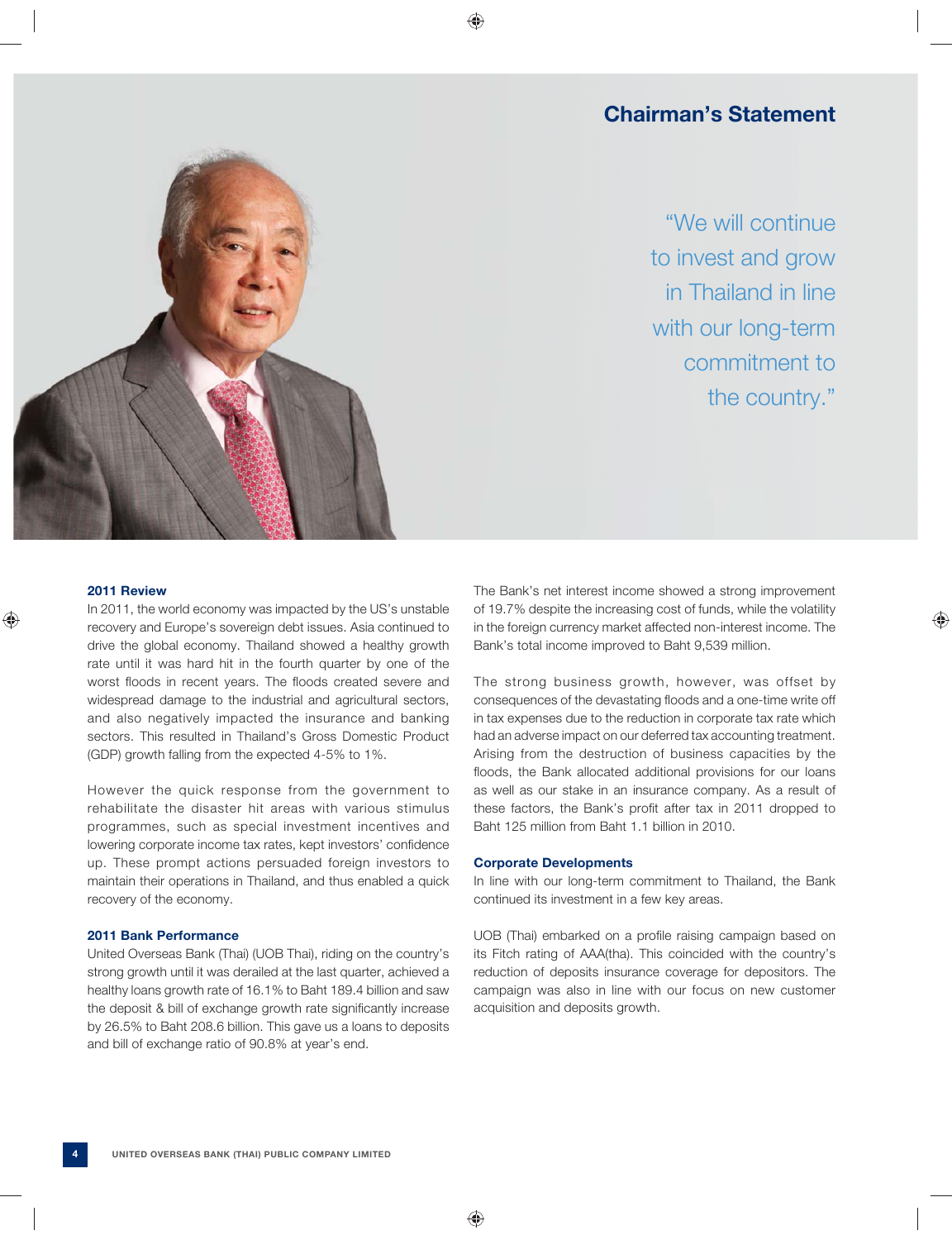# Chairman's Statement

"We will continue to invest and grow in Thailand in line with our long-term commitment to the country."

### 2011 Review

In 2011, the world economy was impacted by the US's unstable recovery and Europe's sovereign debt issues. Asia continued to drive the global economy. Thailand showed a healthy growth rate until it was hard hit in the fourth quarter by one of the worst floods in recent years. The floods created severe and widespread damage to the industrial and agricultural sectors, and also negatively impacted the insurance and banking sectors. This resulted in Thailand's Gross Domestic Product (GDP) growth falling from the expected 4-5% to 1%.

However the quick response from the government to rehabilitate the disaster hit areas with various stimulus programmes, such as special investment incentives and lowering corporate income tax rates, kept investors' confidence up. These prompt actions persuaded foreign investors to maintain their operations in Thailand, and thus enabled a quick recovery of the economy.

### 2011 Bank Performance

United Overseas Bank (Thai) (UOB Thai), riding on the country's strong growth until it was derailed at the last quarter, achieved a healthy loans growth rate of 16.1% to Baht 189.4 billion and saw the deposit & bill of exchange growth rate significantly increase by 26.5% to Baht 208.6 billion. This gave us a loans to deposits and bill of exchange ratio of 90.8% at year's end.

The Bank's net interest income showed a strong improvement of 19.7% despite the increasing cost of funds, while the volatility in the foreign currency market affected non-interest income. The Bank's total income improved to Baht 9,539 million.

The strong business growth, however, was offset by consequences of the devastating floods and a one-time write off in tax expenses due to the reduction in corporate tax rate which had an adverse impact on our deferred tax accounting treatment. Arising from the destruction of business capacities by the floods, the Bank allocated additional provisions for our loans as well as our stake in an insurance company. As a result of these factors, the Bank's profit after tax in 2011 dropped to Baht 125 million from Baht 1.1 billion in 2010.

### Corporate Developments

In line with our long-term commitment to Thailand, the Bank continued its investment in a few key areas.

UOB (Thai) embarked on a profile raising campaign based on its Fitch rating of AAA(tha). This coincided with the country's reduction of deposits insurance coverage for depositors. The campaign was also in line with our focus on new customer acquisition and deposits growth.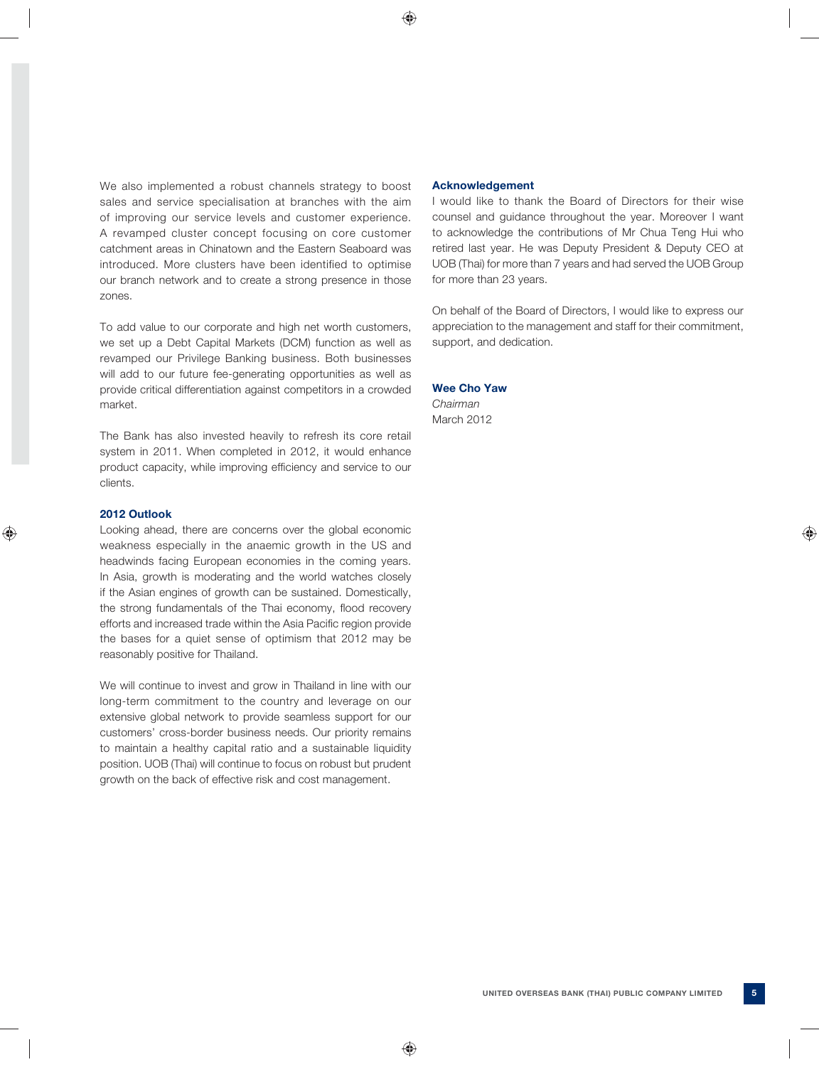We also implemented a robust channels strategy to boost sales and service specialisation at branches with the aim of improving our service levels and customer experience. A revamped cluster concept focusing on core customer catchment areas in Chinatown and the Eastern Seaboard was introduced. More clusters have been identified to optimise our branch network and to create a strong presence in those zones.

To add value to our corporate and high net worth customers, we set up a Debt Capital Markets (DCM) function as well as revamped our Privilege Banking business. Both businesses will add to our future fee-generating opportunities as well as provide critical differentiation against competitors in a crowded market.

The Bank has also invested heavily to refresh its core retail system in 2011. When completed in 2012, it would enhance product capacity, while improving efficiency and service to our clients.

### 2012 Outlook

Looking ahead, there are concerns over the global economic weakness especially in the anaemic growth in the US and headwinds facing European economies in the coming years. In Asia, growth is moderating and the world watches closely if the Asian engines of growth can be sustained. Domestically, the strong fundamentals of the Thai economy, flood recovery efforts and increased trade within the Asia Pacific region provide the bases for a quiet sense of optimism that 2012 may be reasonably positive for Thailand.

We will continue to invest and grow in Thailand in line with our long-term commitment to the country and leverage on our extensive global network to provide seamless support for our customers' cross-border business needs. Our priority remains to maintain a healthy capital ratio and a sustainable liquidity position. UOB (Thai) will continue to focus on robust but prudent growth on the back of effective risk and cost management.

### Acknowledgement

I would like to thank the Board of Directors for their wise counsel and guidance throughout the year. Moreover I want to acknowledge the contributions of Mr Chua Teng Hui who retired last year. He was Deputy President & Deputy CEO at UOB (Thai) for more than 7 years and had served the UOB Group for more than 23 years.

On behalf of the Board of Directors, I would like to express our appreciation to the management and staff for their commitment, support, and dedication.

**Wee Cho Yaw**
*Chairman*
March 2012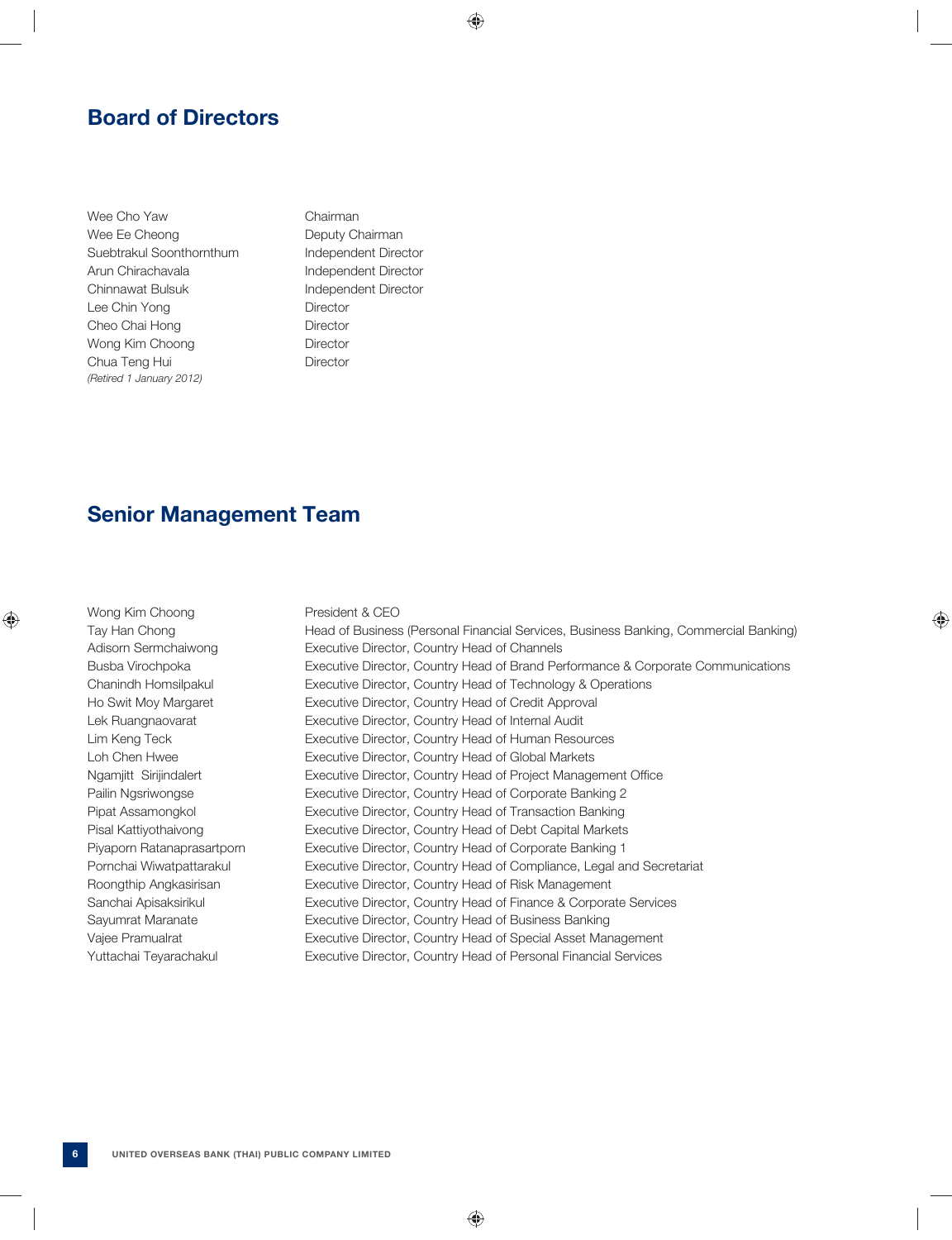## Board of Directors

| | |
|---|---|
| Wee Cho Yaw | Chairman |
| Wee Ee Cheong | Deputy Chairman |
| Suebtrakul Soonthornthum | Independent Director |
| Arun Chirachavala | Independent Director |
| Chinnawat Bulsuk | Independent Director |
| Lee Chin Yong | Director |
| Cheo Chai Hong | Director |
| Wong Kim Choong | Director |
| Chua Teng Hui *(Retired 1 January 2012)* | Director |

## Senior Management Team

| | |
|---|---|
| Wong Kim Choong | President & CEO |
| Tay Han Chong | Head of Business (Personal Financial Services, Business Banking, Commercial Banking) |
| Adisorn Sermchaiwong | Executive Director, Country Head of Channels |
| Busba Virochpoka | Executive Director, Country Head of Brand Performance & Corporate Communications |
| Chanindh Homsilpakul | Executive Director, Country Head of Technology & Operations |
| Ho Swit Moy Margaret | Executive Director, Country Head of Credit Approval |
| Lek Ruangnaovarat | Executive Director, Country Head of Internal Audit |
| Lim Keng Teck | Executive Director, Country Head of Human Resources |
| Loh Chen Hwee | Executive Director, Country Head of Global Markets |
| Ngamjitt Sirijindalert | Executive Director, Country Head of Project Management Office |
| Pailin Ngsriwongse | Executive Director, Country Head of Corporate Banking 2 |
| Pipat Assamongkol | Executive Director, Country Head of Transaction Banking |
| Pisal Kattiyothaivong | Executive Director, Country Head of Debt Capital Markets |
| Piyaporn Ratanaprasartporn | Executive Director, Country Head of Corporate Banking 1 |
| Pornchai Wiwatpattarakul | Executive Director, Country Head of Compliance, Legal and Secretariat |
| Roongthip Angkasirisan | Executive Director, Country Head of Risk Management |
| Sanchai Apisaksirikul | Executive Director, Country Head of Finance & Corporate Services |
| Sayumrat Maranate | Executive Director, Country Head of Business Banking |
| Vajee Pramualrat | Executive Director, Country Head of Special Asset Management |
| Yuttachai Teyarachakul | Executive Director, Country Head of Personal Financial Services |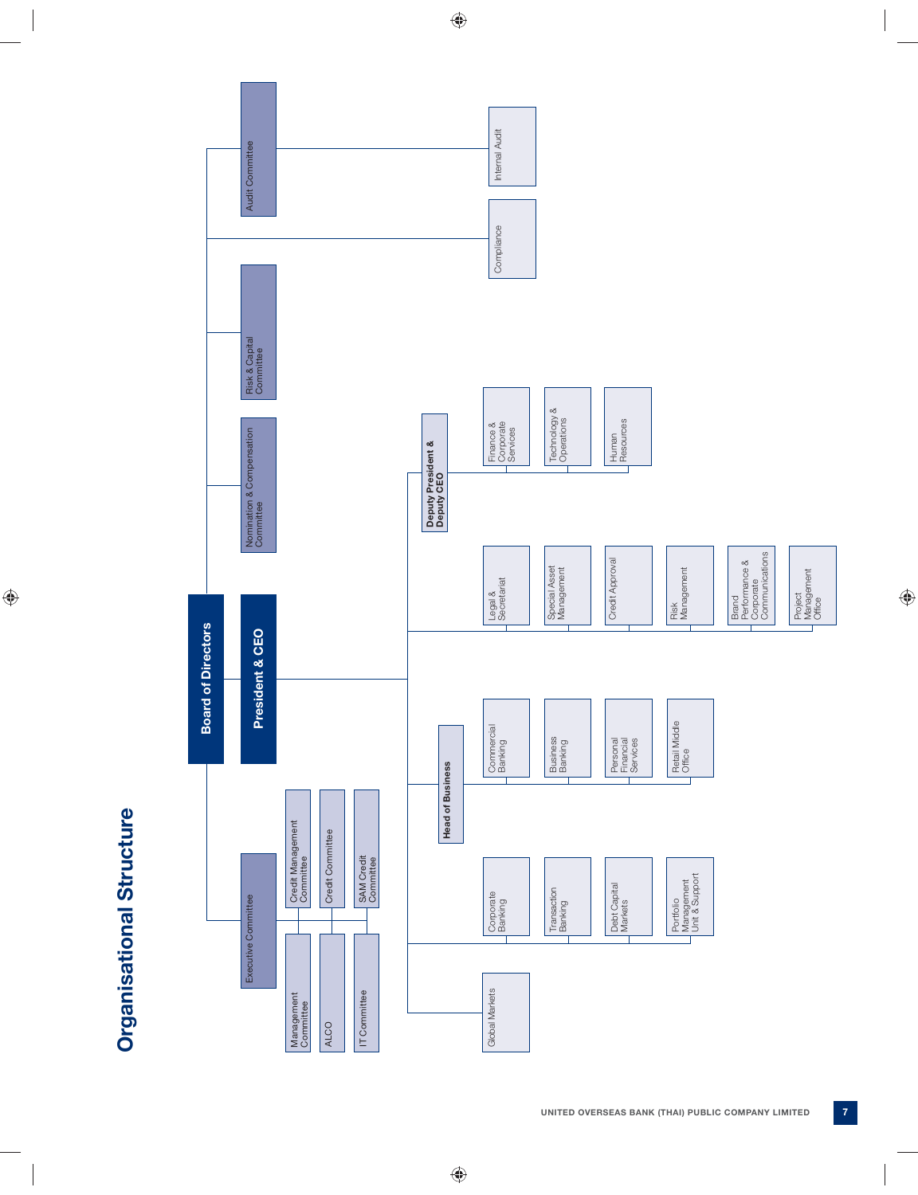# Organisational Structure

- **Board of Directors**
  - Executive Committee
    - Management Committee
    - ALCO
    - IT Committee
    - Credit Management Committee
    - Credit Committee
    - SAM Credit Committee
  - Nomination & Compensation Committee
  - Risk & Capital Committee
  - Audit Committee
    - Compliance
    - Internal Audit
- **President & CEO**
  - Global Markets
  - Corporate Banking
  - Transaction Banking
  - Debt Capital Markets
  - Portfolio Management Unit & Support
  - **Head of Business**
    - Commercial Banking
    - Business Banking
    - Personal Financial Services
    - Retail Middle Office
  - Legal & Secretariat
  - Special Asset Management
  - Credit Approval
  - Risk Management
  - Brand Performance & Corporate Communications
  - Project Management Office
  - **Deputy President & Deputy CEO**
    - Finance & Corporate Services
    - Technology & Operations
    - Human Resources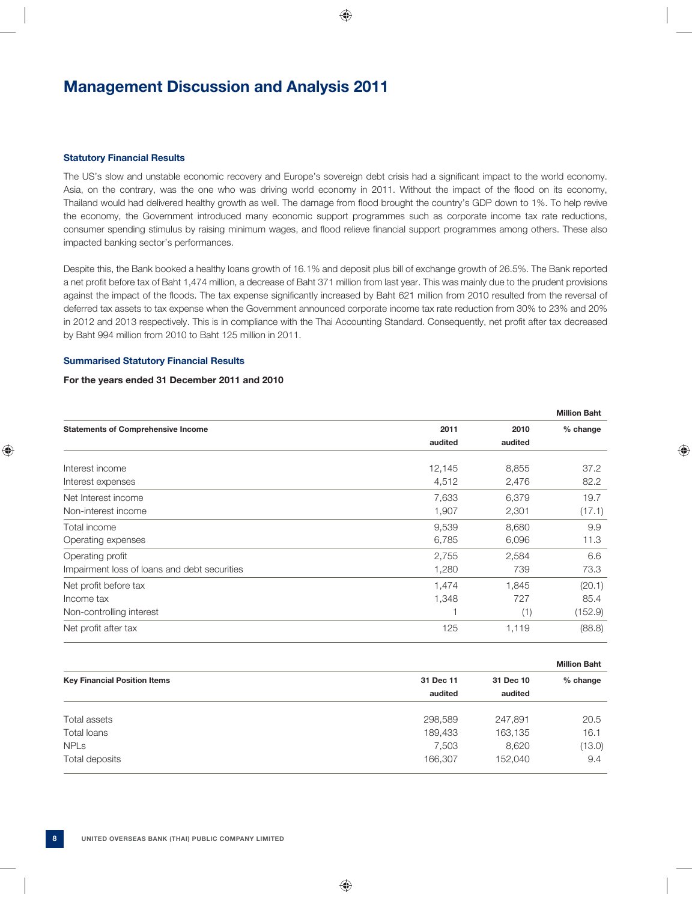# Management Discussion and Analysis 2011

### Statutory Financial Results

The US's slow and unstable economic recovery and Europe's sovereign debt crisis had a significant impact to the world economy. Asia, on the contrary, was the one who was driving world economy in 2011. Without the impact of the flood on its economy, Thailand would had delivered healthy growth as well. The damage from flood brought the country's GDP down to 1%. To help revive the economy, the Government introduced many economic support programmes such as corporate income tax rate reductions, consumer spending stimulus by raising minimum wages, and flood relieve financial support programmes among others. These also impacted banking sector's performances.

Despite this, the Bank booked a healthy loans growth of 16.1% and deposit plus bill of exchange growth of 26.5%. The Bank reported a net profit before tax of Baht 1,474 million, a decrease of Baht 371 million from last year. This was mainly due to the prudent provisions against the impact of the floods. The tax expense significantly increased by Baht 621 million from 2010 resulted from the reversal of deferred tax assets to tax expense when the Government announced corporate income tax rate reduction from 30% to 23% and 20% in 2012 and 2013 respectively. This is in compliance with the Thai Accounting Standard. Consequently, net profit after tax decreased by Baht 994 million from 2010 to Baht 125 million in 2011.

### Summarised Statutory Financial Results

**For the years ended 31 December 2011 and 2010**

| | | | **Million Baht** |
|---|---|---|---|
| **Statements of Comprehensive Income** | **2011 audited** | **2010 audited** | **% change** |
| Interest income | 12,145 | 8,855 | 37.2 |
| Interest expenses | 4,512 | 2,476 | 82.2 |
| Net Interest income | 7,633 | 6,379 | 19.7 |
| Non-interest income | 1,907 | 2,301 | (17.1) |
| Total income | 9,539 | 8,680 | 9.9 |
| Operating expenses | 6,785 | 6,096 | 11.3 |
| Operating profit | 2,755 | 2,584 | 6.6 |
| Impairment loss of loans and debt securities | 1,280 | 739 | 73.3 |
| Net profit before tax | 1,474 | 1,845 | (20.1) |
| Income tax | 1,348 | 727 | 85.4 |
| Non-controlling interest | 1 | (1) | (152.9) |
| Net profit after tax | 125 | 1,119 | (88.8) |

| | | | **Million Baht** |
|---|---|---|---|
| **Key Financial Position Items** | **31 Dec 11 audited** | **31 Dec 10 audited** | **% change** |
| Total assets | 298,589 | 247,891 | 20.5 |
| Total loans | 189,433 | 163,135 | 16.1 |
| NPLs | 7,503 | 8,620 | (13.0) |
| Total deposits | 166,307 | 152,040 | 9.4 |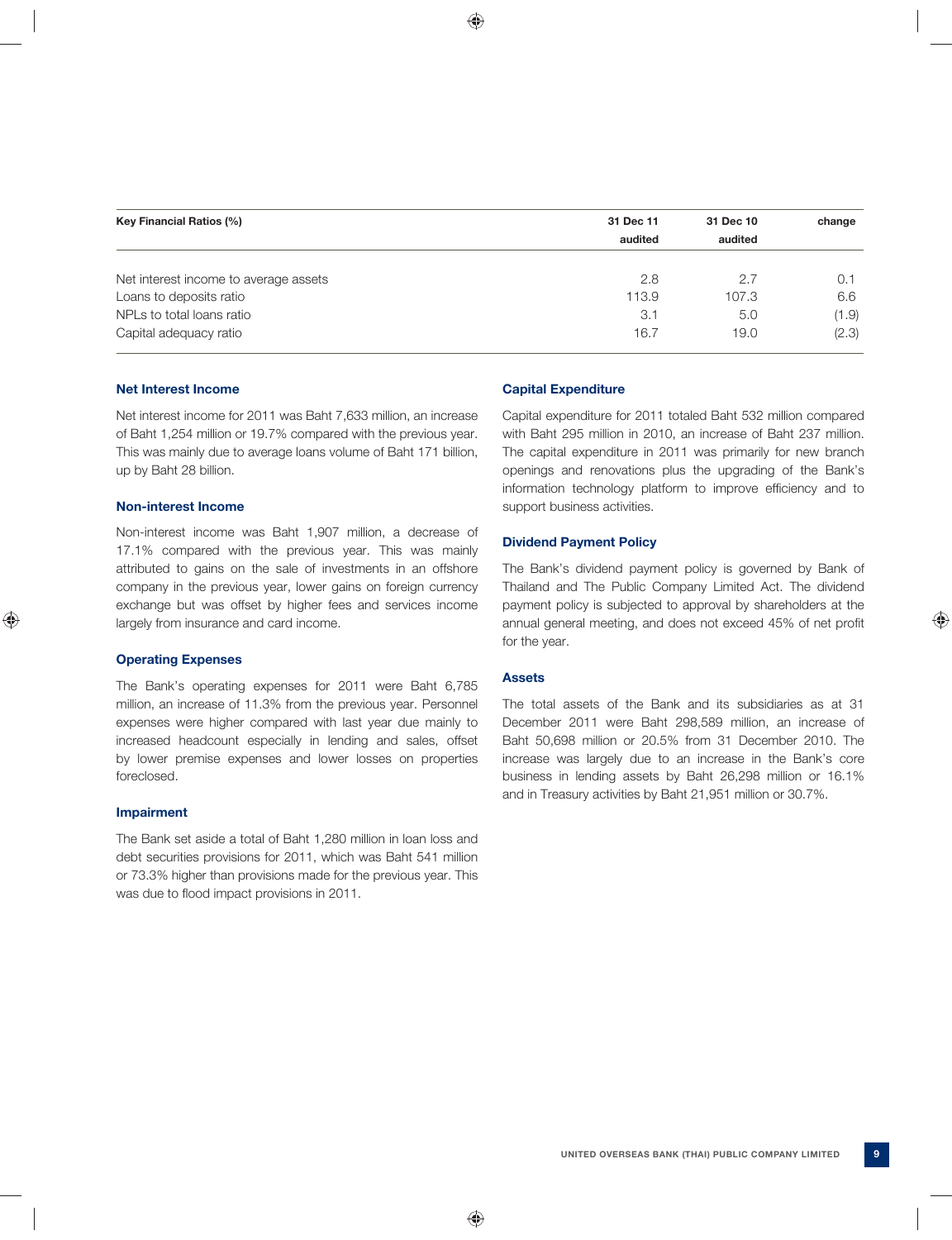| Key Financial Ratios (%) | 31 Dec 11 audited | 31 Dec 10 audited | change |
|---|---|---|---|
| Net interest income to average assets | 2.8 | 2.7 | 0.1 |
| Loans to deposits ratio | 113.9 | 107.3 | 6.6 |
| NPLs to total loans ratio | 3.1 | 5.0 | (1.9) |
| Capital adequacy ratio | 16.7 | 19.0 | (2.3) |

### Net Interest Income

Net interest income for 2011 was Baht 7,633 million, an increase of Baht 1,254 million or 19.7% compared with the previous year. This was mainly due to average loans volume of Baht 171 billion, up by Baht 28 billion.

### Non-interest Income

Non-interest income was Baht 1,907 million, a decrease of 17.1% compared with the previous year. This was mainly attributed to gains on the sale of investments in an offshore company in the previous year, lower gains on foreign currency exchange but was offset by higher fees and services income largely from insurance and card income.

### Operating Expenses

The Bank's operating expenses for 2011 were Baht 6,785 million, an increase of 11.3% from the previous year. Personnel expenses were higher compared with last year due mainly to increased headcount especially in lending and sales, offset by lower premise expenses and lower losses on properties foreclosed.

### Impairment

The Bank set aside a total of Baht 1,280 million in loan loss and debt securities provisions for 2011, which was Baht 541 million or 73.3% higher than provisions made for the previous year. This was due to flood impact provisions in 2011.

### Capital Expenditure

Capital expenditure for 2011 totaled Baht 532 million compared with Baht 295 million in 2010, an increase of Baht 237 million. The capital expenditure in 2011 was primarily for new branch openings and renovations plus the upgrading of the Bank's information technology platform to improve efficiency and to support business activities.

### Dividend Payment Policy

The Bank's dividend payment policy is governed by Bank of Thailand and The Public Company Limited Act. The dividend payment policy is subjected to approval by shareholders at the annual general meeting, and does not exceed 45% of net profit for the year.

### Assets

The total assets of the Bank and its subsidiaries as at 31 December 2011 were Baht 298,589 million, an increase of Baht 50,698 million or 20.5% from 31 December 2010. The increase was largely due to an increase in the Bank's core business in lending assets by Baht 26,298 million or 16.1% and in Treasury activities by Baht 21,951 million or 30.7%.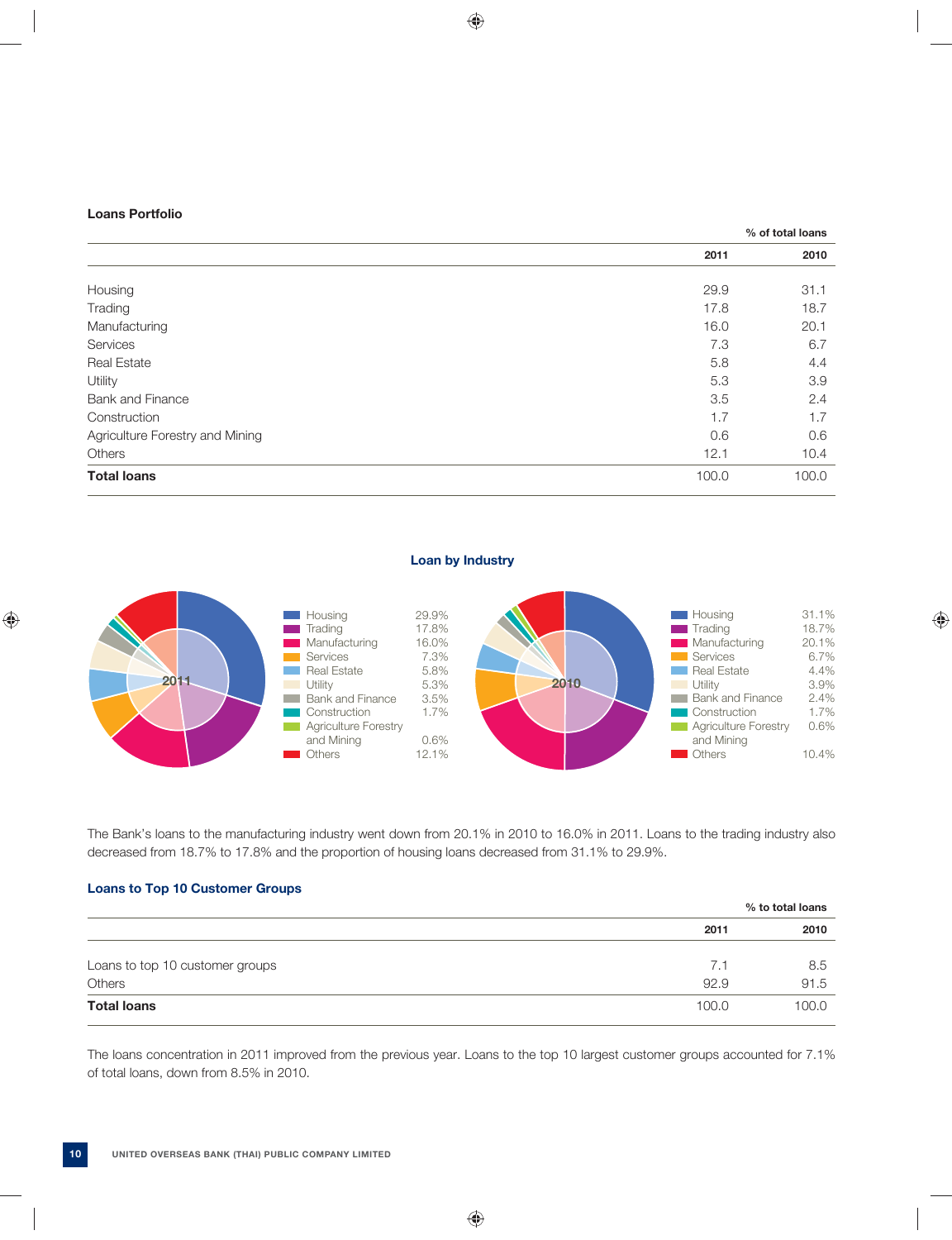## Loans Portfolio

| | % of total loans | |
|---|---|---|
| | **2011** | **2010** |
| Housing | 29.9 | 31.1 |
| Trading | 17.8 | 18.7 |
| Manufacturing | 16.0 | 20.1 |
| Services | 7.3 | 6.7 |
| Real Estate | 5.8 | 4.4 |
| Utility | 5.3 | 3.9 |
| Bank and Finance | 3.5 | 2.4 |
| Construction | 1.7 | 1.7 |
| Agriculture Forestry and Mining | 0.6 | 0.6 |
| Others | 12.1 | 10.4 |
| **Total loans** | 100.0 | 100.0 |

### Loan by Industry

**2011**

| Industry | % |
|---|---|
| Housing | 29.9% |
| Trading | 17.8% |
| Manufacturing | 16.0% |
| Services | 7.3% |
| Real Estate | 5.8% |
| Utility | 5.3% |
| Bank and Finance | 3.5% |
| Construction | 1.7% |
| Agriculture Forestry and Mining | 0.6% |
| Others | 12.1% |

**2010**

| Industry | % |
|---|---|
| Housing | 31.1% |
| Trading | 18.7% |
| Manufacturing | 20.1% |
| Services | 6.7% |
| Real Estate | 4.4% |
| Utility | 3.9% |
| Bank and Finance | 2.4% |
| Construction | 1.7% |
| Agriculture Forestry and Mining | 0.6% |
| Others | 10.4% |

The Bank's loans to the manufacturing industry went down from 20.1% in 2010 to 16.0% in 2011. Loans to the trading industry also decreased from 18.7% to 17.8% and the proportion of housing loans decreased from 31.1% to 29.9%.

### Loans to Top 10 Customer Groups

| | % to total loans | |
|---|---|---|
| | **2011** | **2010** |
| Loans to top 10 customer groups | 7.1 | 8.5 |
| Others | 92.9 | 91.5 |
| **Total loans** | 100.0 | 100.0 |

The loans concentration in 2011 improved from the previous year. Loans to the top 10 largest customer groups accounted for 7.1% of total loans, down from 8.5% in 2010.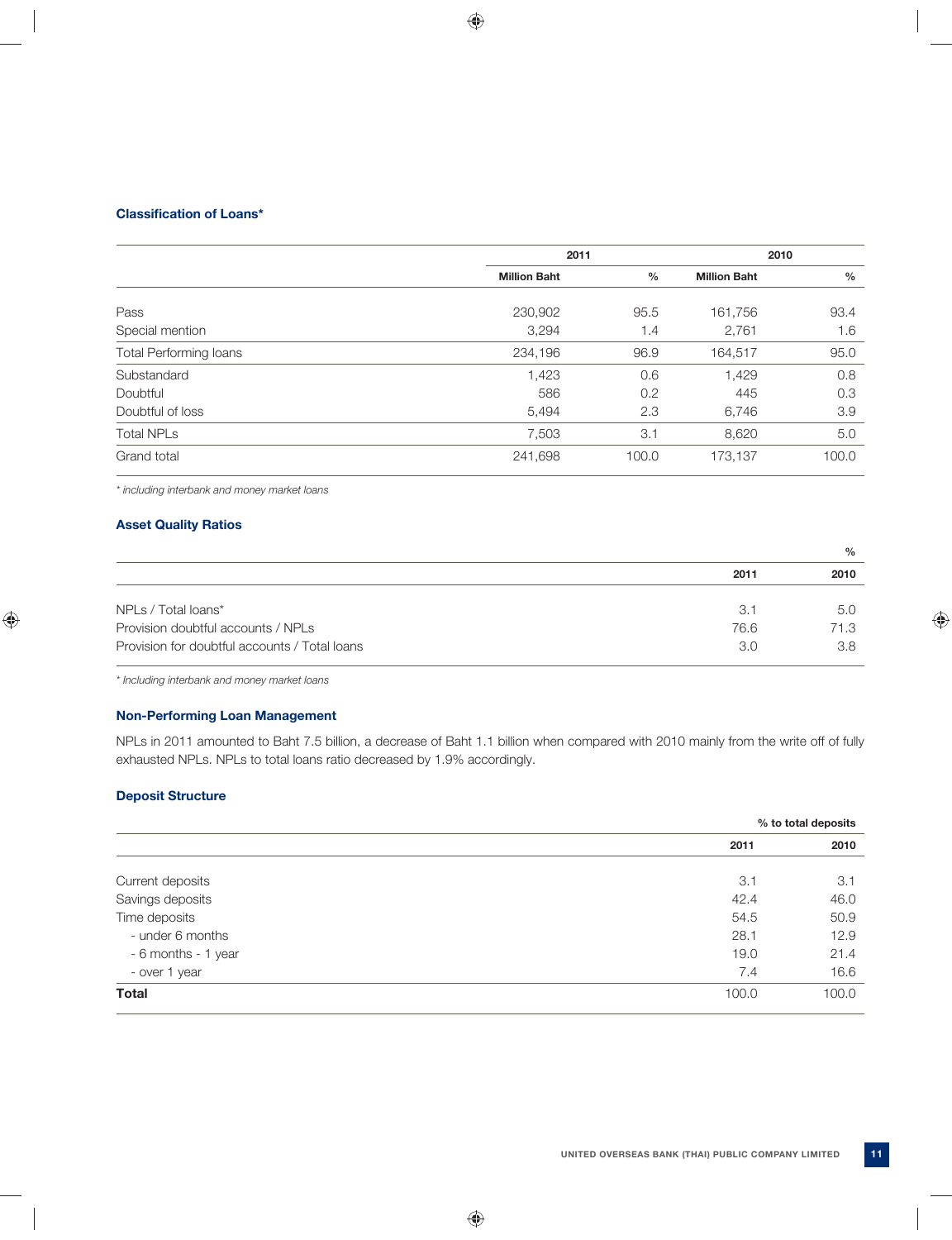### Classification of Loans*

| | 2011 | | 2010 | |
|---|---|---|---|---|
| | Million Baht | % | Million Baht | % |
| Pass | 230,902 | 95.5 | 161,756 | 93.4 |
| Special mention | 3,294 | 1.4 | 2,761 | 1.6 |
| Total Performing loans | 234,196 | 96.9 | 164,517 | 95.0 |
| Substandard | 1,423 | 0.6 | 1,429 | 0.8 |
| Doubtful | 586 | 0.2 | 445 | 0.3 |
| Doubtful of loss | 5,494 | 2.3 | 6,746 | 3.9 |
| Total NPLs | 7,503 | 3.1 | 8,620 | 5.0 |
| Grand total | 241,698 | 100.0 | 173,137 | 100.0 |

*\* including interbank and money market loans*

### Asset Quality Ratios

| | % | |
|---|---|---|
| | 2011 | 2010 |
| NPLs / Total loans* | 3.1 | 5.0 |
| Provision doubtful accounts / NPLs | 76.6 | 71.3 |
| Provision for doubtful accounts / Total loans | 3.0 | 3.8 |

*\* Including interbank and money market loans*

### Non-Performing Loan Management

NPLs in 2011 amounted to Baht 7.5 billion, a decrease of Baht 1.1 billion when compared with 2010 mainly from the write off of fully exhausted NPLs. NPLs to total loans ratio decreased by 1.9% accordingly.

### Deposit Structure

| | % to total deposits | |
|---|---|---|
| | 2011 | 2010 |
| Current deposits | 3.1 | 3.1 |
| Savings deposits | 42.4 | 46.0 |
| Time deposits | 54.5 | 50.9 |
| - under 6 months | 28.1 | 12.9 |
| - 6 months - 1 year | 19.0 | 21.4 |
| - over 1 year | 7.4 | 16.6 |
| **Total** | 100.0 | 100.0 |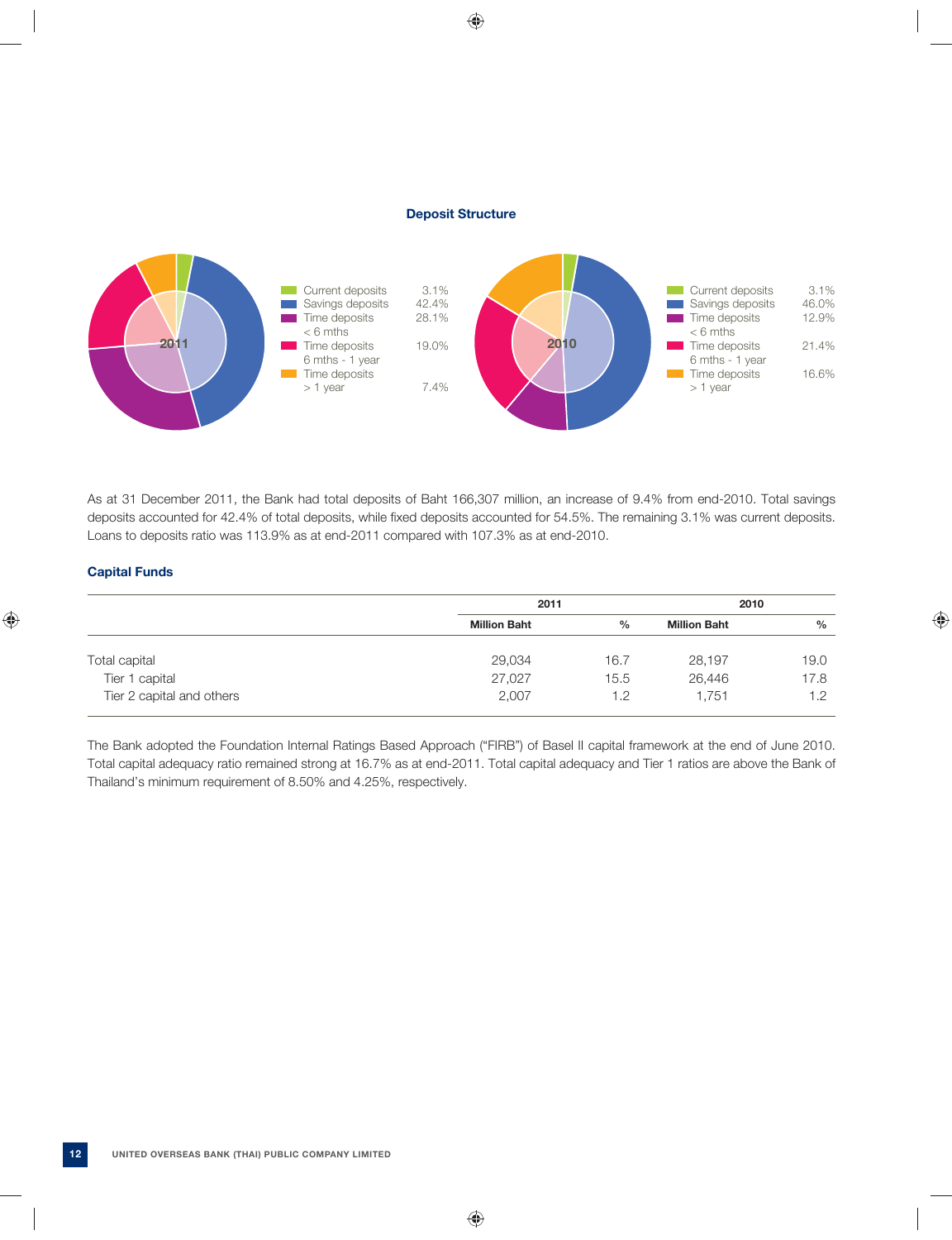## Deposit Structure

**2011**

| | |
|---|---|
| Current deposits | 3.1% |
| Savings deposits | 42.4% |
| Time deposits < 6 mths | 28.1% |
| Time deposits 6 mths - 1 year | 19.0% |
| Time deposits > 1 year | 7.4% |

**2010**

| | |
|---|---|
| Current deposits | 3.1% |
| Savings deposits | 46.0% |
| Time deposits < 6 mths | 12.9% |
| Time deposits 6 mths - 1 year | 21.4% |
| Time deposits > 1 year | 16.6% |

As at 31 December 2011, the Bank had total deposits of Baht 166,307 million, an increase of 9.4% from end-2010. Total savings deposits accounted for 42.4% of total deposits, while fixed deposits accounted for 54.5%. The remaining 3.1% was current deposits. Loans to deposits ratio was 113.9% as at end-2011 compared with 107.3% as at end-2010.

### Capital Funds

| | 2011 | | 2010 | |
|---|---|---|---|---|
| | **Million Baht** | **%** | **Million Baht** | **%** |
| Total capital | 29,034 | 16.7 | 28,197 | 19.0 |
| Tier 1 capital | 27,027 | 15.5 | 26,446 | 17.8 |
| Tier 2 capital and others | 2,007 | 1.2 | 1,751 | 1.2 |

The Bank adopted the Foundation Internal Ratings Based Approach ("FIRB") of Basel II capital framework at the end of June 2010. Total capital adequacy ratio remained strong at 16.7% as at end-2011. Total capital adequacy and Tier 1 ratios are above the Bank of Thailand's minimum requirement of 8.50% and 4.25%, respectively.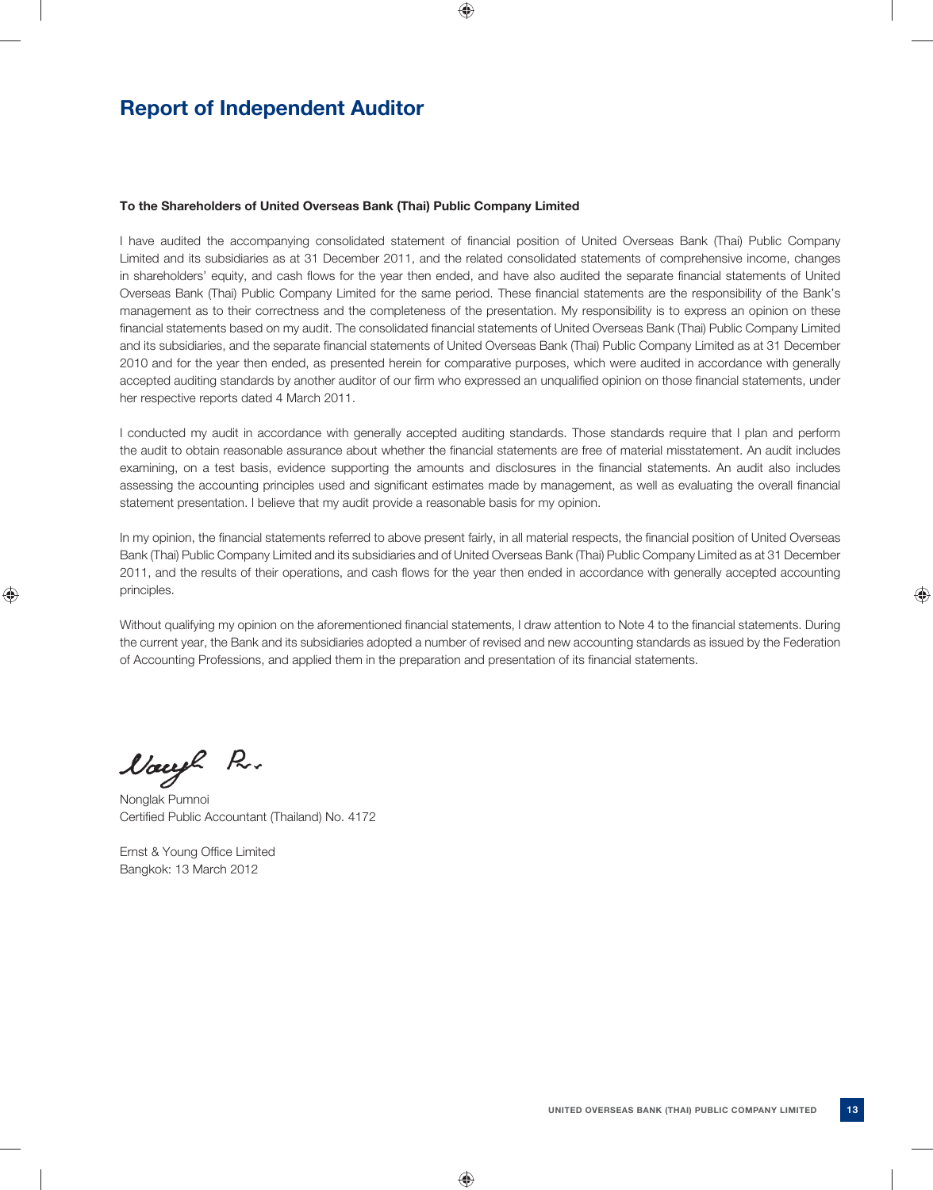# Report of Independent Auditor

**To the Shareholders of United Overseas Bank (Thai) Public Company Limited**

I have audited the accompanying consolidated statement of financial position of United Overseas Bank (Thai) Public Company Limited and its subsidiaries as at 31 December 2011, and the related consolidated statements of comprehensive income, changes in shareholders' equity, and cash flows for the year then ended, and have also audited the separate financial statements of United Overseas Bank (Thai) Public Company Limited for the same period. These financial statements are the responsibility of the Bank's management as to their correctness and the completeness of the presentation. My responsibility is to express an opinion on these financial statements based on my audit. The consolidated financial statements of United Overseas Bank (Thai) Public Company Limited and its subsidiaries, and the separate financial statements of United Overseas Bank (Thai) Public Company Limited as at 31 December 2010 and for the year then ended, as presented herein for comparative purposes, which were audited in accordance with generally accepted auditing standards by another auditor of our firm who expressed an unqualified opinion on those financial statements, under her respective reports dated 4 March 2011.

I conducted my audit in accordance with generally accepted auditing standards. Those standards require that I plan and perform the audit to obtain reasonable assurance about whether the financial statements are free of material misstatement. An audit includes examining, on a test basis, evidence supporting the amounts and disclosures in the financial statements. An audit also includes assessing the accounting principles used and significant estimates made by management, as well as evaluating the overall financial statement presentation. I believe that my audit provide a reasonable basis for my opinion.

In my opinion, the financial statements referred to above present fairly, in all material respects, the financial position of United Overseas Bank (Thai) Public Company Limited and its subsidiaries and of United Overseas Bank (Thai) Public Company Limited as at 31 December 2011, and the results of their operations, and cash flows for the year then ended in accordance with generally accepted accounting principles.

Without qualifying my opinion on the aforementioned financial statements, I draw attention to Note 4 to the financial statements. During the current year, the Bank and its subsidiaries adopted a number of revised and new accounting standards as issued by the Federation of Accounting Professions, and applied them in the preparation and presentation of its financial statements.

Nonglak Pumnoi
Certified Public Accountant (Thailand) No. 4172

Ernst & Young Office Limited
Bangkok: 13 March 2012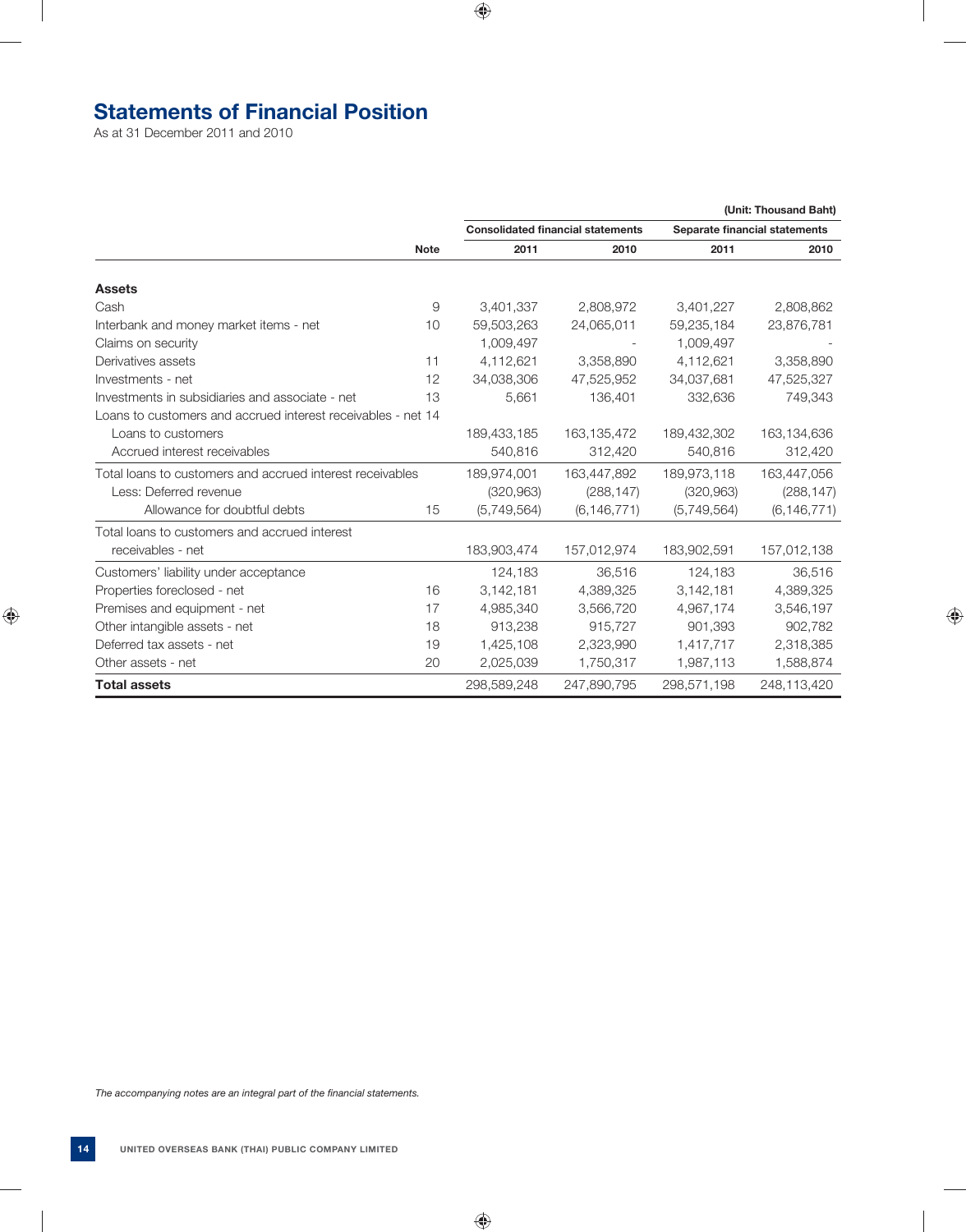# Statements of Financial Position

As at 31 December 2011 and 2010

(Unit: Thousand Baht)

| | Note | Consolidated financial statements | | Separate financial statements | |
|---|---|---|---|---|---|
| | | 2011 | 2010 | 2011 | 2010 |
| **Assets** | | | | | |
| Cash | 9 | 3,401,337 | 2,808,972 | 3,401,227 | 2,808,862 |
| Interbank and money market items - net | 10 | 59,503,263 | 24,065,011 | 59,235,184 | 23,876,781 |
| Claims on security | | 1,009,497 | - | 1,009,497 | - |
| Derivatives assets | 11 | 4,112,621 | 3,358,890 | 4,112,621 | 3,358,890 |
| Investments - net | 12 | 34,038,306 | 47,525,952 | 34,037,681 | 47,525,327 |
| Investments in subsidiaries and associate - net | 13 | 5,661 | 136,401 | 332,636 | 749,343 |
| Loans to customers and accrued interest receivables - net | 14 | | | | |
| Loans to customers | | 189,433,185 | 163,135,472 | 189,432,302 | 163,134,636 |
| Accrued interest receivables | | 540,816 | 312,420 | 540,816 | 312,420 |
| Total loans to customers and accrued interest receivables | | 189,974,001 | 163,447,892 | 189,973,118 | 163,447,056 |
| Less: Deferred revenue | | (320,963) | (288,147) | (320,963) | (288,147) |
| Allowance for doubtful debts | 15 | (5,749,564) | (6,146,771) | (5,749,564) | (6,146,771) |
| Total loans to customers and accrued interest receivables - net | | 183,903,474 | 157,012,974 | 183,902,591 | 157,012,138 |
| Customers' liability under acceptance | | 124,183 | 36,516 | 124,183 | 36,516 |
| Properties foreclosed - net | 16 | 3,142,181 | 4,389,325 | 3,142,181 | 4,389,325 |
| Premises and equipment - net | 17 | 4,985,340 | 3,566,720 | 4,967,174 | 3,546,197 |
| Other intangible assets - net | 18 | 913,238 | 915,727 | 901,393 | 902,782 |
| Deferred tax assets - net | 19 | 1,425,108 | 2,323,990 | 1,417,717 | 2,318,385 |
| Other assets - net | 20 | 2,025,039 | 1,750,317 | 1,987,113 | 1,588,874 |
| **Total assets** | | 298,589,248 | 247,890,795 | 298,571,198 | 248,113,420 |

*The accompanying notes are an integral part of the financial statements.*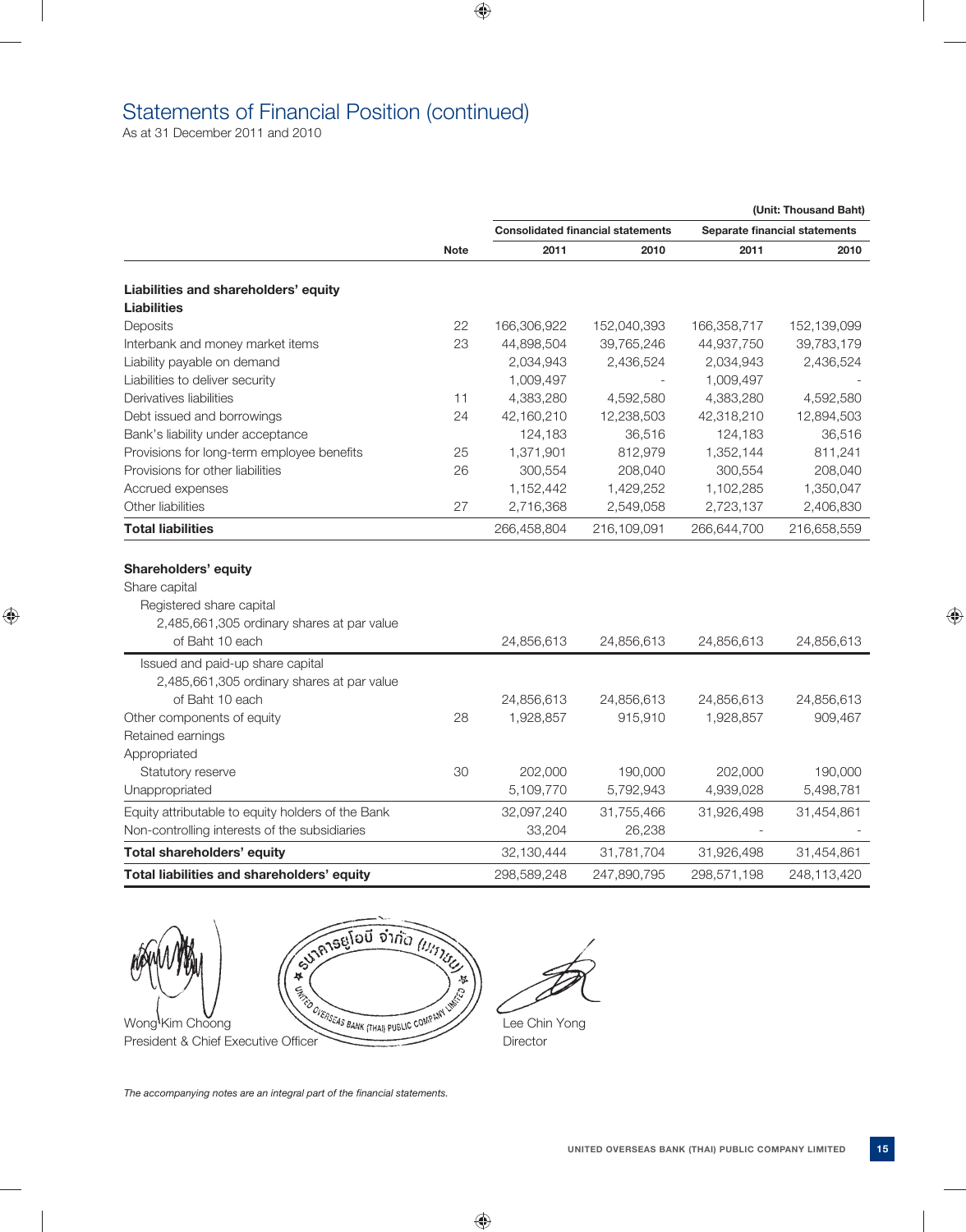# Statements of Financial Position (continued)

As at 31 December 2011 and 2010

(Unit: Thousand Baht)

| | Note | Consolidated financial statements | | Separate financial statements | |
|---|---|---|---|---|---|
| | | 2011 | 2010 | 2011 | 2010 |
| **Liabilities and shareholders' equity** | | | | | |
| **Liabilities** | | | | | |
| Deposits | 22 | 166,306,922 | 152,040,393 | 166,358,717 | 152,139,099 |
| Interbank and money market items | 23 | 44,898,504 | 39,765,246 | 44,937,750 | 39,783,179 |
| Liability payable on demand | | 2,034,943 | 2,436,524 | 2,034,943 | 2,436,524 |
| Liabilities to deliver security | | 1,009,497 | - | 1,009,497 | - |
| Derivatives liabilities | 11 | 4,383,280 | 4,592,580 | 4,383,280 | 4,592,580 |
| Debt issued and borrowings | 24 | 42,160,210 | 12,238,503 | 42,318,210 | 12,894,503 |
| Bank's liability under acceptance | | 124,183 | 36,516 | 124,183 | 36,516 |
| Provisions for long-term employee benefits | 25 | 1,371,901 | 812,979 | 1,352,144 | 811,241 |
| Provisions for other liabilities | 26 | 300,554 | 208,040 | 300,554 | 208,040 |
| Accrued expenses | | 1,152,442 | 1,429,252 | 1,102,285 | 1,350,047 |
| Other liabilities | 27 | 2,716,368 | 2,549,058 | 2,723,137 | 2,406,830 |
| **Total liabilities** | | 266,458,804 | 216,109,091 | 266,644,700 | 216,658,559 |
| **Shareholders' equity** | | | | | |
| Share capital | | | | | |
| Registered share capital | | | | | |
| 2,485,661,305 ordinary shares at par value of Baht 10 each | | 24,856,613 | 24,856,613 | 24,856,613 | 24,856,613 |
| Issued and paid-up share capital | | | | | |
| 2,485,661,305 ordinary shares at par value of Baht 10 each | | 24,856,613 | 24,856,613 | 24,856,613 | 24,856,613 |
| Other components of equity | 28 | 1,928,857 | 915,910 | 1,928,857 | 909,467 |
| Retained earnings | | | | | |
| Appropriated | | | | | |
| Statutory reserve | 30 | 202,000 | 190,000 | 202,000 | 190,000 |
| Unappropriated | | 5,109,770 | 5,792,943 | 4,939,028 | 5,498,781 |
| Equity attributable to equity holders of the Bank | | 32,097,240 | 31,755,466 | 31,926,498 | 31,454,861 |
| Non-controlling interests of the subsidiaries | | 33,204 | 26,238 | - | - |
| **Total shareholders' equity** | | 32,130,444 | 31,781,704 | 31,926,498 | 31,454,861 |
| **Total liabilities and shareholders' equity** | | 298,589,248 | 247,890,795 | 298,571,198 | 248,113,420 |

Wong Kim Choong
President & Chief Executive Officer

ธนาคารยูโอบี จำกัด (มหาชน)
UNITED OVERSEAS BANK (THAI) PUBLIC COMPANY LIMITED

Lee Chin Yong
Director

*The accompanying notes are an integral part of the financial statements.*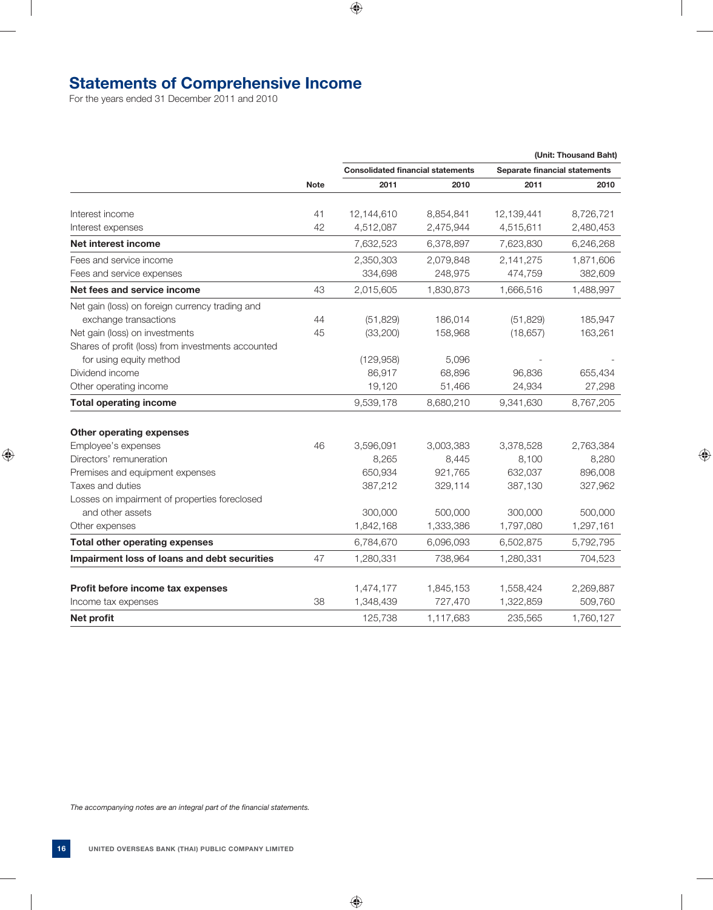# Statements of Comprehensive Income

For the years ended 31 December 2011 and 2010

(Unit: Thousand Baht)

| | Note | Consolidated financial statements | | Separate financial statements | |
|---|---|---|---|---|---|
| | | 2011 | 2010 | 2011 | 2010 |
| Interest income | 41 | 12,144,610 | 8,854,841 | 12,139,441 | 8,726,721 |
| Interest expenses | 42 | 4,512,087 | 2,475,944 | 4,515,611 | 2,480,453 |
| **Net interest income** | | 7,632,523 | 6,378,897 | 7,623,830 | 6,246,268 |
| Fees and service income | | 2,350,303 | 2,079,848 | 2,141,275 | 1,871,606 |
| Fees and service expenses | | 334,698 | 248,975 | 474,759 | 382,609 |
| **Net fees and service income** | 43 | 2,015,605 | 1,830,873 | 1,666,516 | 1,488,997 |
| Net gain (loss) on foreign currency trading and exchange transactions | 44 | (51,829) | 186,014 | (51,829) | 185,947 |
| Net gain (loss) on investments | 45 | (33,200) | 158,968 | (18,657) | 163,261 |
| Shares of profit (loss) from investments accounted for using equity method | | (129,958) | 5,096 | - | - |
| Dividend income | | 86,917 | 68,896 | 96,836 | 655,434 |
| Other operating income | | 19,120 | 51,466 | 24,934 | 27,298 |
| **Total operating income** | | 9,539,178 | 8,680,210 | 9,341,630 | 8,767,205 |
| **Other operating expenses** | | | | | |
| Employee's expenses | 46 | 3,596,091 | 3,003,383 | 3,378,528 | 2,763,384 |
| Directors' remuneration | | 8,265 | 8,445 | 8,100 | 8,280 |
| Premises and equipment expenses | | 650,934 | 921,765 | 632,037 | 896,008 |
| Taxes and duties | | 387,212 | 329,114 | 387,130 | 327,962 |
| Losses on impairment of properties foreclosed and other assets | | 300,000 | 500,000 | 300,000 | 500,000 |
| Other expenses | | 1,842,168 | 1,333,386 | 1,797,080 | 1,297,161 |
| **Total other operating expenses** | | 6,784,670 | 6,096,093 | 6,502,875 | 5,792,795 |
| **Impairment loss of loans and debt securities** | 47 | 1,280,331 | 738,964 | 1,280,331 | 704,523 |
| **Profit before income tax expenses** | | 1,474,177 | 1,845,153 | 1,558,424 | 2,269,887 |
| Income tax expenses | 38 | 1,348,439 | 727,470 | 1,322,859 | 509,760 |
| **Net profit** | | 125,738 | 1,117,683 | 235,565 | 1,760,127 |

*The accompanying notes are an integral part of the financial statements.*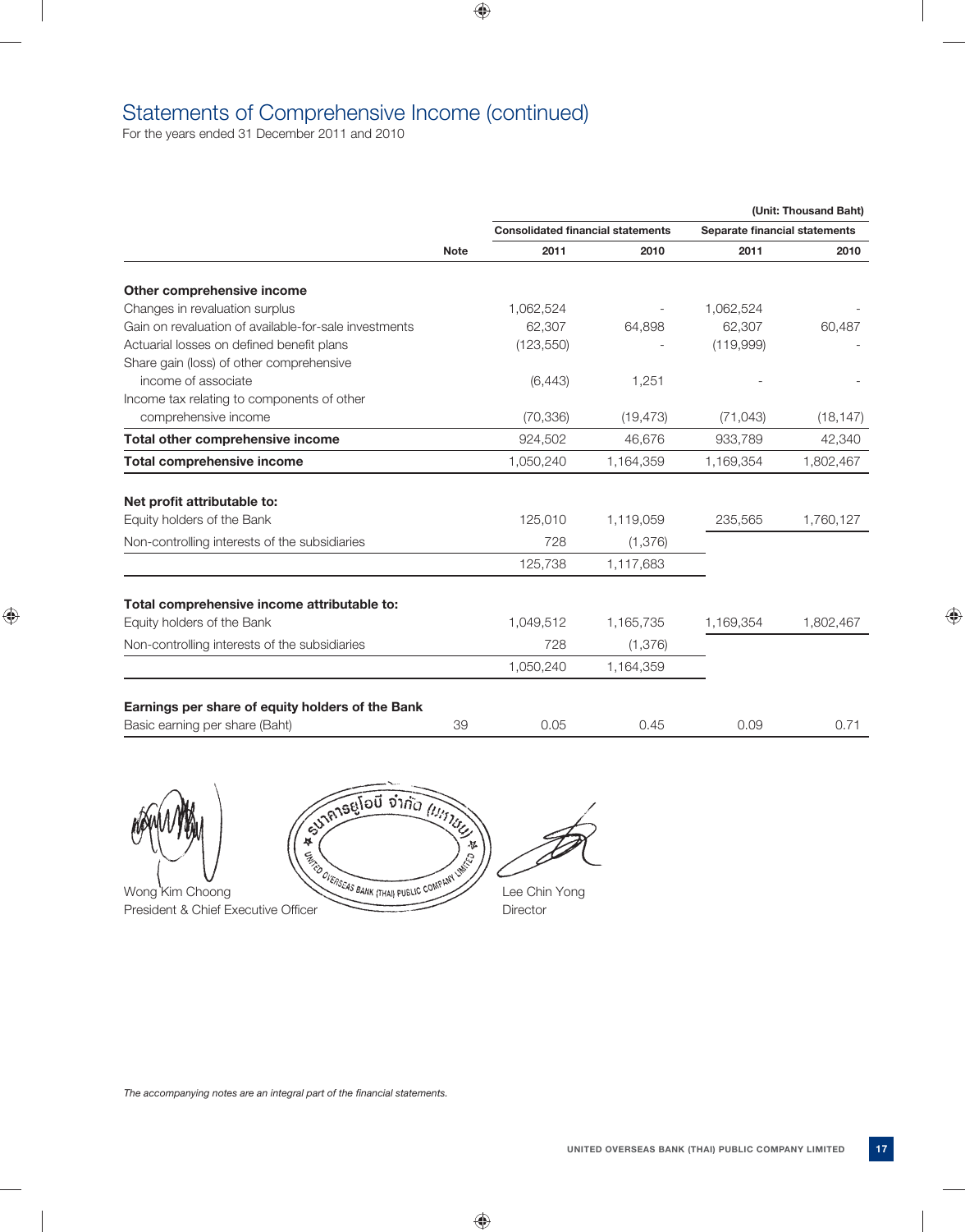# Statements of Comprehensive Income (continued)

For the years ended 31 December 2011 and 2010

(Unit: Thousand Baht)

| | Note | Consolidated financial statements | | Separate financial statements | |
|---|---|---|---|---|---|
| | | 2011 | 2010 | 2011 | 2010 |
| **Other comprehensive income** | | | | | |
| Changes in revaluation surplus | | 1,062,524 | - | 1,062,524 | - |
| Gain on revaluation of available-for-sale investments | | 62,307 | 64,898 | 62,307 | 60,487 |
| Actuarial losses on defined benefit plans | | (123,550) | - | (119,999) | - |
| Share gain (loss) of other comprehensive income of associate | | (6,443) | 1,251 | - | - |
| Income tax relating to components of other comprehensive income | | (70,336) | (19,473) | (71,043) | (18,147) |
| **Total other comprehensive income** | | 924,502 | 46,676 | 933,789 | 42,340 |
| **Total comprehensive income** | | 1,050,240 | 1,164,359 | 1,169,354 | 1,802,467 |
| **Net profit attributable to:** | | | | | |
| Equity holders of the Bank | | 125,010 | 1,119,059 | 235,565 | 1,760,127 |
| Non-controlling interests of the subsidiaries | | 728 | (1,376) | | |
| | | 125,738 | 1,117,683 | | |
| **Total comprehensive income attributable to:** | | | | | |
| Equity holders of the Bank | | 1,049,512 | 1,165,735 | 1,169,354 | 1,802,467 |
| Non-controlling interests of the subsidiaries | | 728 | (1,376) | | |
| | | 1,050,240 | 1,164,359 | | |
| **Earnings per share of equity holders of the Bank** | | | | | |
| Basic earning per share (Baht) | 39 | 0.05 | 0.45 | 0.09 | 0.71 |

Wong Kim Choong
President & Chief Executive Officer

ธนาคารยูโอบี จำกัด (มหาชน)
UNITED OVERSEAS BANK (THAI) PUBLIC COMPANY LIMITED

Lee Chin Yong
Director

*The accompanying notes are an integral part of the financial statements.*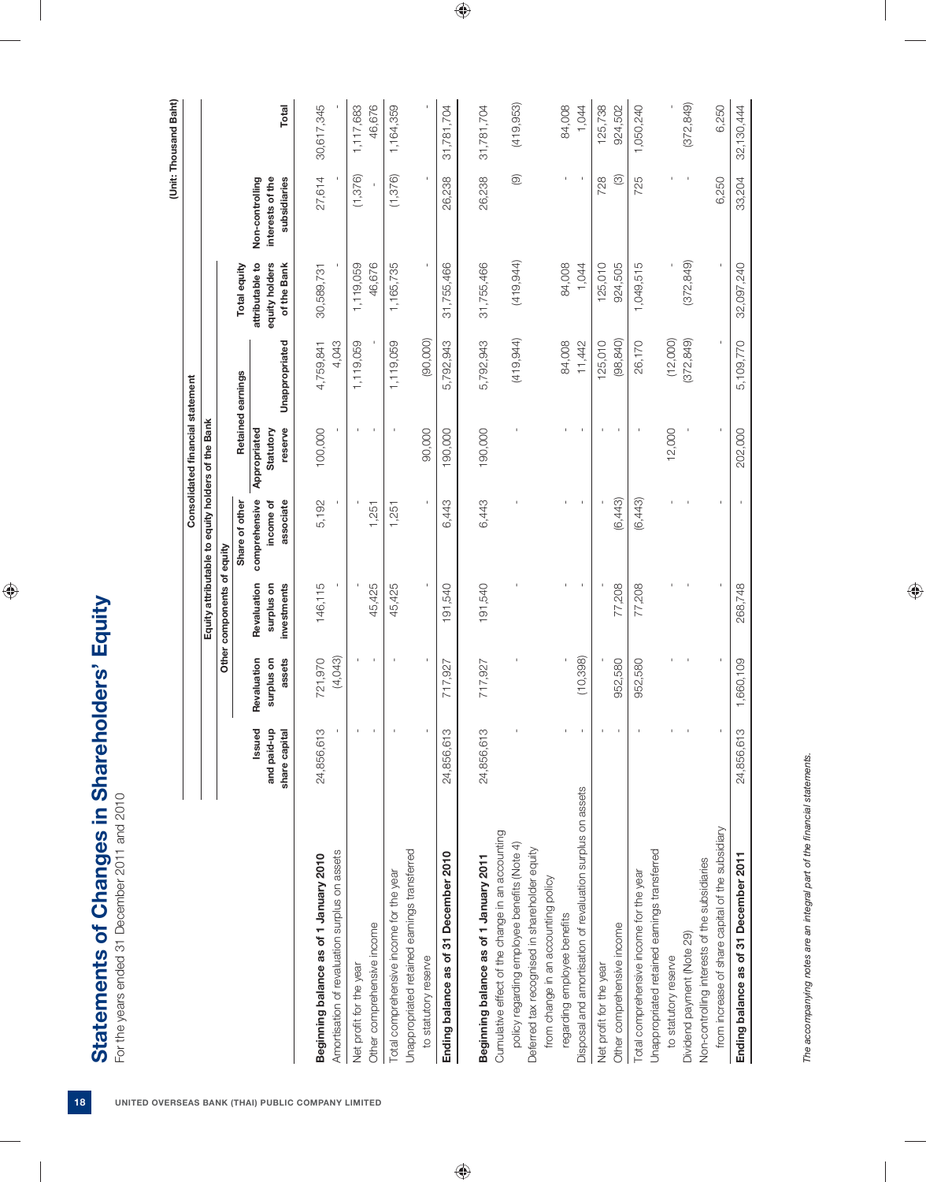# Statements of Changes in Shareholders' Equity

For the years ended 31 December 2011 and 2010

(Unit: Thousand Baht)

| | Consolidated financial statement | | | | | | | | |
|---|---|---|---|---|---|---|---|---|---|
| | Equity attributable to equity holders of the Bank | | | | | | | | |
| | | Other components of equity | | | Retained earnings | | | | |
| | Issued and paid-up share capital | Revaluation surplus on assets | Revaluation surplus on investments | Share of other comprehensive income of associate | Appropriated Statutory reserve | Unappropriated | Total equity attributable to equity holders of the Bank | Non-controlling interests of the subsidiaries | Total |
| **Beginning balance as of 1 January 2010** | 24,856,613 | 721,970 | 146,115 | 5,192 | 100,000 | 4,759,841 | 30,589,731 | 27,614 | 30,617,345 |
| Amortisation of revaluation surplus on assets | - | (4,043) | - | - | - | 4,043 | - | - | - |
| Net profit for the year | - | - | - | - | - | 1,119,059 | 1,119,059 | (1,376) | 1,117,683 |
| Other comprehensive income | - | - | 45,425 | 1,251 | - | - | 46,676 | - | 46,676 |
| Total comprehensive income for the year | - | - | 45,425 | 1,251 | - | 1,119,059 | 1,165,735 | (1,376) | 1,164,359 |
| Unappropriated retained earnings transferred to statutory reserve | - | - | - | - | 90,000 | (90,000) | - | - | - |
| **Ending balance as of 31 December 2010** | 24,856,613 | 717,927 | 191,540 | 6,443 | 190,000 | 5,792,943 | 31,755,466 | 26,238 | 31,781,704 |
| **Beginning balance as of 1 January 2011** | 24,856,613 | 717,927 | 191,540 | 6,443 | 190,000 | 5,792,943 | 31,755,466 | 26,238 | 31,781,704 |
| Cumulative effect of the change in an accounting policy regarding employee benefits (Note 4) | - | - | - | - | - | (419,944) | (419,944) | (9) | (419,953) |
| Deferred tax recognised in shareholder equity from change in an accounting policy regarding employee benefits | - | - | - | - | - | 84,008 | 84,008 | - | 84,008 |
| Disposal and amortisation of revaluation surplus on assets | - | (10,398) | - | - | - | 11,442 | 1,044 | - | 1,044 |
| Net profit for the year | - | - | - | - | - | 125,010 | 125,010 | 728 | 125,738 |
| Other comprehensive income | - | 952,580 | 77,208 | (6,443) | - | (98,840) | 924,505 | (3) | 924,502 |
| Total comprehensive income for the year | - | 952,580 | 77,208 | (6,443) | - | 26,170 | 1,049,515 | 725 | 1,050,240 |
| Unappropriated retained earnings transferred to statutory reserve | - | - | - | - | 12,000 | (12,000) | - | - | - |
| Dividend payment (Note 29) | - | - | - | - | - | (372,849) | (372,849) | - | (372,849) |
| Non-controlling interests of the subsidiaries from increase of share capital of the subsidiary | - | - | - | - | - | - | - | 6,250 | 6,250 |
| **Ending balance as of 31 December 2011** | 24,856,613 | 1,660,109 | 268,748 | - | 202,000 | 5,109,770 | 32,097,240 | 33,204 | 32,130,444 |

*The accompanying notes are an integral part of the financial statements.*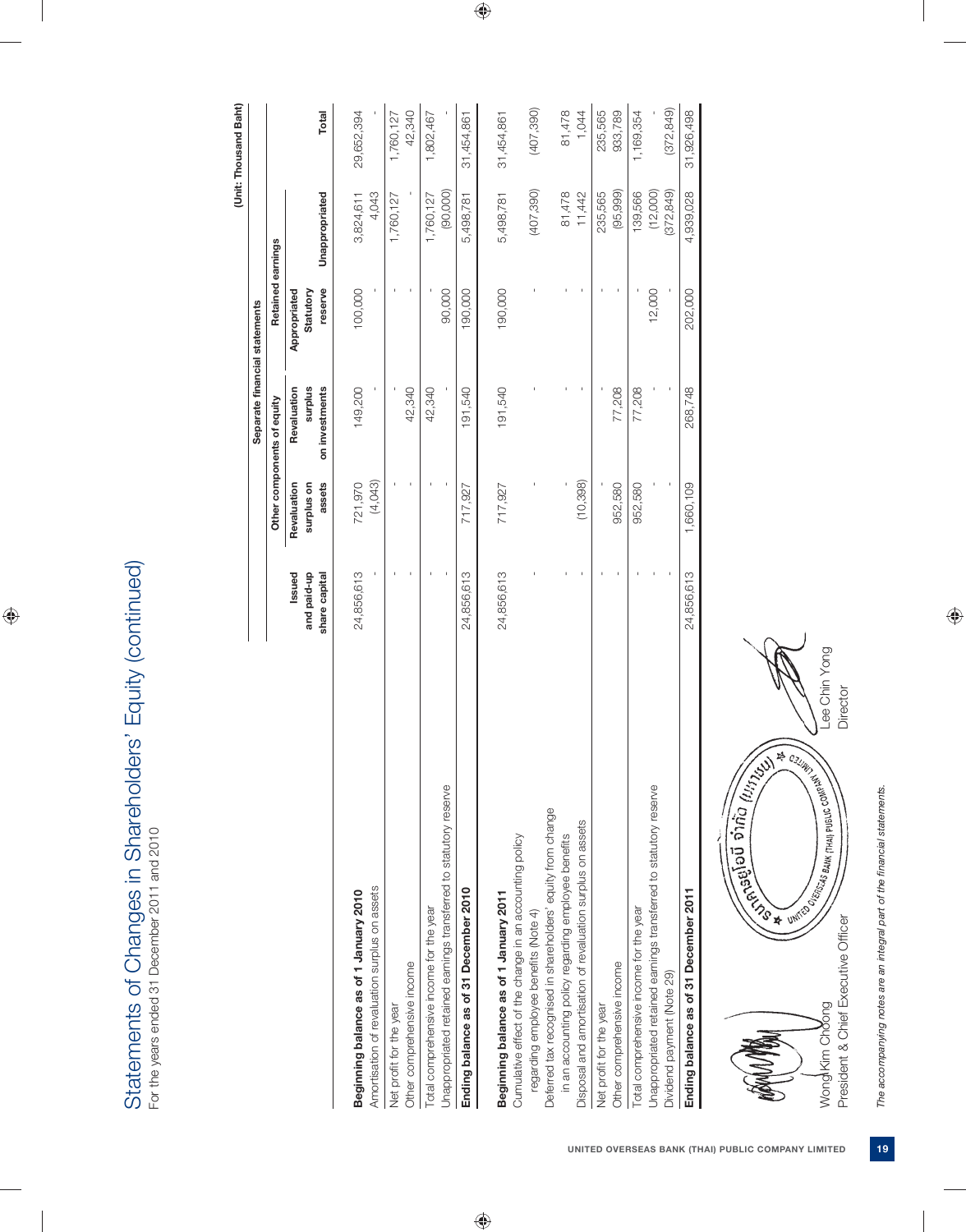# Statements of Changes in Shareholders' Equity (continued)

For the years ended 31 December 2011 and 2010

(Unit: Thousand Baht)

| | Separate financial statements | | | | | |
|---|---|---|---|---|---|---|
| | | Other components of equity | | Retained earnings | | |
| | Issued and paid-up share capital | Revaluation surplus on assets | Revaluation surplus on investments | Appropriated Statutory reserve | Unappropriated | Total |
| **Beginning balance as of 1 January 2010** | 24,856,613 | 721,970 | 149,200 | 100,000 | 3,824,611 | 29,652,394 |
| Amortisation of revaluation surplus on assets | - | (4,043) | - | - | 4,043 | - |
| Net profit for the year | - | - | - | - | 1,760,127 | 1,760,127 |
| Other comprehensive income | - | - | 42,340 | - | - | 42,340 |
| Total comprehensive income for the year | - | - | 42,340 | - | 1,760,127 | 1,802,467 |
| Unappropriated retained earnings transferred to statutory reserve | - | - | - | 90,000 | (90,000) | - |
| **Ending balance as of 31 December 2010** | 24,856,613 | 717,927 | 191,540 | 190,000 | 5,498,781 | 31,454,861 |
| | | | | | | |
| **Beginning balance as of 1 January 2011** | 24,856,613 | 717,927 | 191,540 | 190,000 | 5,498,781 | 31,454,861 |
| Cumulative effect of the change in an accounting policy regarding employee benefits (Note 4) | - | - | - | - | (407,390) | (407,390) |
| Deferred tax recognised in shareholders' equity from change in an accounting policy regarding employee benefits | - | - | - | - | 81,478 | 81,478 |
| Disposal and amortisation of revaluation surplus on assets | - | (10,398) | - | - | 11,442 | 1,044 |
| Net profit for the year | - | - | - | - | 235,565 | 235,565 |
| Other comprehensive income | - | 952,580 | 77,208 | - | (95,999) | 933,789 |
| Total comprehensive income for the year | - | 952,580 | 77,208 | - | 139,566 | 1,169,354 |
| Unappropriated retained earnings transferred to statutory reserve | - | - | - | 12,000 | (12,000) | - |
| Dividend payment (Note 29) | - | - | - | - | (372,849) | (372,849) |
| **Ending balance as of 31 December 2011** | 24,856,613 | 1,660,109 | 268,748 | 202,000 | 4,939,028 | 31,926,498 |

Wong Kim Choong
President & Chief Executive Officer

Lee Chin Yong
Director

*The accompanying notes are an integral part of the financial statements.*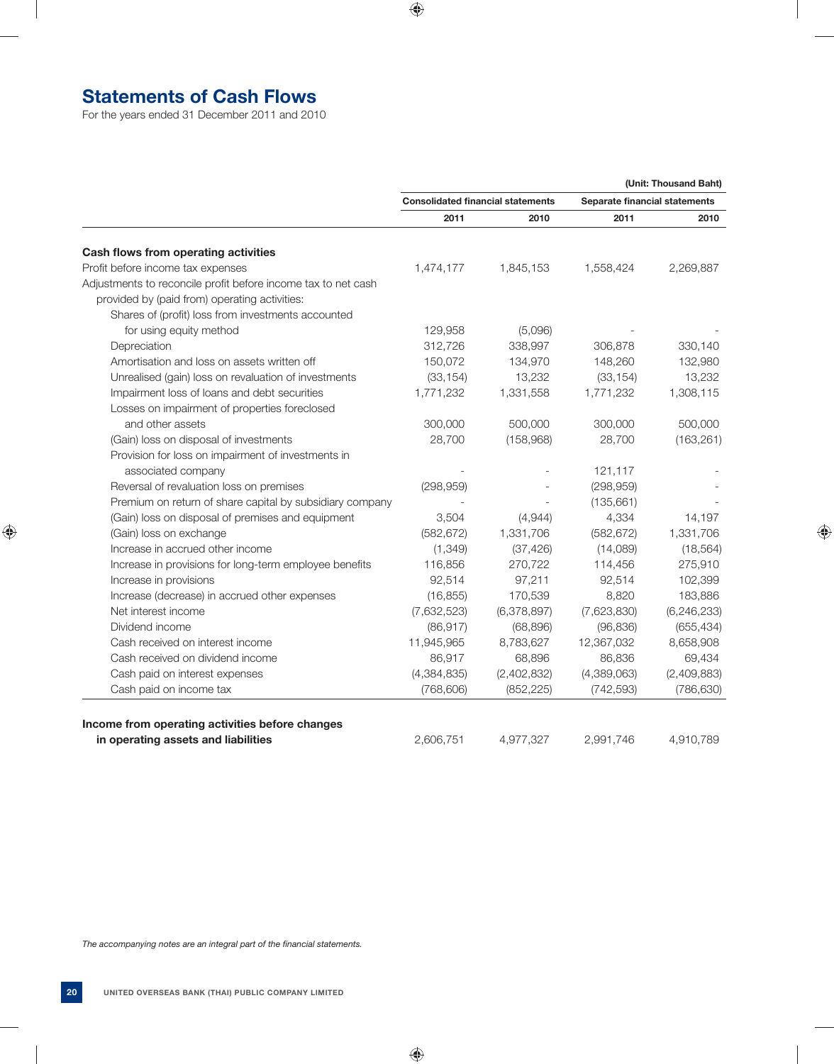# Statements of Cash Flows

For the years ended 31 December 2011 and 2010

(Unit: Thousand Baht)

| | Consolidated financial statements | | Separate financial statements | |
|---|---|---|---|---|
| | 2011 | 2010 | 2011 | 2010 |
| **Cash flows from operating activities** | | | | |
| Profit before income tax expenses | 1,474,177 | 1,845,153 | 1,558,424 | 2,269,887 |
| Adjustments to reconcile profit before income tax to net cash provided by (paid from) operating activities: | | | | |
| Shares of (profit) loss from investments accounted for using equity method | 129,958 | (5,096) | - | - |
| Depreciation | 312,726 | 338,997 | 306,878 | 330,140 |
| Amortisation and loss on assets written off | 150,072 | 134,970 | 148,260 | 132,980 |
| Unrealised (gain) loss on revaluation of investments | (33,154) | 13,232 | (33,154) | 13,232 |
| Impairment loss of loans and debt securities | 1,771,232 | 1,331,558 | 1,771,232 | 1,308,115 |
| Losses on impairment of properties foreclosed and other assets | 300,000 | 500,000 | 300,000 | 500,000 |
| (Gain) loss on disposal of investments | 28,700 | (158,968) | 28,700 | (163,261) |
| Provision for loss on impairment of investments in associated company | - | - | 121,117 | - |
| Reversal of revaluation loss on premises | (298,959) | - | (298,959) | - |
| Premium on return of share capital by subsidiary company | - | - | (135,661) | - |
| (Gain) loss on disposal of premises and equipment | 3,504 | (4,944) | 4,334 | 14,197 |
| (Gain) loss on exchange | (582,672) | 1,331,706 | (582,672) | 1,331,706 |
| Increase in accrued other income | (1,349) | (37,426) | (14,089) | (18,564) |
| Increase in provisions for long-term employee benefits | 116,856 | 270,722 | 114,456 | 275,910 |
| Increase in provisions | 92,514 | 97,211 | 92,514 | 102,399 |
| Increase (decrease) in accrued other expenses | (16,855) | 170,539 | 8,820 | 183,886 |
| Net interest income | (7,632,523) | (6,378,897) | (7,623,830) | (6,246,233) |
| Dividend income | (86,917) | (68,896) | (96,836) | (655,434) |
| Cash received on interest income | 11,945,965 | 8,783,627 | 12,367,032 | 8,658,908 |
| Cash received on dividend income | 86,917 | 68,896 | 86,836 | 69,434 |
| Cash paid on interest expenses | (4,384,835) | (2,402,832) | (4,389,063) | (2,409,883) |
| Cash paid on income tax | (768,606) | (852,225) | (742,593) | (786,630) |
| **Income from operating activities before changes in operating assets and liabilities** | 2,606,751 | 4,977,327 | 2,991,746 | 4,910,789 |

*The accompanying notes are an integral part of the financial statements.*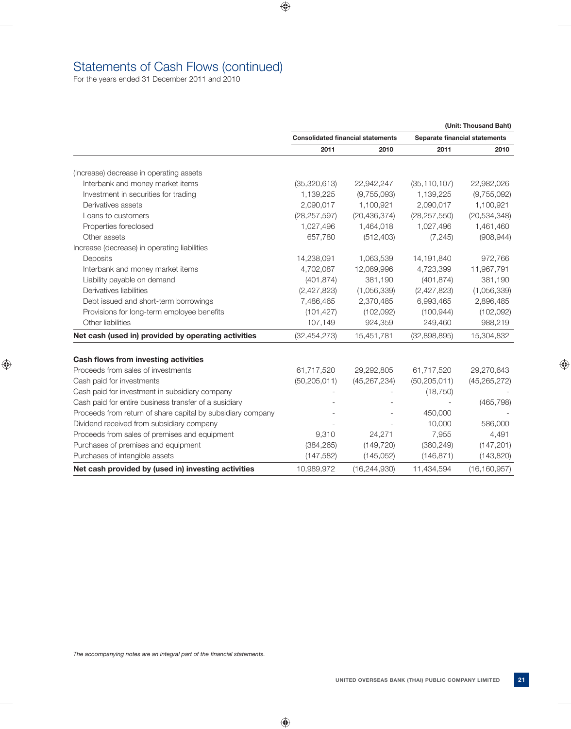# Statements of Cash Flows (continued)

For the years ended 31 December 2011 and 2010

(Unit: Thousand Baht)

| | Consolidated financial statements | | Separate financial statements | |
|---|---|---|---|---|
| | 2011 | 2010 | 2011 | 2010 |
| (Increase) decrease in operating assets | | | | |
| Interbank and money market items | (35,320,613) | 22,942,247 | (35,110,107) | 22,982,026 |
| Investment in securities for trading | 1,139,225 | (9,755,093) | 1,139,225 | (9,755,092) |
| Derivatives assets | 2,090,017 | 1,100,921 | 2,090,017 | 1,100,921 |
| Loans to customers | (28,257,597) | (20,436,374) | (28,257,550) | (20,534,348) |
| Properties foreclosed | 1,027,496 | 1,464,018 | 1,027,496 | 1,461,460 |
| Other assets | 657,780 | (512,403) | (7,245) | (908,944) |
| Increase (decrease) in operating liabilities | | | | |
| Deposits | 14,238,091 | 1,063,539 | 14,191,840 | 972,766 |
| Interbank and money market items | 4,702,087 | 12,089,996 | 4,723,399 | 11,967,791 |
| Liability payable on demand | (401,874) | 381,190 | (401,874) | 381,190 |
| Derivatives liabilities | (2,427,823) | (1,056,339) | (2,427,823) | (1,056,339) |
| Debt issued and short-term borrowings | 7,486,465 | 2,370,485 | 6,993,465 | 2,896,485 |
| Provisions for long-term employee benefits | (101,427) | (102,092) | (100,944) | (102,092) |
| Other liabilities | 107,149 | 924,359 | 249,460 | 988,219 |
| **Net cash (used in) provided by operating activities** | (32,454,273) | 15,451,781 | (32,898,895) | 15,304,832 |
| | | | | |
| **Cash flows from investing activities** | | | | |
| Proceeds from sales of investments | 61,717,520 | 29,292,805 | 61,717,520 | 29,270,643 |
| Cash paid for investments | (50,205,011) | (45,267,234) | (50,205,011) | (45,265,272) |
| Cash paid for investment in subsidiary company | - | - | (18,750) | - |
| Cash paid for entire business transfer of a susidiary | - | - | - | (465,798) |
| Proceeds from return of share capital by subsidiary company | - | - | 450,000 | - |
| Dividend received from subsidiary company | - | - | 10,000 | 586,000 |
| Proceeds from sales of premises and equipment | 9,310 | 24,271 | 7,955 | 4,491 |
| Purchases of premises and equipment | (384,265) | (149,720) | (380,249) | (147,201) |
| Purchases of intangible assets | (147,582) | (145,052) | (146,871) | (143,820) |
| **Net cash provided by (used in) investing activities** | 10,989,972 | (16,244,930) | 11,434,594 | (16,160,957) |

*The accompanying notes are an integral part of the financial statements.*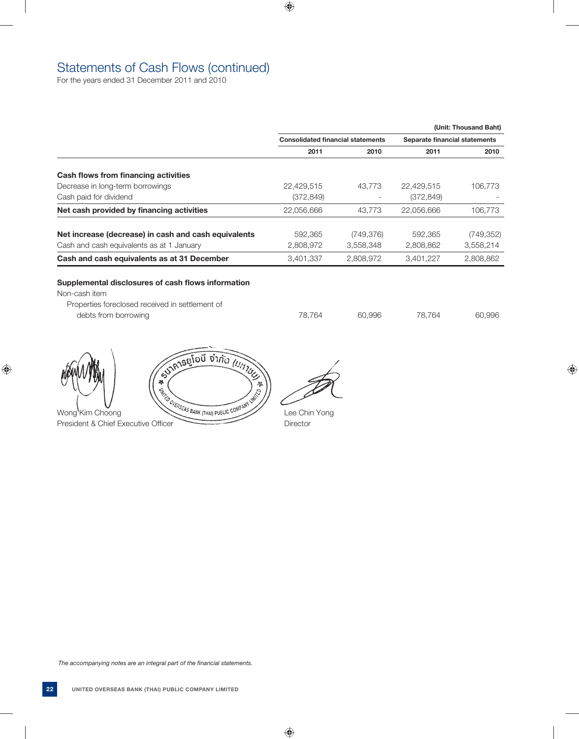# Statements of Cash Flows (continued)

For the years ended 31 December 2011 and 2010

(Unit: Thousand Baht)

| | Consolidated financial statements | | Separate financial statements | |
|---|---|---|---|---|
| | 2011 | 2010 | 2011 | 2010 |
| **Cash flows from financing activities** | | | | |
| Decrease in long-term borrowings | 22,429,515 | 43,773 | 22,429,515 | 106,773 |
| Cash paid for dividend | (372,849) | - | (372,849) | - |
| **Net cash provided by financing activities** | 22,056,666 | 43,773 | 22,056,666 | 106,773 |
| **Net increase (decrease) in cash and cash equivalents** | 592,365 | (749,376) | 592,365 | (749,352) |
| Cash and cash equivalents as at 1 January | 2,808,972 | 3,558,348 | 2,808,862 | 3,558,214 |
| **Cash and cash equivalents as at 31 December** | 3,401,337 | 2,808,972 | 3,401,227 | 2,808,862 |
| **Supplemental disclosures of cash flows information** | | | | |
| Non-cash item | | | | |
| Properties foreclosed received in settlement of debts from borrowing | 78,764 | 60,996 | 78,764 | 60,996 |

ธนาคารยูโอบี จำกัด (มหาชน) UNITED OVERSEAS BANK (THAI) PUBLIC COMPANY LIMITED

Wong Kim Choong
President & Chief Executive Officer

Lee Chin Yong
Director

*The accompanying notes are an integral part of the financial statements.*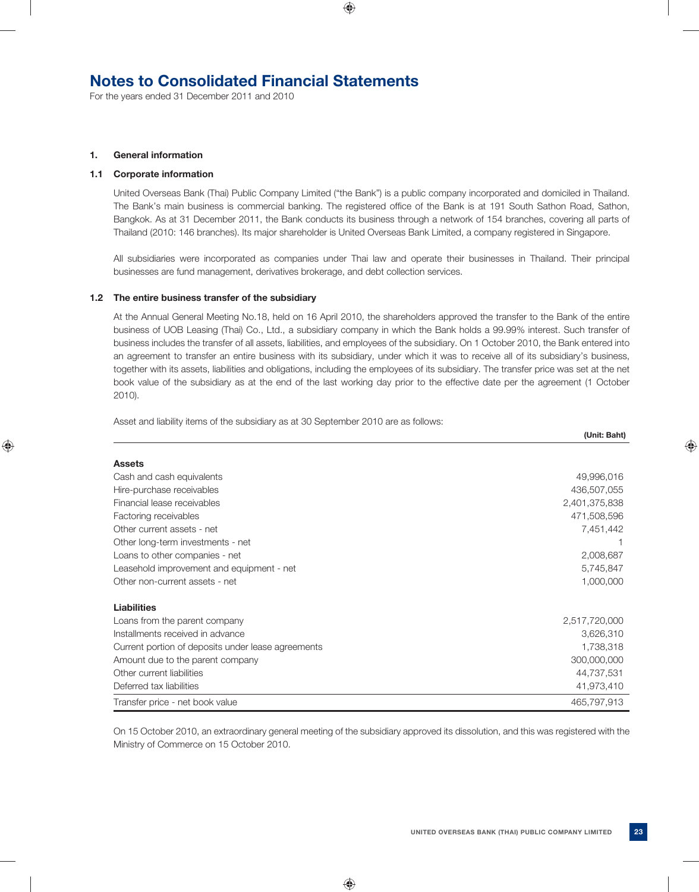# Notes to Consolidated Financial Statements

For the years ended 31 December 2011 and 2010

## 1. General information

### 1.1 Corporate information

United Overseas Bank (Thai) Public Company Limited ("the Bank") is a public company incorporated and domiciled in Thailand. The Bank's main business is commercial banking. The registered office of the Bank is at 191 South Sathon Road, Sathon, Bangkok. As at 31 December 2011, the Bank conducts its business through a network of 154 branches, covering all parts of Thailand (2010: 146 branches). Its major shareholder is United Overseas Bank Limited, a company registered in Singapore.

All subsidiaries were incorporated as companies under Thai law and operate their businesses in Thailand. Their principal businesses are fund management, derivatives brokerage, and debt collection services.

### 1.2 The entire business transfer of the subsidiary

At the Annual General Meeting No.18, held on 16 April 2010, the shareholders approved the transfer to the Bank of the entire business of UOB Leasing (Thai) Co., Ltd., a subsidiary company in which the Bank holds a 99.99% interest. Such transfer of business includes the transfer of all assets, liabilities, and employees of the subsidiary. On 1 October 2010, the Bank entered into an agreement to transfer an entire business with its subsidiary, under which it was to receive all of its subsidiary's business, together with its assets, liabilities and obligations, including the employees of its subsidiary. The transfer price was set at the net book value of the subsidiary as at the end of the last working day prior to the effective date per the agreement (1 October 2010).

Asset and liability items of the subsidiary as at 30 September 2010 are as follows:

| | (Unit: Baht) |
|---|---:|
| **Assets** | |
| Cash and cash equivalents | 49,996,016 |
| Hire-purchase receivables | 436,507,055 |
| Financial lease receivables | 2,401,375,838 |
| Factoring receivables | 471,508,596 |
| Other current assets - net | 7,451,442 |
| Other long-term investments - net | 1 |
| Loans to other companies - net | 2,008,687 |
| Leasehold improvement and equipment - net | 5,745,847 |
| Other non-current assets - net | 1,000,000 |
| **Liabilities** | |
| Loans from the parent company | 2,517,720,000 |
| Installments received in advance | 3,626,310 |
| Current portion of deposits under lease agreements | 1,738,318 |
| Amount due to the parent company | 300,000,000 |
| Other current liabilities | 44,737,531 |
| Deferred tax liabilities | 41,973,410 |
| Transfer price - net book value | 465,797,913 |

On 15 October 2010, an extraordinary general meeting of the subsidiary approved its dissolution, and this was registered with the Ministry of Commerce on 15 October 2010.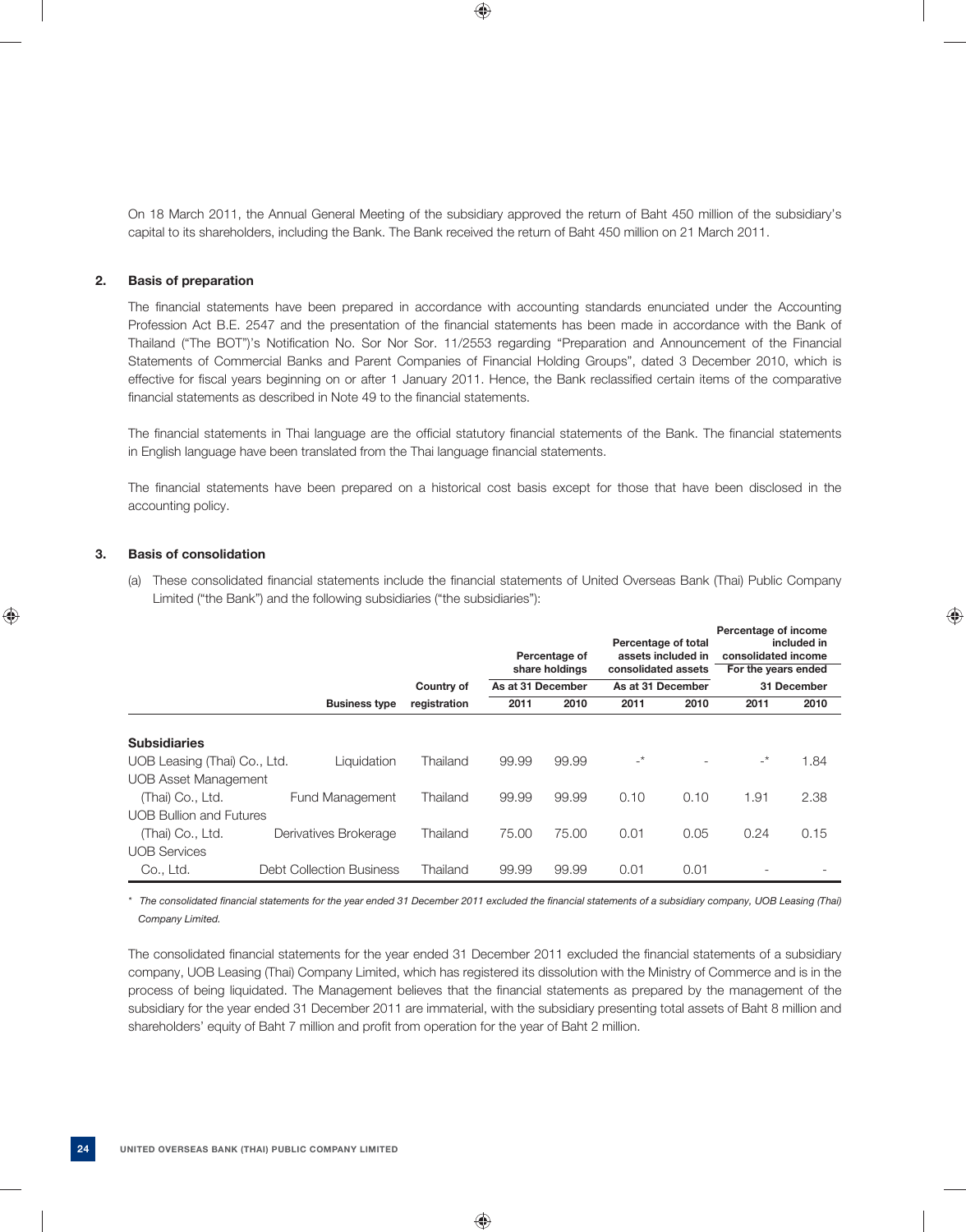On 18 March 2011, the Annual General Meeting of the subsidiary approved the return of Baht 450 million of the subsidiary's capital to its shareholders, including the Bank. The Bank received the return of Baht 450 million on 21 March 2011.

## 2. Basis of preparation

The financial statements have been prepared in accordance with accounting standards enunciated under the Accounting Profession Act B.E. 2547 and the presentation of the financial statements has been made in accordance with the Bank of Thailand ("The BOT")'s Notification No. Sor Nor Sor. 11/2553 regarding "Preparation and Announcement of the Financial Statements of Commercial Banks and Parent Companies of Financial Holding Groups", dated 3 December 2010, which is effective for fiscal years beginning on or after 1 January 2011. Hence, the Bank reclassified certain items of the comparative financial statements as described in Note 49 to the financial statements.

The financial statements in Thai language are the official statutory financial statements of the Bank. The financial statements in English language have been translated from the Thai language financial statements.

The financial statements have been prepared on a historical cost basis except for those that have been disclosed in the accounting policy.

## 3. Basis of consolidation

(a) These consolidated financial statements include the financial statements of United Overseas Bank (Thai) Public Company Limited ("the Bank") and the following subsidiaries ("the subsidiaries"):

| | | | Percentage of share holdings | | Percentage of total assets included in consolidated assets | | Percentage of income included in consolidated income | |
|---|---|---|---|---|---|---|---|---|
| | | Country of | As at 31 December | | As at 31 December | | For the years ended 31 December | |
| | Business type | registration | 2011 | 2010 | 2011 | 2010 | 2011 | 2010 |
| **Subsidiaries** | | | | | | | | |
| UOB Leasing (Thai) Co., Ltd. | Liquidation | Thailand | 99.99 | 99.99 | -* | - | -* | 1.84 |
| UOB Asset Management (Thai) Co., Ltd. | Fund Management | Thailand | 99.99 | 99.99 | 0.10 | 0.10 | 1.91 | 2.38 |
| UOB Bullion and Futures (Thai) Co., Ltd. | Derivatives Brokerage | Thailand | 75.00 | 75.00 | 0.01 | 0.05 | 0.24 | 0.15 |
| UOB Services Co., Ltd. | Debt Collection Business | Thailand | 99.99 | 99.99 | 0.01 | 0.01 | - | - |

\* *The consolidated financial statements for the year ended 31 December 2011 excluded the financial statements of a subsidiary company, UOB Leasing (Thai) Company Limited.*

The consolidated financial statements for the year ended 31 December 2011 excluded the financial statements of a subsidiary company, UOB Leasing (Thai) Company Limited, which has registered its dissolution with the Ministry of Commerce and is in the process of being liquidated. The Management believes that the financial statements as prepared by the management of the subsidiary for the year ended 31 December 2011 are immaterial, with the subsidiary presenting total assets of Baht 8 million and shareholders' equity of Baht 7 million and profit from operation for the year of Baht 2 million.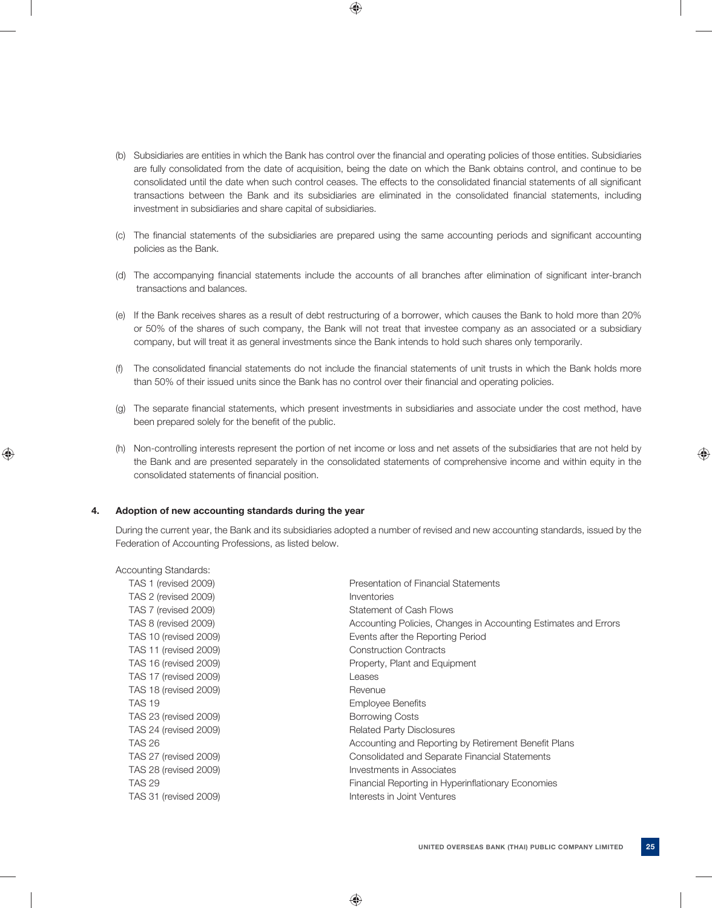(b) Subsidiaries are entities in which the Bank has control over the financial and operating policies of those entities. Subsidiaries are fully consolidated from the date of acquisition, being the date on which the Bank obtains control, and continue to be consolidated until the date when such control ceases. The effects to the consolidated financial statements of all significant transactions between the Bank and its subsidiaries are eliminated in the consolidated financial statements, including investment in subsidiaries and share capital of subsidiaries.

(c) The financial statements of the subsidiaries are prepared using the same accounting periods and significant accounting policies as the Bank.

(d) The accompanying financial statements include the accounts of all branches after elimination of significant inter-branch transactions and balances.

(e) If the Bank receives shares as a result of debt restructuring of a borrower, which causes the Bank to hold more than 20% or 50% of the shares of such company, the Bank will not treat that investee company as an associated or a subsidiary company, but will treat it as general investments since the Bank intends to hold such shares only temporarily.

(f) The consolidated financial statements do not include the financial statements of unit trusts in which the Bank holds more than 50% of their issued units since the Bank has no control over their financial and operating policies.

(g) The separate financial statements, which present investments in subsidiaries and associate under the cost method, have been prepared solely for the benefit of the public.

(h) Non-controlling interests represent the portion of net income or loss and net assets of the subsidiaries that are not held by the Bank and are presented separately in the consolidated statements of comprehensive income and within equity in the consolidated statements of financial position.

## 4. Adoption of new accounting standards during the year

During the current year, the Bank and its subsidiaries adopted a number of revised and new accounting standards, issued by the Federation of Accounting Professions, as listed below.

Accounting Standards:

| | |
|---|---|
| TAS 1 (revised 2009) | Presentation of Financial Statements |
| TAS 2 (revised 2009) | Inventories |
| TAS 7 (revised 2009) | Statement of Cash Flows |
| TAS 8 (revised 2009) | Accounting Policies, Changes in Accounting Estimates and Errors |
| TAS 10 (revised 2009) | Events after the Reporting Period |
| TAS 11 (revised 2009) | Construction Contracts |
| TAS 16 (revised 2009) | Property, Plant and Equipment |
| TAS 17 (revised 2009) | Leases |
| TAS 18 (revised 2009) | Revenue |
| TAS 19 | Employee Benefits |
| TAS 23 (revised 2009) | Borrowing Costs |
| TAS 24 (revised 2009) | Related Party Disclosures |
| TAS 26 | Accounting and Reporting by Retirement Benefit Plans |
| TAS 27 (revised 2009) | Consolidated and Separate Financial Statements |
| TAS 28 (revised 2009) | Investments in Associates |
| TAS 29 | Financial Reporting in Hyperinflationary Economies |
| TAS 31 (revised 2009) | Interests in Joint Ventures |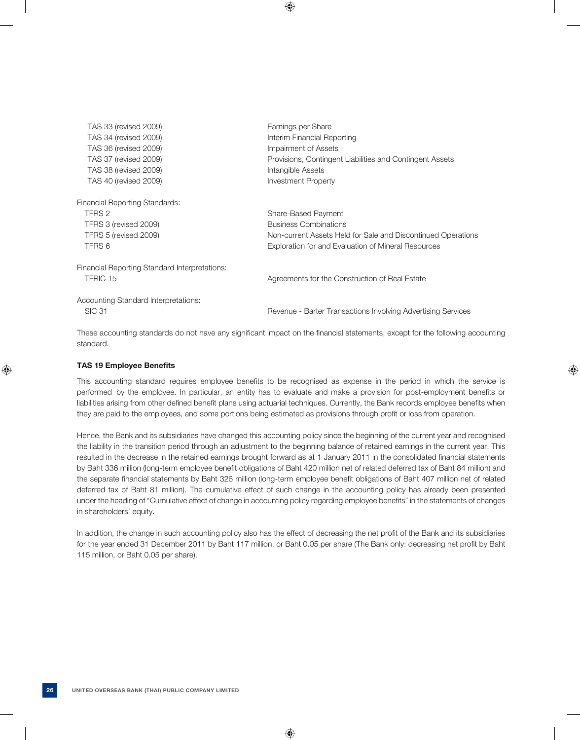| | |
|---|---|
| TAS 33 (revised 2009) | Earnings per Share |
| TAS 34 (revised 2009) | Interim Financial Reporting |
| TAS 36 (revised 2009) | Impairment of Assets |
| TAS 37 (revised 2009) | Provisions, Contingent Liabilities and Contingent Assets |
| TAS 38 (revised 2009) | Intangible Assets |
| TAS 40 (revised 2009) | Investment Property |
| Financial Reporting Standards: | |
| TFRS 2 | Share-Based Payment |
| TFRS 3 (revised 2009) | Business Combinations |
| TFRS 5 (revised 2009) | Non-current Assets Held for Sale and Discontinued Operations |
| TFRS 6 | Exploration for and Evaluation of Mineral Resources |
| Financial Reporting Standard Interpretations: | |
| TFRIC 15 | Agreements for the Construction of Real Estate |
| Accounting Standard Interpretations: | |
| SIC 31 | Revenue - Barter Transactions Involving Advertising Services |

These accounting standards do not have any significant impact on the financial statements, except for the following accounting standard.

**TAS 19 Employee Benefits**

This accounting standard requires employee benefits to be recognised as expense in the period in which the service is performed by the employee. In particular, an entity has to evaluate and make a provision for post-employment benefits or liabilities arising from other defined benefit plans using actuarial techniques. Currently, the Bank records employee benefits when they are paid to the employees, and some portions being estimated as provisions through profit or loss from operation.

Hence, the Bank and its subsidiaries have changed this accounting policy since the beginning of the current year and recognised the liability in the transition period through an adjustment to the beginning balance of retained earnings in the current year. This resulted in the decrease in the retained earnings brought forward as at 1 January 2011 in the consolidated financial statements by Baht 336 million (long-term employee benefit obligations of Baht 420 million net of related deferred tax of Baht 84 million) and the separate financial statements by Baht 326 million (long-term employee benefit obligations of Baht 407 million net of related deferred tax of Baht 81 million). The cumulative effect of such change in the accounting policy has already been presented under the heading of "Cumulative effect of change in accounting policy regarding employee benefits" in the statements of changes in shareholders' equity.

In addition, the change in such accounting policy also has the effect of decreasing the net profit of the Bank and its subsidiaries for the year ended 31 December 2011 by Baht 117 million, or Baht 0.05 per share (The Bank only: decreasing net profit by Baht 115 million, or Baht 0.05 per share).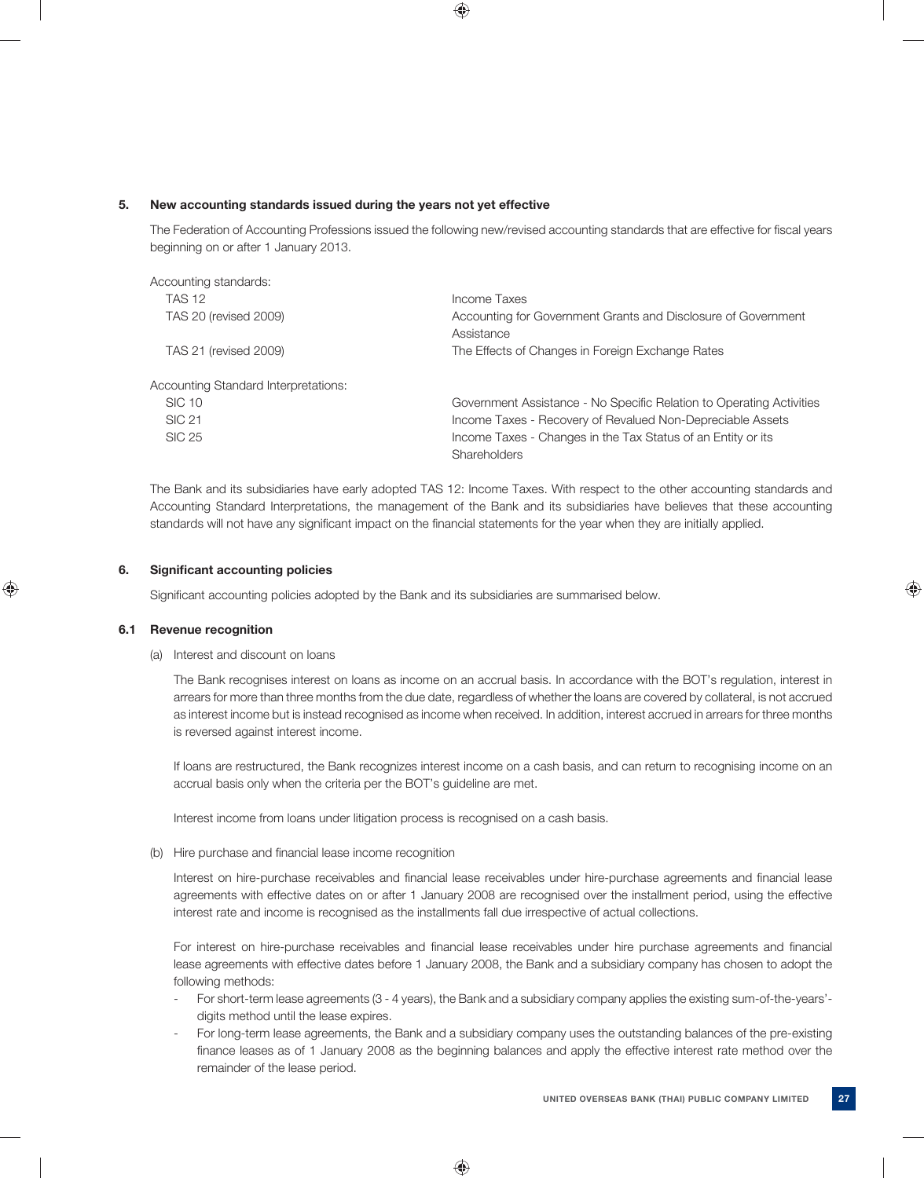## 5. New accounting standards issued during the years not yet effective

The Federation of Accounting Professions issued the following new/revised accounting standards that are effective for fiscal years beginning on or after 1 January 2013.

| | |
|---|---|
| Accounting standards: | |
| TAS 12 | Income Taxes |
| TAS 20 (revised 2009) | Accounting for Government Grants and Disclosure of Government Assistance |
| TAS 21 (revised 2009) | The Effects of Changes in Foreign Exchange Rates |
| Accounting Standard Interpretations: | |
| SIC 10 | Government Assistance - No Specific Relation to Operating Activities |
| SIC 21 | Income Taxes - Recovery of Revalued Non-Depreciable Assets |
| SIC 25 | Income Taxes - Changes in the Tax Status of an Entity or its Shareholders |

The Bank and its subsidiaries have early adopted TAS 12: Income Taxes. With respect to the other accounting standards and Accounting Standard Interpretations, the management of the Bank and its subsidiaries have believes that these accounting standards will not have any significant impact on the financial statements for the year when they are initially applied.

## 6. Significant accounting policies

Significant accounting policies adopted by the Bank and its subsidiaries are summarised below.

### 6.1 Revenue recognition

(a) Interest and discount on loans

The Bank recognises interest on loans as income on an accrual basis. In accordance with the BOT's regulation, interest in arrears for more than three months from the due date, regardless of whether the loans are covered by collateral, is not accrued as interest income but is instead recognised as income when received. In addition, interest accrued in arrears for three months is reversed against interest income.

If loans are restructured, the Bank recognizes interest income on a cash basis, and can return to recognising income on an accrual basis only when the criteria per the BOT's guideline are met.

Interest income from loans under litigation process is recognised on a cash basis.

(b) Hire purchase and financial lease income recognition

Interest on hire-purchase receivables and financial lease receivables under hire-purchase agreements and financial lease agreements with effective dates on or after 1 January 2008 are recognised over the installment period, using the effective interest rate and income is recognised as the installments fall due irrespective of actual collections.

For interest on hire-purchase receivables and financial lease receivables under hire purchase agreements and financial lease agreements with effective dates before 1 January 2008, the Bank and a subsidiary company has chosen to adopt the following methods:

- For short-term lease agreements (3 - 4 years), the Bank and a subsidiary company applies the existing sum-of-the-years'-digits method until the lease expires.
- For long-term lease agreements, the Bank and a subsidiary company uses the outstanding balances of the pre-existing finance leases as of 1 January 2008 as the beginning balances and apply the effective interest rate method over the remainder of the lease period.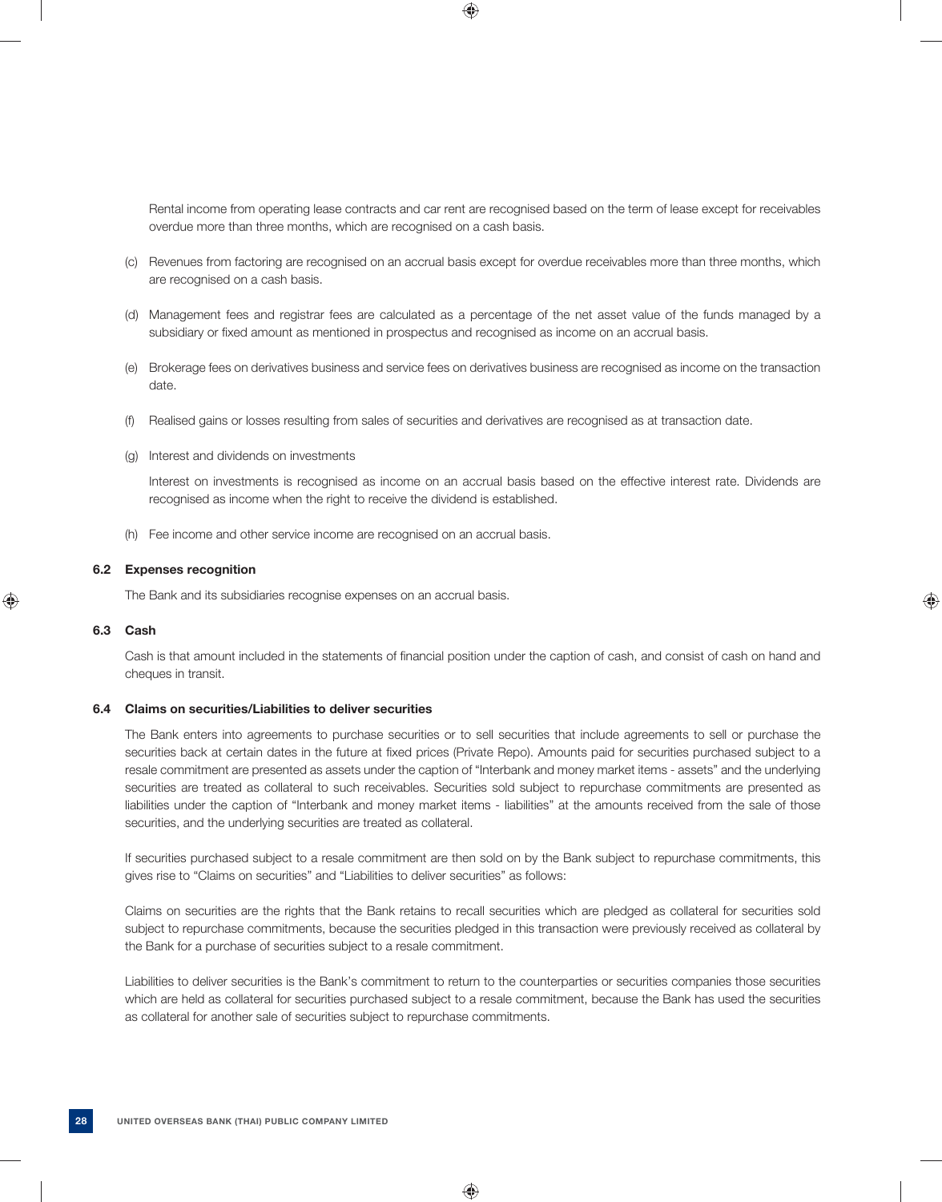Rental income from operating lease contracts and car rent are recognised based on the term of lease except for receivables overdue more than three months, which are recognised on a cash basis.

(c) Revenues from factoring are recognised on an accrual basis except for overdue receivables more than three months, which are recognised on a cash basis.

(d) Management fees and registrar fees are calculated as a percentage of the net asset value of the funds managed by a subsidiary or fixed amount as mentioned in prospectus and recognised as income on an accrual basis.

(e) Brokerage fees on derivatives business and service fees on derivatives business are recognised as income on the transaction date.

(f) Realised gains or losses resulting from sales of securities and derivatives are recognised as at transaction date.

(g) Interest and dividends on investments

Interest on investments is recognised as income on an accrual basis based on the effective interest rate. Dividends are recognised as income when the right to receive the dividend is established.

(h) Fee income and other service income are recognised on an accrual basis.

**6.2 Expenses recognition**

The Bank and its subsidiaries recognise expenses on an accrual basis.

**6.3 Cash**

Cash is that amount included in the statements of financial position under the caption of cash, and consist of cash on hand and cheques in transit.

**6.4 Claims on securities/Liabilities to deliver securities**

The Bank enters into agreements to purchase securities or to sell securities that include agreements to sell or purchase the securities back at certain dates in the future at fixed prices (Private Repo). Amounts paid for securities purchased subject to a resale commitment are presented as assets under the caption of "Interbank and money market items - assets" and the underlying securities are treated as collateral to such receivables. Securities sold subject to repurchase commitments are presented as liabilities under the caption of "Interbank and money market items - liabilities" at the amounts received from the sale of those securities, and the underlying securities are treated as collateral.

If securities purchased subject to a resale commitment are then sold on by the Bank subject to repurchase commitments, this gives rise to "Claims on securities" and "Liabilities to deliver securities" as follows:

Claims on securities are the rights that the Bank retains to recall securities which are pledged as collateral for securities sold subject to repurchase commitments, because the securities pledged in this transaction were previously received as collateral by the Bank for a purchase of securities subject to a resale commitment.

Liabilities to deliver securities is the Bank's commitment to return to the counterparties or securities companies those securities which are held as collateral for securities purchased subject to a resale commitment, because the Bank has used the securities as collateral for another sale of securities subject to repurchase commitments.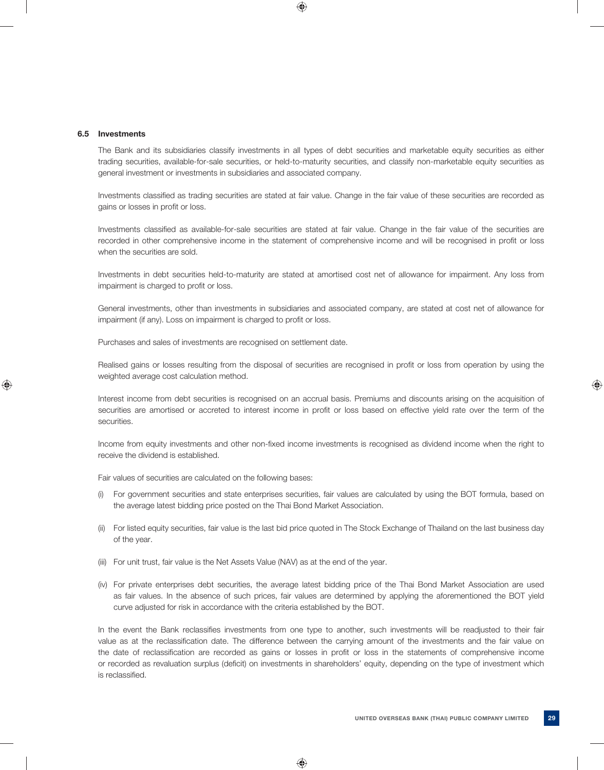### 6.5 Investments

The Bank and its subsidiaries classify investments in all types of debt securities and marketable equity securities as either trading securities, available-for-sale securities, or held-to-maturity securities, and classify non-marketable equity securities as general investment or investments in subsidiaries and associated company.

Investments classified as trading securities are stated at fair value. Change in the fair value of these securities are recorded as gains or losses in profit or loss.

Investments classified as available-for-sale securities are stated at fair value. Change in the fair value of the securities are recorded in other comprehensive income in the statement of comprehensive income and will be recognised in profit or loss when the securities are sold.

Investments in debt securities held-to-maturity are stated at amortised cost net of allowance for impairment. Any loss from impairment is charged to profit or loss.

General investments, other than investments in subsidiaries and associated company, are stated at cost net of allowance for impairment (if any). Loss on impairment is charged to profit or loss.

Purchases and sales of investments are recognised on settlement date.

Realised gains or losses resulting from the disposal of securities are recognised in profit or loss from operation by using the weighted average cost calculation method.

Interest income from debt securities is recognised on an accrual basis. Premiums and discounts arising on the acquisition of securities are amortised or accreted to interest income in profit or loss based on effective yield rate over the term of the securities.

Income from equity investments and other non-fixed income investments is recognised as dividend income when the right to receive the dividend is established.

Fair values of securities are calculated on the following bases:

(i) For government securities and state enterprises securities, fair values are calculated by using the BOT formula, based on the average latest bidding price posted on the Thai Bond Market Association.

(ii) For listed equity securities, fair value is the last bid price quoted in The Stock Exchange of Thailand on the last business day of the year.

(iii) For unit trust, fair value is the Net Assets Value (NAV) as at the end of the year.

(iv) For private enterprises debt securities, the average latest bidding price of the Thai Bond Market Association are used as fair values. In the absence of such prices, fair values are determined by applying the aforementioned the BOT yield curve adjusted for risk in accordance with the criteria established by the BOT.

In the event the Bank reclassifies investments from one type to another, such investments will be readjusted to their fair value as at the reclassification date. The difference between the carrying amount of the investments and the fair value on the date of reclassification are recorded as gains or losses in profit or loss in the statements of comprehensive income or recorded as revaluation surplus (deficit) on investments in shareholders' equity, depending on the type of investment which is reclassified.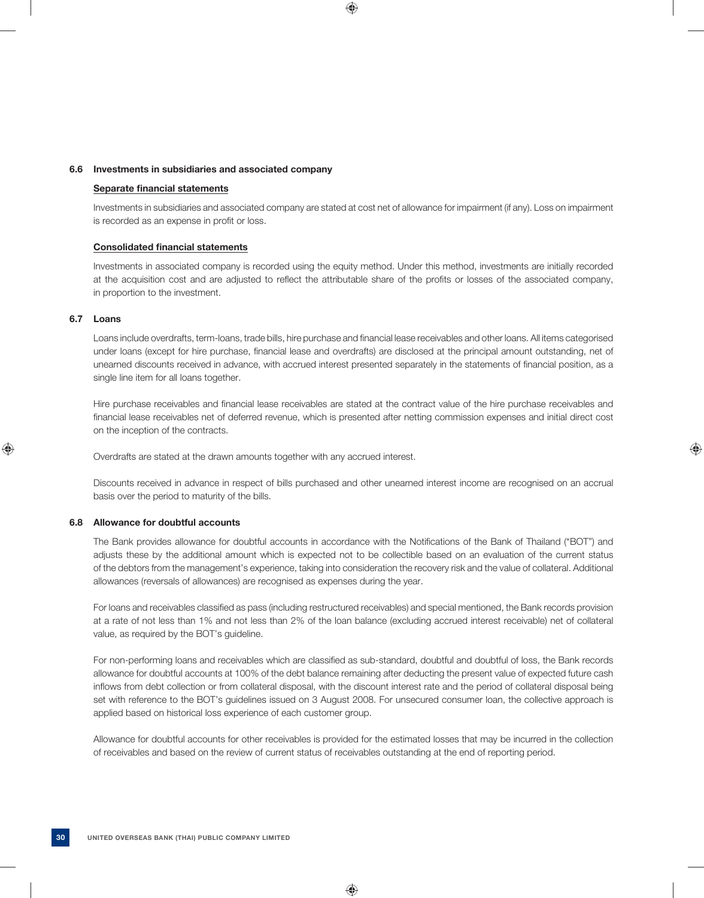### 6.6 Investments in subsidiaries and associated company

**Separate financial statements**

Investments in subsidiaries and associated company are stated at cost net of allowance for impairment (if any). Loss on impairment is recorded as an expense in profit or loss.

**Consolidated financial statements**

Investments in associated company is recorded using the equity method. Under this method, investments are initially recorded at the acquisition cost and are adjusted to reflect the attributable share of the profits or losses of the associated company, in proportion to the investment.

### 6.7 Loans

Loans include overdrafts, term-loans, trade bills, hire purchase and financial lease receivables and other loans. All items categorised under loans (except for hire purchase, financial lease and overdrafts) are disclosed at the principal amount outstanding, net of unearned discounts received in advance, with accrued interest presented separately in the statements of financial position, as a single line item for all loans together.

Hire purchase receivables and financial lease receivables are stated at the contract value of the hire purchase receivables and financial lease receivables net of deferred revenue, which is presented after netting commission expenses and initial direct cost on the inception of the contracts.

Overdrafts are stated at the drawn amounts together with any accrued interest.

Discounts received in advance in respect of bills purchased and other unearned interest income are recognised on an accrual basis over the period to maturity of the bills.

### 6.8 Allowance for doubtful accounts

The Bank provides allowance for doubtful accounts in accordance with the Notifications of the Bank of Thailand ("BOT") and adjusts these by the additional amount which is expected not to be collectible based on an evaluation of the current status of the debtors from the management's experience, taking into consideration the recovery risk and the value of collateral. Additional allowances (reversals of allowances) are recognised as expenses during the year.

For loans and receivables classified as pass (including restructured receivables) and special mentioned, the Bank records provision at a rate of not less than 1% and not less than 2% of the loan balance (excluding accrued interest receivable) net of collateral value, as required by the BOT's guideline.

For non-performing loans and receivables which are classified as sub-standard, doubtful and doubtful of loss, the Bank records allowance for doubtful accounts at 100% of the debt balance remaining after deducting the present value of expected future cash inflows from debt collection or from collateral disposal, with the discount interest rate and the period of collateral disposal being set with reference to the BOT's guidelines issued on 3 August 2008. For unsecured consumer loan, the collective approach is applied based on historical loss experience of each customer group.

Allowance for doubtful accounts for other receivables is provided for the estimated losses that may be incurred in the collection of receivables and based on the review of current status of receivables outstanding at the end of reporting period.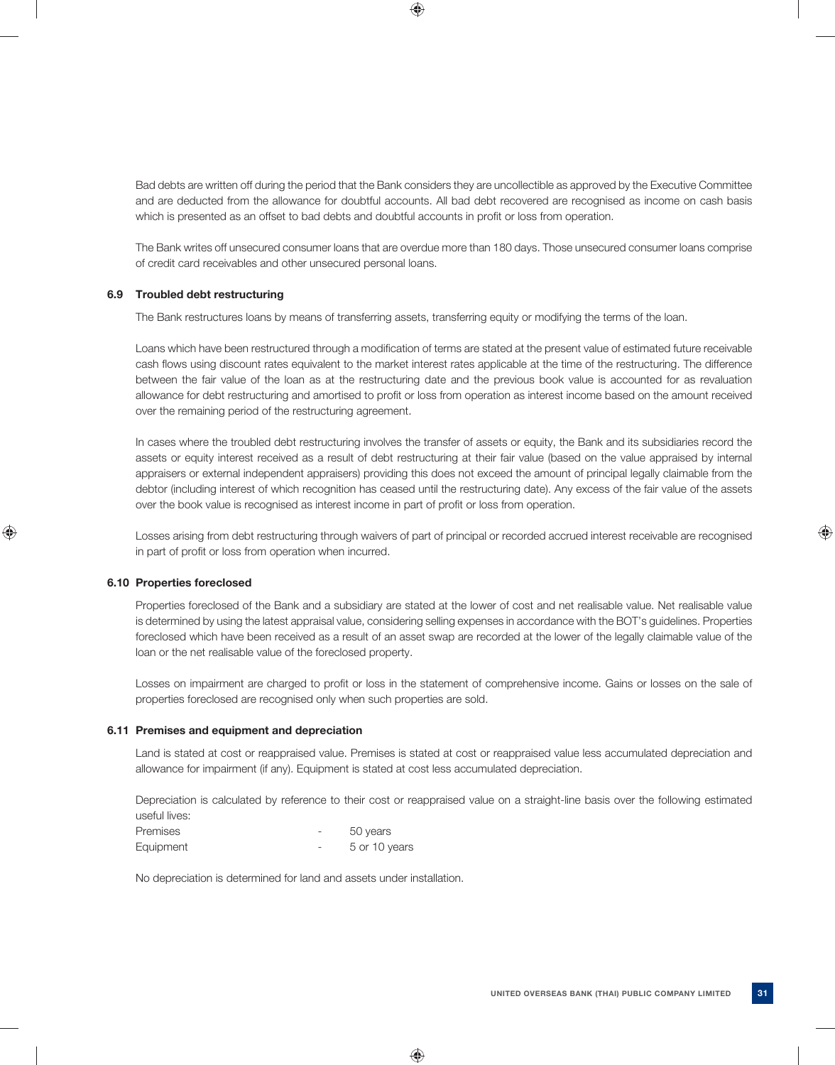Bad debts are written off during the period that the Bank considers they are uncollectible as approved by the Executive Committee and are deducted from the allowance for doubtful accounts. All bad debt recovered are recognised as income on cash basis which is presented as an offset to bad debts and doubtful accounts in profit or loss from operation.

The Bank writes off unsecured consumer loans that are overdue more than 180 days. Those unsecured consumer loans comprise of credit card receivables and other unsecured personal loans.

### 6.9 Troubled debt restructuring

The Bank restructures loans by means of transferring assets, transferring equity or modifying the terms of the loan.

Loans which have been restructured through a modification of terms are stated at the present value of estimated future receivable cash flows using discount rates equivalent to the market interest rates applicable at the time of the restructuring. The difference between the fair value of the loan as at the restructuring date and the previous book value is accounted for as revaluation allowance for debt restructuring and amortised to profit or loss from operation as interest income based on the amount received over the remaining period of the restructuring agreement.

In cases where the troubled debt restructuring involves the transfer of assets or equity, the Bank and its subsidiaries record the assets or equity interest received as a result of debt restructuring at their fair value (based on the value appraised by internal appraisers or external independent appraisers) providing this does not exceed the amount of principal legally claimable from the debtor (including interest of which recognition has ceased until the restructuring date). Any excess of the fair value of the assets over the book value is recognised as interest income in part of profit or loss from operation.

Losses arising from debt restructuring through waivers of part of principal or recorded accrued interest receivable are recognised in part of profit or loss from operation when incurred.

### 6.10 Properties foreclosed

Properties foreclosed of the Bank and a subsidiary are stated at the lower of cost and net realisable value. Net realisable value is determined by using the latest appraisal value, considering selling expenses in accordance with the BOT's guidelines. Properties foreclosed which have been received as a result of an asset swap are recorded at the lower of the legally claimable value of the loan or the net realisable value of the foreclosed property.

Losses on impairment are charged to profit or loss in the statement of comprehensive income. Gains or losses on the sale of properties foreclosed are recognised only when such properties are sold.

### 6.11 Premises and equipment and depreciation

Land is stated at cost or reappraised value. Premises is stated at cost or reappraised value less accumulated depreciation and allowance for impairment (if any). Equipment is stated at cost less accumulated depreciation.

Depreciation is calculated by reference to their cost or reappraised value on a straight-line basis over the following estimated useful lives:

| | | |
|---|---|---|
| Premises | - | 50 years |
| Equipment | - | 5 or 10 years |

No depreciation is determined for land and assets under installation.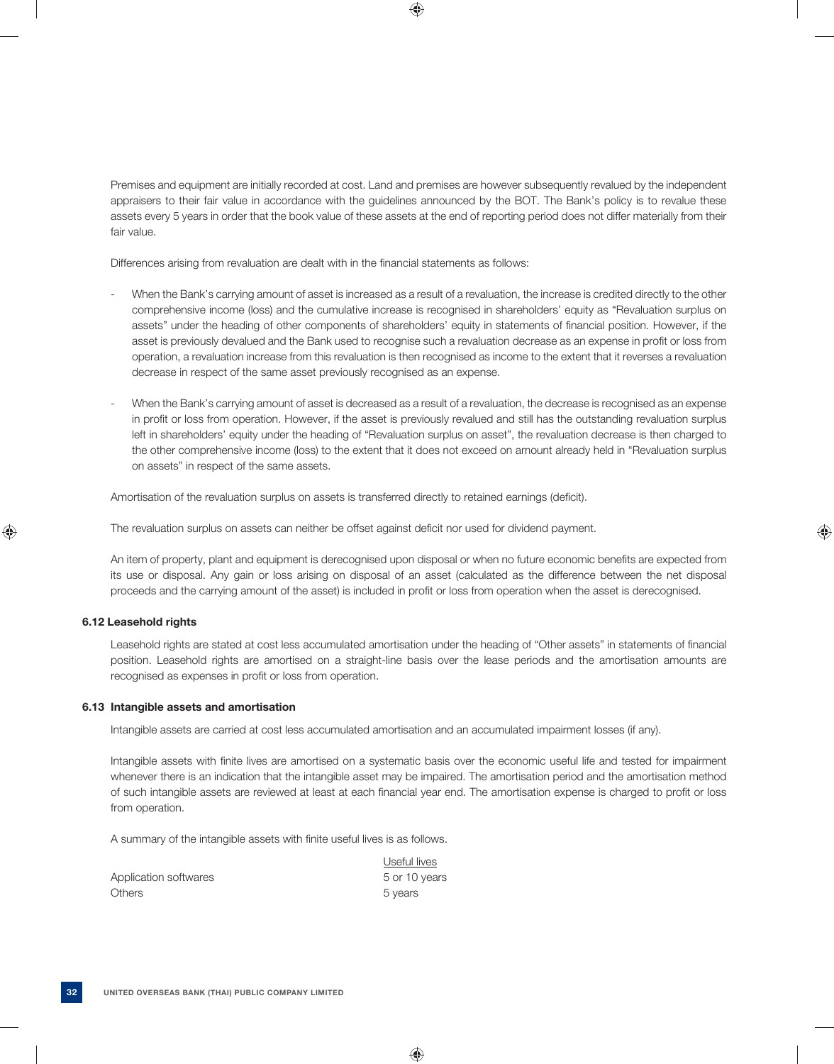Premises and equipment are initially recorded at cost. Land and premises are however subsequently revalued by the independent appraisers to their fair value in accordance with the guidelines announced by the BOT. The Bank's policy is to revalue these assets every 5 years in order that the book value of these assets at the end of reporting period does not differ materially from their fair value.

Differences arising from revaluation are dealt with in the financial statements as follows:

- When the Bank's carrying amount of asset is increased as a result of a revaluation, the increase is credited directly to the other comprehensive income (loss) and the cumulative increase is recognised in shareholders' equity as "Revaluation surplus on assets" under the heading of other components of shareholders' equity in statements of financial position. However, if the asset is previously devalued and the Bank used to recognise such a revaluation decrease as an expense in profit or loss from operation, a revaluation increase from this revaluation is then recognised as income to the extent that it reverses a revaluation decrease in respect of the same asset previously recognised as an expense.

- When the Bank's carrying amount of asset is decreased as a result of a revaluation, the decrease is recognised as an expense in profit or loss from operation. However, if the asset is previously revalued and still has the outstanding revaluation surplus left in shareholders' equity under the heading of "Revaluation surplus on asset", the revaluation decrease is then charged to the other comprehensive income (loss) to the extent that it does not exceed on amount already held in "Revaluation surplus on assets" in respect of the same assets.

Amortisation of the revaluation surplus on assets is transferred directly to retained earnings (deficit).

The revaluation surplus on assets can neither be offset against deficit nor used for dividend payment.

An item of property, plant and equipment is derecognised upon disposal or when no future economic benefits are expected from its use or disposal. Any gain or loss arising on disposal of an asset (calculated as the difference between the net disposal proceeds and the carrying amount of the asset) is included in profit or loss from operation when the asset is derecognised.

### 6.12 Leasehold rights

Leasehold rights are stated at cost less accumulated amortisation under the heading of "Other assets" in statements of financial position. Leasehold rights are amortised on a straight-line basis over the lease periods and the amortisation amounts are recognised as expenses in profit or loss from operation.

### 6.13 Intangible assets and amortisation

Intangible assets are carried at cost less accumulated amortisation and an accumulated impairment losses (if any).

Intangible assets with finite lives are amortised on a systematic basis over the economic useful life and tested for impairment whenever there is an indication that the intangible asset may be impaired. The amortisation period and the amortisation method of such intangible assets are reviewed at least at each financial year end. The amortisation expense is charged to profit or loss from operation.

A summary of the intangible assets with finite useful lives is as follows.

| | Useful lives |
|---|---|
| Application softwares | 5 or 10 years |
| Others | 5 years |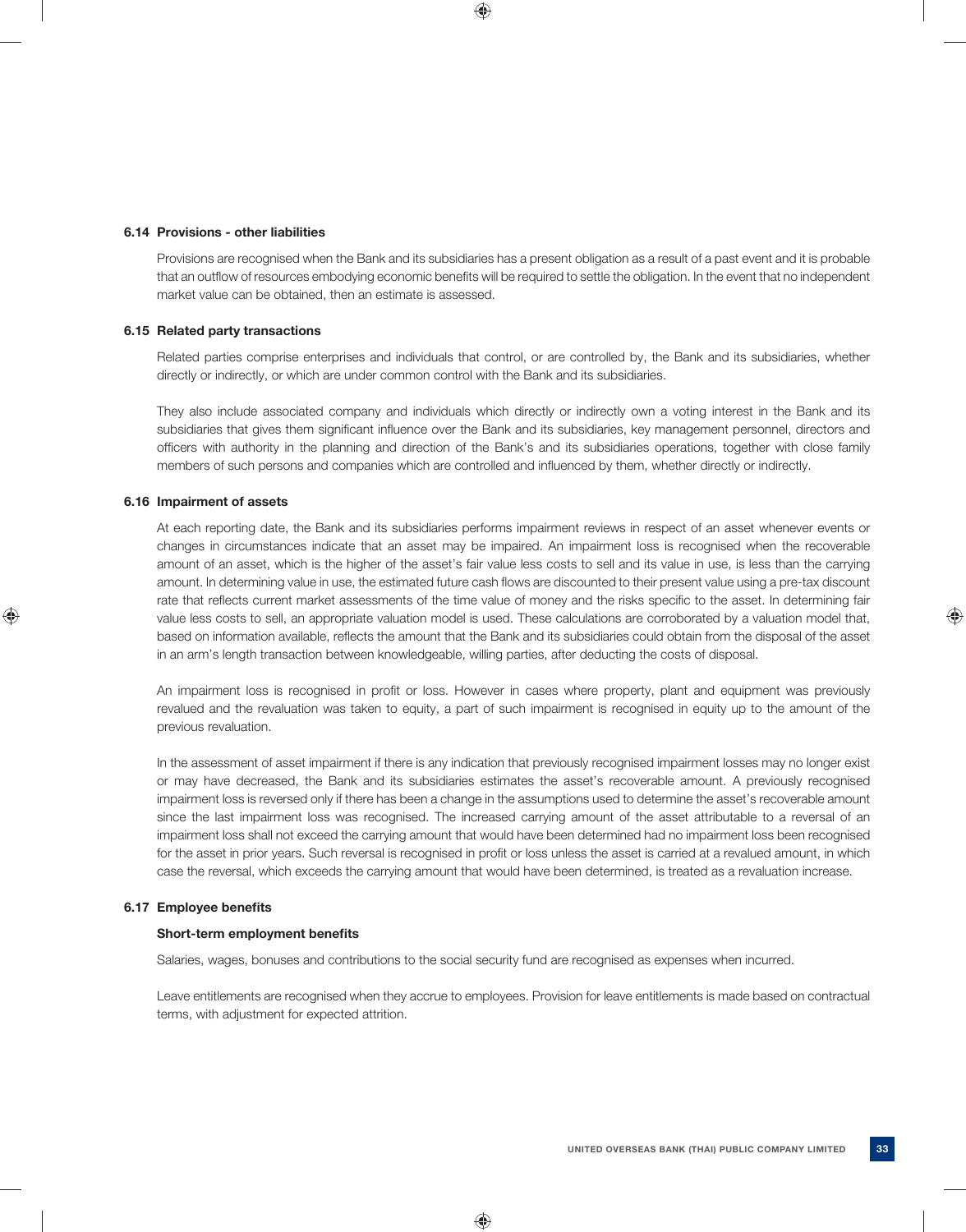### 6.14 Provisions - other liabilities

Provisions are recognised when the Bank and its subsidiaries has a present obligation as a result of a past event and it is probable that an outflow of resources embodying economic benefits will be required to settle the obligation. In the event that no independent market value can be obtained, then an estimate is assessed.

### 6.15 Related party transactions

Related parties comprise enterprises and individuals that control, or are controlled by, the Bank and its subsidiaries, whether directly or indirectly, or which are under common control with the Bank and its subsidiaries.

They also include associated company and individuals which directly or indirectly own a voting interest in the Bank and its subsidiaries that gives them significant influence over the Bank and its subsidiaries, key management personnel, directors and officers with authority in the planning and direction of the Bank's and its subsidiaries operations, together with close family members of such persons and companies which are controlled and influenced by them, whether directly or indirectly.

### 6.16 Impairment of assets

At each reporting date, the Bank and its subsidiaries performs impairment reviews in respect of an asset whenever events or changes in circumstances indicate that an asset may be impaired. An impairment loss is recognised when the recoverable amount of an asset, which is the higher of the asset's fair value less costs to sell and its value in use, is less than the carrying amount. In determining value in use, the estimated future cash flows are discounted to their present value using a pre-tax discount rate that reflects current market assessments of the time value of money and the risks specific to the asset. In determining fair value less costs to sell, an appropriate valuation model is used. These calculations are corroborated by a valuation model that, based on information available, reflects the amount that the Bank and its subsidiaries could obtain from the disposal of the asset in an arm's length transaction between knowledgeable, willing parties, after deducting the costs of disposal.

An impairment loss is recognised in profit or loss. However in cases where property, plant and equipment was previously revalued and the revaluation was taken to equity, a part of such impairment is recognised in equity up to the amount of the previous revaluation.

In the assessment of asset impairment if there is any indication that previously recognised impairment losses may no longer exist or may have decreased, the Bank and its subsidiaries estimates the asset's recoverable amount. A previously recognised impairment loss is reversed only if there has been a change in the assumptions used to determine the asset's recoverable amount since the last impairment loss was recognised. The increased carrying amount of the asset attributable to a reversal of an impairment loss shall not exceed the carrying amount that would have been determined had no impairment loss been recognised for the asset in prior years. Such reversal is recognised in profit or loss unless the asset is carried at a revalued amount, in which case the reversal, which exceeds the carrying amount that would have been determined, is treated as a revaluation increase.

### 6.17 Employee benefits

**Short-term employment benefits**

Salaries, wages, bonuses and contributions to the social security fund are recognised as expenses when incurred.

Leave entitlements are recognised when they accrue to employees. Provision for leave entitlements is made based on contractual terms, with adjustment for expected attrition.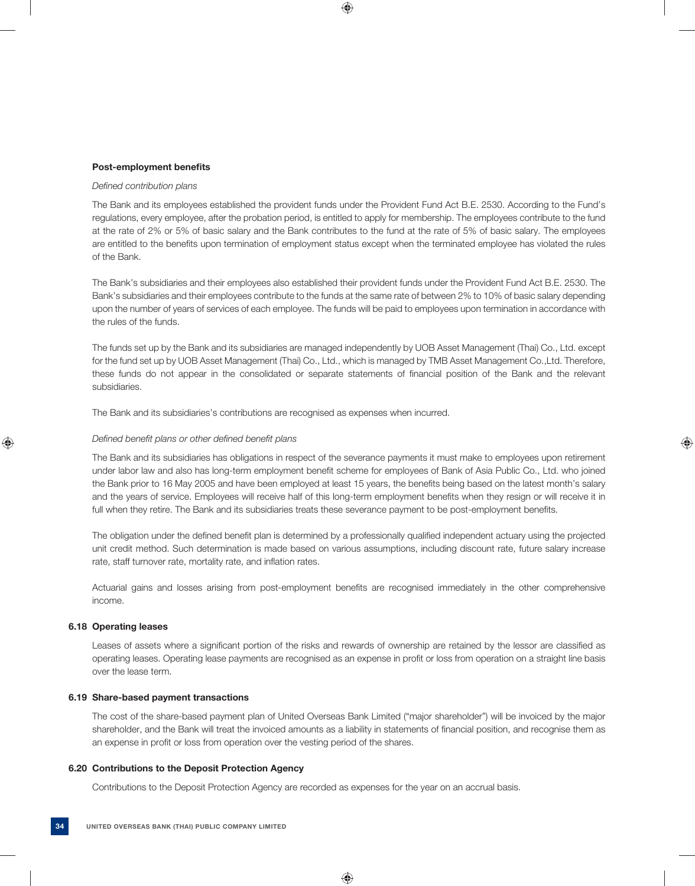**Post-employment benefits**

*Defined contribution plans*

The Bank and its employees established the provident funds under the Provident Fund Act B.E. 2530. According to the Fund's regulations, every employee, after the probation period, is entitled to apply for membership. The employees contribute to the fund at the rate of 2% or 5% of basic salary and the Bank contributes to the fund at the rate of 5% of basic salary. The employees are entitled to the benefits upon termination of employment status except when the terminated employee has violated the rules of the Bank.

The Bank's subsidiaries and their employees also established their provident funds under the Provident Fund Act B.E. 2530. The Bank's subsidiaries and their employees contribute to the funds at the same rate of between 2% to 10% of basic salary depending upon the number of years of services of each employee. The funds will be paid to employees upon termination in accordance with the rules of the funds.

The funds set up by the Bank and its subsidiaries are managed independently by UOB Asset Management (Thai) Co., Ltd. except for the fund set up by UOB Asset Management (Thai) Co., Ltd., which is managed by TMB Asset Management Co.,Ltd. Therefore, these funds do not appear in the consolidated or separate statements of financial position of the Bank and the relevant subsidiaries.

The Bank and its subsidiaries's contributions are recognised as expenses when incurred.

*Defined benefit plans or other defined benefit plans*

The Bank and its subsidiaries has obligations in respect of the severance payments it must make to employees upon retirement under labor law and also has long-term employment benefit scheme for employees of Bank of Asia Public Co., Ltd. who joined the Bank prior to 16 May 2005 and have been employed at least 15 years, the benefits being based on the latest month's salary and the years of service. Employees will receive half of this long-term employment benefits when they resign or will receive it in full when they retire. The Bank and its subsidiaries treats these severance payment to be post-employment benefits.

The obligation under the defined benefit plan is determined by a professionally qualified independent actuary using the projected unit credit method. Such determination is made based on various assumptions, including discount rate, future salary increase rate, staff turnover rate, mortality rate, and inflation rates.

Actuarial gains and losses arising from post-employment benefits are recognised immediately in the other comprehensive income.

### 6.18 Operating leases

Leases of assets where a significant portion of the risks and rewards of ownership are retained by the lessor are classified as operating leases. Operating lease payments are recognised as an expense in profit or loss from operation on a straight line basis over the lease term.

### 6.19 Share-based payment transactions

The cost of the share-based payment plan of United Overseas Bank Limited ("major shareholder") will be invoiced by the major shareholder, and the Bank will treat the invoiced amounts as a liability in statements of financial position, and recognise them as an expense in profit or loss from operation over the vesting period of the shares.

### 6.20 Contributions to the Deposit Protection Agency

Contributions to the Deposit Protection Agency are recorded as expenses for the year on an accrual basis.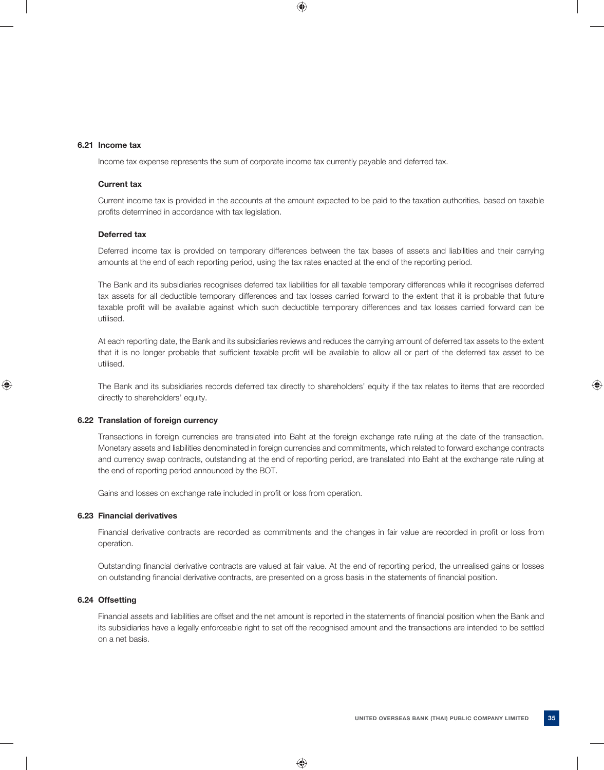### 6.21 Income tax

Income tax expense represents the sum of corporate income tax currently payable and deferred tax.

**Current tax**

Current income tax is provided in the accounts at the amount expected to be paid to the taxation authorities, based on taxable profits determined in accordance with tax legislation.

**Deferred tax**

Deferred income tax is provided on temporary differences between the tax bases of assets and liabilities and their carrying amounts at the end of each reporting period, using the tax rates enacted at the end of the reporting period.

The Bank and its subsidiaries recognises deferred tax liabilities for all taxable temporary differences while it recognises deferred tax assets for all deductible temporary differences and tax losses carried forward to the extent that it is probable that future taxable profit will be available against which such deductible temporary differences and tax losses carried forward can be utilised.

At each reporting date, the Bank and its subsidiaries reviews and reduces the carrying amount of deferred tax assets to the extent that it is no longer probable that sufficient taxable profit will be available to allow all or part of the deferred tax asset to be utilised.

The Bank and its subsidiaries records deferred tax directly to shareholders' equity if the tax relates to items that are recorded directly to shareholders' equity.

### 6.22 Translation of foreign currency

Transactions in foreign currencies are translated into Baht at the foreign exchange rate ruling at the date of the transaction. Monetary assets and liabilities denominated in foreign currencies and commitments, which related to forward exchange contracts and currency swap contracts, outstanding at the end of reporting period, are translated into Baht at the exchange rate ruling at the end of reporting period announced by the BOT.

Gains and losses on exchange rate included in profit or loss from operation.

### 6.23 Financial derivatives

Financial derivative contracts are recorded as commitments and the changes in fair value are recorded in profit or loss from operation.

Outstanding financial derivative contracts are valued at fair value. At the end of reporting period, the unrealised gains or losses on outstanding financial derivative contracts, are presented on a gross basis in the statements of financial position.

### 6.24 Offsetting

Financial assets and liabilities are offset and the net amount is reported in the statements of financial position when the Bank and its subsidiaries have a legally enforceable right to set off the recognised amount and the transactions are intended to be settled on a net basis.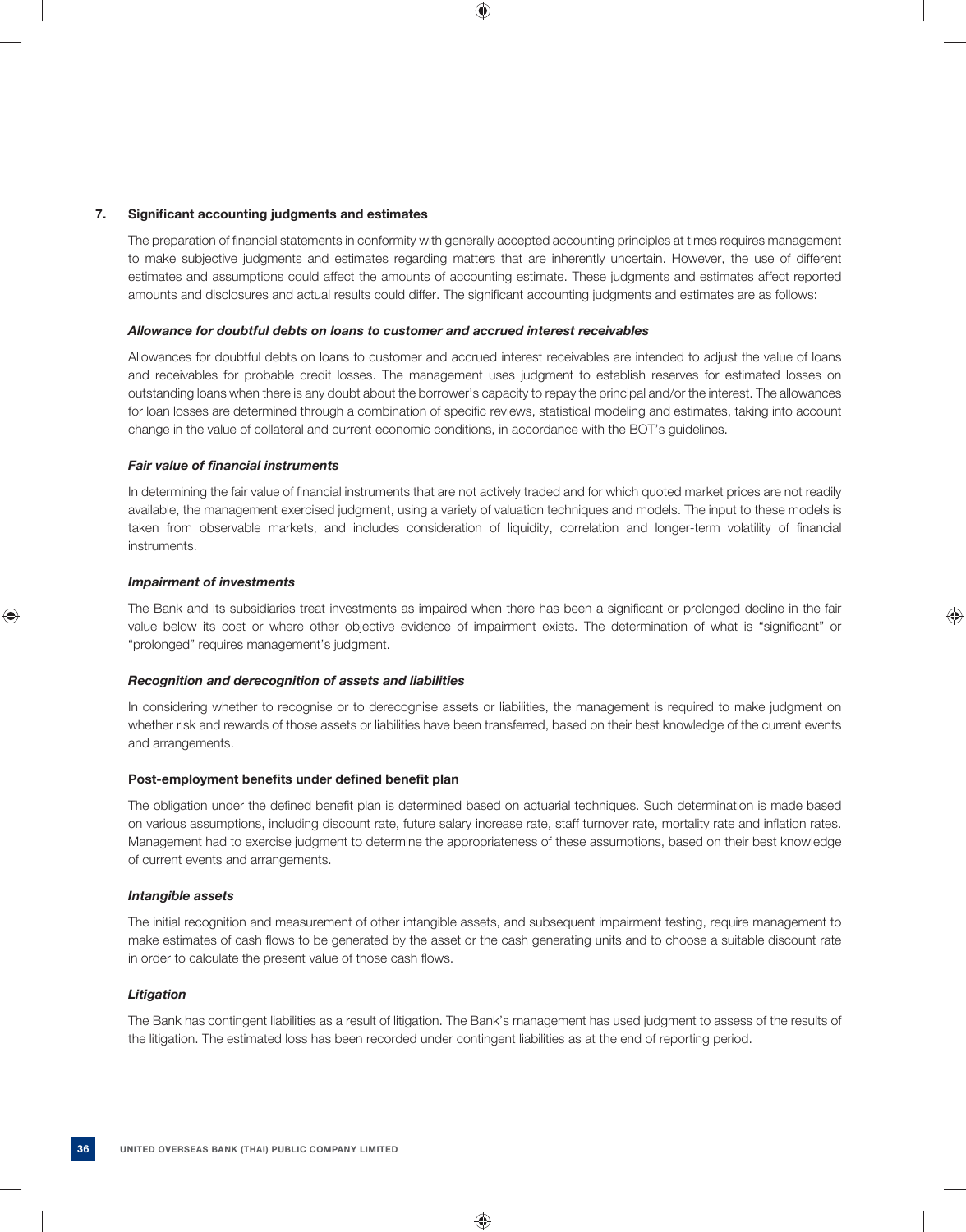## 7. Significant accounting judgments and estimates

The preparation of financial statements in conformity with generally accepted accounting principles at times requires management to make subjective judgments and estimates regarding matters that are inherently uncertain. However, the use of different estimates and assumptions could affect the amounts of accounting estimate. These judgments and estimates affect reported amounts and disclosures and actual results could differ. The significant accounting judgments and estimates are as follows:

***Allowance for doubtful debts on loans to customer and accrued interest receivables***

Allowances for doubtful debts on loans to customer and accrued interest receivables are intended to adjust the value of loans and receivables for probable credit losses. The management uses judgment to establish reserves for estimated losses on outstanding loans when there is any doubt about the borrower's capacity to repay the principal and/or the interest. The allowances for loan losses are determined through a combination of specific reviews, statistical modeling and estimates, taking into account change in the value of collateral and current economic conditions, in accordance with the BOT's guidelines.

***Fair value of financial instruments***

In determining the fair value of financial instruments that are not actively traded and for which quoted market prices are not readily available, the management exercised judgment, using a variety of valuation techniques and models. The input to these models is taken from observable markets, and includes consideration of liquidity, correlation and longer-term volatility of financial instruments.

***Impairment of investments***

The Bank and its subsidiaries treat investments as impaired when there has been a significant or prolonged decline in the fair value below its cost or where other objective evidence of impairment exists. The determination of what is "significant" or "prolonged" requires management's judgment.

***Recognition and derecognition of assets and liabilities***

In considering whether to recognise or to derecognise assets or liabilities, the management is required to make judgment on whether risk and rewards of those assets or liabilities have been transferred, based on their best knowledge of the current events and arrangements.

**Post-employment benefits under defined benefit plan**

The obligation under the defined benefit plan is determined based on actuarial techniques. Such determination is made based on various assumptions, including discount rate, future salary increase rate, staff turnover rate, mortality rate and inflation rates. Management had to exercise judgment to determine the appropriateness of these assumptions, based on their best knowledge of current events and arrangements.

***Intangible assets***

The initial recognition and measurement of other intangible assets, and subsequent impairment testing, require management to make estimates of cash flows to be generated by the asset or the cash generating units and to choose a suitable discount rate in order to calculate the present value of those cash flows.

***Litigation***

The Bank has contingent liabilities as a result of litigation. The Bank's management has used judgment to assess of the results of the litigation. The estimated loss has been recorded under contingent liabilities as at the end of reporting period.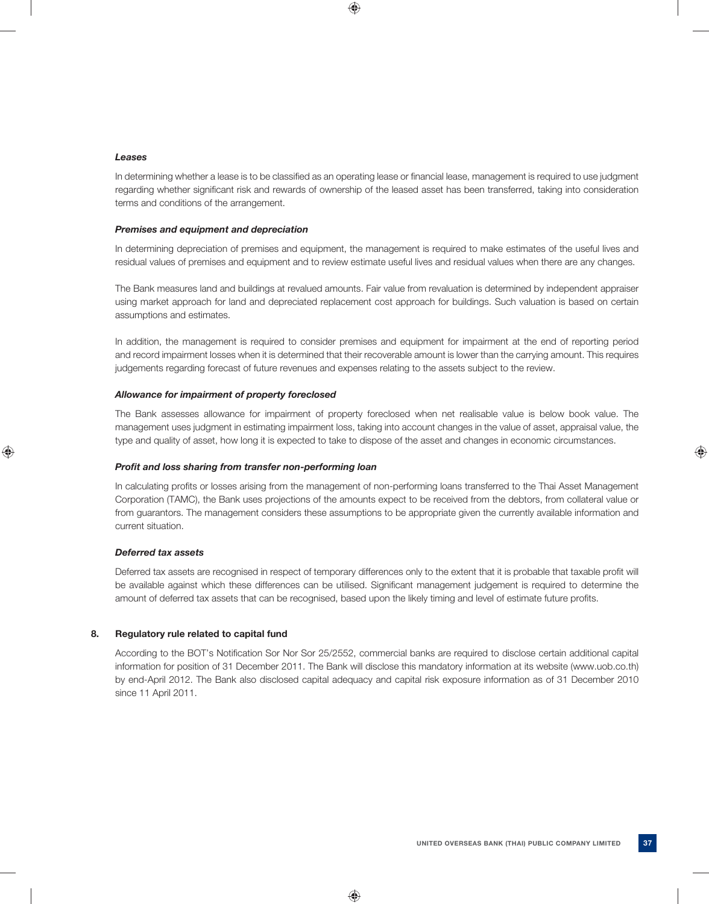***Leases***

In determining whether a lease is to be classified as an operating lease or financial lease, management is required to use judgment regarding whether significant risk and rewards of ownership of the leased asset has been transferred, taking into consideration terms and conditions of the arrangement.

***Premises and equipment and depreciation***

In determining depreciation of premises and equipment, the management is required to make estimates of the useful lives and residual values of premises and equipment and to review estimate useful lives and residual values when there are any changes.

The Bank measures land and buildings at revalued amounts. Fair value from revaluation is determined by independent appraiser using market approach for land and depreciated replacement cost approach for buildings. Such valuation is based on certain assumptions and estimates.

In addition, the management is required to consider premises and equipment for impairment at the end of reporting period and record impairment losses when it is determined that their recoverable amount is lower than the carrying amount. This requires judgements regarding forecast of future revenues and expenses relating to the assets subject to the review.

***Allowance for impairment of property foreclosed***

The Bank assesses allowance for impairment of property foreclosed when net realisable value is below book value. The management uses judgment in estimating impairment loss, taking into account changes in the value of asset, appraisal value, the type and quality of asset, how long it is expected to take to dispose of the asset and changes in economic circumstances.

***Profit and loss sharing from transfer non-performing loan***

In calculating profits or losses arising from the management of non-performing loans transferred to the Thai Asset Management Corporation (TAMC), the Bank uses projections of the amounts expect to be received from the debtors, from collateral value or from guarantors. The management considers these assumptions to be appropriate given the currently available information and current situation.

***Deferred tax assets***

Deferred tax assets are recognised in respect of temporary differences only to the extent that it is probable that taxable profit will be available against which these differences can be utilised. Significant management judgement is required to determine the amount of deferred tax assets that can be recognised, based upon the likely timing and level of estimate future profits.

## 8. Regulatory rule related to capital fund

According to the BOT's Notification Sor Nor Sor 25/2552, commercial banks are required to disclose certain additional capital information for position of 31 December 2011. The Bank will disclose this mandatory information at its website (www.uob.co.th) by end-April 2012. The Bank also disclosed capital adequacy and capital risk exposure information as of 31 December 2010 since 11 April 2011.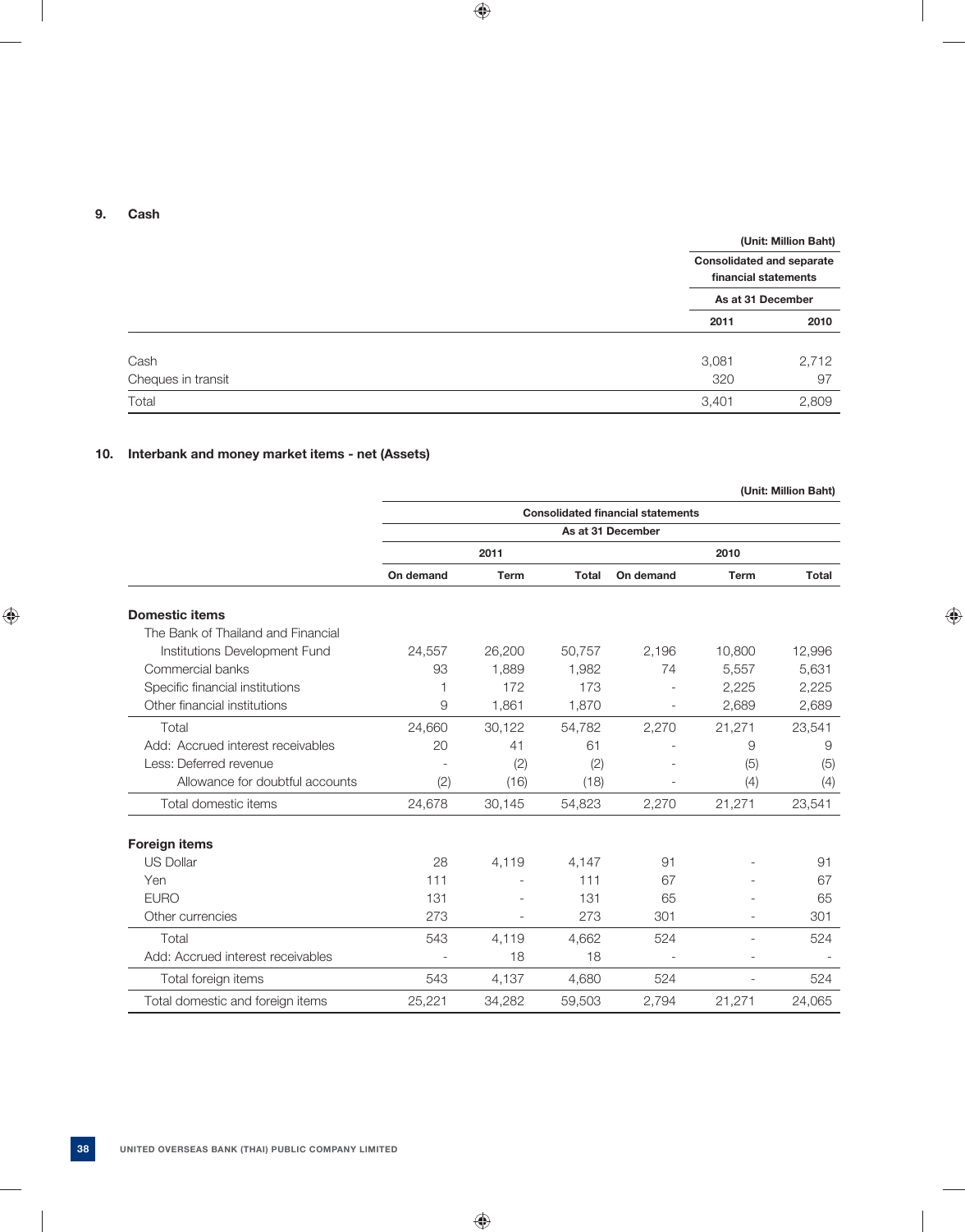## 9. Cash

| | (Unit: Million Baht) | |
|---|---|---|
| | Consolidated and separate financial statements | |
| | As at 31 December | |
| | 2011 | 2010 |
| Cash | 3,081 | 2,712 |
| Cheques in transit | 320 | 97 |
| Total | 3,401 | 2,809 |

## 10. Interbank and money market items - net (Assets)

| | (Unit: Million Baht) | | | | | |
|---|---|---|---|---|---|---|
| | Consolidated financial statements | | | | | |
| | As at 31 December | | | | | |
| | 2011 | | | 2010 | | |
| | On demand | Term | Total | On demand | Term | Total |
| **Domestic items** | | | | | | |
| The Bank of Thailand and Financial Institutions Development Fund | 24,557 | 26,200 | 50,757 | 2,196 | 10,800 | 12,996 |
| Commercial banks | 93 | 1,889 | 1,982 | 74 | 5,557 | 5,631 |
| Specific financial institutions | 1 | 172 | 173 | - | 2,225 | 2,225 |
| Other financial institutions | 9 | 1,861 | 1,870 | - | 2,689 | 2,689 |
| Total | 24,660 | 30,122 | 54,782 | 2,270 | 21,271 | 23,541 |
| Add: Accrued interest receivables | 20 | 41 | 61 | - | 9 | 9 |
| Less: Deferred revenue | - | (2) | (2) | - | (5) | (5) |
| Allowance for doubtful accounts | (2) | (16) | (18) | - | (4) | (4) |
| Total domestic items | 24,678 | 30,145 | 54,823 | 2,270 | 21,271 | 23,541 |
| **Foreign items** | | | | | | |
| US Dollar | 28 | 4,119 | 4,147 | 91 | - | 91 |
| Yen | 111 | - | 111 | 67 | - | 67 |
| EURO | 131 | - | 131 | 65 | - | 65 |
| Other currencies | 273 | - | 273 | 301 | - | 301 |
| Total | 543 | 4,119 | 4,662 | 524 | - | 524 |
| Add: Accrued interest receivables | - | 18 | 18 | - | - | - |
| Total foreign items | 543 | 4,137 | 4,680 | 524 | - | 524 |
| Total domestic and foreign items | 25,221 | 34,282 | 59,503 | 2,794 | 21,271 | 24,065 |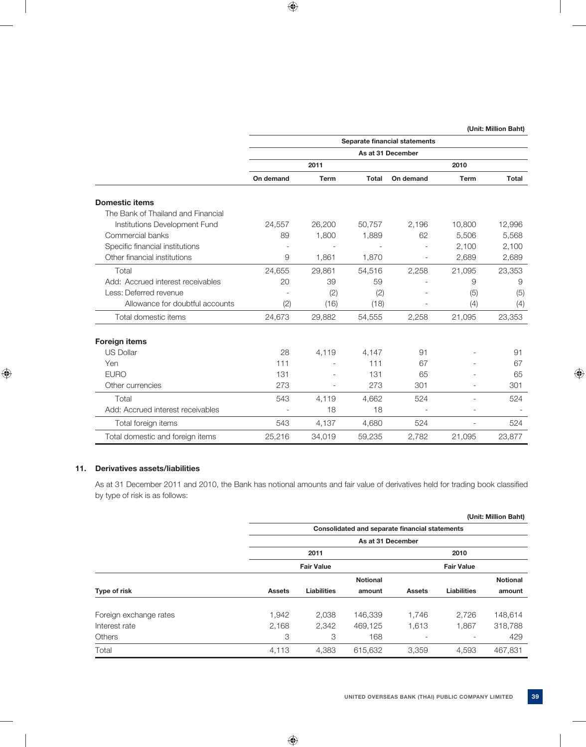(Unit: Million Baht)

| | Separate financial statements | | | | | |
|---|---|---|---|---|---|---|
| | As at 31 December | | | | | |
| | 2011 | | | 2010 | | |
| | On demand | Term | Total | On demand | Term | Total |
| **Domestic items** | | | | | | |
| The Bank of Thailand and Financial Institutions Development Fund | 24,557 | 26,200 | 50,757 | 2,196 | 10,800 | 12,996 |
| Commercial banks | 89 | 1,800 | 1,889 | 62 | 5,506 | 5,568 |
| Specific financial institutions | - | - | - | - | 2,100 | 2,100 |
| Other financial institutions | 9 | 1,861 | 1,870 | - | 2,689 | 2,689 |
| Total | 24,655 | 29,861 | 54,516 | 2,258 | 21,095 | 23,353 |
| Add: Accrued interest receivables | 20 | 39 | 59 | - | 9 | 9 |
| Less: Deferred revenue | - | (2) | (2) | - | (5) | (5) |
| Allowance for doubtful accounts | (2) | (16) | (18) | - | (4) | (4) |
| Total domestic items | 24,673 | 29,882 | 54,555 | 2,258 | 21,095 | 23,353 |
| **Foreign items** | | | | | | |
| US Dollar | 28 | 4,119 | 4,147 | 91 | - | 91 |
| Yen | 111 | - | 111 | 67 | - | 67 |
| EURO | 131 | - | 131 | 65 | - | 65 |
| Other currencies | 273 | - | 273 | 301 | - | 301 |
| Total | 543 | 4,119 | 4,662 | 524 | - | 524 |
| Add: Accrued interest receivables | - | 18 | 18 | - | - | - |
| Total foreign items | 543 | 4,137 | 4,680 | 524 | - | 524 |
| Total domestic and foreign items | 25,216 | 34,019 | 59,235 | 2,782 | 21,095 | 23,877 |

## 11. Derivatives assets/liabilities

As at 31 December 2011 and 2010, the Bank has notional amounts and fair value of derivatives held for trading book classified by type of risk is as follows:

(Unit: Million Baht)

| | Consolidated and separate financial statements | | | | | |
|---|---|---|---|---|---|---|
| | As at 31 December | | | | | |
| | 2011 | | | 2010 | | |
| | Fair Value | | | Fair Value | | |
| Type of risk | Assets | Liabilities | Notional amount | Assets | Liabilities | Notional amount |
| Foreign exchange rates | 1,942 | 2,038 | 146,339 | 1,746 | 2,726 | 148,614 |
| Interest rate | 2,168 | 2,342 | 469,125 | 1,613 | 1,867 | 318,788 |
| Others | 3 | 3 | 168 | - | - | 429 |
| Total | 4,113 | 4,383 | 615,632 | 3,359 | 4,593 | 467,831 |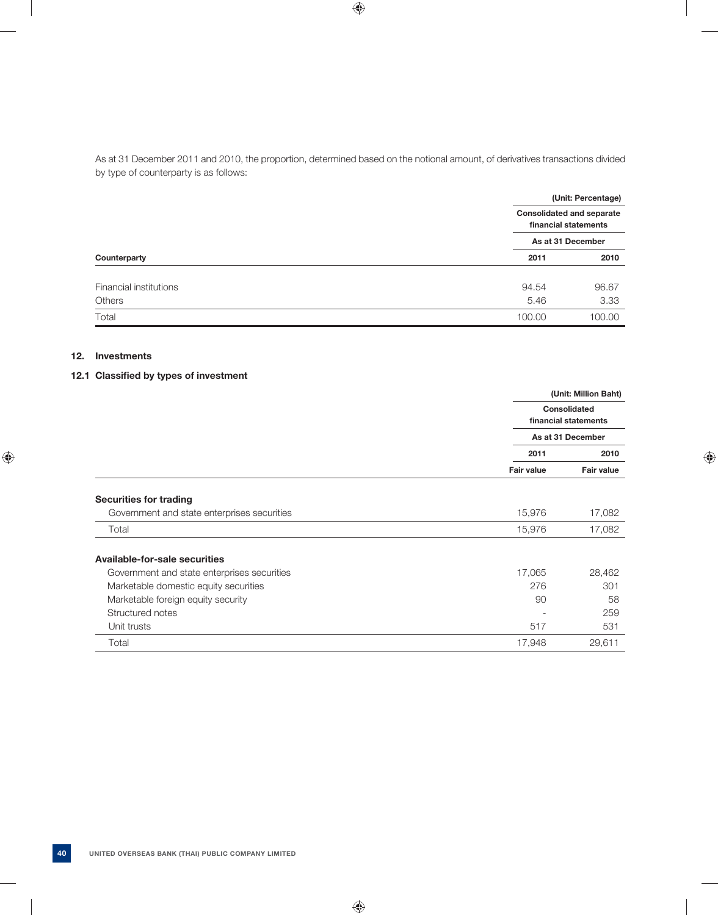As at 31 December 2011 and 2010, the proportion, determined based on the notional amount, of derivatives transactions divided by type of counterparty is as follows:

| | (Unit: Percentage) | |
|---|---|---|
| | Consolidated and separate financial statements | |
| | As at 31 December | |
| Counterparty | 2011 | 2010 |
| Financial institutions | 94.54 | 96.67 |
| Others | 5.46 | 3.33 |
| Total | 100.00 | 100.00 |

## 12. Investments

### 12.1 Classified by types of investment

| | (Unit: Million Baht) | |
|---|---|---|
| | Consolidated financial statements | |
| | As at 31 December | |
| | 2011 | 2010 |
| | Fair value | Fair value |
| **Securities for trading** | | |
| Government and state enterprises securities | 15,976 | 17,082 |
| Total | 15,976 | 17,082 |
| **Available-for-sale securities** | | |
| Government and state enterprises securities | 17,065 | 28,462 |
| Marketable domestic equity securities | 276 | 301 |
| Marketable foreign equity security | 90 | 58 |
| Structured notes | - | 259 |
| Unit trusts | 517 | 531 |
| Total | 17,948 | 29,611 |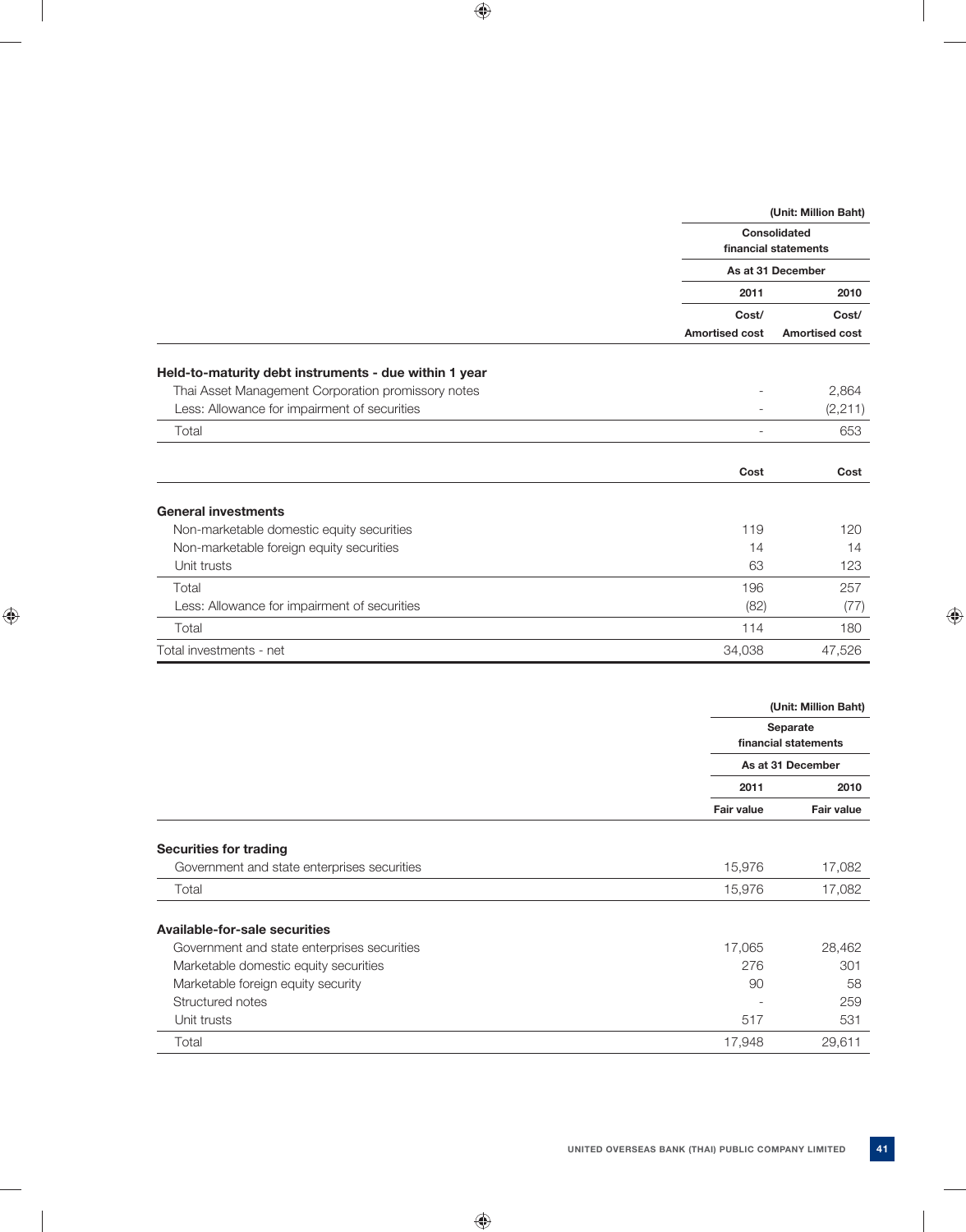(Unit: Million Baht)

| | Consolidated financial statements | |
|---|---|---|
| | As at 31 December | |
| | 2011 | 2010 |
| | Cost/ Amortised cost | Cost/ Amortised cost |
| **Held-to-maturity debt instruments - due within 1 year** | | |
| Thai Asset Management Corporation promissory notes | - | 2,864 |
| Less: Allowance for impairment of securities | - | (2,211) |
| Total | - | 653 |
| | Cost | Cost |
| **General investments** | | |
| Non-marketable domestic equity securities | 119 | 120 |
| Non-marketable foreign equity securities | 14 | 14 |
| Unit trusts | 63 | 123 |
| Total | 196 | 257 |
| Less: Allowance for impairment of securities | (82) | (77) |
| Total | 114 | 180 |
| Total investments - net | 34,038 | 47,526 |

(Unit: Million Baht)

| | Separate financial statements | |
|---|---|---|
| | As at 31 December | |
| | 2011 | 2010 |
| | Fair value | Fair value |
| **Securities for trading** | | |
| Government and state enterprises securities | 15,976 | 17,082 |
| Total | 15,976 | 17,082 |
| **Available-for-sale securities** | | |
| Government and state enterprises securities | 17,065 | 28,462 |
| Marketable domestic equity securities | 276 | 301 |
| Marketable foreign equity security | 90 | 58 |
| Structured notes | - | 259 |
| Unit trusts | 517 | 531 |
| Total | 17,948 | 29,611 |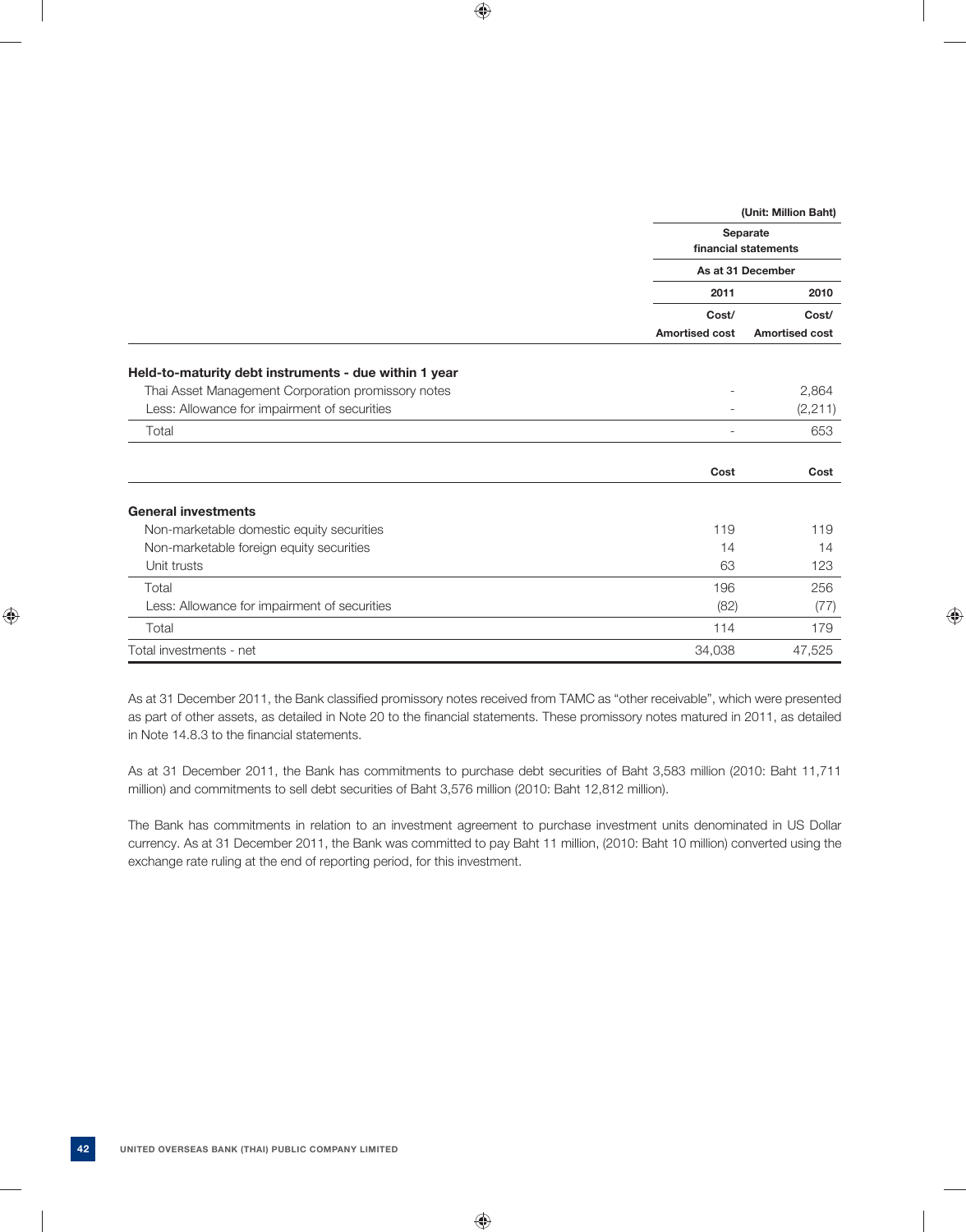| | (Unit: Million Baht) | |
|---|---|---|
| | Separate financial statements | |
| | As at 31 December | |
| | 2011 | 2010 |
| | Cost/ Amortised cost | Cost/ Amortised cost |
| **Held-to-maturity debt instruments - due within 1 year** | | |
| Thai Asset Management Corporation promissory notes | - | 2,864 |
| Less: Allowance for impairment of securities | - | (2,211) |
| Total | - | 653 |
| | Cost | Cost |
| **General investments** | | |
| Non-marketable domestic equity securities | 119 | 119 |
| Non-marketable foreign equity securities | 14 | 14 |
| Unit trusts | 63 | 123 |
| Total | 196 | 256 |
| Less: Allowance for impairment of securities | (82) | (77) |
| Total | 114 | 179 |
| Total investments - net | 34,038 | 47,525 |

As at 31 December 2011, the Bank classified promissory notes received from TAMC as "other receivable", which were presented as part of other assets, as detailed in Note 20 to the financial statements. These promissory notes matured in 2011, as detailed in Note 14.8.3 to the financial statements.

As at 31 December 2011, the Bank has commitments to purchase debt securities of Baht 3,583 million (2010: Baht 11,711 million) and commitments to sell debt securities of Baht 3,576 million (2010: Baht 12,812 million).

The Bank has commitments in relation to an investment agreement to purchase investment units denominated in US Dollar currency. As at 31 December 2011, the Bank was committed to pay Baht 11 million, (2010: Baht 10 million) converted using the exchange rate ruling at the end of reporting period, for this investment.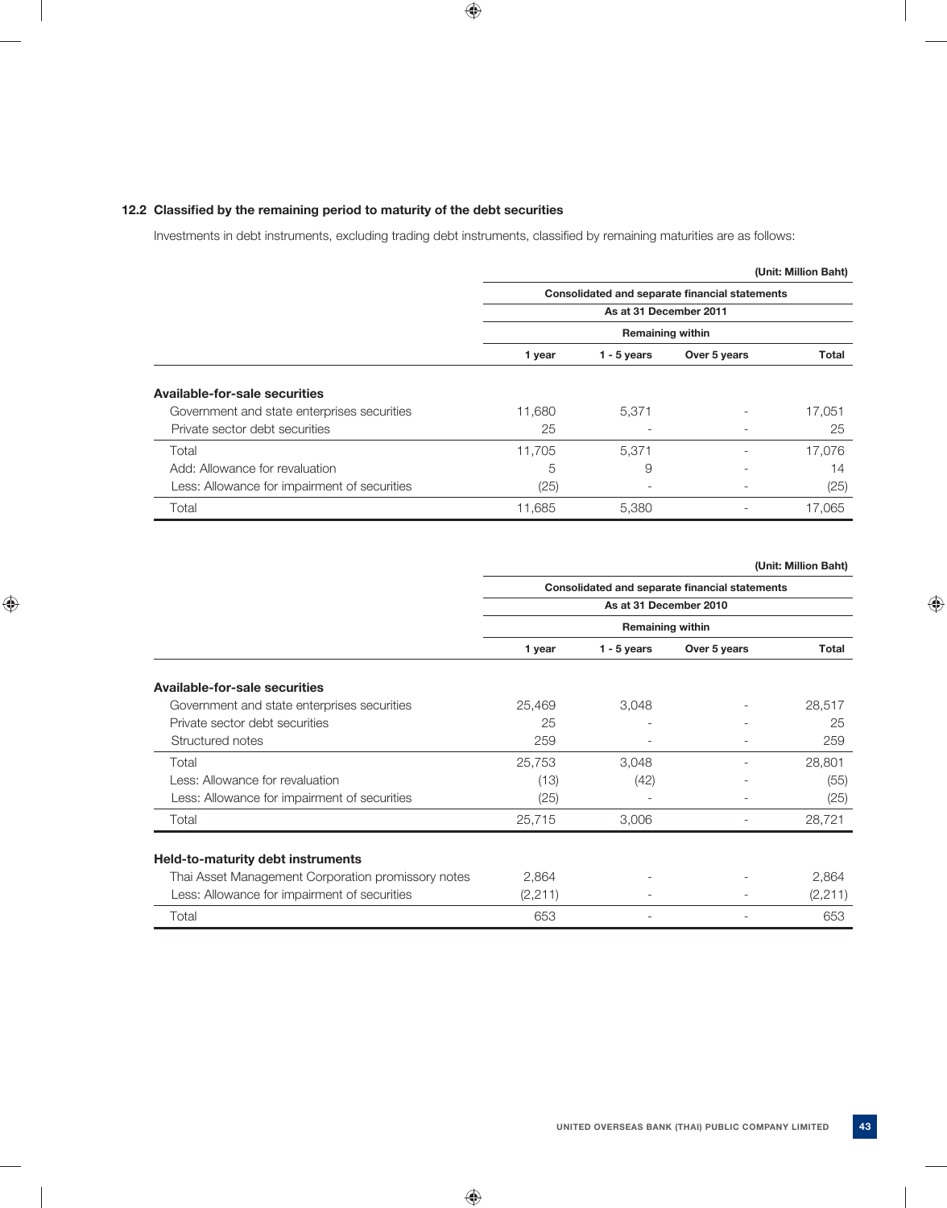### 12.2 Classified by the remaining period to maturity of the debt securities

Investments in debt instruments, excluding trading debt instruments, classified by remaining maturities are as follows:

(Unit: Million Baht)

| | Consolidated and separate financial statements | | | |
|---|---|---|---|---|
| | As at 31 December 2011 | | | |
| | Remaining within | | | |
| | 1 year | 1 - 5 years | Over 5 years | Total |
| **Available-for-sale securities** | | | | |
| Government and state enterprises securities | 11,680 | 5,371 | - | 17,051 |
| Private sector debt securities | 25 | - | - | 25 |
| Total | 11,705 | 5,371 | - | 17,076 |
| Add: Allowance for revaluation | 5 | 9 | - | 14 |
| Less: Allowance for impairment of securities | (25) | - | - | (25) |
| Total | 11,685 | 5,380 | - | 17,065 |

(Unit: Million Baht)

| | Consolidated and separate financial statements | | | |
|---|---|---|---|---|
| | As at 31 December 2010 | | | |
| | Remaining within | | | |
| | 1 year | 1 - 5 years | Over 5 years | Total |
| **Available-for-sale securities** | | | | |
| Government and state enterprises securities | 25,469 | 3,048 | - | 28,517 |
| Private sector debt securities | 25 | - | - | 25 |
| Structured notes | 259 | - | - | 259 |
| Total | 25,753 | 3,048 | - | 28,801 |
| Less: Allowance for revaluation | (13) | (42) | - | (55) |
| Less: Allowance for impairment of securities | (25) | - | - | (25) |
| Total | 25,715 | 3,006 | - | 28,721 |
| **Held-to-maturity debt instruments** | | | | |
| Thai Asset Management Corporation promissory notes | 2,864 | - | - | 2,864 |
| Less: Allowance for impairment of securities | (2,211) | - | - | (2,211) |
| Total | 653 | - | - | 653 |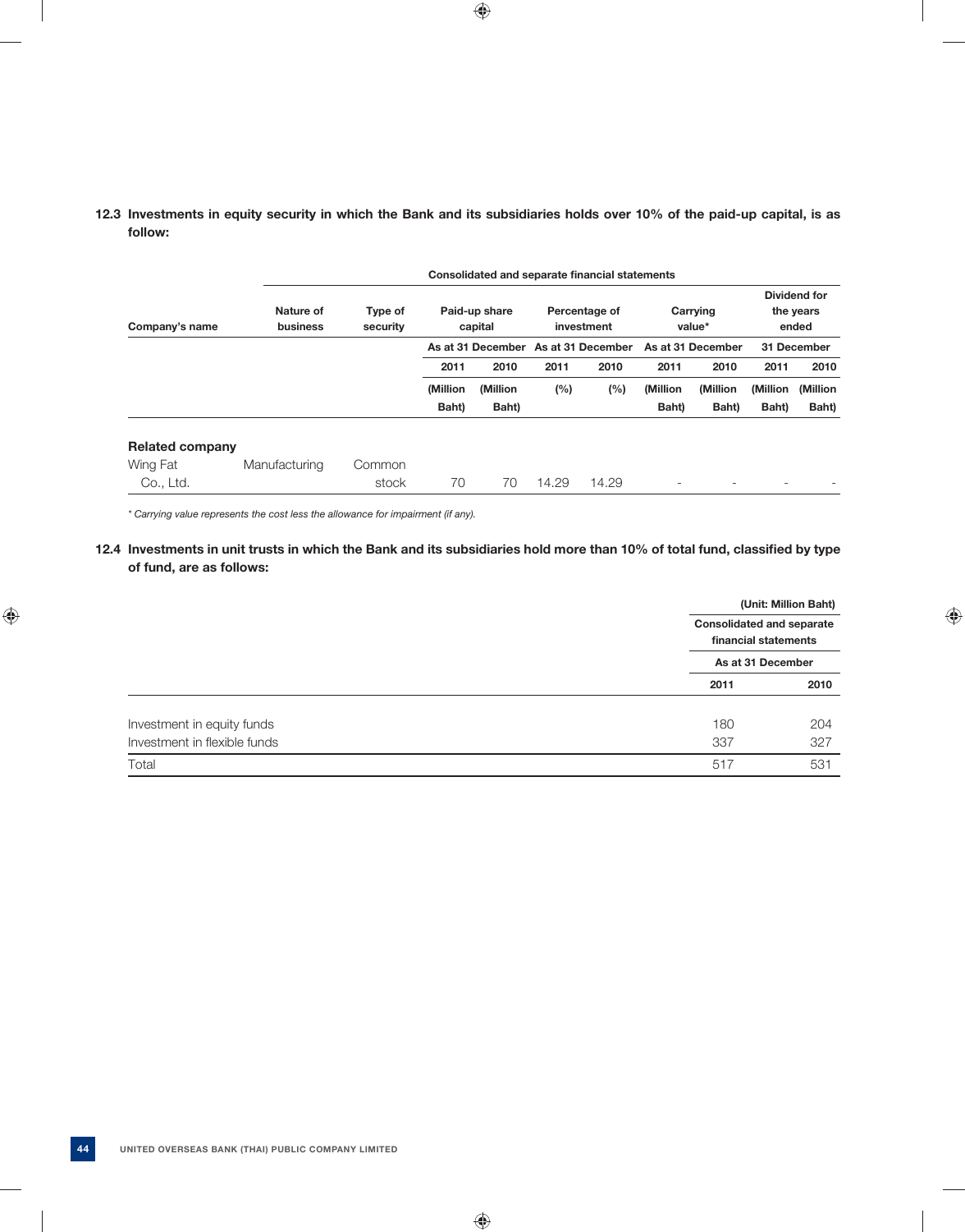**12.3 Investments in equity security in which the Bank and its subsidiaries holds over 10% of the paid-up capital, is as follow:**

| | Consolidated and separate financial statements | | | | | | | | | |
|---|---|---|---|---|---|---|---|---|---|---|
| **Company's name** | **Nature of business** | **Type of security** | **Paid-up share capital** | | **Percentage of investment** | | **Carrying value*** | | **Dividend for the years ended** | |
| | | | **As at 31 December** | | **As at 31 December** | | **As at 31 December** | | **31 December** | |
| | | | **2011** | **2010** | **2011** | **2010** | **2011** | **2010** | **2011** | **2010** |
| | | | **(Million Baht)** | **(Million Baht)** | **(%)** | **(%)** | **(Million Baht)** | **(Million Baht)** | **(Million Baht)** | **(Million Baht)** |
| **Related company** | | | | | | | | | | |
| Wing Fat Co., Ltd. | Manufacturing | Common stock | 70 | 70 | 14.29 | 14.29 | - | - | - | - |

*\* Carrying value represents the cost less the allowance for impairment (if any).*

**12.4 Investments in unit trusts in which the Bank and its subsidiaries hold more than 10% of total fund, classified by type of fund, are as follows:**

(Unit: Million Baht)

| | Consolidated and separate financial statements | |
|---|---|---|
| | **As at 31 December** | |
| | **2011** | **2010** |
| Investment in equity funds | 180 | 204 |
| Investment in flexible funds | 337 | 327 |
| Total | 517 | 531 |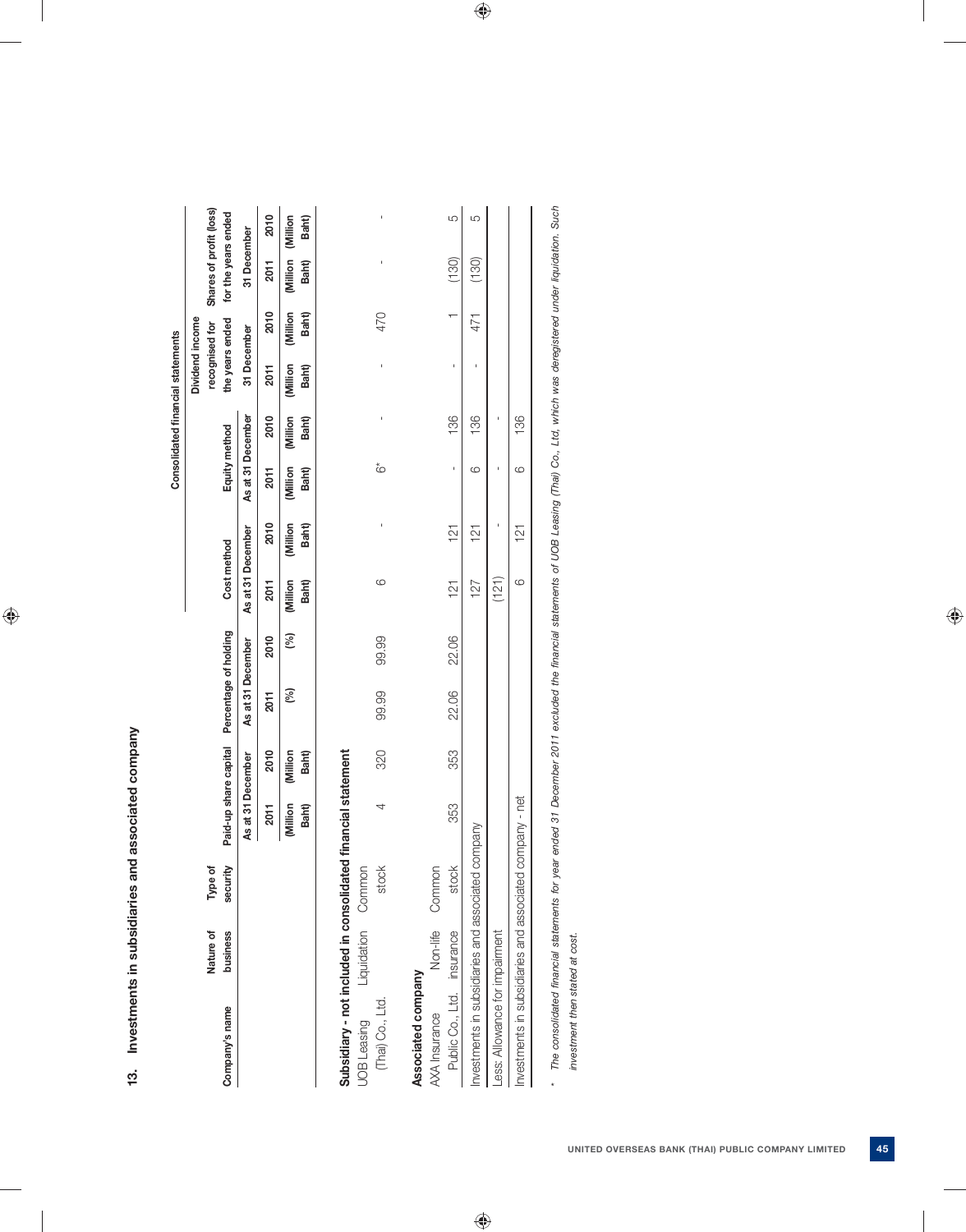## 13. Investments in subsidiaries and associated company

| | | | Consolidated financial statements | | | | | | | | | | | |
|---|---|---|---|---|---|---|---|---|---|---|---|---|---|---|
| Company's name | Nature of business | Type of security | Paid-up share capital | | Percentage of holding | | Cost method | | Equity method | | Dividend income recognised for the years ended | | Shares of profit (loss) for the years ended | |
| | | | As at 31 December | | As at 31 December | | As at 31 December | | As at 31 December | | 31 December | | 31 December | |
| | | | 2011 | 2010 | 2011 | 2010 | 2011 | 2010 | 2011 | 2010 | 2011 | 2010 | 2011 | 2010 |
| | | | (Million Baht) | (Million Baht) | (%) | (%) | (Million Baht) | (Million Baht) | (Million Baht) | (Million Baht) | (Million Baht) | (Million Baht) | (Million Baht) | (Million Baht) |
| **Subsidiary - not included in consolidated financial statement** | | | | | | | | | | | | | | |
| UOB Leasing (Thai) Co., Ltd. | Liquidation | Common stock | 4 | 320 | 99.99 | 99.99 | 6 | - | 6* | - | - | 470 | - | - |
| **Associated company** | | | | | | | | | | | | | | |
| AXA Insurance Public Co., Ltd. | Non-life insurance | Common stock | 353 | 353 | 22.06 | 22.06 | 121 | 121 | - | 136 | - | 1 | (130) | 5 |
| Investments in subsidiaries and associated company | | | | | | | 127 | 121 | 6 | 136 | - | 471 | (130) | 5 |
| Less: Allowance for impairment | | | | | | | (121) | - | - | - | | | | |
| Investments in subsidiaries and associated company - net | | | | | | | 6 | 121 | 6 | 136 | | | | |

\* *The consolidated financial statements for year ended 31 December 2011 excluded the financial statements of UOB Leasing (Thai) Co., Ltd, which was deregistered under liquidation. Such investment then stated at cost.*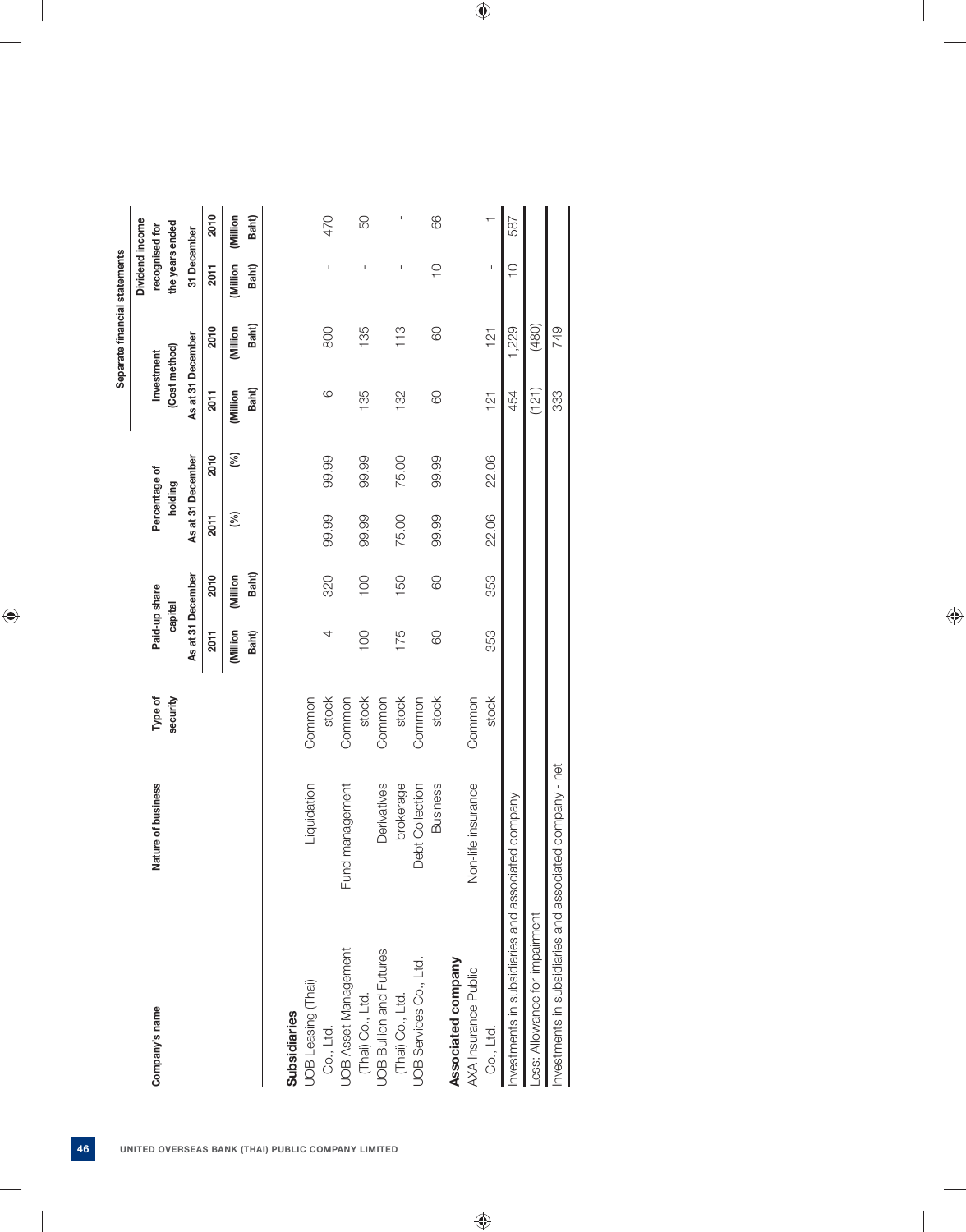| Company's name | Nature of business | Type of security | Paid-up share capital | | Percentage of holding | | Separate financial statements | | | |
|---|---|---|---|---|---|---|---|---|---|---|
| | | | | | | | Investment (Cost method) | | Dividend income recognised for the years ended | |
| | | | As at 31 December | | As at 31 December | | As at 31 December | | 31 December | |
| | | | 2011 | 2010 | 2011 | 2010 | 2011 | 2010 | 2011 | 2010 |
| | | | (Million Baht) | (Million Baht) | (%) | (%) | (Million Baht) | (Million Baht) | (Million Baht) | (Million Baht) |
| **Subsidiaries** | | | | | | | | | | |
| UOB Leasing (Thai) Co., Ltd. | Liquidation | Common stock | 4 | 320 | 99.99 | 99.99 | 6 | 800 | - | 470 |
| UOB Asset Management (Thai) Co., Ltd. | Fund management | Common stock | 100 | 100 | 99.99 | 99.99 | 135 | 135 | - | 50 |
| UOB Bullion and Futures (Thai) Co., Ltd. | Derivatives brokerage | Common stock | 175 | 150 | 75.00 | 75.00 | 132 | 113 | - | - |
| UOB Services Co., Ltd. | Debt Collection Business | Common stock | 60 | 60 | 99.99 | 99.99 | 60 | 60 | 10 | 66 |
| **Associated company** | | | | | | | | | | |
| AXA Insurance Public Co., Ltd. | Non-life insurance | Common stock | 353 | 353 | 22.06 | 22.06 | 121 | 121 | - | 1 |
| Investments in subsidiaries and associated company | | | | | | | 454 | 1,229 | 10 | 587 |
| Less: Allowance for impairment | | | | | | | (121) | (480) | | |
| Investments in subsidiaries and associated company - net | | | | | | | 333 | 749 | | |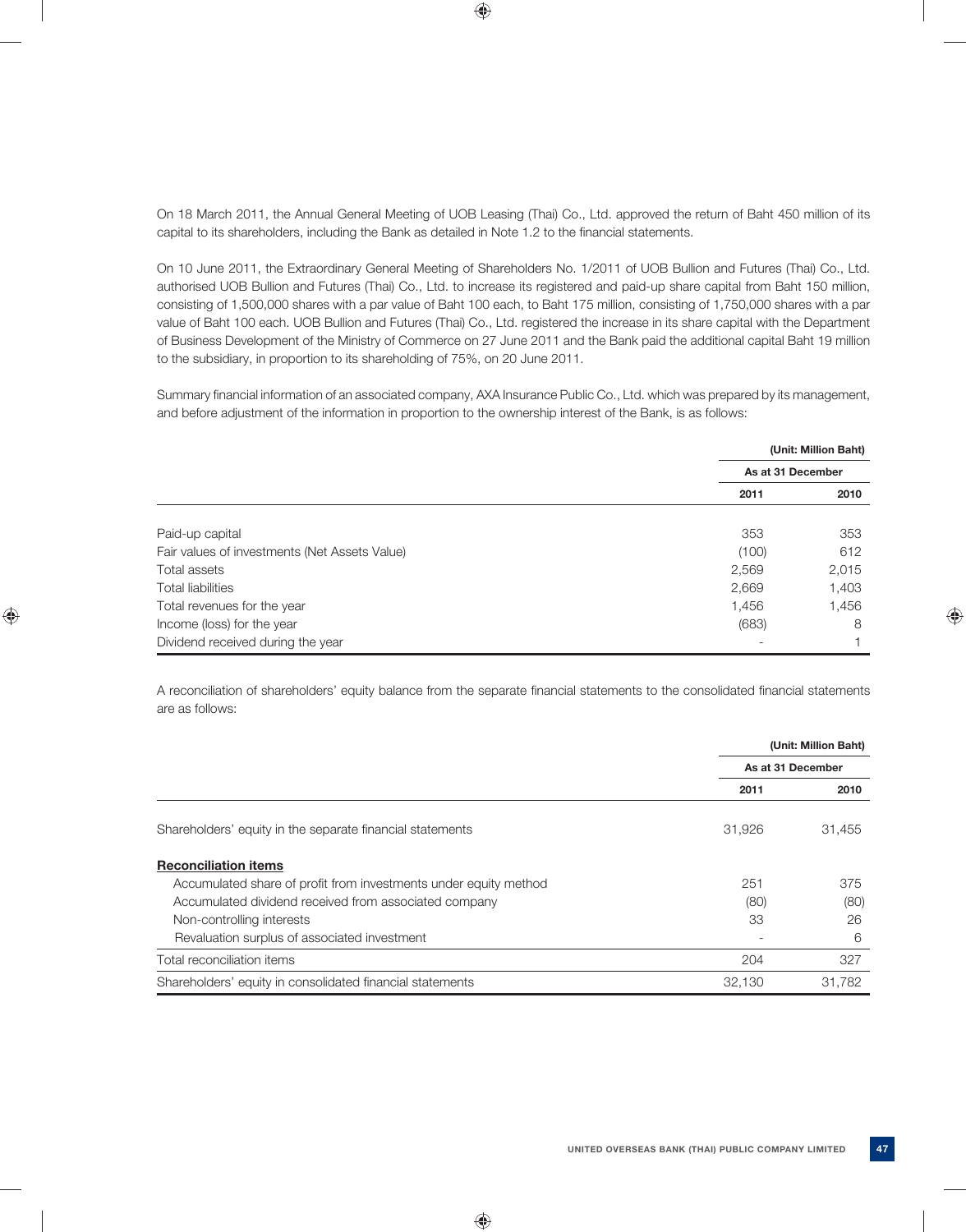On 18 March 2011, the Annual General Meeting of UOB Leasing (Thai) Co., Ltd. approved the return of Baht 450 million of its capital to its shareholders, including the Bank as detailed in Note 1.2 to the financial statements.

On 10 June 2011, the Extraordinary General Meeting of Shareholders No. 1/2011 of UOB Bullion and Futures (Thai) Co., Ltd. authorised UOB Bullion and Futures (Thai) Co., Ltd. to increase its registered and paid-up share capital from Baht 150 million, consisting of 1,500,000 shares with a par value of Baht 100 each, to Baht 175 million, consisting of 1,750,000 shares with a par value of Baht 100 each. UOB Bullion and Futures (Thai) Co., Ltd. registered the increase in its share capital with the Department of Business Development of the Ministry of Commerce on 27 June 2011 and the Bank paid the additional capital Baht 19 million to the subsidiary, in proportion to its shareholding of 75%, on 20 June 2011.

Summary financial information of an associated company, AXA Insurance Public Co., Ltd. which was prepared by its management, and before adjustment of the information in proportion to the ownership interest of the Bank, is as follows:

| | (Unit: Million Baht) | |
|---|---|---|
| | As at 31 December | |
| | 2011 | 2010 |
| Paid-up capital | 353 | 353 |
| Fair values of investments (Net Assets Value) | (100) | 612 |
| Total assets | 2,569 | 2,015 |
| Total liabilities | 2,669 | 1,403 |
| Total revenues for the year | 1,456 | 1,456 |
| Income (loss) for the year | (683) | 8 |
| Dividend received during the year | - | 1 |

A reconciliation of shareholders' equity balance from the separate financial statements to the consolidated financial statements are as follows:

| | (Unit: Million Baht) | |
|---|---|---|
| | As at 31 December | |
| | 2011 | 2010 |
| Shareholders' equity in the separate financial statements | 31,926 | 31,455 |
| **Reconciliation items** | | |
| Accumulated share of profit from investments under equity method | 251 | 375 |
| Accumulated dividend received from associated company | (80) | (80) |
| Non-controlling interests | 33 | 26 |
| Revaluation surplus of associated investment | - | 6 |
| Total reconciliation items | 204 | 327 |
| Shareholders' equity in consolidated financial statements | 32,130 | 31,782 |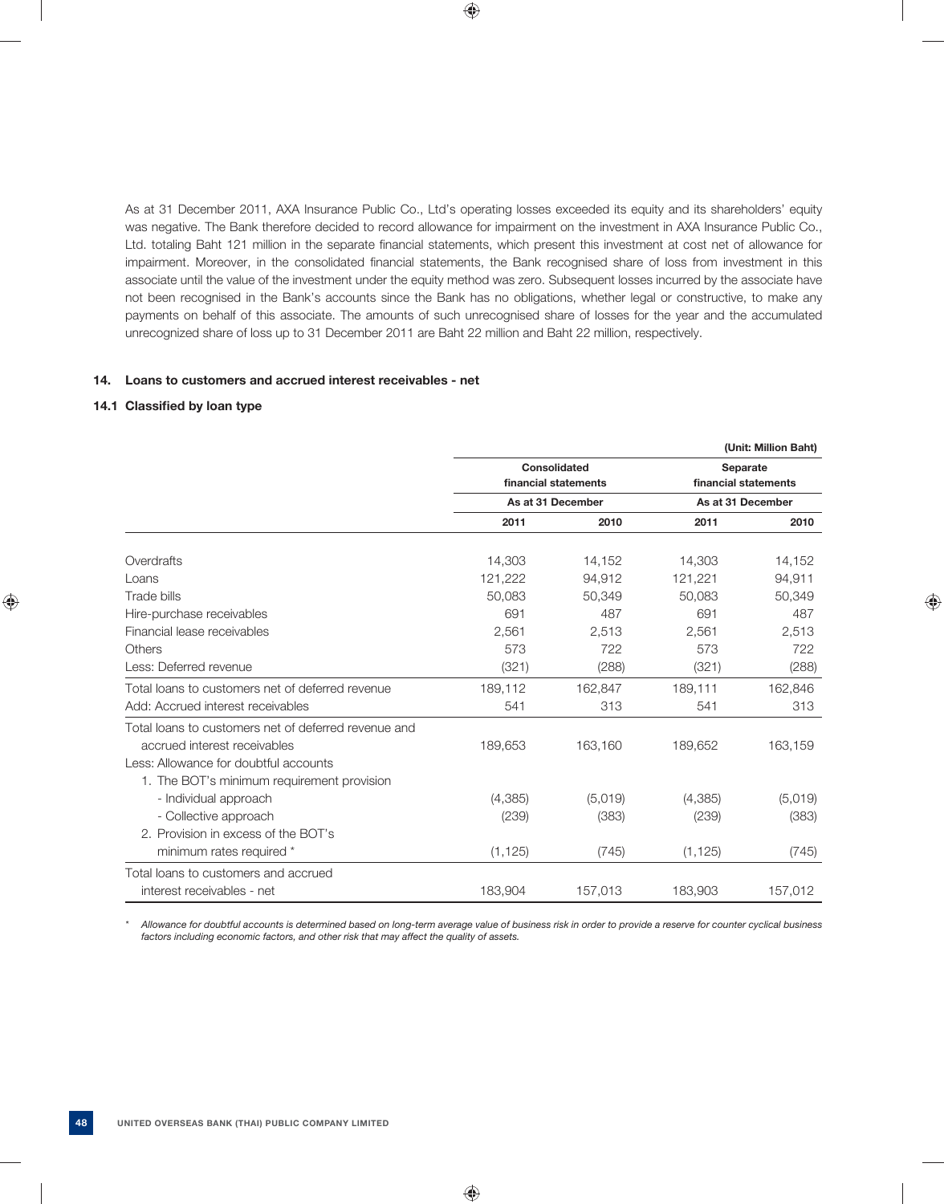As at 31 December 2011, AXA Insurance Public Co., Ltd's operating losses exceeded its equity and its shareholders' equity was negative. The Bank therefore decided to record allowance for impairment on the investment in AXA Insurance Public Co., Ltd. totaling Baht 121 million in the separate financial statements, which present this investment at cost net of allowance for impairment. Moreover, in the consolidated financial statements, the Bank recognised share of loss from investment in this associate until the value of the investment under the equity method was zero. Subsequent losses incurred by the associate have not been recognised in the Bank's accounts since the Bank has no obligations, whether legal or constructive, to make any payments on behalf of this associate. The amounts of such unrecognised share of losses for the year and the accumulated unrecognized share of loss up to 31 December 2011 are Baht 22 million and Baht 22 million, respectively.

## 14. Loans to customers and accrued interest receivables - net

### 14.1 Classified by loan type

(Unit: Million Baht)

| | Consolidated financial statements | | Separate financial statements | |
|---|---|---|---|---|
| | As at 31 December | | As at 31 December | |
| | 2011 | 2010 | 2011 | 2010 |
| Overdrafts | 14,303 | 14,152 | 14,303 | 14,152 |
| Loans | 121,222 | 94,912 | 121,221 | 94,911 |
| Trade bills | 50,083 | 50,349 | 50,083 | 50,349 |
| Hire-purchase receivables | 691 | 487 | 691 | 487 |
| Financial lease receivables | 2,561 | 2,513 | 2,561 | 2,513 |
| Others | 573 | 722 | 573 | 722 |
| Less: Deferred revenue | (321) | (288) | (321) | (288) |
| Total loans to customers net of deferred revenue | 189,112 | 162,847 | 189,111 | 162,846 |
| Add: Accrued interest receivables | 541 | 313 | 541 | 313 |
| Total loans to customers net of deferred revenue and accrued interest receivables | 189,653 | 163,160 | 189,652 | 163,159 |
| Less: Allowance for doubtful accounts | | | | |
| 1. The BOT's minimum requirement provision | | | | |
| - Individual approach | (4,385) | (5,019) | (4,385) | (5,019) |
| - Collective approach | (239) | (383) | (239) | (383) |
| 2. Provision in excess of the BOT's minimum rates required * | (1,125) | (745) | (1,125) | (745) |
| Total loans to customers and accrued interest receivables - net | 183,904 | 157,013 | 183,903 | 157,012 |

* *Allowance for doubtful accounts is determined based on long-term average value of business risk in order to provide a reserve for counter cyclical business factors including economic factors, and other risk that may affect the quality of assets.*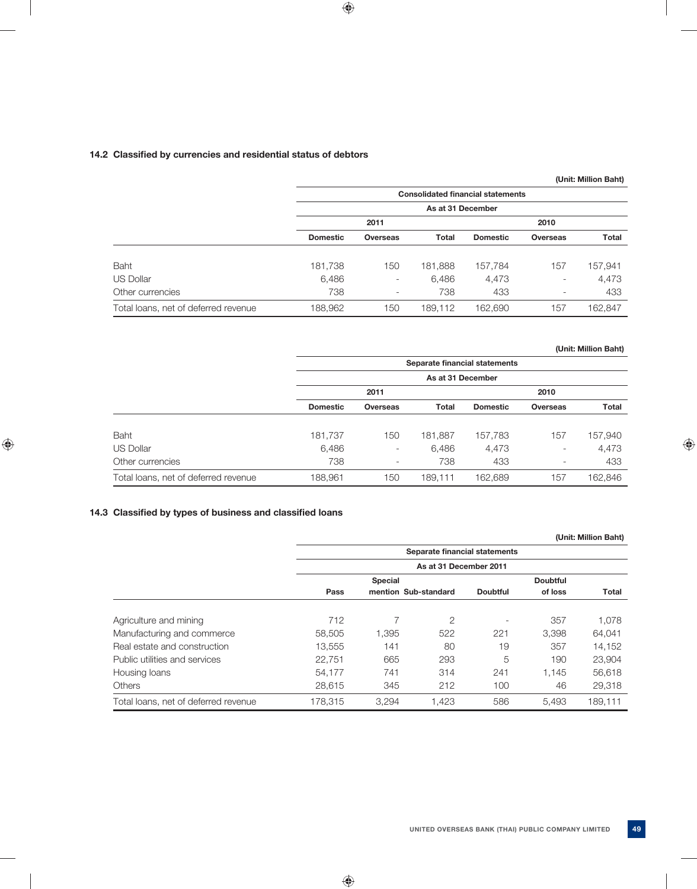### 14.2 Classified by currencies and residential status of debtors

(Unit: Million Baht)

| | Consolidated financial statements | | | | | |
|---|---|---|---|---|---|---|
| | As at 31 December | | | | | |
| | 2011 | | | 2010 | | |
| | Domestic | Overseas | Total | Domestic | Overseas | Total |
| Baht | 181,738 | 150 | 181,888 | 157,784 | 157 | 157,941 |
| US Dollar | 6,486 | - | 6,486 | 4,473 | - | 4,473 |
| Other currencies | 738 | - | 738 | 433 | - | 433 |
| Total loans, net of deferred revenue | 188,962 | 150 | 189,112 | 162,690 | 157 | 162,847 |

(Unit: Million Baht)

| | Separate financial statements | | | | | |
|---|---|---|---|---|---|---|
| | As at 31 December | | | | | |
| | 2011 | | | 2010 | | |
| | Domestic | Overseas | Total | Domestic | Overseas | Total |
| Baht | 181,737 | 150 | 181,887 | 157,783 | 157 | 157,940 |
| US Dollar | 6,486 | - | 6,486 | 4,473 | - | 4,473 |
| Other currencies | 738 | - | 738 | 433 | - | 433 |
| Total loans, net of deferred revenue | 188,961 | 150 | 189,111 | 162,689 | 157 | 162,846 |

### 14.3 Classified by types of business and classified loans

(Unit: Million Baht)

| | Separate financial statements | | | | | |
|---|---|---|---|---|---|---|
| | As at 31 December 2011 | | | | | |
| | Pass | Special mention | Sub-standard | Doubtful | Doubtful of loss | Total |
| Agriculture and mining | 712 | 7 | 2 | - | 357 | 1,078 |
| Manufacturing and commerce | 58,505 | 1,395 | 522 | 221 | 3,398 | 64,041 |
| Real estate and construction | 13,555 | 141 | 80 | 19 | 357 | 14,152 |
| Public utilities and services | 22,751 | 665 | 293 | 5 | 190 | 23,904 |
| Housing loans | 54,177 | 741 | 314 | 241 | 1,145 | 56,618 |
| Others | 28,615 | 345 | 212 | 100 | 46 | 29,318 |
| Total loans, net of deferred revenue | 178,315 | 3,294 | 1,423 | 586 | 5,493 | 189,111 |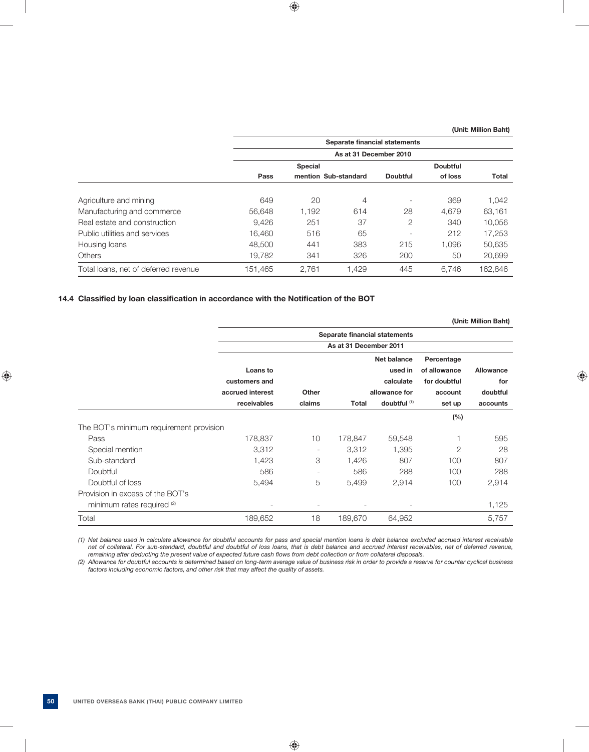(Unit: Million Baht)

| | Separate financial statements | | | | | |
|---|---|---|---|---|---|---|
| | As at 31 December 2010 | | | | | |
| | Pass | Special mention | Sub-standard | Doubtful | Doubtful of loss | Total |
| Agriculture and mining | 649 | 20 | 4 | - | 369 | 1,042 |
| Manufacturing and commerce | 56,648 | 1,192 | 614 | 28 | 4,679 | 63,161 |
| Real estate and construction | 9,426 | 251 | 37 | 2 | 340 | 10,056 |
| Public utilities and services | 16,460 | 516 | 65 | - | 212 | 17,253 |
| Housing loans | 48,500 | 441 | 383 | 215 | 1,096 | 50,635 |
| Others | 19,782 | 341 | 326 | 200 | 50 | 20,699 |
| Total loans, net of deferred revenue | 151,465 | 2,761 | 1,429 | 445 | 6,746 | 162,846 |

### 14.4 Classified by loan classification in accordance with the Notification of the BOT

(Unit: Million Baht)

| | Separate financial statements | | | | | |
|---|---|---|---|---|---|---|
| | As at 31 December 2011 | | | | | |
| | Loans to customers and accrued interest receivables | Other claims | Total | Net balance used in calculate allowance for doubtful [(1)] | Percentage of allowance for doubtful account set up | Allowance for doubtful accounts |
| | | | | | (%) | |
| The BOT's minimum requirement provision | | | | | | |
| Pass | 178,837 | 10 | 178,847 | 59,548 | 1 | 595 |
| Special mention | 3,312 | - | 3,312 | 1,395 | 2 | 28 |
| Sub-standard | 1,423 | 3 | 1,426 | 807 | 100 | 807 |
| Doubtful | 586 | - | 586 | 288 | 100 | 288 |
| Doubtful of loss | 5,494 | 5 | 5,499 | 2,914 | 100 | 2,914 |
| Provision in excess of the BOT's minimum rates required [(2)] | - | - | - | - | | 1,125 |
| Total | 189,652 | 18 | 189,670 | 64,952 | | 5,757 |

*(1) Net balance used in calculate allowance for doubtful accounts for pass and special mention loans is debt balance excluded accrued interest receivable net of collateral. For sub-standard, doubtful and doubtful of loss loans, that is debt balance and accrued interest receivables, net of deferred revenue, remaining after deducting the present value of expected future cash flows from debt collection or from collateral disposals.*

*(2) Allowance for doubtful accounts is determined based on long-term average value of business risk in order to provide a reserve for counter cyclical business factors including economic factors, and other risk that may affect the quality of assets.*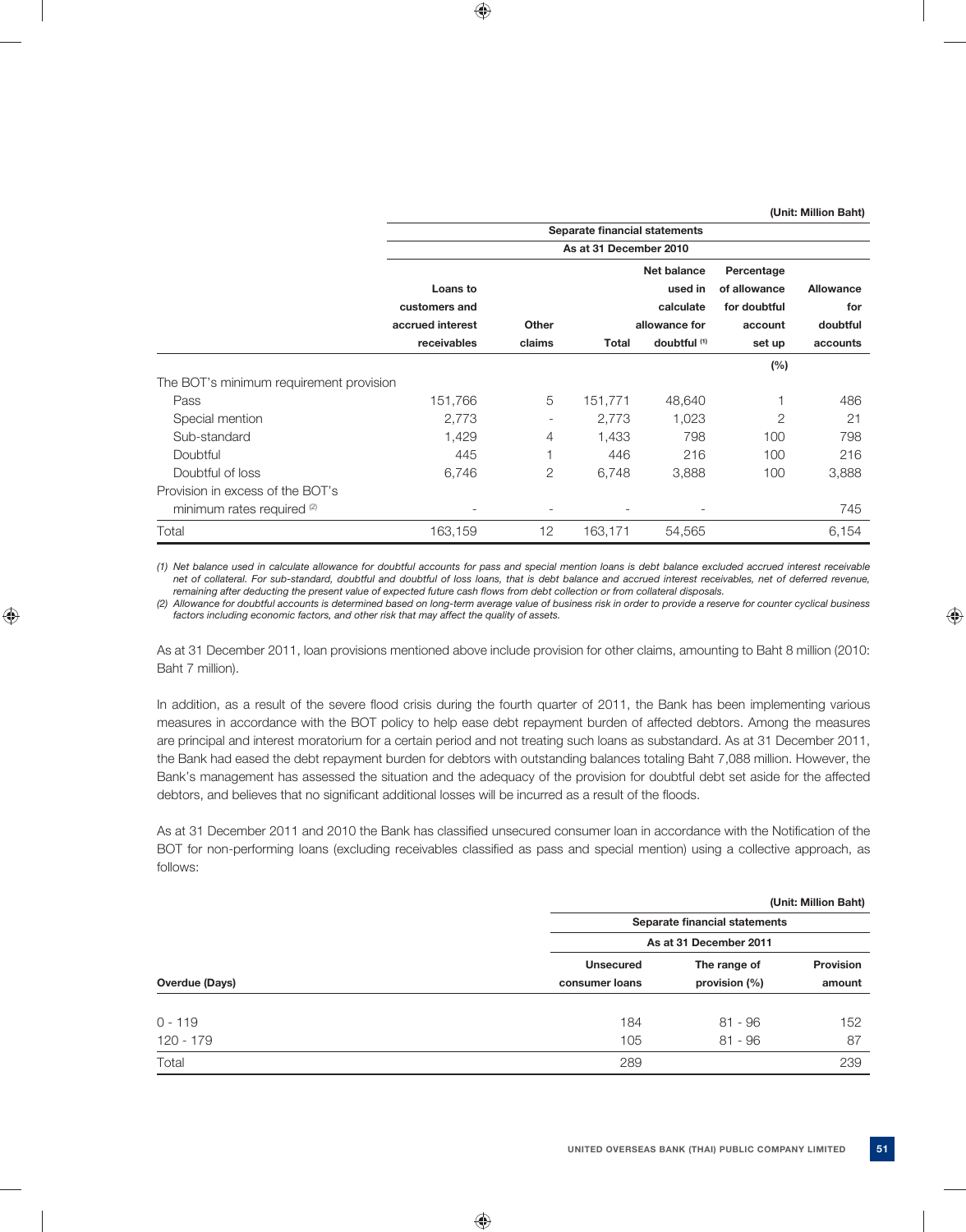(Unit: Million Baht)

| | Separate financial statements | | | | | |
|---|---|---|---|---|---|---|
| | As at 31 December 2010 | | | | | |
| | Loans to customers and accrued interest receivables | Other claims | Total | Net balance used in calculate allowance for doubtful [(1)] | Percentage of allowance for doubtful account set up | Allowance for doubtful accounts |
| | | | | | (%) | |
| The BOT's minimum requirement provision | | | | | | |
| Pass | 151,766 | 5 | 151,771 | 48,640 | 1 | 486 |
| Special mention | 2,773 | - | 2,773 | 1,023 | 2 | 21 |
| Sub-standard | 1,429 | 4 | 1,433 | 798 | 100 | 798 |
| Doubtful | 445 | 1 | 446 | 216 | 100 | 216 |
| Doubtful of loss | 6,746 | 2 | 6,748 | 3,888 | 100 | 3,888 |
| Provision in excess of the BOT's minimum rates required [(2)] | - | - | - | - | | 745 |
| Total | 163,159 | 12 | 163,171 | 54,565 | | 6,154 |

*(1) Net balance used in calculate allowance for doubtful accounts for pass and special mention loans is debt balance excluded accrued interest receivable net of collateral. For sub-standard, doubtful and doubtful of loss loans, that is debt balance and accrued interest receivables, net of deferred revenue, remaining after deducting the present value of expected future cash flows from debt collection or from collateral disposals.*

*(2) Allowance for doubtful accounts is determined based on long-term average value of business risk in order to provide a reserve for counter cyclical business factors including economic factors, and other risk that may affect the quality of assets.*

As at 31 December 2011, loan provisions mentioned above include provision for other claims, amounting to Baht 8 million (2010: Baht 7 million).

In addition, as a result of the severe flood crisis during the fourth quarter of 2011, the Bank has been implementing various measures in accordance with the BOT policy to help ease debt repayment burden of affected debtors. Among the measures are principal and interest moratorium for a certain period and not treating such loans as substandard. As at 31 December 2011, the Bank had eased the debt repayment burden for debtors with outstanding balances totaling Baht 7,088 million. However, the Bank's management has assessed the situation and the adequacy of the provision for doubtful debt set aside for the affected debtors, and believes that no significant additional losses will be incurred as a result of the floods.

As at 31 December 2011 and 2010 the Bank has classified unsecured consumer loan in accordance with the Notification of the BOT for non-performing loans (excluding receivables classified as pass and special mention) using a collective approach, as follows:

(Unit: Million Baht)

| | Separate financial statements | | |
|---|---|---|---|
| | As at 31 December 2011 | | |
| Overdue (Days) | Unsecured consumer loans | The range of provision (%) | Provision amount |
| 0 - 119 | 184 | 81 - 96 | 152 |
| 120 - 179 | 105 | 81 - 96 | 87 |
| Total | 289 | | 239 |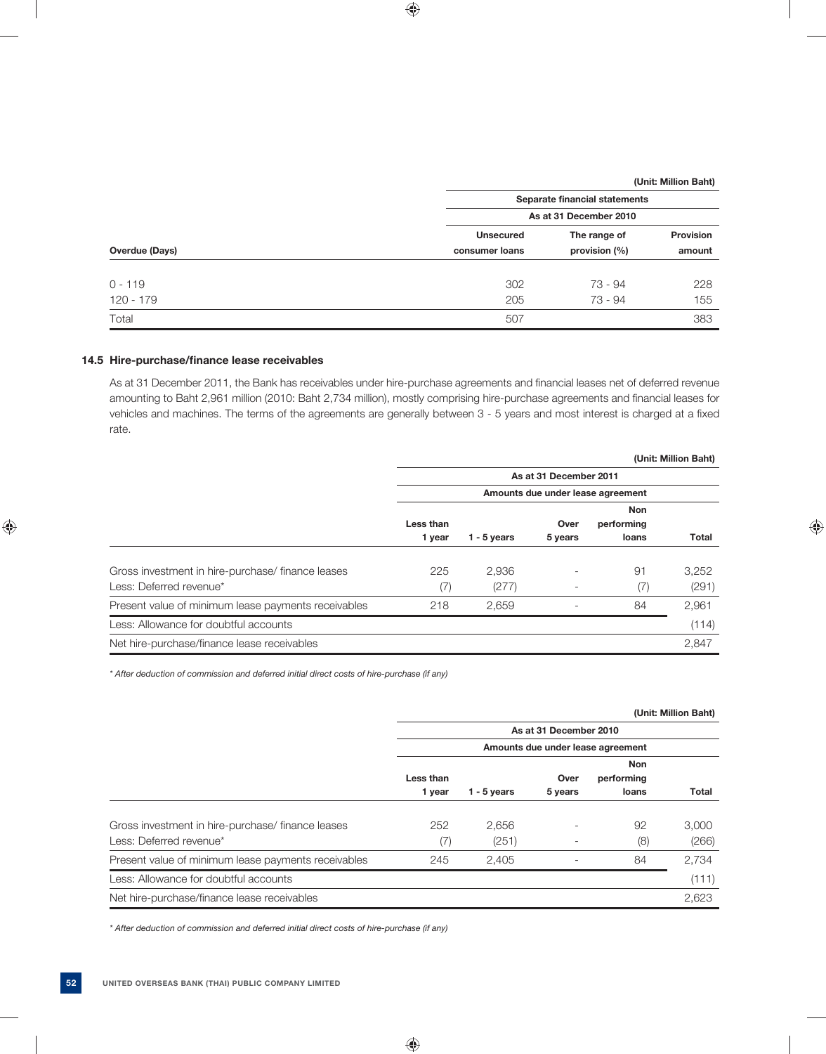(Unit: Million Baht)

| | Separate financial statements | | |
|---|---|---|---|
| | As at 31 December 2010 | | |
| Overdue (Days) | Unsecured consumer loans | The range of provision (%) | Provision amount |
| 0 - 119 | 302 | 73 - 94 | 228 |
| 120 - 179 | 205 | 73 - 94 | 155 |
| Total | 507 | | 383 |

### 14.5 Hire-purchase/finance lease receivables

As at 31 December 2011, the Bank has receivables under hire-purchase agreements and financial leases net of deferred revenue amounting to Baht 2,961 million (2010: Baht 2,734 million), mostly comprising hire-purchase agreements and financial leases for vehicles and machines. The terms of the agreements are generally between 3 - 5 years and most interest is charged at a fixed rate.

(Unit: Million Baht)

| | As at 31 December 2011 | | | | |
|---|---|---|---|---|---|
| | Amounts due under lease agreement | | | | |
| | Less than 1 year | 1 - 5 years | Over 5 years | Non performing loans | Total |
| Gross investment in hire-purchase/ finance leases | 225 | 2,936 | - | 91 | 3,252 |
| Less: Deferred revenue* | (7) | (277) | - | (7) | (291) |
| Present value of minimum lease payments receivables | 218 | 2,659 | - | 84 | 2,961 |
| Less: Allowance for doubtful accounts | | | | | (114) |
| Net hire-purchase/finance lease receivables | | | | | 2,847 |

*\* After deduction of commission and deferred initial direct costs of hire-purchase (if any)*

(Unit: Million Baht)

| | As at 31 December 2010 | | | | |
|---|---|---|---|---|---|
| | Amounts due under lease agreement | | | | |
| | Less than 1 year | 1 - 5 years | Over 5 years | Non performing loans | Total |
| Gross investment in hire-purchase/ finance leases | 252 | 2,656 | - | 92 | 3,000 |
| Less: Deferred revenue* | (7) | (251) | - | (8) | (266) |
| Present value of minimum lease payments receivables | 245 | 2,405 | - | 84 | 2,734 |
| Less: Allowance for doubtful accounts | | | | | (111) |
| Net hire-purchase/finance lease receivables | | | | | 2,623 |

*\* After deduction of commission and deferred initial direct costs of hire-purchase (if any)*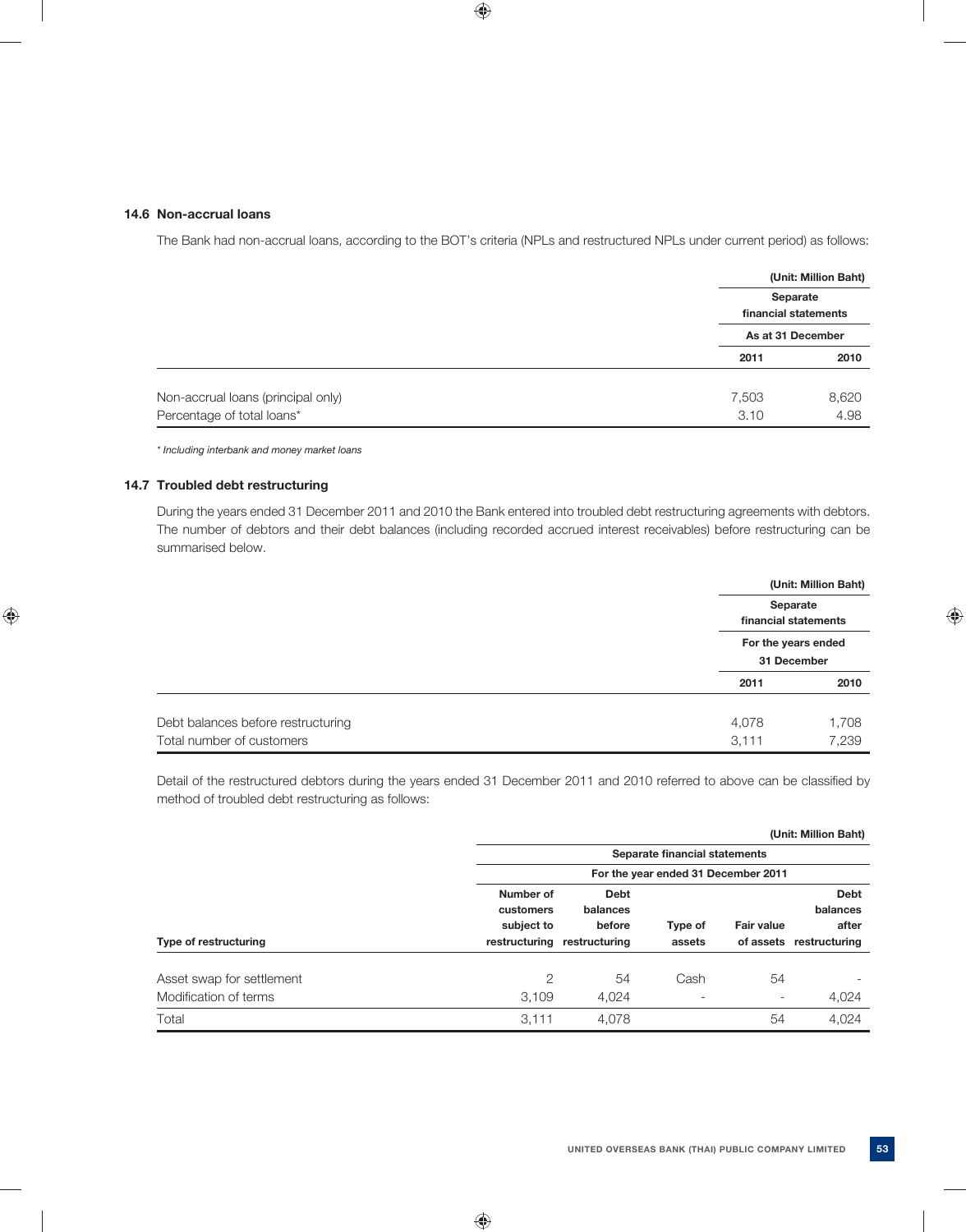### 14.6 Non-accrual loans

The Bank had non-accrual loans, according to the BOT's criteria (NPLs and restructured NPLs under current period) as follows:

| | (Unit: Million Baht) | |
|---|---|---|
| | Separate financial statements | |
| | As at 31 December | |
| | 2011 | 2010 |
| Non-accrual loans (principal only) | 7,503 | 8,620 |
| Percentage of total loans* | 3.10 | 4.98 |

*\* Including interbank and money market loans*

### 14.7 Troubled debt restructuring

During the years ended 31 December 2011 and 2010 the Bank entered into troubled debt restructuring agreements with debtors. The number of debtors and their debt balances (including recorded accrued interest receivables) before restructuring can be summarised below.

| | (Unit: Million Baht) | |
|---|---|---|
| | Separate financial statements | |
| | For the years ended 31 December | |
| | 2011 | 2010 |
| Debt balances before restructuring | 4,078 | 1,708 |
| Total number of customers | 3,111 | 7,239 |

Detail of the restructured debtors during the years ended 31 December 2011 and 2010 referred to above can be classified by method of troubled debt restructuring as follows:

| | (Unit: Million Baht) | | | | |
|---|---|---|---|---|---|
| | Separate financial statements | | | | |
| | For the year ended 31 December 2011 | | | | |
| Type of restructuring | Number of customers subject to restructuring | Debt balances before restructuring | Type of assets | Fair value of assets | Debt balances after restructuring |
| Asset swap for settlement | 2 | 54 | Cash | 54 | - |
| Modification of terms | 3,109 | 4,024 | - | - | 4,024 |
| Total | 3,111 | 4,078 | | 54 | 4,024 |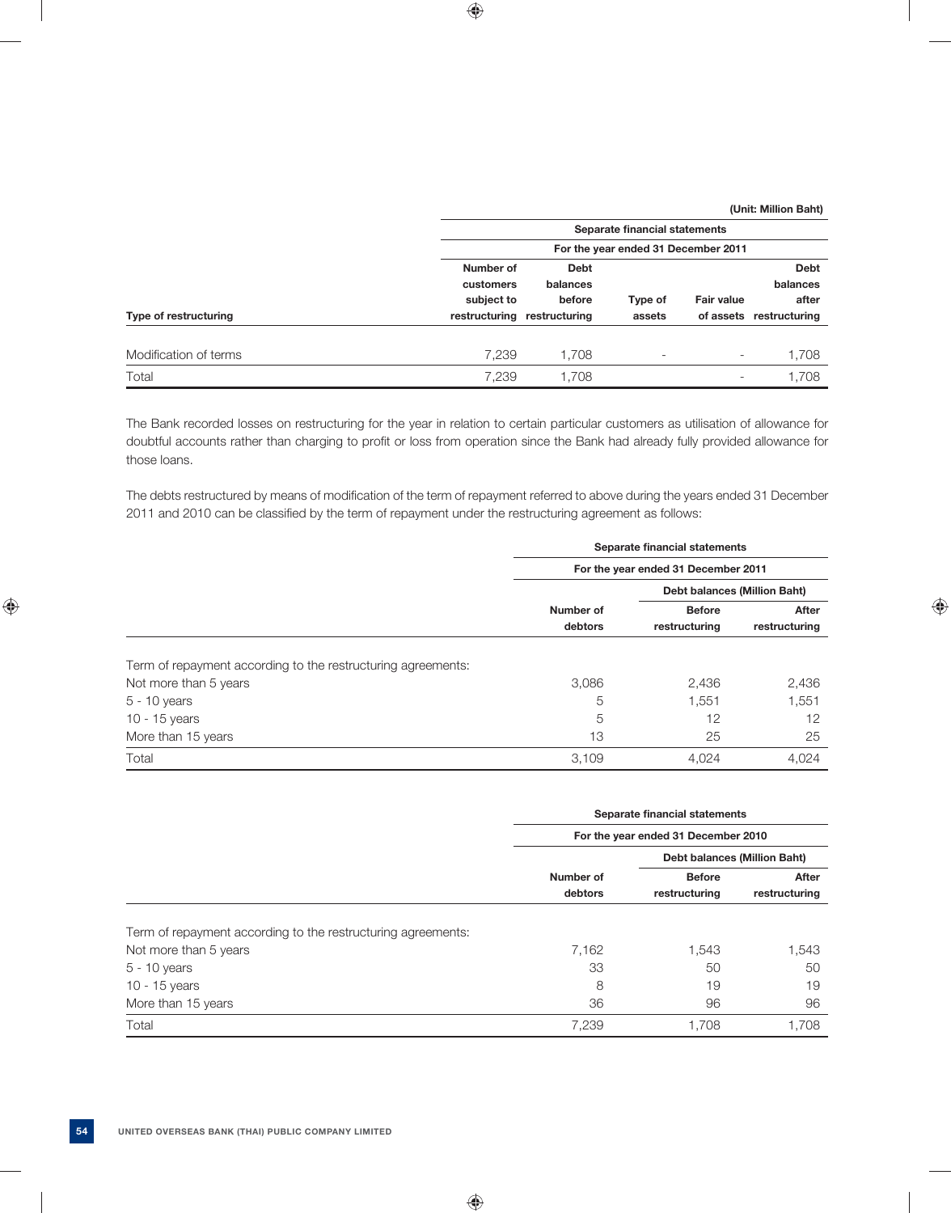(Unit: Million Baht)

| Type of restructuring | Separate financial statements | | | | |
|---|---|---|---|---|---|
| | For the year ended 31 December 2011 | | | | |
| | Number of customers subject to restructuring | Debt balances before restructuring | Type of assets | Fair value of assets | Debt balances after restructuring |
| Modification of terms | 7,239 | 1,708 | - | - | 1,708 |
| Total | 7,239 | 1,708 | | - | 1,708 |

The Bank recorded losses on restructuring for the year in relation to certain particular customers as utilisation of allowance for doubtful accounts rather than charging to profit or loss from operation since the Bank had already fully provided allowance for those loans.

The debts restructured by means of modification of the term of repayment referred to above during the years ended 31 December 2011 and 2010 can be classified by the term of repayment under the restructuring agreement as follows:

| | Separate financial statements | | |
|---|---|---|---|
| | For the year ended 31 December 2011 | | |
| | | Debt balances (Million Baht) | |
| | Number of debtors | Before restructuring | After restructuring |
| Term of repayment according to the restructuring agreements: | | | |
| Not more than 5 years | 3,086 | 2,436 | 2,436 |
| 5 - 10 years | 5 | 1,551 | 1,551 |
| 10 - 15 years | 5 | 12 | 12 |
| More than 15 years | 13 | 25 | 25 |
| Total | 3,109 | 4,024 | 4,024 |

| | Separate financial statements | | |
|---|---|---|---|
| | For the year ended 31 December 2010 | | |
| | | Debt balances (Million Baht) | |
| | Number of debtors | Before restructuring | After restructuring |
| Term of repayment according to the restructuring agreements: | | | |
| Not more than 5 years | 7,162 | 1,543 | 1,543 |
| 5 - 10 years | 33 | 50 | 50 |
| 10 - 15 years | 8 | 19 | 19 |
| More than 15 years | 36 | 96 | 96 |
| Total | 7,239 | 1,708 | 1,708 |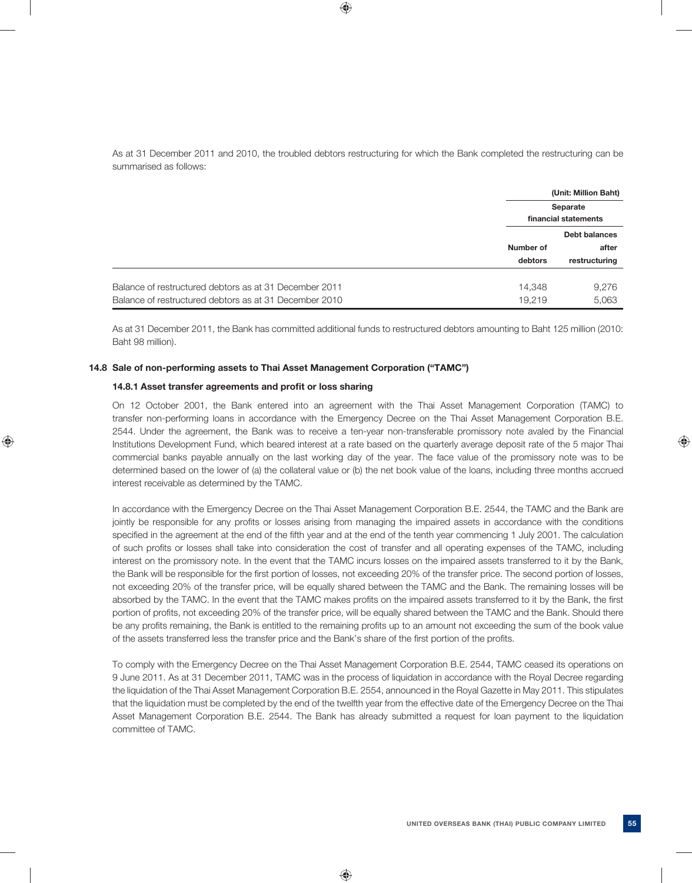As at 31 December 2011 and 2010, the troubled debtors restructuring for which the Bank completed the restructuring can be summarised as follows:

(Unit: Million Baht)

| | Separate financial statements | |
|---|---|---|
| | Number of debtors | Debt balances after restructuring |
| Balance of restructured debtors as at 31 December 2011 | 14,348 | 9,276 |
| Balance of restructured debtors as at 31 December 2010 | 19,219 | 5,063 |

As at 31 December 2011, the Bank has committed additional funds to restructured debtors amounting to Baht 125 million (2010: Baht 98 million).

### 14.8 Sale of non-performing assets to Thai Asset Management Corporation ("TAMC")

#### 14.8.1 Asset transfer agreements and profit or loss sharing

On 12 October 2001, the Bank entered into an agreement with the Thai Asset Management Corporation (TAMC) to transfer non-performing loans in accordance with the Emergency Decree on the Thai Asset Management Corporation B.E. 2544. Under the agreement, the Bank was to receive a ten-year non-transferable promissory note avaled by the Financial Institutions Development Fund, which beared interest at a rate based on the quarterly average deposit rate of the 5 major Thai commercial banks payable annually on the last working day of the year. The face value of the promissory note was to be determined based on the lower of (a) the collateral value or (b) the net book value of the loans, including three months accrued interest receivable as determined by the TAMC.

In accordance with the Emergency Decree on the Thai Asset Management Corporation B.E. 2544, the TAMC and the Bank are jointly be responsible for any profits or losses arising from managing the impaired assets in accordance with the conditions specified in the agreement at the end of the fifth year and at the end of the tenth year commencing 1 July 2001. The calculation of such profits or losses shall take into consideration the cost of transfer and all operating expenses of the TAMC, including interest on the promissory note. In the event that the TAMC incurs losses on the impaired assets transferred to it by the Bank, the Bank will be responsible for the first portion of losses, not exceeding 20% of the transfer price. The second portion of losses, not exceeding 20% of the transfer price, will be equally shared between the TAMC and the Bank. The remaining losses will be absorbed by the TAMC. In the event that the TAMC makes profits on the impaired assets transferred to it by the Bank, the first portion of profits, not exceeding 20% of the transfer price, will be equally shared between the TAMC and the Bank. Should there be any profits remaining, the Bank is entitled to the remaining profits up to an amount not exceeding the sum of the book value of the assets transferred less the transfer price and the Bank's share of the first portion of the profits.

To comply with the Emergency Decree on the Thai Asset Management Corporation B.E. 2544, TAMC ceased its operations on 9 June 2011. As at 31 December 2011, TAMC was in the process of liquidation in accordance with the Royal Decree regarding the liquidation of the Thai Asset Management Corporation B.E. 2554, announced in the Royal Gazette in May 2011. This stipulates that the liquidation must be completed by the end of the twelfth year from the effective date of the Emergency Decree on the Thai Asset Management Corporation B.E. 2544. The Bank has already submitted a request for loan payment to the liquidation committee of TAMC.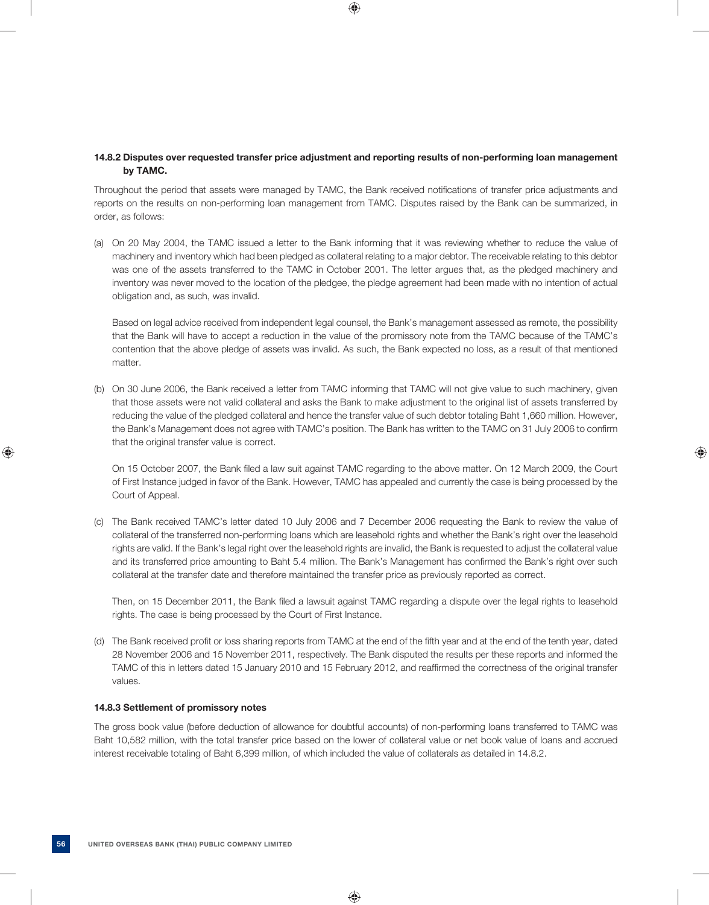### 14.8.2 Disputes over requested transfer price adjustment and reporting results of non-performing loan management by TAMC.

Throughout the period that assets were managed by TAMC, the Bank received notifications of transfer price adjustments and reports on the results on non-performing loan management from TAMC. Disputes raised by the Bank can be summarized, in order, as follows:

(a) On 20 May 2004, the TAMC issued a letter to the Bank informing that it was reviewing whether to reduce the value of machinery and inventory which had been pledged as collateral relating to a major debtor. The receivable relating to this debtor was one of the assets transferred to the TAMC in October 2001. The letter argues that, as the pledged machinery and inventory was never moved to the location of the pledgee, the pledge agreement had been made with no intention of actual obligation and, as such, was invalid.

Based on legal advice received from independent legal counsel, the Bank's management assessed as remote, the possibility that the Bank will have to accept a reduction in the value of the promissory note from the TAMC because of the TAMC's contention that the above pledge of assets was invalid. As such, the Bank expected no loss, as a result of that mentioned matter.

(b) On 30 June 2006, the Bank received a letter from TAMC informing that TAMC will not give value to such machinery, given that those assets were not valid collateral and asks the Bank to make adjustment to the original list of assets transferred by reducing the value of the pledged collateral and hence the transfer value of such debtor totaling Baht 1,660 million. However, the Bank's Management does not agree with TAMC's position. The Bank has written to the TAMC on 31 July 2006 to confirm that the original transfer value is correct.

On 15 October 2007, the Bank filed a law suit against TAMC regarding to the above matter. On 12 March 2009, the Court of First Instance judged in favor of the Bank. However, TAMC has appealed and currently the case is being processed by the Court of Appeal.

(c) The Bank received TAMC's letter dated 10 July 2006 and 7 December 2006 requesting the Bank to review the value of collateral of the transferred non-performing loans which are leasehold rights and whether the Bank's right over the leasehold rights are valid. If the Bank's legal right over the leasehold rights are invalid, the Bank is requested to adjust the collateral value and its transferred price amounting to Baht 5.4 million. The Bank's Management has confirmed the Bank's right over such collateral at the transfer date and therefore maintained the transfer price as previously reported as correct.

Then, on 15 December 2011, the Bank filed a lawsuit against TAMC regarding a dispute over the legal rights to leasehold rights. The case is being processed by the Court of First Instance.

(d) The Bank received profit or loss sharing reports from TAMC at the end of the fifth year and at the end of the tenth year, dated 28 November 2006 and 15 November 2011, respectively. The Bank disputed the results per these reports and informed the TAMC of this in letters dated 15 January 2010 and 15 February 2012, and reaffirmed the correctness of the original transfer values.

### 14.8.3 Settlement of promissory notes

The gross book value (before deduction of allowance for doubtful accounts) of non-performing loans transferred to TAMC was Baht 10,582 million, with the total transfer price based on the lower of collateral value or net book value of loans and accrued interest receivable totaling of Baht 6,399 million, of which included the value of collaterals as detailed in 14.8.2.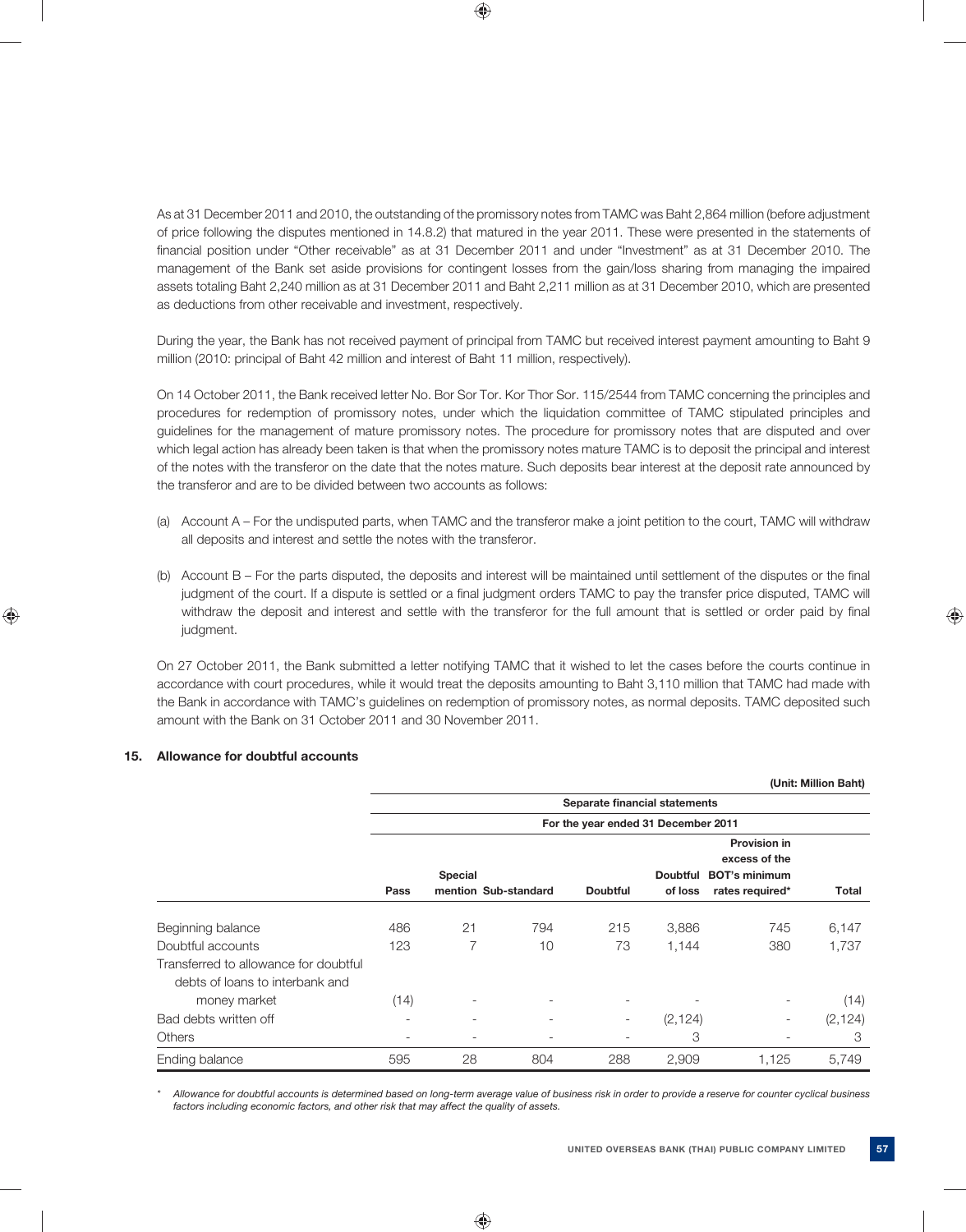As at 31 December 2011 and 2010, the outstanding of the promissory notes from TAMC was Baht 2,864 million (before adjustment of price following the disputes mentioned in 14.8.2) that matured in the year 2011. These were presented in the statements of financial position under "Other receivable" as at 31 December 2011 and under "Investment" as at 31 December 2010. The management of the Bank set aside provisions for contingent losses from the gain/loss sharing from managing the impaired assets totaling Baht 2,240 million as at 31 December 2011 and Baht 2,211 million as at 31 December 2010, which are presented as deductions from other receivable and investment, respectively.

During the year, the Bank has not received payment of principal from TAMC but received interest payment amounting to Baht 9 million (2010: principal of Baht 42 million and interest of Baht 11 million, respectively).

On 14 October 2011, the Bank received letter No. Bor Sor Tor. Kor Thor Sor. 115/2544 from TAMC concerning the principles and procedures for redemption of promissory notes, under which the liquidation committee of TAMC stipulated principles and guidelines for the management of mature promissory notes. The procedure for promissory notes that are disputed and over which legal action has already been taken is that when the promissory notes mature TAMC is to deposit the principal and interest of the notes with the transferor on the date that the notes mature. Such deposits bear interest at the deposit rate announced by the transferor and are to be divided between two accounts as follows:

(a) Account A – For the undisputed parts, when TAMC and the transferor make a joint petition to the court, TAMC will withdraw all deposits and interest and settle the notes with the transferor.

(b) Account B – For the parts disputed, the deposits and interest will be maintained until settlement of the disputes or the final judgment of the court. If a dispute is settled or a final judgment orders TAMC to pay the transfer price disputed, TAMC will withdraw the deposit and interest and settle with the transferor for the full amount that is settled or order paid by final judgment.

On 27 October 2011, the Bank submitted a letter notifying TAMC that it wished to let the cases before the courts continue in accordance with court procedures, while it would treat the deposits amounting to Baht 3,110 million that TAMC had made with the Bank in accordance with TAMC's guidelines on redemption of promissory notes, as normal deposits. TAMC deposited such amount with the Bank on 31 October 2011 and 30 November 2011.

## 15. Allowance for doubtful accounts

**(Unit: Million Baht)**

| | Separate financial statements | | | | | | |
|---|---|---|---|---|---|---|---|
| | For the year ended 31 December 2011 | | | | | | |
| | Pass | Special mention | Sub-standard | Doubtful | Doubtful of loss | Provision in excess of the BOT's minimum rates required* | Total |
| Beginning balance | 486 | 21 | 794 | 215 | 3,886 | 745 | 6,147 |
| Doubtful accounts | 123 | 7 | 10 | 73 | 1,144 | 380 | 1,737 |
| Transferred to allowance for doubtful debts of loans to interbank and money market | (14) | - | - | - | - | - | (14) |
| Bad debts written off | - | - | - | - | (2,124) | - | (2,124) |
| Others | - | - | - | - | 3 | - | 3 |
| Ending balance | 595 | 28 | 804 | 288 | 2,909 | 1,125 | 5,749 |

\* *Allowance for doubtful accounts is determined based on long-term average value of business risk in order to provide a reserve for counter cyclical business factors including economic factors, and other risk that may affect the quality of assets.*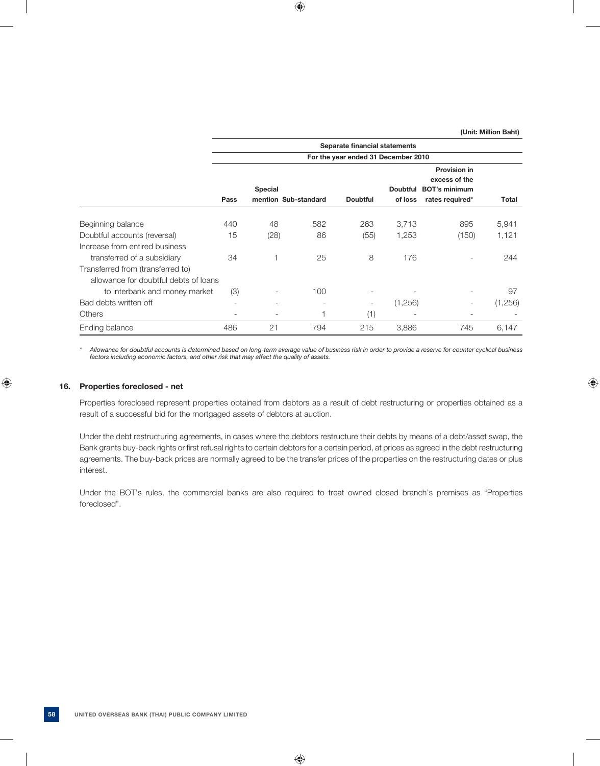(Unit: Million Baht)

| | Separate financial statements | | | | | | |
|---|---|---|---|---|---|---|---|
| | For the year ended 31 December 2010 | | | | | | |
| | Pass | Special mention | Sub-standard | Doubtful | Doubtful of loss | Provision in excess of the BOT's minimum rates required* | Total |
| Beginning balance | 440 | 48 | 582 | 263 | 3,713 | 895 | 5,941 |
| Doubtful accounts (reversal) | 15 | (28) | 86 | (55) | 1,253 | (150) | 1,121 |
| Increase from entired business transferred of a subsidiary | 34 | 1 | 25 | 8 | 176 | - | 244 |
| Transferred from (transferred to) allowance for doubtful debts of loans to interbank and money market | (3) | - | 100 | - | - | - | 97 |
| Bad debts written off | - | - | - | - | (1,256) | - | (1,256) |
| Others | - | - | 1 | (1) | - | - | - |
| Ending balance | 486 | 21 | 794 | 215 | 3,886 | 745 | 6,147 |

\* *Allowance for doubtful accounts is determined based on long-term average value of business risk in order to provide a reserve for counter cyclical business factors including economic factors, and other risk that may affect the quality of assets.*

## 16. Properties foreclosed - net

Properties foreclosed represent properties obtained from debtors as a result of debt restructuring or properties obtained as a result of a successful bid for the mortgaged assets of debtors at auction.

Under the debt restructuring agreements, in cases where the debtors restructure their debts by means of a debt/asset swap, the Bank grants buy-back rights or first refusal rights to certain debtors for a certain period, at prices as agreed in the debt restructuring agreements. The buy-back prices are normally agreed to be the transfer prices of the properties on the restructuring dates or plus interest.

Under the BOT's rules, the commercial banks are also required to treat owned closed branch's premises as "Properties foreclosed".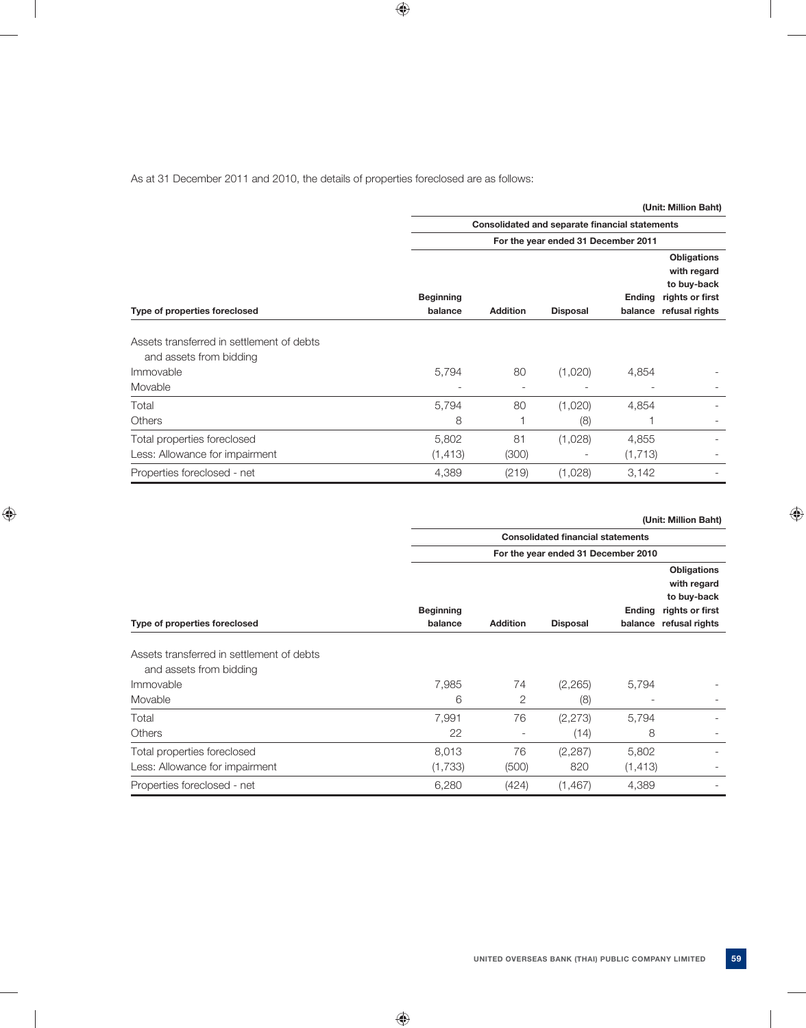As at 31 December 2011 and 2010, the details of properties foreclosed are as follows:

(Unit: Million Baht)

| | Consolidated and separate financial statements | | | | |
|---|---|---|---|---|---|
| | For the year ended 31 December 2011 | | | | |
| Type of properties foreclosed | Beginning balance | Addition | Disposal | Ending balance | Obligations with regard to buy-back rights or first refusal rights |
| Assets transferred in settlement of debts and assets from bidding | | | | | |
| Immovable | 5,794 | 80 | (1,020) | 4,854 | - |
| Movable | - | - | - | - | - |
| Total | 5,794 | 80 | (1,020) | 4,854 | - |
| Others | 8 | 1 | (8) | 1 | - |
| Total properties foreclosed | 5,802 | 81 | (1,028) | 4,855 | - |
| Less: Allowance for impairment | (1,413) | (300) | - | (1,713) | - |
| Properties foreclosed - net | 4,389 | (219) | (1,028) | 3,142 | - |

(Unit: Million Baht)

| | Consolidated financial statements | | | | |
|---|---|---|---|---|---|
| | For the year ended 31 December 2010 | | | | |
| Type of properties foreclosed | Beginning balance | Addition | Disposal | Ending balance | Obligations with regard to buy-back rights or first refusal rights |
| Assets transferred in settlement of debts and assets from bidding | | | | | |
| Immovable | 7,985 | 74 | (2,265) | 5,794 | - |
| Movable | 6 | 2 | (8) | - | - |
| Total | 7,991 | 76 | (2,273) | 5,794 | - |
| Others | 22 | - | (14) | 8 | - |
| Total properties foreclosed | 8,013 | 76 | (2,287) | 5,802 | - |
| Less: Allowance for impairment | (1,733) | (500) | 820 | (1,413) | - |
| Properties foreclosed - net | 6,280 | (424) | (1,467) | 4,389 | - |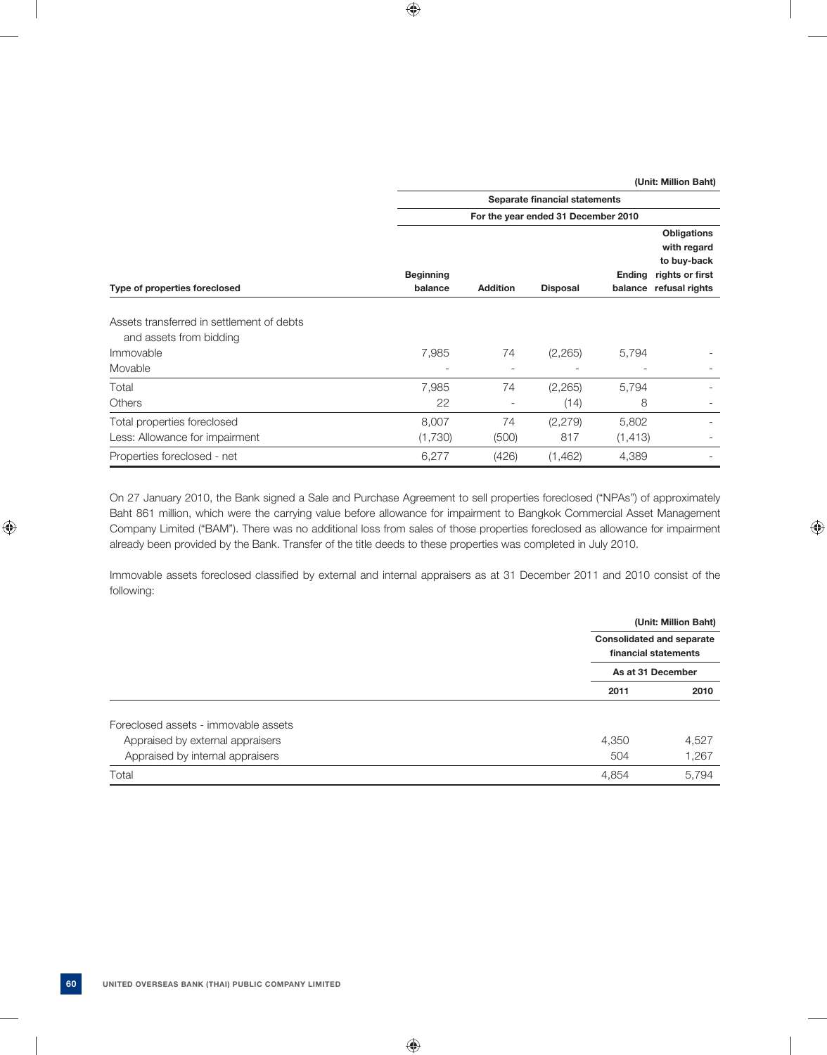(Unit: Million Baht)

| Type of properties foreclosed | Separate financial statements | | | | |
|---|---|---|---|---|---|
| | For the year ended 31 December 2010 | | | | |
| | Beginning balance | Addition | Disposal | Ending balance | Obligations with regard to buy-back rights or first refusal rights |
| Assets transferred in settlement of debts and assets from bidding | | | | | |
| Immovable | 7,985 | 74 | (2,265) | 5,794 | - |
| Movable | - | - | - | - | - |
| Total | 7,985 | 74 | (2,265) | 5,794 | - |
| Others | 22 | - | (14) | 8 | - |
| Total properties foreclosed | 8,007 | 74 | (2,279) | 5,802 | - |
| Less: Allowance for impairment | (1,730) | (500) | 817 | (1,413) | - |
| Properties foreclosed - net | 6,277 | (426) | (1,462) | 4,389 | - |

On 27 January 2010, the Bank signed a Sale and Purchase Agreement to sell properties foreclosed ("NPAs") of approximately Baht 861 million, which were the carrying value before allowance for impairment to Bangkok Commercial Asset Management Company Limited ("BAM"). There was no additional loss from sales of those properties foreclosed as allowance for impairment already been provided by the Bank. Transfer of the title deeds to these properties was completed in July 2010.

Immovable assets foreclosed classified by external and internal appraisers as at 31 December 2011 and 2010 consist of the following:

(Unit: Million Baht)

| | Consolidated and separate financial statements | |
|---|---|---|
| | As at 31 December | |
| | 2011 | 2010 |
| Foreclosed assets - immovable assets | | |
| Appraised by external appraisers | 4,350 | 4,527 |
| Appraised by internal appraisers | 504 | 1,267 |
| Total | 4,854 | 5,794 |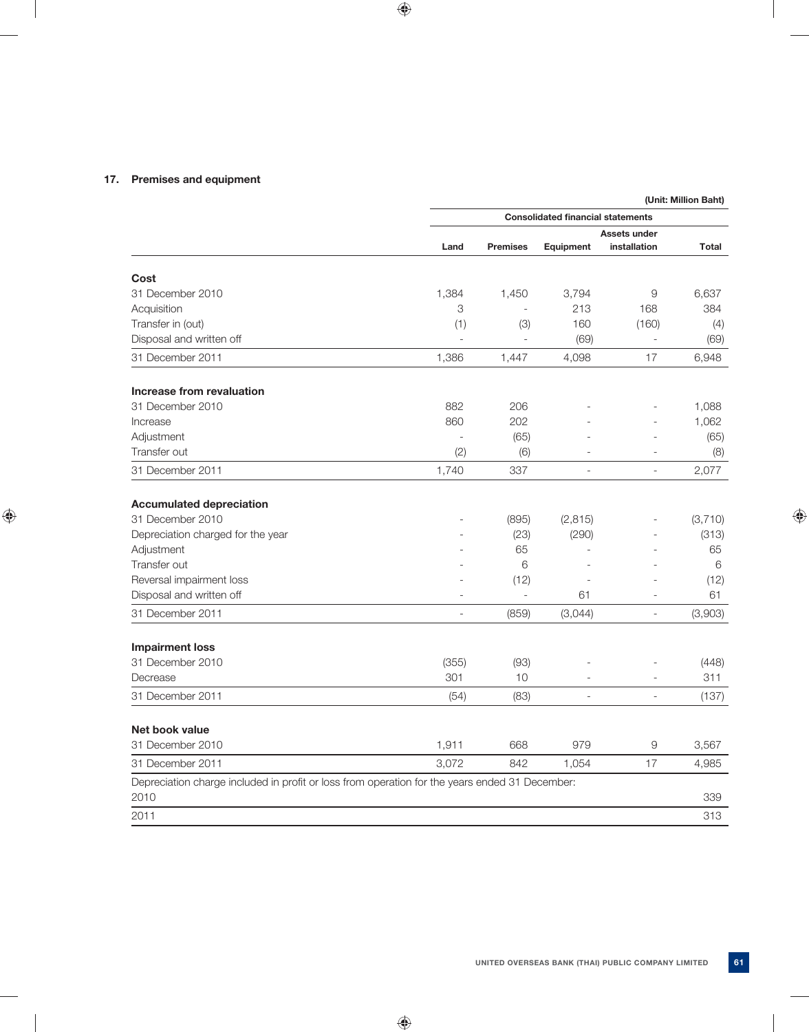## 17. Premises and equipment

(Unit: Million Baht)

| | Consolidated financial statements | | | | |
|---|---|---|---|---|---|
| | Land | Premises | Equipment | Assets under installation | Total |
| **Cost** | | | | | |
| 31 December 2010 | 1,384 | 1,450 | 3,794 | 9 | 6,637 |
| Acquisition | 3 | - | 213 | 168 | 384 |
| Transfer in (out) | (1) | (3) | 160 | (160) | (4) |
| Disposal and written off | - | - | (69) | - | (69) |
| 31 December 2011 | 1,386 | 1,447 | 4,098 | 17 | 6,948 |
| **Increase from revaluation** | | | | | |
| 31 December 2010 | 882 | 206 | - | - | 1,088 |
| Increase | 860 | 202 | - | - | 1,062 |
| Adjustment | - | (65) | - | - | (65) |
| Transfer out | (2) | (6) | - | - | (8) |
| 31 December 2011 | 1,740 | 337 | - | - | 2,077 |
| **Accumulated depreciation** | | | | | |
| 31 December 2010 | - | (895) | (2,815) | - | (3,710) |
| Depreciation charged for the year | - | (23) | (290) | - | (313) |
| Adjustment | - | 65 | - | - | 65 |
| Transfer out | - | 6 | - | - | 6 |
| Reversal impairment loss | - | (12) | - | - | (12) |
| Disposal and written off | - | - | 61 | - | 61 |
| 31 December 2011 | - | (859) | (3,044) | - | (3,903) |
| **Impairment loss** | | | | | |
| 31 December 2010 | (355) | (93) | - | - | (448) |
| Decrease | 301 | 10 | - | - | 311 |
| 31 December 2011 | (54) | (83) | - | - | (137) |
| **Net book value** | | | | | |
| 31 December 2010 | 1,911 | 668 | 979 | 9 | 3,567 |
| 31 December 2011 | 3,072 | 842 | 1,054 | 17 | 4,985 |
| Depreciation charge included in profit or loss from operation for the years ended 31 December: | | | | | |
| 2010 | | | | | 339 |
| 2011 | | | | | 313 |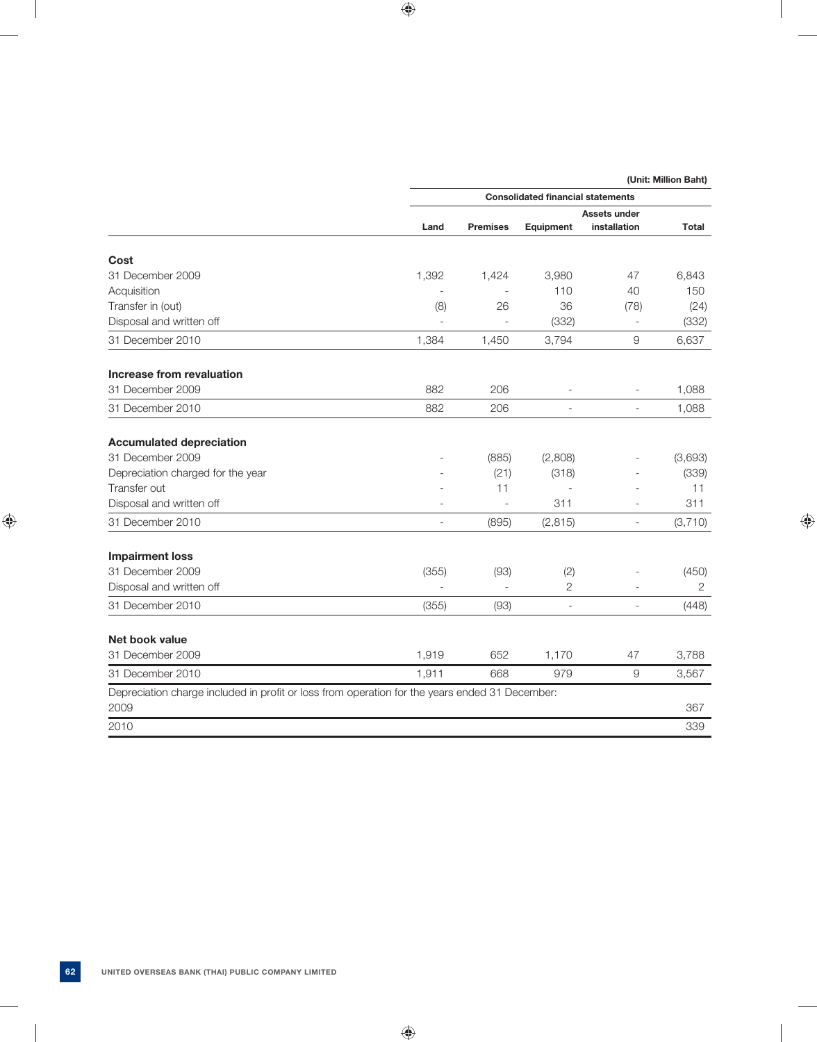(Unit: Million Baht)

| | Consolidated financial statements | | | | |
|---|---|---|---|---|---|
| | Land | Premises | Equipment | Assets under installation | Total |
| **Cost** | | | | | |
| 31 December 2009 | 1,392 | 1,424 | 3,980 | 47 | 6,843 |
| Acquisition | - | - | 110 | 40 | 150 |
| Transfer in (out) | (8) | 26 | 36 | (78) | (24) |
| Disposal and written off | - | - | (332) | - | (332) |
| 31 December 2010 | 1,384 | 1,450 | 3,794 | 9 | 6,637 |
| **Increase from revaluation** | | | | | |
| 31 December 2009 | 882 | 206 | - | - | 1,088 |
| 31 December 2010 | 882 | 206 | - | - | 1,088 |
| **Accumulated depreciation** | | | | | |
| 31 December 2009 | - | (885) | (2,808) | - | (3,693) |
| Depreciation charged for the year | - | (21) | (318) | - | (339) |
| Transfer out | - | 11 | - | - | 11 |
| Disposal and written off | - | - | 311 | - | 311 |
| 31 December 2010 | - | (895) | (2,815) | - | (3,710) |
| **Impairment loss** | | | | | |
| 31 December 2009 | (355) | (93) | (2) | - | (450) |
| Disposal and written off | - | - | 2 | - | 2 |
| 31 December 2010 | (355) | (93) | - | - | (448) |
| **Net book value** | | | | | |
| 31 December 2009 | 1,919 | 652 | 1,170 | 47 | 3,788 |
| 31 December 2010 | 1,911 | 668 | 979 | 9 | 3,567 |
| Depreciation charge included in profit or loss from operation for the years ended 31 December: | | | | | |
| 2009 | | | | | 367 |
| 2010 | | | | | 339 |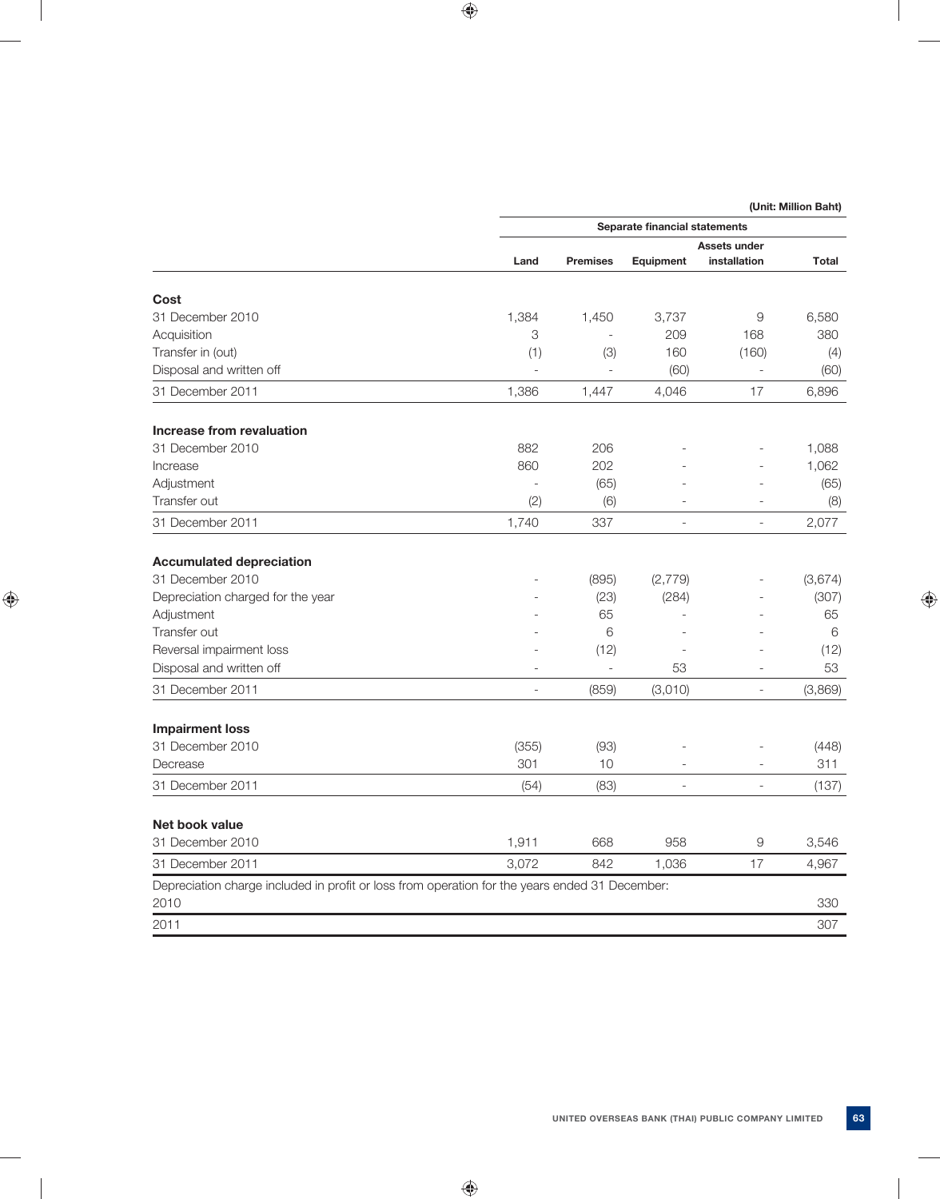(Unit: Million Baht)

| | Separate financial statements | | | | |
|---|---|---|---|---|---|
| | Land | Premises | Equipment | Assets under installation | Total |
| **Cost** | | | | | |
| 31 December 2010 | 1,384 | 1,450 | 3,737 | 9 | 6,580 |
| Acquisition | 3 | - | 209 | 168 | 380 |
| Transfer in (out) | (1) | (3) | 160 | (160) | (4) |
| Disposal and written off | - | - | (60) | - | (60) |
| 31 December 2011 | 1,386 | 1,447 | 4,046 | 17 | 6,896 |
| **Increase from revaluation** | | | | | |
| 31 December 2010 | 882 | 206 | - | - | 1,088 |
| Increase | 860 | 202 | - | - | 1,062 |
| Adjustment | - | (65) | - | - | (65) |
| Transfer out | (2) | (6) | - | - | (8) |
| 31 December 2011 | 1,740 | 337 | - | - | 2,077 |
| **Accumulated depreciation** | | | | | |
| 31 December 2010 | - | (895) | (2,779) | - | (3,674) |
| Depreciation charged for the year | - | (23) | (284) | - | (307) |
| Adjustment | - | 65 | - | - | 65 |
| Transfer out | - | 6 | - | - | 6 |
| Reversal impairment loss | - | (12) | - | - | (12) |
| Disposal and written off | - | - | 53 | - | 53 |
| 31 December 2011 | - | (859) | (3,010) | - | (3,869) |
| **Impairment loss** | | | | | |
| 31 December 2010 | (355) | (93) | - | - | (448) |
| Decrease | 301 | 10 | - | - | 311 |
| 31 December 2011 | (54) | (83) | - | - | (137) |
| **Net book value** | | | | | |
| 31 December 2010 | 1,911 | 668 | 958 | 9 | 3,546 |
| 31 December 2011 | 3,072 | 842 | 1,036 | 17 | 4,967 |
| Depreciation charge included in profit or loss from operation for the years ended 31 December: | | | | | |
| 2010 | | | | | 330 |
| 2011 | | | | | 307 |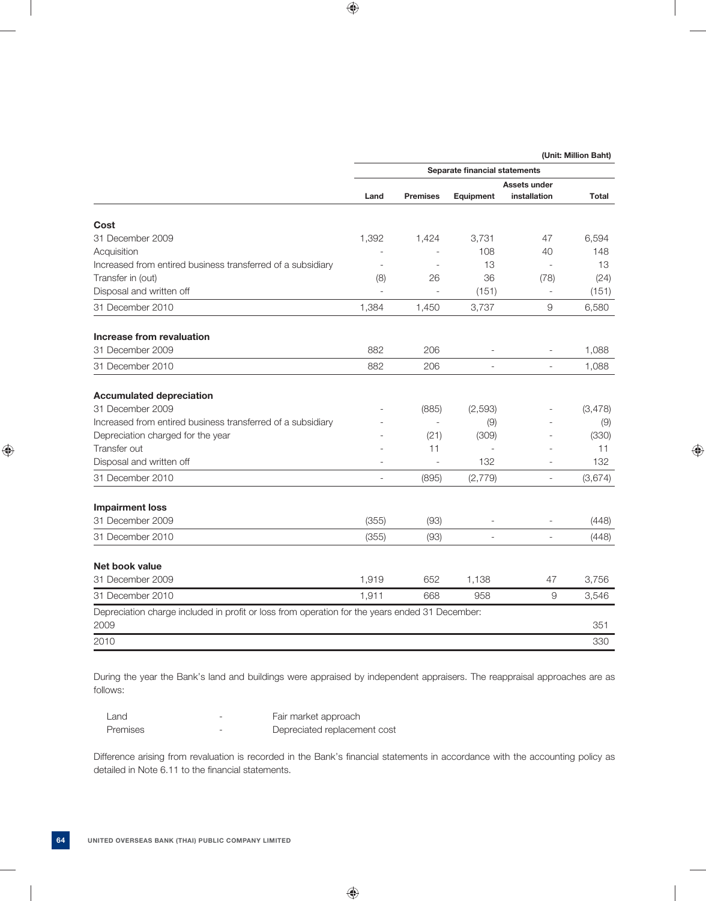(Unit: Million Baht)

| | Separate financial statements | | | | |
|---|---|---|---|---|---|
| | Land | Premises | Equipment | Assets under installation | Total |
| **Cost** | | | | | |
| 31 December 2009 | 1,392 | 1,424 | 3,731 | 47 | 6,594 |
| Acquisition | - | - | 108 | 40 | 148 |
| Increased from entired business transferred of a subsidiary | - | - | 13 | - | 13 |
| Transfer in (out) | (8) | 26 | 36 | (78) | (24) |
| Disposal and written off | - | - | (151) | - | (151) |
| 31 December 2010 | 1,384 | 1,450 | 3,737 | 9 | 6,580 |
| **Increase from revaluation** | | | | | |
| 31 December 2009 | 882 | 206 | - | - | 1,088 |
| 31 December 2010 | 882 | 206 | - | - | 1,088 |
| **Accumulated depreciation** | | | | | |
| 31 December 2009 | - | (885) | (2,593) | - | (3,478) |
| Increased from entired business transferred of a subsidiary | - | - | (9) | - | (9) |
| Depreciation charged for the year | - | (21) | (309) | - | (330) |
| Transfer out | - | 11 | - | - | 11 |
| Disposal and written off | - | - | 132 | - | 132 |
| 31 December 2010 | - | (895) | (2,779) | - | (3,674) |
| **Impairment loss** | | | | | |
| 31 December 2009 | (355) | (93) | - | - | (448) |
| 31 December 2010 | (355) | (93) | - | - | (448) |
| **Net book value** | | | | | |
| 31 December 2009 | 1,919 | 652 | 1,138 | 47 | 3,756 |
| 31 December 2010 | 1,911 | 668 | 958 | 9 | 3,546 |
| Depreciation charge included in profit or loss from operation for the years ended 31 December: | | | | | |
| 2009 | | | | | 351 |
| 2010 | | | | | 330 |

During the year the Bank's land and buildings were appraised by independent appraisers. The reappraisal approaches are as follows:

| | | |
|---|---|---|
| Land | - | Fair market approach |
| Premises | - | Depreciated replacement cost |

Difference arising from revaluation is recorded in the Bank's financial statements in accordance with the accounting policy as detailed in Note 6.11 to the financial statements.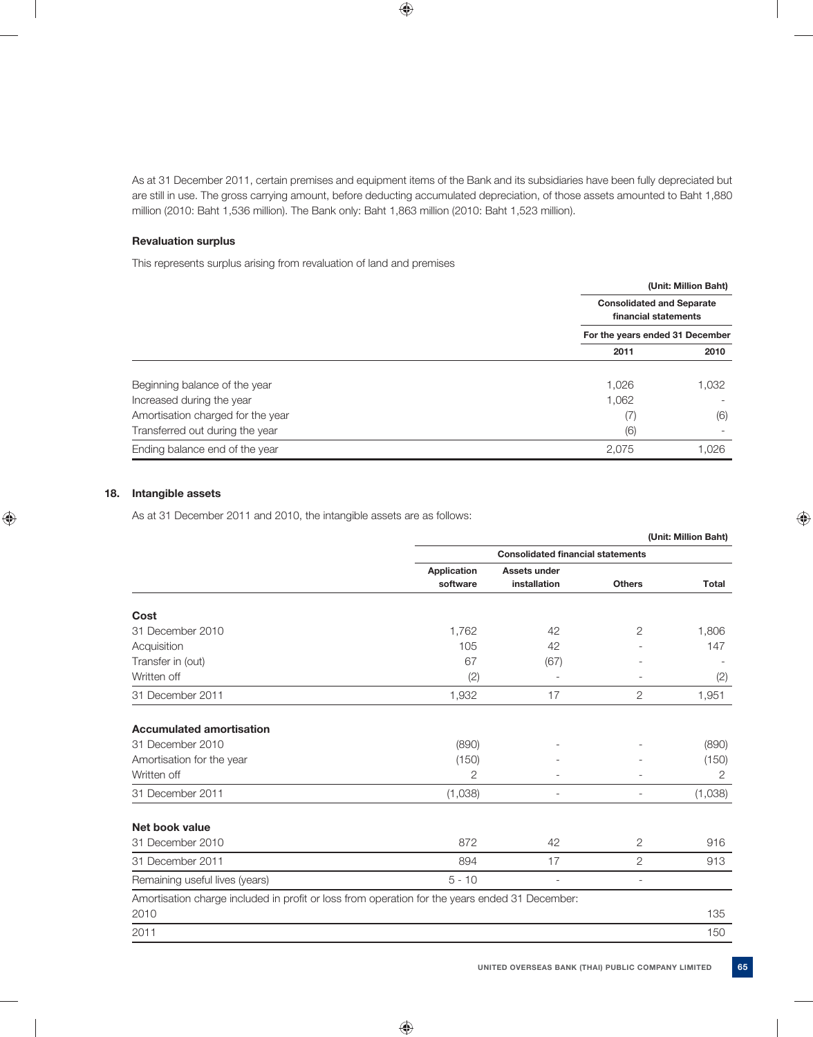As at 31 December 2011, certain premises and equipment items of the Bank and its subsidiaries have been fully depreciated but are still in use. The gross carrying amount, before deducting accumulated depreciation, of those assets amounted to Baht 1,880 million (2010: Baht 1,536 million). The Bank only: Baht 1,863 million (2010: Baht 1,523 million).

**Revaluation surplus**

This represents surplus arising from revaluation of land and premises

(Unit: Million Baht)

| | Consolidated and Separate financial statements | |
|---|---|---|
| | For the years ended 31 December | |
| | 2011 | 2010 |
| Beginning balance of the year | 1,026 | 1,032 |
| Increased during the year | 1,062 | - |
| Amortisation charged for the year | (7) | (6) |
| Transferred out during the year | (6) | - |
| Ending balance end of the year | 2,075 | 1,026 |

## 18. Intangible assets

As at 31 December 2011 and 2010, the intangible assets are as follows:

(Unit: Million Baht)

| | Consolidated financial statements | | | |
|---|---|---|---|---|
| | Application software | Assets under installation | Others | Total |
| **Cost** | | | | |
| 31 December 2010 | 1,762 | 42 | 2 | 1,806 |
| Acquisition | 105 | 42 | - | 147 |
| Transfer in (out) | 67 | (67) | - | - |
| Written off | (2) | - | - | (2) |
| 31 December 2011 | 1,932 | 17 | 2 | 1,951 |
| **Accumulated amortisation** | | | | |
| 31 December 2010 | (890) | - | - | (890) |
| Amortisation for the year | (150) | - | - | (150) |
| Written off | 2 | - | - | 2 |
| 31 December 2011 | (1,038) | - | - | (1,038) |
| **Net book value** | | | | |
| 31 December 2010 | 872 | 42 | 2 | 916 |
| 31 December 2011 | 894 | 17 | 2 | 913 |
| Remaining useful lives (years) | 5 - 10 | - | - | |
| Amortisation charge included in profit or loss from operation for the years ended 31 December: | | | | |
| 2010 | | | | 135 |
| 2011 | | | | 150 |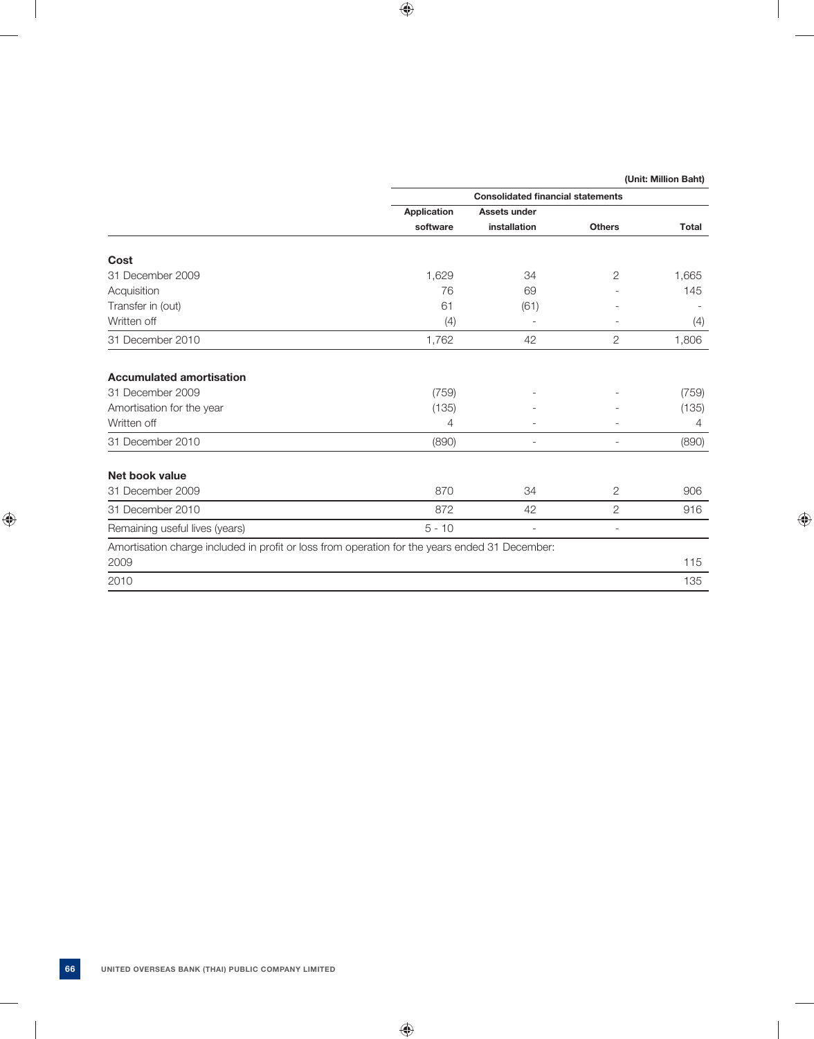(Unit: Million Baht)

| | Consolidated financial statements | | | |
|---|---|---|---|---|
| | Application software | Assets under installation | Others | Total |
| **Cost** | | | | |
| 31 December 2009 | 1,629 | 34 | 2 | 1,665 |
| Acquisition | 76 | 69 | - | 145 |
| Transfer in (out) | 61 | (61) | - | - |
| Written off | (4) | - | - | (4) |
| 31 December 2010 | 1,762 | 42 | 2 | 1,806 |
| **Accumulated amortisation** | | | | |
| 31 December 2009 | (759) | - | - | (759) |
| Amortisation for the year | (135) | - | - | (135) |
| Written off | 4 | - | - | 4 |
| 31 December 2010 | (890) | - | - | (890) |
| **Net book value** | | | | |
| 31 December 2009 | 870 | 34 | 2 | 906 |
| 31 December 2010 | 872 | 42 | 2 | 916 |
| Remaining useful lives (years) | 5 - 10 | - | - | |
| Amortisation charge included in profit or loss from operation for the years ended 31 December: | | | | |
| 2009 | | | | 115 |
| 2010 | | | | 135 |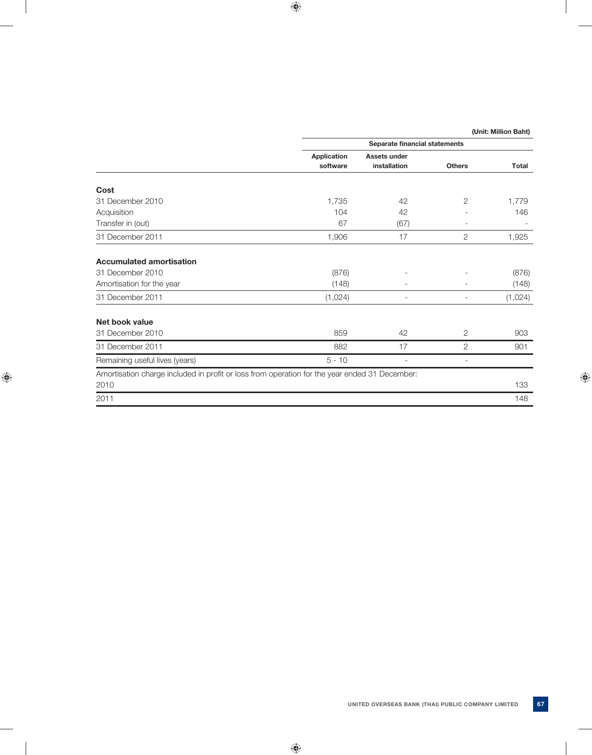(Unit: Million Baht)

| | Separate financial statements | | | |
|---|---|---|---|---|
| | Application software | Assets under installation | Others | Total |
| **Cost** | | | | |
| 31 December 2010 | 1,735 | 42 | 2 | 1,779 |
| Acquisition | 104 | 42 | - | 146 |
| Transfer in (out) | 67 | (67) | - | - |
| 31 December 2011 | 1,906 | 17 | 2 | 1,925 |
| **Accumulated amortisation** | | | | |
| 31 December 2010 | (876) | - | - | (876) |
| Amortisation for the year | (148) | - | - | (148) |
| 31 December 2011 | (1,024) | - | - | (1,024) |
| **Net book value** | | | | |
| 31 December 2010 | 859 | 42 | 2 | 903 |
| 31 December 2011 | 882 | 17 | 2 | 901 |
| Remaining useful lives (years) | 5 - 10 | - | - | |
| Amortisation charge included in profit or loss from operation for the year ended 31 December: | | | | |
| 2010 | | | | 133 |
| 2011 | | | | 148 |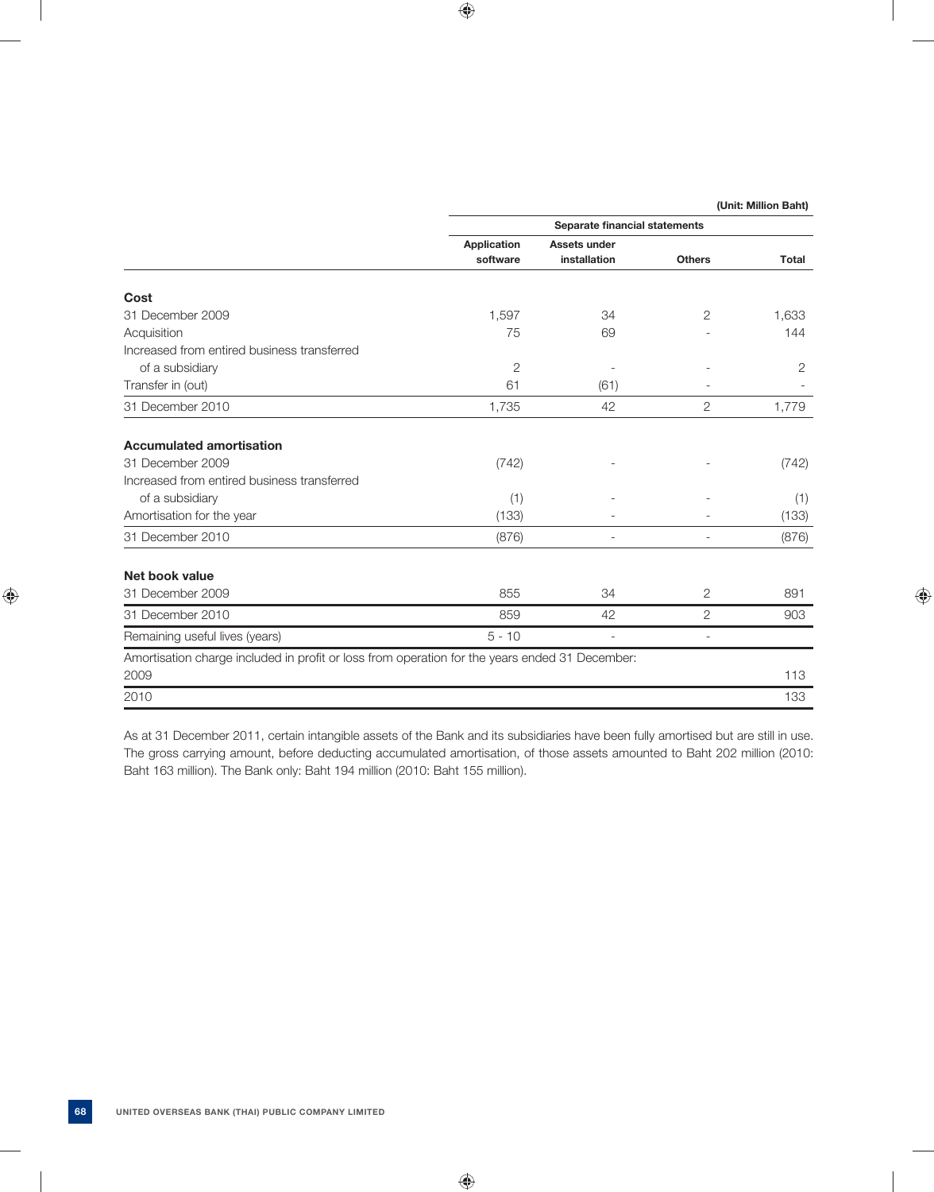(Unit: Million Baht)

| | Separate financial statements | | | |
|---|---|---|---|---|
| | Application software | Assets under installation | Others | Total |
| **Cost** | | | | |
| 31 December 2009 | 1,597 | 34 | 2 | 1,633 |
| Acquisition | 75 | 69 | - | 144 |
| Increased from entired business transferred of a subsidiary | 2 | - | - | 2 |
| Transfer in (out) | 61 | (61) | - | - |
| 31 December 2010 | 1,735 | 42 | 2 | 1,779 |
| **Accumulated amortisation** | | | | |
| 31 December 2009 | (742) | - | - | (742) |
| Increased from entired business transferred of a subsidiary | (1) | - | - | (1) |
| Amortisation for the year | (133) | - | - | (133) |
| 31 December 2010 | (876) | - | - | (876) |
| **Net book value** | | | | |
| 31 December 2009 | 855 | 34 | 2 | 891 |
| 31 December 2010 | 859 | 42 | 2 | 903 |
| Remaining useful lives (years) | 5 - 10 | - | - | |
| Amortisation charge included in profit or loss from operation for the years ended 31 December: | | | | |
| 2009 | | | | 113 |
| 2010 | | | | 133 |

As at 31 December 2011, certain intangible assets of the Bank and its subsidiaries have been fully amortised but are still in use. The gross carrying amount, before deducting accumulated amortisation, of those assets amounted to Baht 202 million (2010: Baht 163 million). The Bank only: Baht 194 million (2010: Baht 155 million).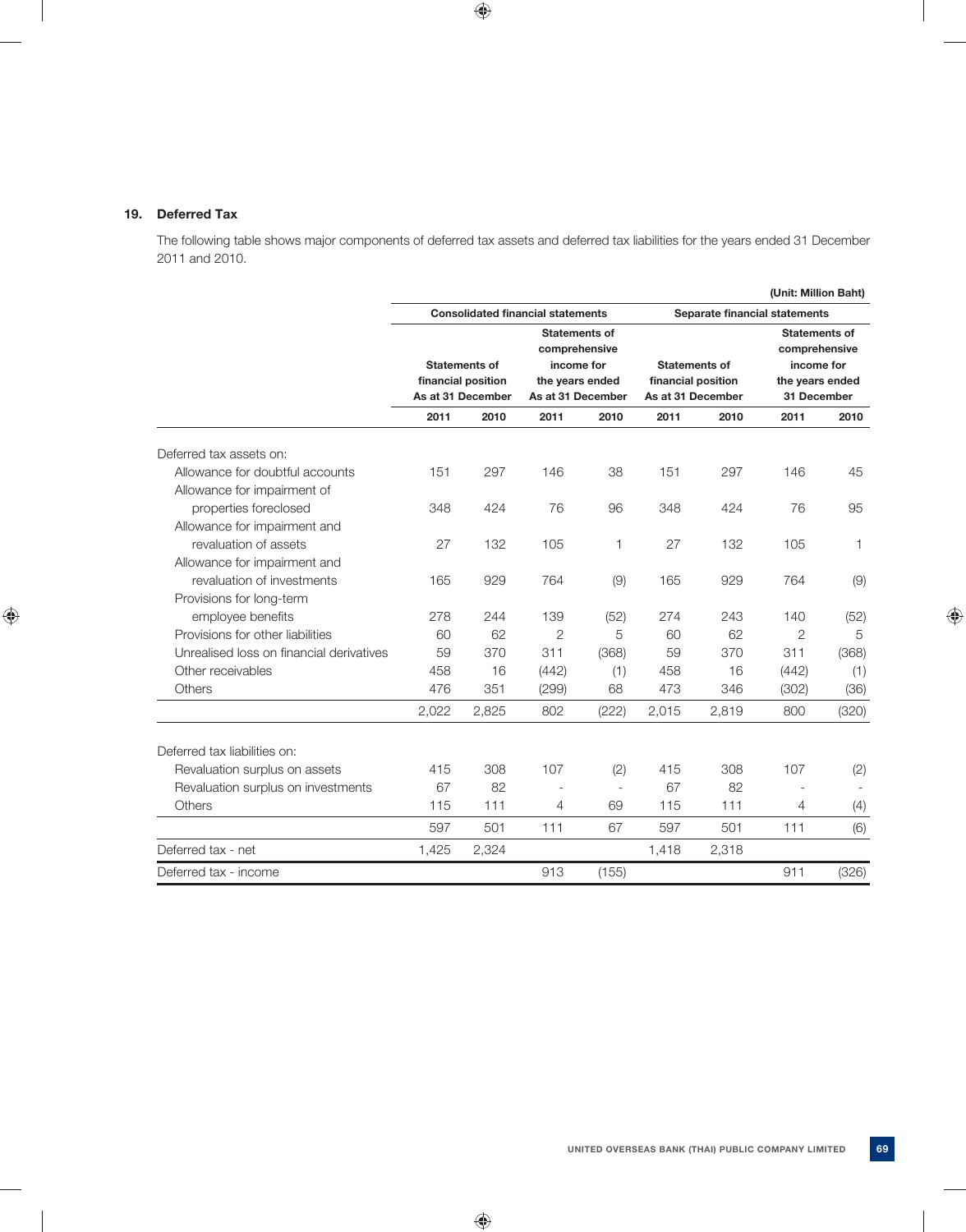## 19. Deferred Tax

The following table shows major components of deferred tax assets and deferred tax liabilities for the years ended 31 December 2011 and 2010.

(Unit: Million Baht)

| | Consolidated financial statements | | | | Separate financial statements | | | |
|---|---|---|---|---|---|---|---|---|
| | Statements of financial position As at 31 December | | Statements of comprehensive income for the years ended As at 31 December | | Statements of financial position As at 31 December | | Statements of comprehensive income for the years ended 31 December | |
| | 2011 | 2010 | 2011 | 2010 | 2011 | 2010 | 2011 | 2010 |
| Deferred tax assets on: | | | | | | | | |
| Allowance for doubtful accounts | 151 | 297 | 146 | 38 | 151 | 297 | 146 | 45 |
| Allowance for impairment of properties foreclosed | 348 | 424 | 76 | 96 | 348 | 424 | 76 | 95 |
| Allowance for impairment and revaluation of assets | 27 | 132 | 105 | 1 | 27 | 132 | 105 | 1 |
| Allowance for impairment and revaluation of investments | 165 | 929 | 764 | (9) | 165 | 929 | 764 | (9) |
| Provisions for long-term employee benefits | 278 | 244 | 139 | (52) | 274 | 243 | 140 | (52) |
| Provisions for other liabilities | 60 | 62 | 2 | 5 | 60 | 62 | 2 | 5 |
| Unrealised loss on financial derivatives | 59 | 370 | 311 | (368) | 59 | 370 | 311 | (368) |
| Other receivables | 458 | 16 | (442) | (1) | 458 | 16 | (442) | (1) |
| Others | 476 | 351 | (299) | 68 | 473 | 346 | (302) | (36) |
| | 2,022 | 2,825 | 802 | (222) | 2,015 | 2,819 | 800 | (320) |
| Deferred tax liabilities on: | | | | | | | | |
| Revaluation surplus on assets | 415 | 308 | 107 | (2) | 415 | 308 | 107 | (2) |
| Revaluation surplus on investments | 67 | 82 | - | - | 67 | 82 | - | - |
| Others | 115 | 111 | 4 | 69 | 115 | 111 | 4 | (4) |
| | 597 | 501 | 111 | 67 | 597 | 501 | 111 | (6) |
| Deferred tax - net | 1,425 | 2,324 | | | 1,418 | 2,318 | | |
| Deferred tax - income | | | 913 | (155) | | | 911 | (326) |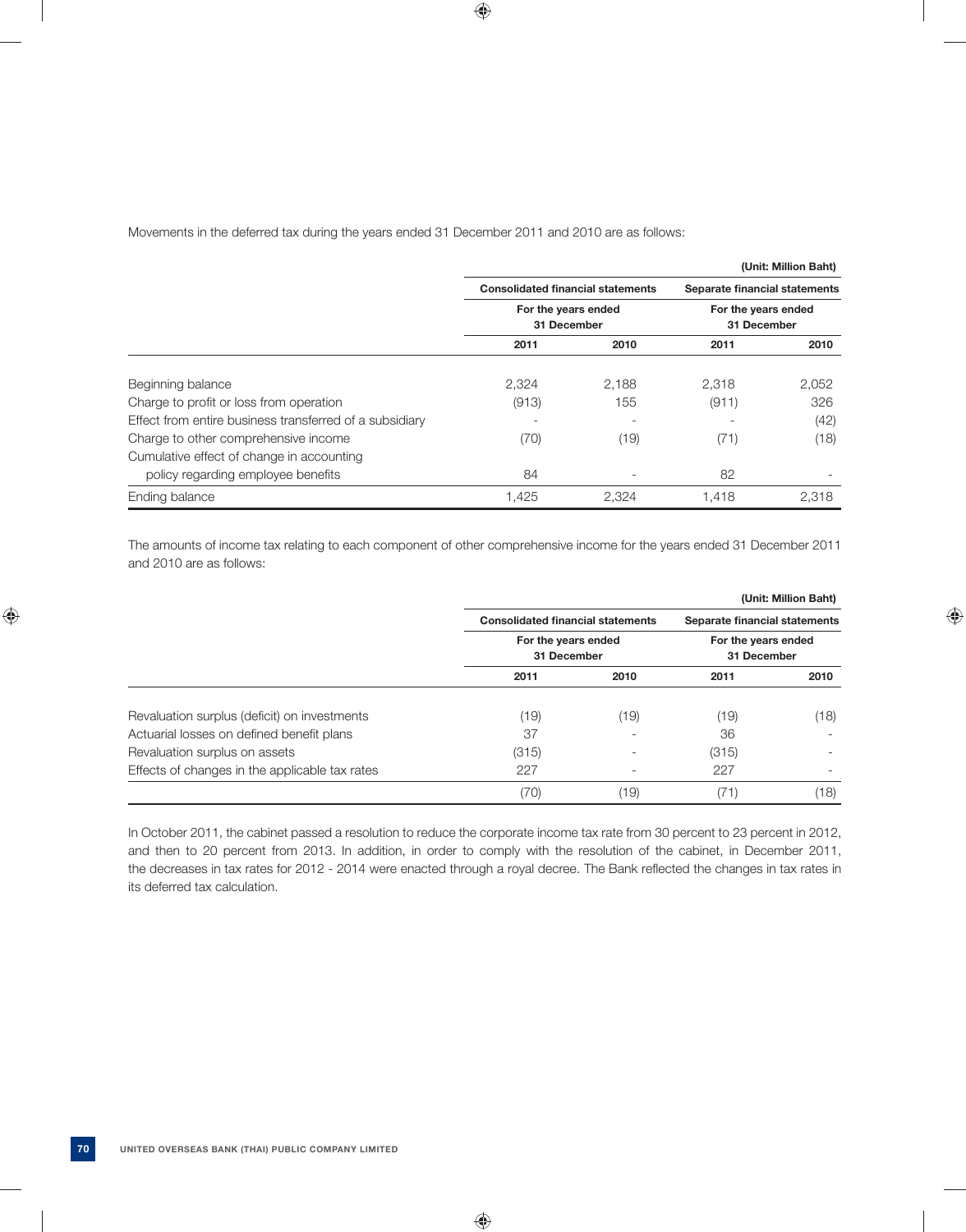Movements in the deferred tax during the years ended 31 December 2011 and 2010 are as follows:

(Unit: Million Baht)

| | Consolidated financial statements | | Separate financial statements | |
|---|---|---|---|---|
| | For the years ended 31 December | | For the years ended 31 December | |
| | 2011 | 2010 | 2011 | 2010 |
| Beginning balance | 2,324 | 2,188 | 2,318 | 2,052 |
| Charge to profit or loss from operation | (913) | 155 | (911) | 326 |
| Effect from entire business transferred of a subsidiary | - | - | - | (42) |
| Charge to other comprehensive income | (70) | (19) | (71) | (18) |
| Cumulative effect of change in accounting policy regarding employee benefits | 84 | - | 82 | - |
| Ending balance | 1,425 | 2,324 | 1,418 | 2,318 |

The amounts of income tax relating to each component of other comprehensive income for the years ended 31 December 2011 and 2010 are as follows:

(Unit: Million Baht)

| | Consolidated financial statements | | Separate financial statements | |
|---|---|---|---|---|
| | For the years ended 31 December | | For the years ended 31 December | |
| | 2011 | 2010 | 2011 | 2010 |
| Revaluation surplus (deficit) on investments | (19) | (19) | (19) | (18) |
| Actuarial losses on defined benefit plans | 37 | - | 36 | - |
| Revaluation surplus on assets | (315) | - | (315) | - |
| Effects of changes in the applicable tax rates | 227 | - | 227 | - |
| | (70) | (19) | (71) | (18) |

In October 2011, the cabinet passed a resolution to reduce the corporate income tax rate from 30 percent to 23 percent in 2012, and then to 20 percent from 2013. In addition, in order to comply with the resolution of the cabinet, in December 2011, the decreases in tax rates for 2012 - 2014 were enacted through a royal decree. The Bank reflected the changes in tax rates in its deferred tax calculation.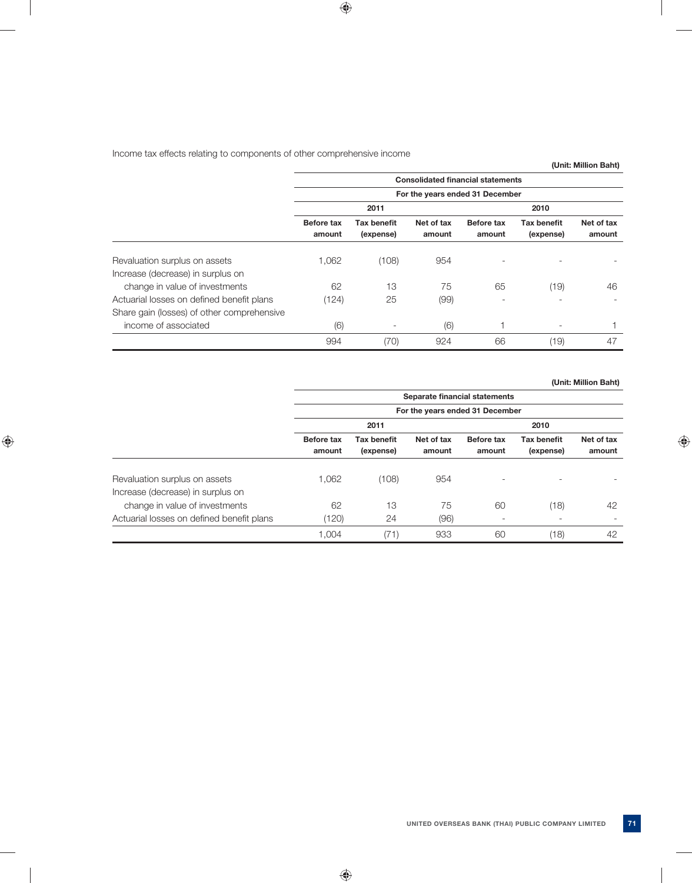Income tax effects relating to components of other comprehensive income

(Unit: Million Baht)

| | Consolidated financial statements | | | | | |
|---|---|---|---|---|---|---|
| | For the years ended 31 December | | | | | |
| | 2011 | | | 2010 | | |
| | Before tax amount | Tax benefit (expense) | Net of tax amount | Before tax amount | Tax benefit (expense) | Net of tax amount |
| Revaluation surplus on assets | 1,062 | (108) | 954 | - | - | - |
| Increase (decrease) in surplus on change in value of investments | 62 | 13 | 75 | 65 | (19) | 46 |
| Actuarial losses on defined benefit plans | (124) | 25 | (99) | - | - | - |
| Share gain (losses) of other comprehensive income of associated | (6) | - | (6) | 1 | - | 1 |
| | 994 | (70) | 924 | 66 | (19) | 47 |

(Unit: Million Baht)

| | Separate financial statements | | | | | |
|---|---|---|---|---|---|---|
| | For the years ended 31 December | | | | | |
| | 2011 | | | 2010 | | |
| | Before tax amount | Tax benefit (expense) | Net of tax amount | Before tax amount | Tax benefit (expense) | Net of tax amount |
| Revaluation surplus on assets | 1,062 | (108) | 954 | - | - | - |
| Increase (decrease) in surplus on change in value of investments | 62 | 13 | 75 | 60 | (18) | 42 |
| Actuarial losses on defined benefit plans | (120) | 24 | (96) | - | - | - |
| | 1,004 | (71) | 933 | 60 | (18) | 42 |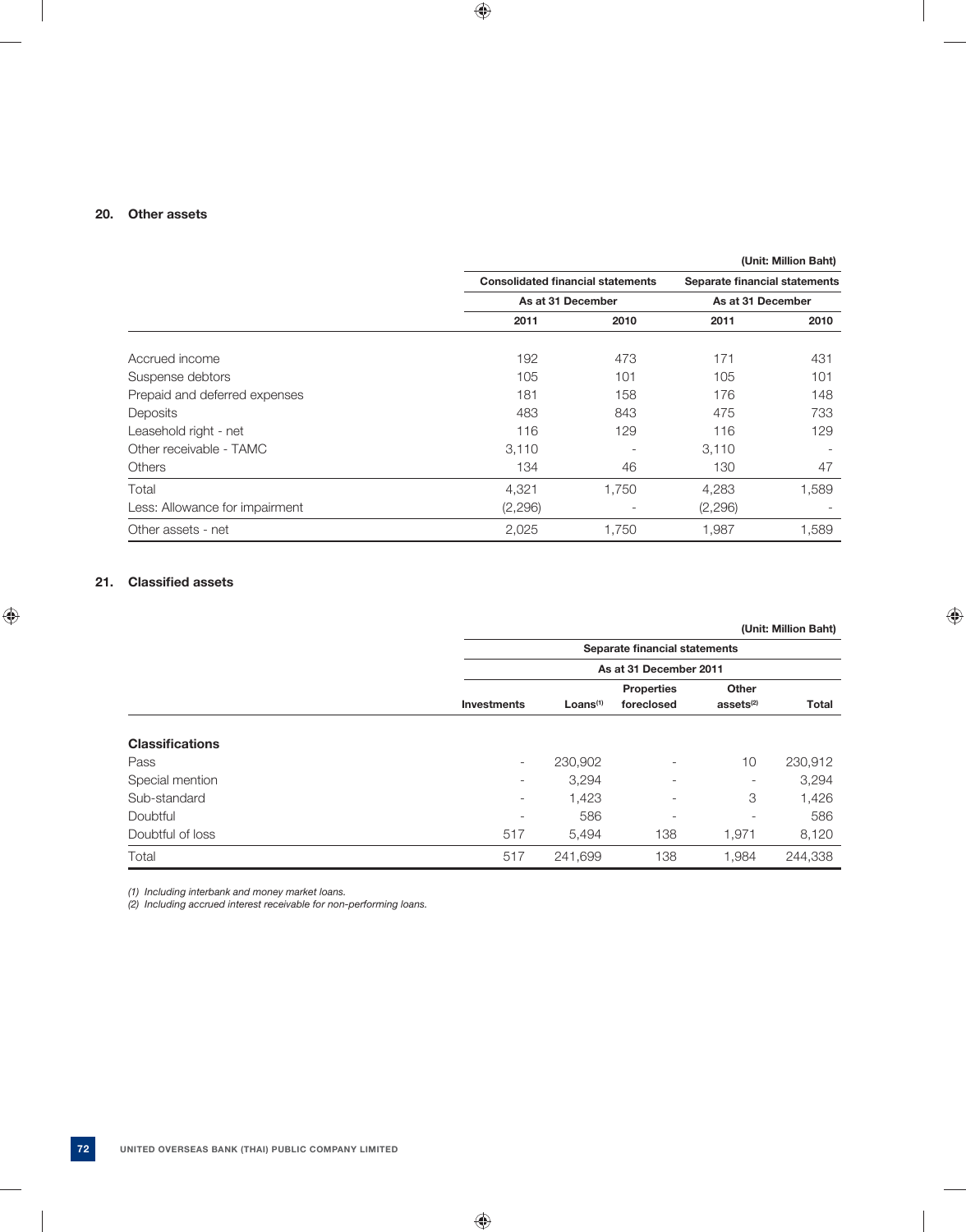## 20. Other assets

(Unit: Million Baht)

| | Consolidated financial statements | | Separate financial statements | |
|---|---|---|---|---|
| | As at 31 December | | As at 31 December | |
| | 2011 | 2010 | 2011 | 2010 |
| Accrued income | 192 | 473 | 171 | 431 |
| Suspense debtors | 105 | 101 | 105 | 101 |
| Prepaid and deferred expenses | 181 | 158 | 176 | 148 |
| Deposits | 483 | 843 | 475 | 733 |
| Leasehold right - net | 116 | 129 | 116 | 129 |
| Other receivable - TAMC | 3,110 | - | 3,110 | - |
| Others | 134 | 46 | 130 | 47 |
| Total | 4,321 | 1,750 | 4,283 | 1,589 |
| Less: Allowance for impairment | (2,296) | - | (2,296) | - |
| Other assets - net | 2,025 | 1,750 | 1,987 | 1,589 |

## 21. Classified assets

(Unit: Million Baht)

| | Separate financial statements | | | | |
|---|---|---|---|---|---|
| | As at 31 December 2011 | | | | |
| | Investments | Loans[1] | Properties foreclosed | Other assets[2] | Total |
| **Classifications** | | | | | |
| Pass | - | 230,902 | - | 10 | 230,912 |
| Special mention | - | 3,294 | - | - | 3,294 |
| Sub-standard | - | 1,423 | - | 3 | 1,426 |
| Doubtful | - | 586 | - | - | 586 |
| Doubtful of loss | 517 | 5,494 | 138 | 1,971 | 8,120 |
| Total | 517 | 241,699 | 138 | 1,984 | 244,338 |

*(1) Including interbank and money market loans.*
*(2) Including accrued interest receivable for non-performing loans.*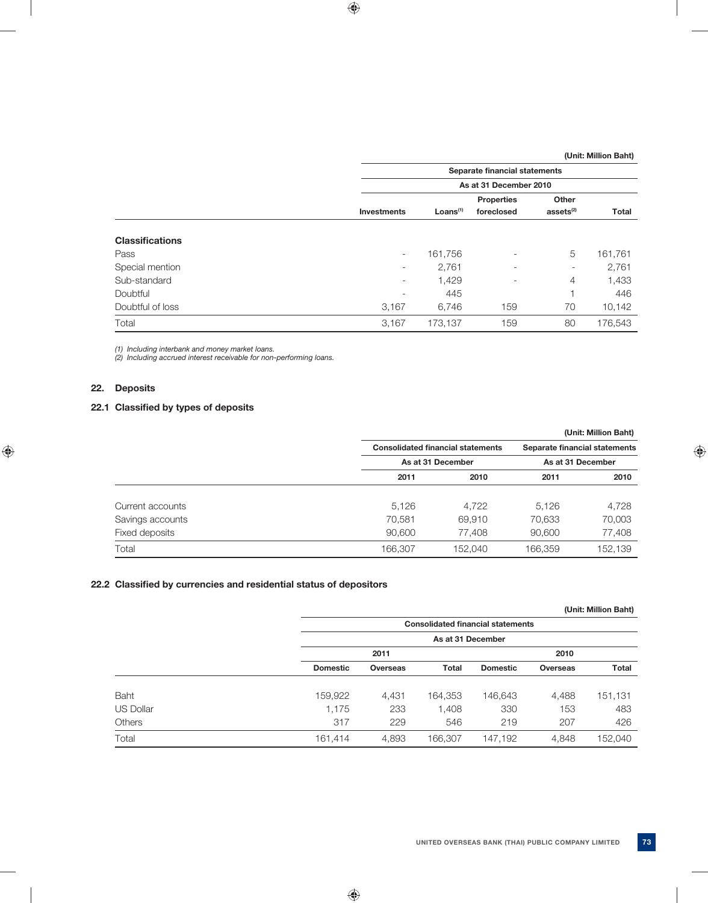(Unit: Million Baht)

| | Separate financial statements | | | | |
|---|---|---|---|---|---|
| | As at 31 December 2010 | | | | |
| | Investments | Loans[(1)] | Properties foreclosed | Other assets[(2)] | Total |
| **Classifications** | | | | | |
| Pass | - | 161,756 | - | 5 | 161,761 |
| Special mention | - | 2,761 | - | - | 2,761 |
| Sub-standard | - | 1,429 | - | 4 | 1,433 |
| Doubtful | - | 445 | | 1 | 446 |
| Doubtful of loss | 3,167 | 6,746 | 159 | 70 | 10,142 |
| Total | 3,167 | 173,137 | 159 | 80 | 176,543 |

*(1) Including interbank and money market loans.*
*(2) Including accrued interest receivable for non-performing loans.*

## 22. Deposits

### 22.1 Classified by types of deposits

(Unit: Million Baht)

| | Consolidated financial statements | | Separate financial statements | |
|---|---|---|---|---|
| | As at 31 December | | As at 31 December | |
| | 2011 | 2010 | 2011 | 2010 |
| Current accounts | 5,126 | 4,722 | 5,126 | 4,728 |
| Savings accounts | 70,581 | 69,910 | 70,633 | 70,003 |
| Fixed deposits | 90,600 | 77,408 | 90,600 | 77,408 |
| Total | 166,307 | 152,040 | 166,359 | 152,139 |

### 22.2 Classified by currencies and residential status of depositors

(Unit: Million Baht)

| | Consolidated financial statements | | | | | |
|---|---|---|---|---|---|---|
| | As at 31 December | | | | | |
| | 2011 | | | 2010 | | |
| | Domestic | Overseas | Total | Domestic | Overseas | Total |
| Baht | 159,922 | 4,431 | 164,353 | 146,643 | 4,488 | 151,131 |
| US Dollar | 1,175 | 233 | 1,408 | 330 | 153 | 483 |
| Others | 317 | 229 | 546 | 219 | 207 | 426 |
| Total | 161,414 | 4,893 | 166,307 | 147,192 | 4,848 | 152,040 |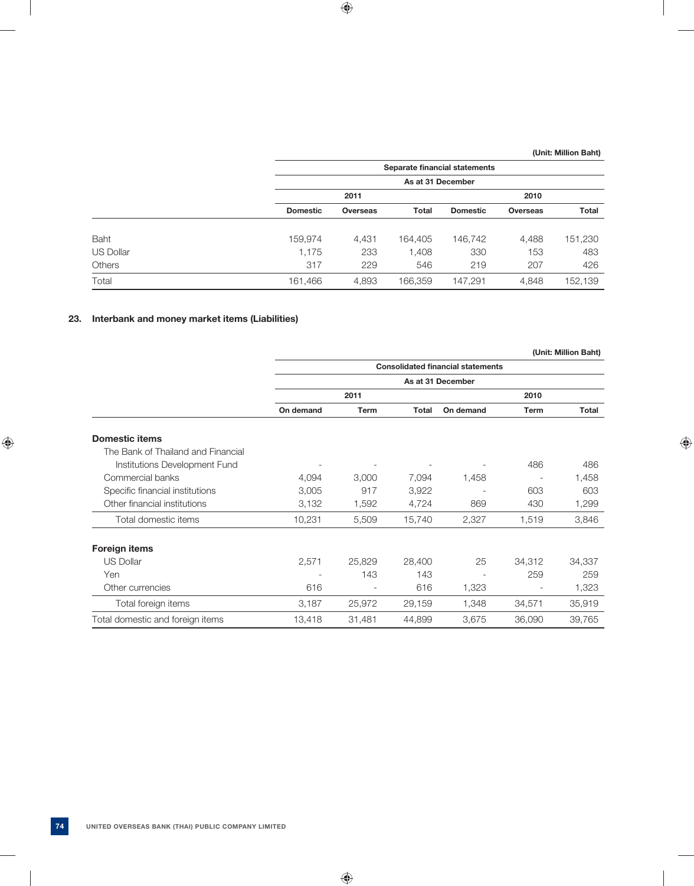(Unit: Million Baht)

| | Separate financial statements | | | | | |
|---|---|---|---|---|---|---|
| | As at 31 December | | | | | |
| | 2011 | | | 2010 | | |
| | Domestic | Overseas | Total | Domestic | Overseas | Total |
| Baht | 159,974 | 4,431 | 164,405 | 146,742 | 4,488 | 151,230 |
| US Dollar | 1,175 | 233 | 1,408 | 330 | 153 | 483 |
| Others | 317 | 229 | 546 | 219 | 207 | 426 |
| Total | 161,466 | 4,893 | 166,359 | 147,291 | 4,848 | 152,139 |

## 23. Interbank and money market items (Liabilities)

(Unit: Million Baht)

| | Consolidated financial statements | | | | | |
|---|---|---|---|---|---|---|
| | As at 31 December | | | | | |
| | 2011 | | | 2010 | | |
| | On demand | Term | Total | On demand | Term | Total |
| **Domestic items** | | | | | | |
| The Bank of Thailand and Financial Institutions Development Fund | - | - | - | - | 486 | 486 |
| Commercial banks | 4,094 | 3,000 | 7,094 | 1,458 | - | 1,458 |
| Specific financial institutions | 3,005 | 917 | 3,922 | - | 603 | 603 |
| Other financial institutions | 3,132 | 1,592 | 4,724 | 869 | 430 | 1,299 |
| Total domestic items | 10,231 | 5,509 | 15,740 | 2,327 | 1,519 | 3,846 |
| **Foreign items** | | | | | | |
| US Dollar | 2,571 | 25,829 | 28,400 | 25 | 34,312 | 34,337 |
| Yen | - | 143 | 143 | - | 259 | 259 |
| Other currencies | 616 | - | 616 | 1,323 | - | 1,323 |
| Total foreign items | 3,187 | 25,972 | 29,159 | 1,348 | 34,571 | 35,919 |
| Total domestic and foreign items | 13,418 | 31,481 | 44,899 | 3,675 | 36,090 | 39,765 |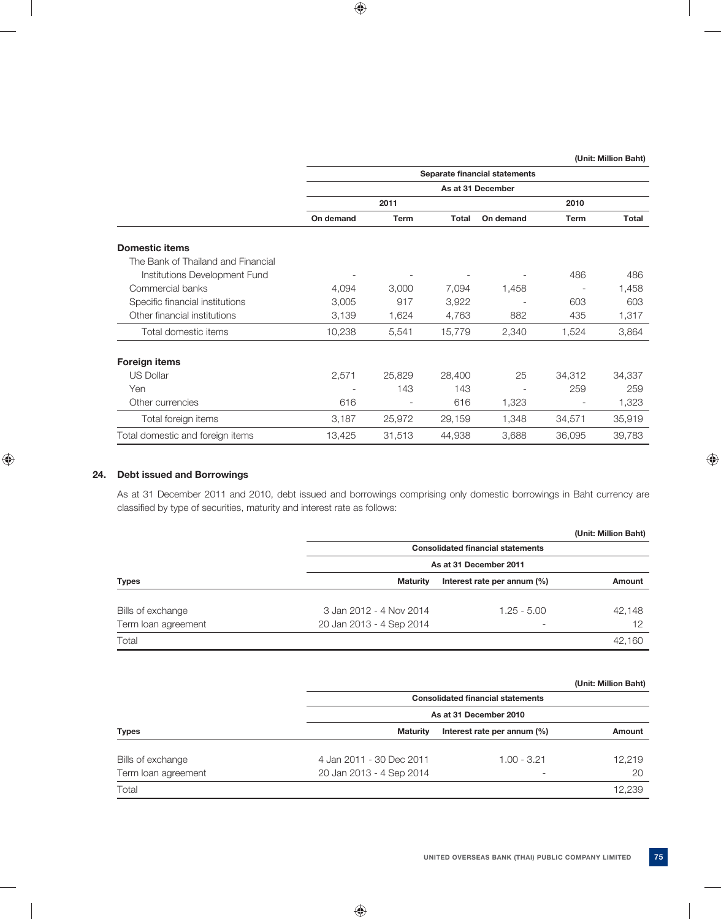(Unit: Million Baht)

| | Separate financial statements | | | | | |
|---|---|---|---|---|---|---|
| | As at 31 December | | | | | |
| | 2011 | | | 2010 | | |
| | On demand | Term | Total | On demand | Term | Total |
| **Domestic items** | | | | | | |
| The Bank of Thailand and Financial Institutions Development Fund | - | - | - | - | 486 | 486 |
| Commercial banks | 4,094 | 3,000 | 7,094 | 1,458 | - | 1,458 |
| Specific financial institutions | 3,005 | 917 | 3,922 | - | 603 | 603 |
| Other financial institutions | 3,139 | 1,624 | 4,763 | 882 | 435 | 1,317 |
| Total domestic items | 10,238 | 5,541 | 15,779 | 2,340 | 1,524 | 3,864 |
| **Foreign items** | | | | | | |
| US Dollar | 2,571 | 25,829 | 28,400 | 25 | 34,312 | 34,337 |
| Yen | - | 143 | 143 | - | 259 | 259 |
| Other currencies | 616 | - | 616 | 1,323 | - | 1,323 |
| Total foreign items | 3,187 | 25,972 | 29,159 | 1,348 | 34,571 | 35,919 |
| Total domestic and foreign items | 13,425 | 31,513 | 44,938 | 3,688 | 36,095 | 39,783 |

## 24. Debt issued and Borrowings

As at 31 December 2011 and 2010, debt issued and borrowings comprising only domestic borrowings in Baht currency are classified by type of securities, maturity and interest rate as follows:

(Unit: Million Baht)

| | Consolidated financial statements | | |
|---|---|---|---|
| | As at 31 December 2011 | | |
| Types | Maturity | Interest rate per annum (%) | Amount |
| Bills of exchange | 3 Jan 2012 - 4 Nov 2014 | 1.25 - 5.00 | 42,148 |
| Term loan agreement | 20 Jan 2013 - 4 Sep 2014 | - | 12 |
| Total | | | 42,160 |

(Unit: Million Baht)

| | Consolidated financial statements | | |
|---|---|---|---|
| | As at 31 December 2010 | | |
| Types | Maturity | Interest rate per annum (%) | Amount |
| Bills of exchange | 4 Jan 2011 - 30 Dec 2011 | 1.00 - 3.21 | 12,219 |
| Term loan agreement | 20 Jan 2013 - 4 Sep 2014 | - | 20 |
| Total | | | 12,239 |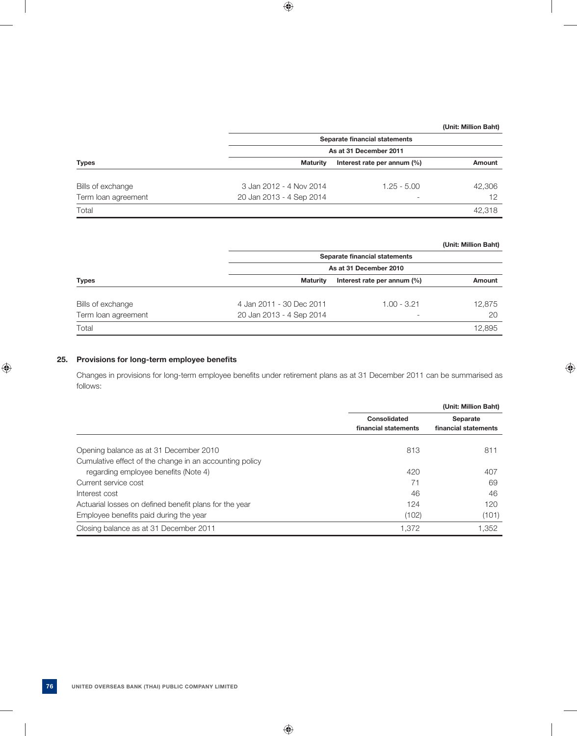(Unit: Million Baht)

| Types | Separate financial statements | | |
|---|---|---|---|
| | As at 31 December 2011 | | |
| | Maturity | Interest rate per annum (%) | Amount |
| Bills of exchange | 3 Jan 2012 - 4 Nov 2014 | 1.25 - 5.00 | 42,306 |
| Term loan agreement | 20 Jan 2013 - 4 Sep 2014 | - | 12 |
| Total | | | 42,318 |

(Unit: Million Baht)

| Types | Separate financial statements | | |
|---|---|---|---|
| | As at 31 December 2010 | | |
| | Maturity | Interest rate per annum (%) | Amount |
| Bills of exchange | 4 Jan 2011 - 30 Dec 2011 | 1.00 - 3.21 | 12,875 |
| Term loan agreement | 20 Jan 2013 - 4 Sep 2014 | - | 20 |
| Total | | | 12,895 |

## 25. Provisions for long-term employee benefits

Changes in provisions for long-term employee benefits under retirement plans as at 31 December 2011 can be summarised as follows:

(Unit: Million Baht)

| | Consolidated financial statements | Separate financial statements |
|---|---|---|
| Opening balance as at 31 December 2010 | 813 | 811 |
| Cumulative effect of the change in an accounting policy regarding employee benefits (Note 4) | 420 | 407 |
| Current service cost | 71 | 69 |
| Interest cost | 46 | 46 |
| Actuarial losses on defined benefit plans for the year | 124 | 120 |
| Employee benefits paid during the year | (102) | (101) |
| Closing balance as at 31 December 2011 | 1,372 | 1,352 |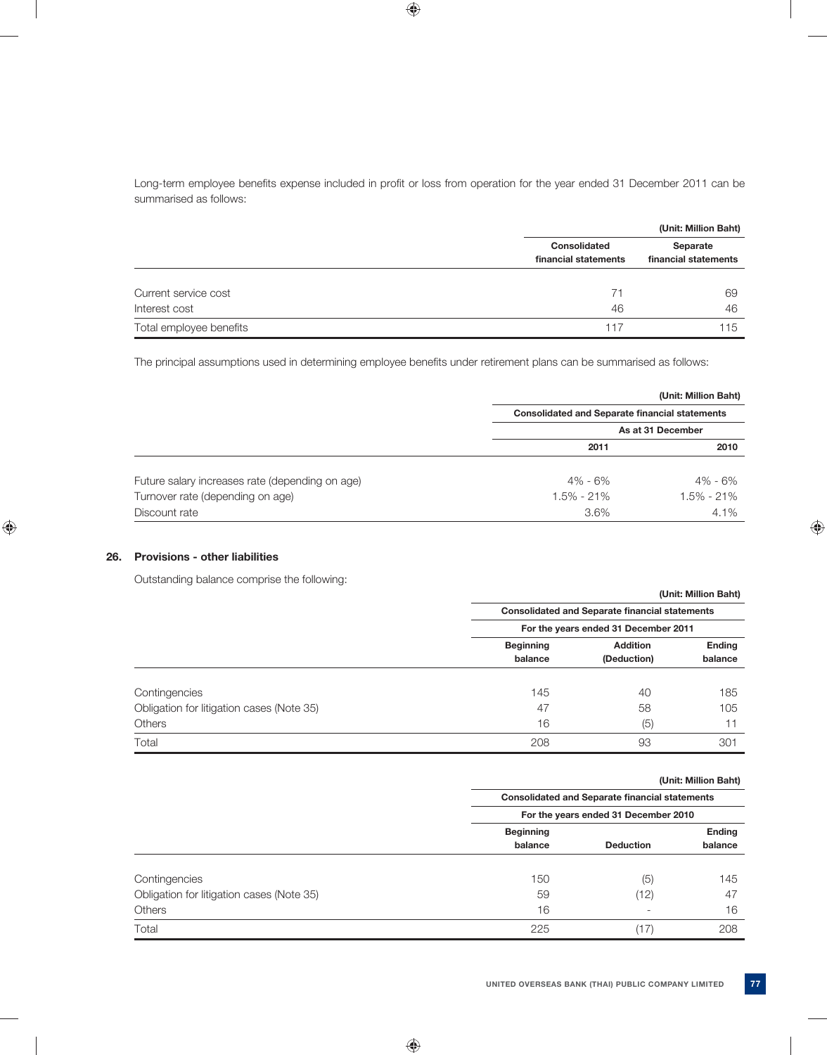Long-term employee benefits expense included in profit or loss from operation for the year ended 31 December 2011 can be summarised as follows:

(Unit: Million Baht)

| | Consolidated financial statements | Separate financial statements |
|---|---|---|
| Current service cost | 71 | 69 |
| Interest cost | 46 | 46 |
| Total employee benefits | 117 | 115 |

The principal assumptions used in determining employee benefits under retirement plans can be summarised as follows:

(Unit: Million Baht)

| | Consolidated and Separate financial statements | |
|---|---|---|
| | As at 31 December | |
| | 2011 | 2010 |
| Future salary increases rate (depending on age) | 4% - 6% | 4% - 6% |
| Turnover rate (depending on age) | 1.5% - 21% | 1.5% - 21% |
| Discount rate | 3.6% | 4.1% |

## 26. Provisions - other liabilities

Outstanding balance comprise the following:

(Unit: Million Baht)

| | Consolidated and Separate financial statements | | |
|---|---|---|---|
| | For the years ended 31 December 2011 | | |
| | Beginning balance | Addition (Deduction) | Ending balance |
| Contingencies | 145 | 40 | 185 |
| Obligation for litigation cases (Note 35) | 47 | 58 | 105 |
| Others | 16 | (5) | 11 |
| Total | 208 | 93 | 301 |

(Unit: Million Baht)

| | Consolidated and Separate financial statements | | |
|---|---|---|---|
| | For the years ended 31 December 2010 | | |
| | Beginning balance | Deduction | Ending balance |
| Contingencies | 150 | (5) | 145 |
| Obligation for litigation cases (Note 35) | 59 | (12) | 47 |
| Others | 16 | - | 16 |
| Total | 225 | (17) | 208 |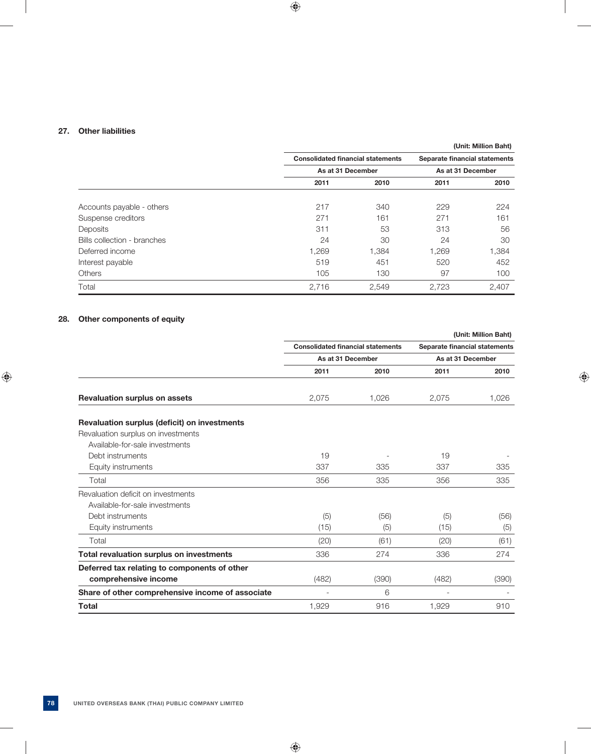## 27. Other liabilities

(Unit: Million Baht)

| | Consolidated financial statements | | Separate financial statements | |
|---|---|---|---|---|
| | As at 31 December | | As at 31 December | |
| | 2011 | 2010 | 2011 | 2010 |
| Accounts payable - others | 217 | 340 | 229 | 224 |
| Suspense creditors | 271 | 161 | 271 | 161 |
| Deposits | 311 | 53 | 313 | 56 |
| Bills collection - branches | 24 | 30 | 24 | 30 |
| Deferred income | 1,269 | 1,384 | 1,269 | 1,384 |
| Interest payable | 519 | 451 | 520 | 452 |
| Others | 105 | 130 | 97 | 100 |
| Total | 2,716 | 2,549 | 2,723 | 2,407 |

## 28. Other components of equity

(Unit: Million Baht)

| | Consolidated financial statements | | Separate financial statements | |
|---|---|---|---|---|
| | As at 31 December | | As at 31 December | |
| | 2011 | 2010 | 2011 | 2010 |
| **Revaluation surplus on assets** | 2,075 | 1,026 | 2,075 | 1,026 |
| **Revaluation surplus (deficit) on investments** | | | | |
| Revaluation surplus on investments | | | | |
| Available-for-sale investments | | | | |
| Debt instruments | 19 | - | 19 | - |
| Equity instruments | 337 | 335 | 337 | 335 |
| Total | 356 | 335 | 356 | 335 |
| Revaluation deficit on investments | | | | |
| Available-for-sale investments | | | | |
| Debt instruments | (5) | (56) | (5) | (56) |
| Equity instruments | (15) | (5) | (15) | (5) |
| Total | (20) | (61) | (20) | (61) |
| **Total revaluation surplus on investments** | 336 | 274 | 336 | 274 |
| **Deferred tax relating to components of other comprehensive income** | (482) | (390) | (482) | (390) |
| **Share of other comprehensive income of associate** | - | 6 | - | - |
| **Total** | 1,929 | 916 | 1,929 | 910 |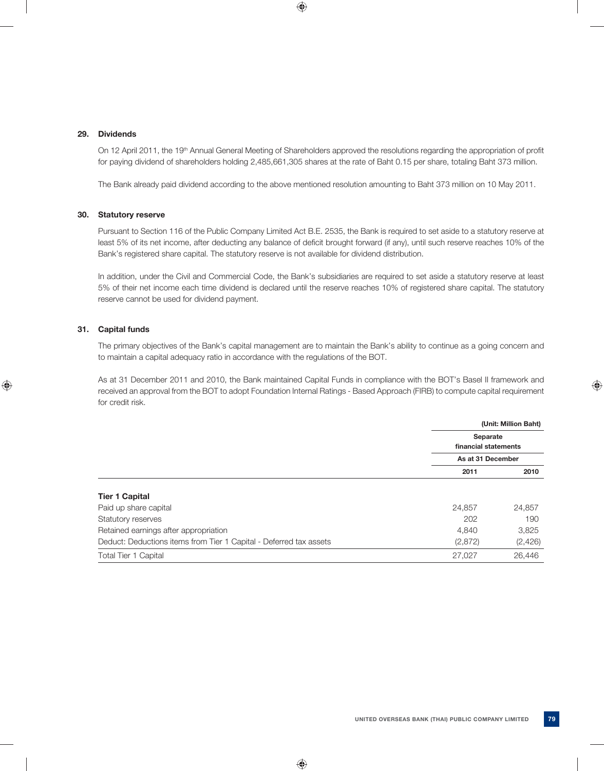## 29. Dividends

On 12 April 2011, the 19th Annual General Meeting of Shareholders approved the resolutions regarding the appropriation of profit for paying dividend of shareholders holding 2,485,661,305 shares at the rate of Baht 0.15 per share, totaling Baht 373 million.

The Bank already paid dividend according to the above mentioned resolution amounting to Baht 373 million on 10 May 2011.

## 30. Statutory reserve

Pursuant to Section 116 of the Public Company Limited Act B.E. 2535, the Bank is required to set aside to a statutory reserve at least 5% of its net income, after deducting any balance of deficit brought forward (if any), until such reserve reaches 10% of the Bank's registered share capital. The statutory reserve is not available for dividend distribution.

In addition, under the Civil and Commercial Code, the Bank's subsidiaries are required to set aside a statutory reserve at least 5% of their net income each time dividend is declared until the reserve reaches 10% of registered share capital. The statutory reserve cannot be used for dividend payment.

## 31. Capital funds

The primary objectives of the Bank's capital management are to maintain the Bank's ability to continue as a going concern and to maintain a capital adequacy ratio in accordance with the regulations of the BOT.

As at 31 December 2011 and 2010, the Bank maintained Capital Funds in compliance with the BOT's Basel II framework and received an approval from the BOT to adopt Foundation Internal Ratings - Based Approach (FIRB) to compute capital requirement for credit risk.

(Unit: Million Baht)

| | Separate financial statements | |
|---|---|---|
| | As at 31 December | |
| | 2011 | 2010 |
| **Tier 1 Capital** | | |
| Paid up share capital | 24,857 | 24,857 |
| Statutory reserves | 202 | 190 |
| Retained earnings after appropriation | 4,840 | 3,825 |
| Deduct: Deductions items from Tier 1 Capital - Deferred tax assets | (2,872) | (2,426) |
| Total Tier 1 Capital | 27,027 | 26,446 |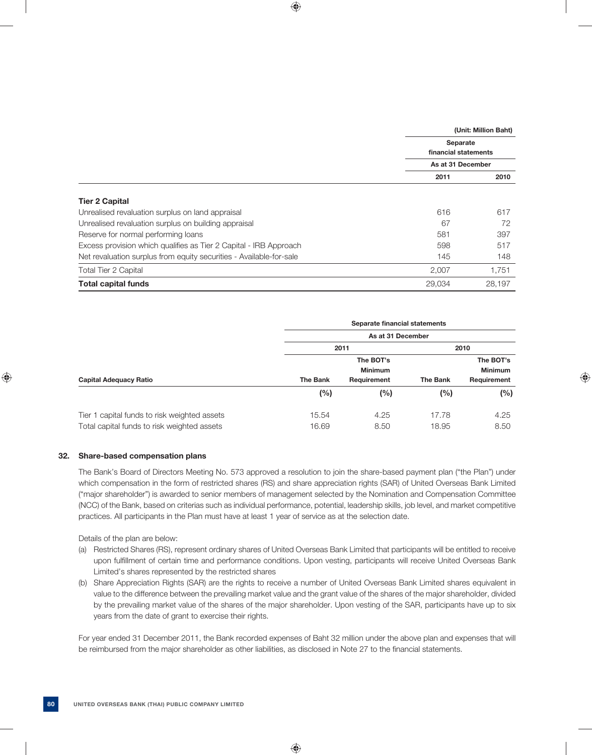(Unit: Million Baht)

| | Separate financial statements | |
|---|---|---|
| | As at 31 December | |
| | 2011 | 2010 |
| **Tier 2 Capital** | | |
| Unrealised revaluation surplus on land appraisal | 616 | 617 |
| Unrealised revaluation surplus on building appraisal | 67 | 72 |
| Reserve for normal performing loans | 581 | 397 |
| Excess provision which qualifies as Tier 2 Capital - IRB Approach | 598 | 517 |
| Net revaluation surplus from equity securities - Available-for-sale | 145 | 148 |
| Total Tier 2 Capital | 2,007 | 1,751 |
| **Total capital funds** | 29,034 | 28,197 |

| | Separate financial statements | | | |
|---|---|---|---|---|
| | As at 31 December | | | |
| | 2011 | | 2010 | |
| **Capital Adequacy Ratio** | The Bank | The BOT's Minimum Requirement | The Bank | The BOT's Minimum Requirement |
| | (%) | (%) | (%) | (%) |
| Tier 1 capital funds to risk weighted assets | 15.54 | 4.25 | 17.78 | 4.25 |
| Total capital funds to risk weighted assets | 16.69 | 8.50 | 18.95 | 8.50 |

## 32. Share-based compensation plans

The Bank's Board of Directors Meeting No. 573 approved a resolution to join the share-based payment plan ("the Plan") under which compensation in the form of restricted shares (RS) and share appreciation rights (SAR) of United Overseas Bank Limited ("major shareholder") is awarded to senior members of management selected by the Nomination and Compensation Committee (NCC) of the Bank, based on criterias such as individual performance, potential, leadership skills, job level, and market competitive practices. All participants in the Plan must have at least 1 year of service as at the selection date.

Details of the plan are below:

(a) Restricted Shares (RS), represent ordinary shares of United Overseas Bank Limited that participants will be entitled to receive upon fulfillment of certain time and performance conditions. Upon vesting, participants will receive United Overseas Bank Limited's shares represented by the restricted shares

(b) Share Appreciation Rights (SAR) are the rights to receive a number of United Overseas Bank Limited shares equivalent in value to the difference between the prevailing market value and the grant value of the shares of the major shareholder, divided by the prevailing market value of the shares of the major shareholder. Upon vesting of the SAR, participants have up to six years from the date of grant to exercise their rights.

For year ended 31 December 2011, the Bank recorded expenses of Baht 32 million under the above plan and expenses that will be reimbursed from the major shareholder as other liabilities, as disclosed in Note 27 to the financial statements.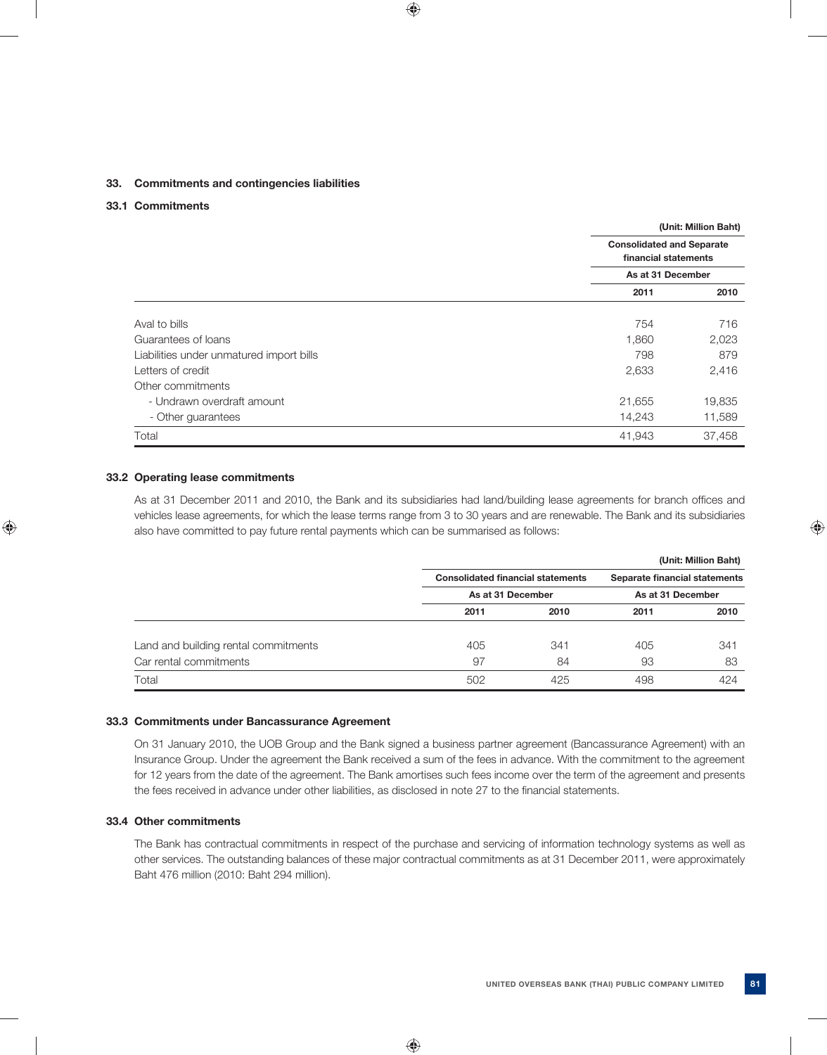## 33. Commitments and contingencies liabilities

### 33.1 Commitments

(Unit: Million Baht)

| | Consolidated and Separate financial statements | |
|---|---|---|
| | As at 31 December | |
| | 2011 | 2010 |
| Aval to bills | 754 | 716 |
| Guarantees of loans | 1,860 | 2,023 |
| Liabilities under unmatured import bills | 798 | 879 |
| Letters of credit | 2,633 | 2,416 |
| Other commitments | | |
| - Undrawn overdraft amount | 21,655 | 19,835 |
| - Other guarantees | 14,243 | 11,589 |
| Total | 41,943 | 37,458 |

### 33.2 Operating lease commitments

As at 31 December 2011 and 2010, the Bank and its subsidiaries had land/building lease agreements for branch offices and vehicles lease agreements, for which the lease terms range from 3 to 30 years and are renewable. The Bank and its subsidiaries also have committed to pay future rental payments which can be summarised as follows:

(Unit: Million Baht)

| | Consolidated financial statements | | Separate financial statements | |
|---|---|---|---|---|
| | As at 31 December | | As at 31 December | |
| | 2011 | 2010 | 2011 | 2010 |
| Land and building rental commitments | 405 | 341 | 405 | 341 |
| Car rental commitments | 97 | 84 | 93 | 83 |
| Total | 502 | 425 | 498 | 424 |

### 33.3 Commitments under Bancassurance Agreement

On 31 January 2010, the UOB Group and the Bank signed a business partner agreement (Bancassurance Agreement) with an Insurance Group. Under the agreement the Bank received a sum of the fees in advance. With the commitment to the agreement for 12 years from the date of the agreement. The Bank amortises such fees income over the term of the agreement and presents the fees received in advance under other liabilities, as disclosed in note 27 to the financial statements.

### 33.4 Other commitments

The Bank has contractual commitments in respect of the purchase and servicing of information technology systems as well as other services. The outstanding balances of these major contractual commitments as at 31 December 2011, were approximately Baht 476 million (2010: Baht 294 million).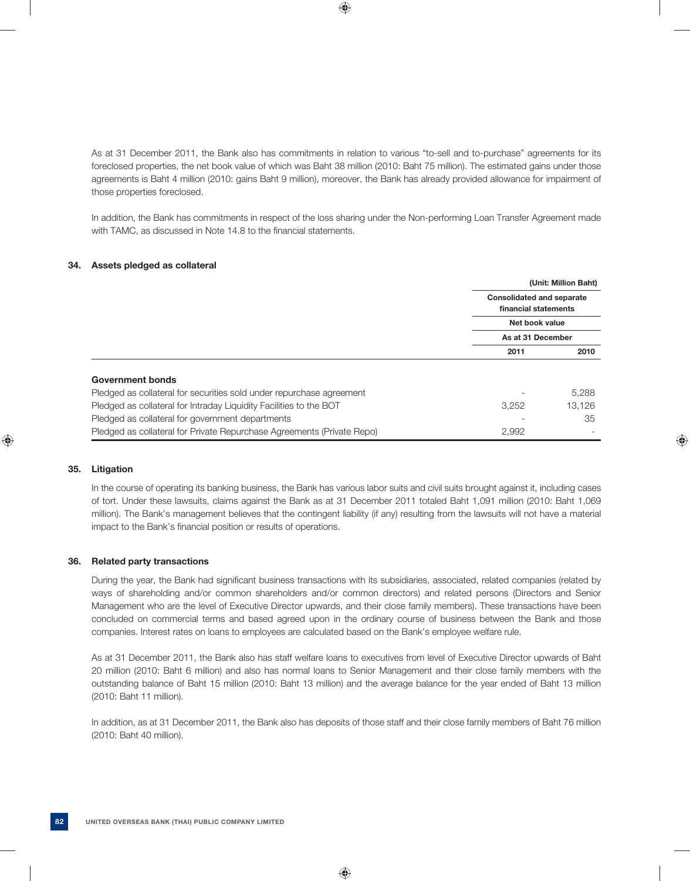As at 31 December 2011, the Bank also has commitments in relation to various "to-sell and to-purchase" agreements for its foreclosed properties, the net book value of which was Baht 38 million (2010: Baht 75 million). The estimated gains under those agreements is Baht 4 million (2010: gains Baht 9 million), moreover, the Bank has already provided allowance for impairment of those properties foreclosed.

In addition, the Bank has commitments in respect of the loss sharing under the Non-performing Loan Transfer Agreement made with TAMC, as discussed in Note 14.8 to the financial statements.

## 34. Assets pledged as collateral

| | (Unit: Million Baht) | |
|---|---|---|
| | **Consolidated and separate financial statements** | |
| | **Net book value** | |
| | **As at 31 December** | |
| | **2011** | **2010** |
| **Government bonds** | | |
| Pledged as collateral for securities sold under repurchase agreement | - | 5,288 |
| Pledged as collateral for Intraday Liquidity Facilities to the BOT | 3,252 | 13,126 |
| Pledged as collateral for government departments | - | 35 |
| Pledged as collateral for Private Repurchase Agreements (Private Repo) | 2,992 | - |

## 35. Litigation

In the course of operating its banking business, the Bank has various labor suits and civil suits brought against it, including cases of tort. Under these lawsuits, claims against the Bank as at 31 December 2011 totaled Baht 1,091 million (2010: Baht 1,069 million). The Bank's management believes that the contingent liability (if any) resulting from the lawsuits will not have a material impact to the Bank's financial position or results of operations.

## 36. Related party transactions

During the year, the Bank had significant business transactions with its subsidiaries, associated, related companies (related by ways of shareholding and/or common shareholders and/or common directors) and related persons (Directors and Senior Management who are the level of Executive Director upwards, and their close family members). These transactions have been concluded on commercial terms and based agreed upon in the ordinary course of business between the Bank and those companies. Interest rates on loans to employees are calculated based on the Bank's employee welfare rule.

As at 31 December 2011, the Bank also has staff welfare loans to executives from level of Executive Director upwards of Baht 20 million (2010: Baht 6 million) and also has normal loans to Senior Management and their close family members with the outstanding balance of Baht 15 million (2010: Baht 13 million) and the average balance for the year ended of Baht 13 million (2010: Baht 11 million).

In addition, as at 31 December 2011, the Bank also has deposits of those staff and their close family members of Baht 76 million (2010: Baht 40 million).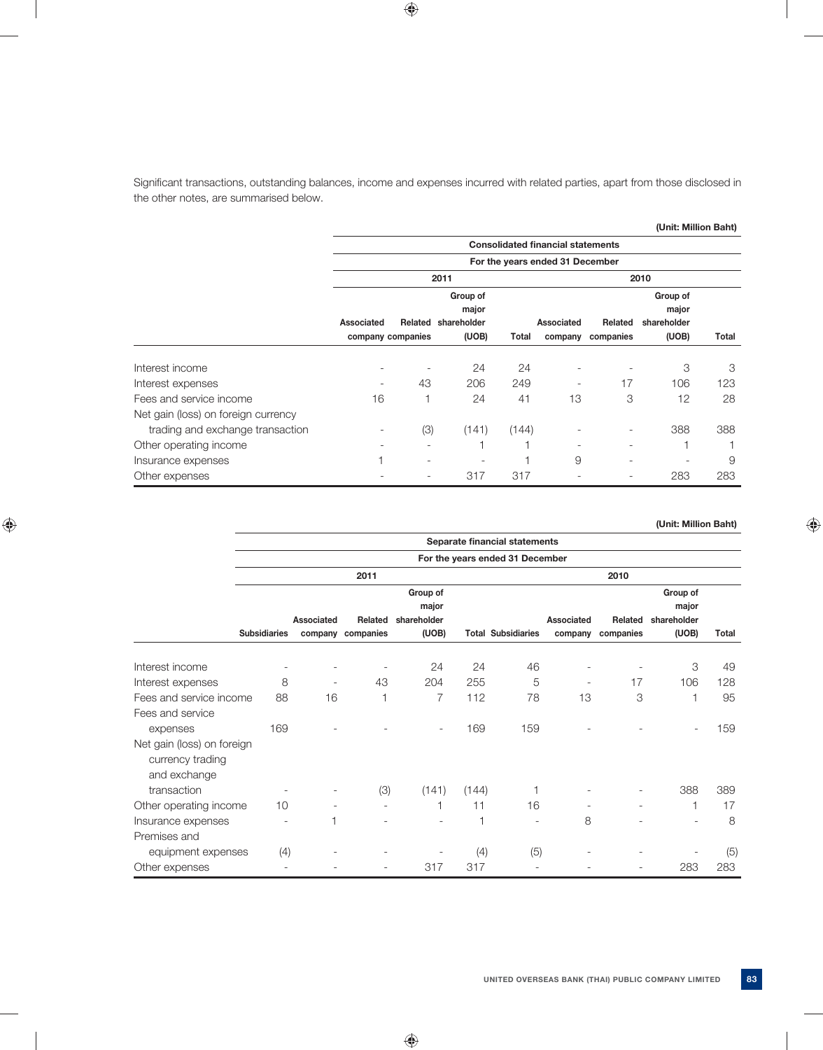Significant transactions, outstanding balances, income and expenses incurred with related parties, apart from those disclosed in the other notes, are summarised below.

(Unit: Million Baht)

| | Consolidated financial statements | | | | | | | |
|---|---|---|---|---|---|---|---|---|
| | For the years ended 31 December | | | | | | | |
| | 2011 | | | | 2010 | | | |
| | Associated company | Related companies | Group of major shareholder (UOB) | Total | Associated company | Related companies | Group of major shareholder (UOB) | Total |
| Interest income | - | - | 24 | 24 | - | - | 3 | 3 |
| Interest expenses | - | 43 | 206 | 249 | - | 17 | 106 | 123 |
| Fees and service income | 16 | 1 | 24 | 41 | 13 | 3 | 12 | 28 |
| Net gain (loss) on foreign currency trading and exchange transaction | - | (3) | (141) | (144) | - | - | 388 | 388 |
| Other operating income | - | - | 1 | 1 | - | - | 1 | 1 |
| Insurance expenses | 1 | - | - | 1 | 9 | - | - | 9 |
| Other expenses | - | - | 317 | 317 | - | - | 283 | 283 |

(Unit: Million Baht)

| | Separate financial statements | | | | | | | | | |
|---|---|---|---|---|---|---|---|---|---|---|
| | For the years ended 31 December | | | | | | | | | |
| | 2011 | | | | | 2010 | | | | |
| | Subsidiaries | Associated company | Related companies | Group of major shareholder (UOB) | Total | Subsidiaries | Associated company | Related companies | Group of major shareholder (UOB) | Total |
| Interest income | - | - | - | 24 | 24 | 46 | - | - | 3 | 49 |
| Interest expenses | 8 | - | 43 | 204 | 255 | 5 | - | 17 | 106 | 128 |
| Fees and service income | 88 | 16 | 1 | 7 | 112 | 78 | 13 | 3 | 1 | 95 |
| Fees and service expenses | 169 | - | - | - | 169 | 159 | - | - | - | 159 |
| Net gain (loss) on foreign currency trading and exchange transaction | - | - | (3) | (141) | (144) | 1 | - | - | 388 | 389 |
| Other operating income | 10 | - | - | 1 | 11 | 16 | - | - | 1 | 17 |
| Insurance expenses | - | 1 | - | - | 1 | - | 8 | - | - | 8 |
| Premises and equipment expenses | (4) | - | - | - | (4) | (5) | - | - | - | (5) |
| Other expenses | - | - | - | 317 | 317 | - | - | - | 283 | 283 |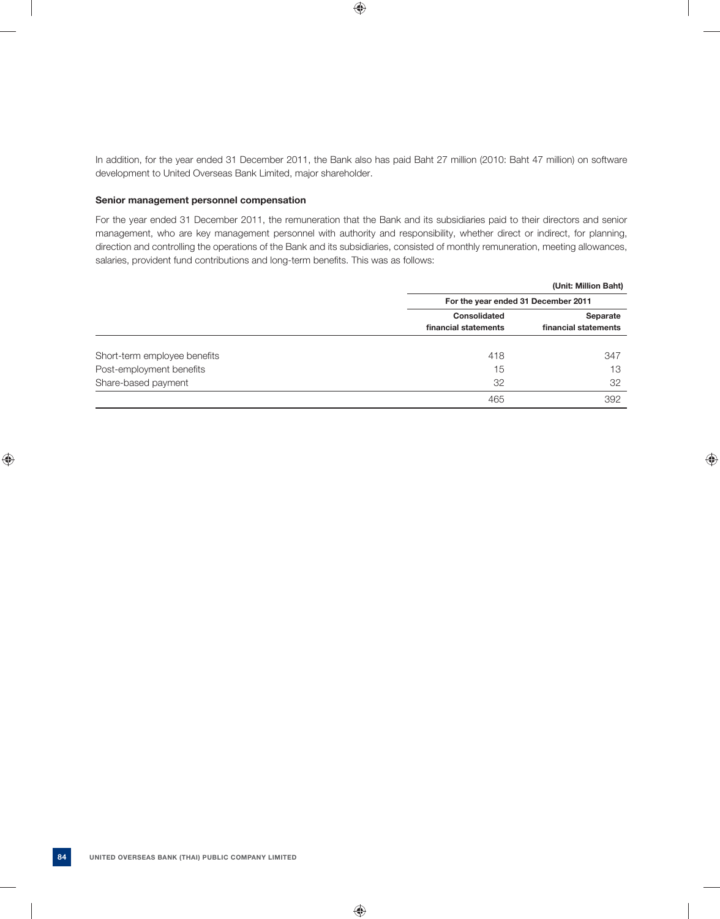In addition, for the year ended 31 December 2011, the Bank also has paid Baht 27 million (2010: Baht 47 million) on software development to United Overseas Bank Limited, major shareholder.

**Senior management personnel compensation**

For the year ended 31 December 2011, the remuneration that the Bank and its subsidiaries paid to their directors and senior management, who are key management personnel with authority and responsibility, whether direct or indirect, for planning, direction and controlling the operations of the Bank and its subsidiaries, consisted of monthly remuneration, meeting allowances, salaries, provident fund contributions and long-term benefits. This was as follows:

(Unit: Million Baht)

| | For the year ended 31 December 2011 | |
|---|---|---|
| | **Consolidated financial statements** | **Separate financial statements** |
| Short-term employee benefits | 418 | 347 |
| Post-employment benefits | 15 | 13 |
| Share-based payment | 32 | 32 |
| | 465 | 392 |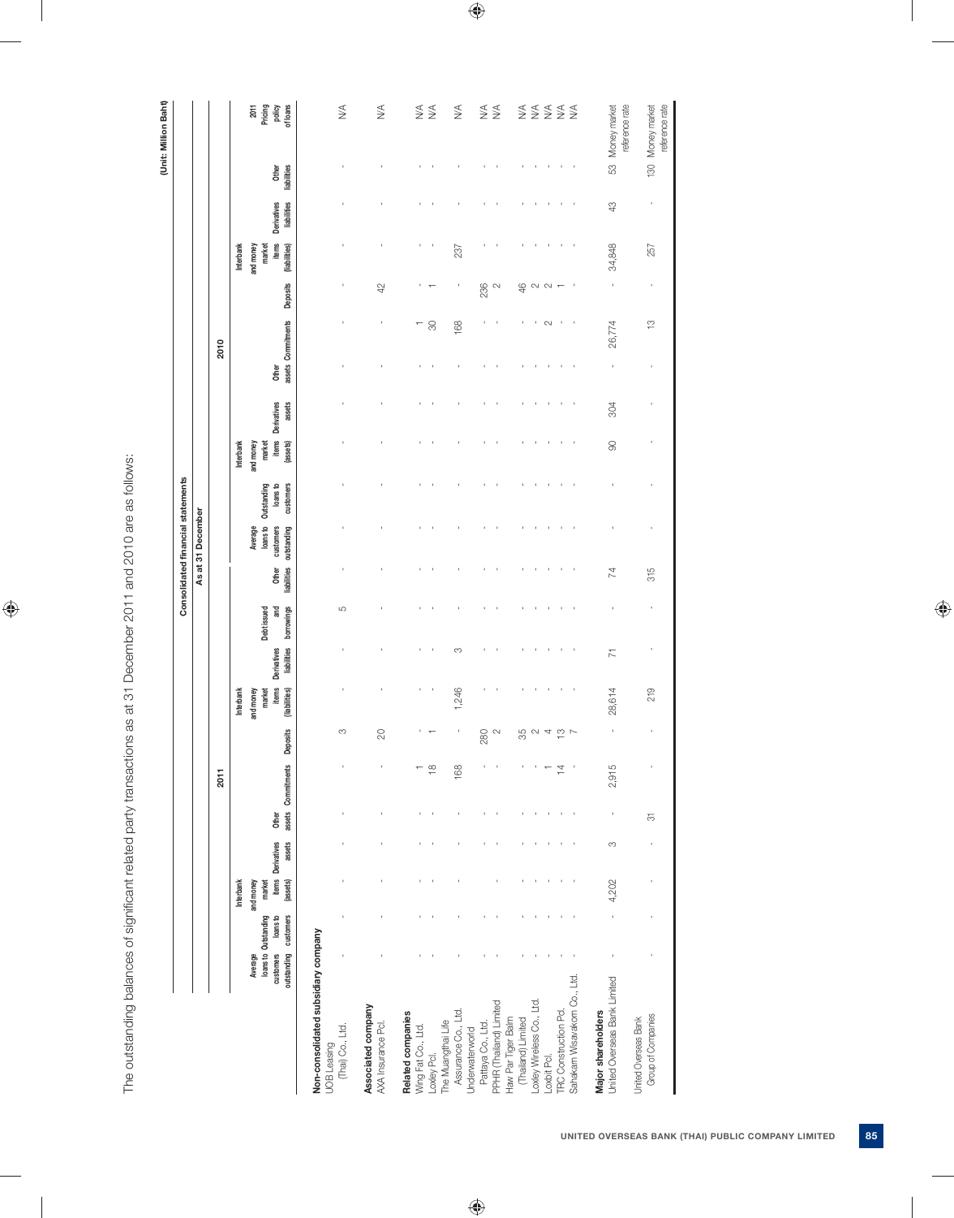The outstanding balances of significant related party transactions as at 31 December 2011 and 2010 are as follows:

(Unit: Million Baht)

**Consolidated financial statements**

**As at 31 December**

| | 2011 | | | | | | | | | | | 2010 | | | | | | | | | | 2011 |
|---|---|---|---|---|---|---|---|---|---|---|---|---|---|---|---|---|---|---|---|---|---|---|
| | Average loans to customers outstanding | Outstanding loans to customers | Interbank and money market items (assets) | Derivatives assets | Other assets | Commitments | Deposits | Interbank and money market items (liabilities) | Derivatives liabilities | Debt issued and borrowings | Other liabilities | Average loans to customers outstanding | Outstanding loans to customers | Interbank and money market items (assets) | Derivatives assets | Other assets | Commitments | Deposits | Interbank and money market items (liabilities) | Derivatives liabilities | Other liabilities | Pricing policy of loans |
| **Non-consolidated subsidiary company** | | | | | | | | | | | | | | | | | | | | | | |
| UOB Leasing (Thai) Co., Ltd. | - | - | - | - | - | - | 3 | - | - | 5 | - | - | - | - | - | - | - | - | - | - | - | N/A |
| **Associated company** | | | | | | | | | | | | | | | | | | | | | | |
| AXA Insurance Pcl. | - | - | - | - | - | - | 20 | - | - | - | - | - | - | - | - | - | - | 42 | - | - | - | N/A |
| **Related companies** | | | | | | | | | | | | | | | | | | | | | | |
| Wing Fat Co., Ltd. | - | - | - | - | - | 1 | - | - | - | - | - | - | - | - | - | - | 1 | - | - | - | - | N/A |
| Loxley Pcl. | - | - | - | - | - | 18 | 1 | - | - | - | - | - | - | - | - | - | 30 | 1 | - | - | - | N/A |
| The Muangthai Life Assurance Co., Ltd. | - | - | - | - | - | 168 | - | 1,246 | 3 | - | - | - | - | - | - | - | 168 | - | 237 | - | - | N/A |
| Underwaterworld Pattaya Co., Ltd. | - | - | - | - | - | - | 280 | - | - | - | - | - | - | - | - | - | - | 236 | - | - | - | N/A |
| PPHR (Thailand) Limited | - | - | - | - | - | - | 2 | - | - | - | - | - | - | - | - | - | - | 2 | - | - | - | N/A |
| Haw Par Tiger Balm (Thailand) Limited | - | - | - | - | - | - | 35 | - | - | - | - | - | - | - | - | - | - | 46 | - | - | - | N/A |
| Loxley Wireless Co., Ltd. | - | - | - | - | - | - | 2 | - | - | - | - | - | - | - | - | - | - | 2 | - | - | - | N/A |
| Loxbit Pcl. | - | - | - | - | - | 1 | 4 | - | - | - | - | - | - | - | - | - | 2 | 2 | - | - | - | N/A |
| TRC Construction Pcl. | - | - | - | - | - | 14 | 13 | - | - | - | - | - | - | - | - | - | - | 1 | - | - | - | N/A |
| Sahakarn Wisavakorn Co., Ltd. | - | - | - | - | - | - | 7 | - | - | - | - | - | - | - | - | - | - | - | - | - | - | N/A |
| **Major shareholders** | | | | | | | | | | | | | | | | | | | | | | |
| United Overseas Bank Limited | - | - | 4,202 | 3 | - | 2,915 | - | 28,614 | 71 | - | 74 | - | - | 90 | 304 | - | 26,774 | - | 34,848 | 43 | 53 | Money market reference rate |
| United Overseas Bank Group of Companies | - | - | - | - | 31 | - | - | 219 | - | - | 315 | - | - | - | - | - | 13 | - | 257 | - | 130 | Money market reference rate |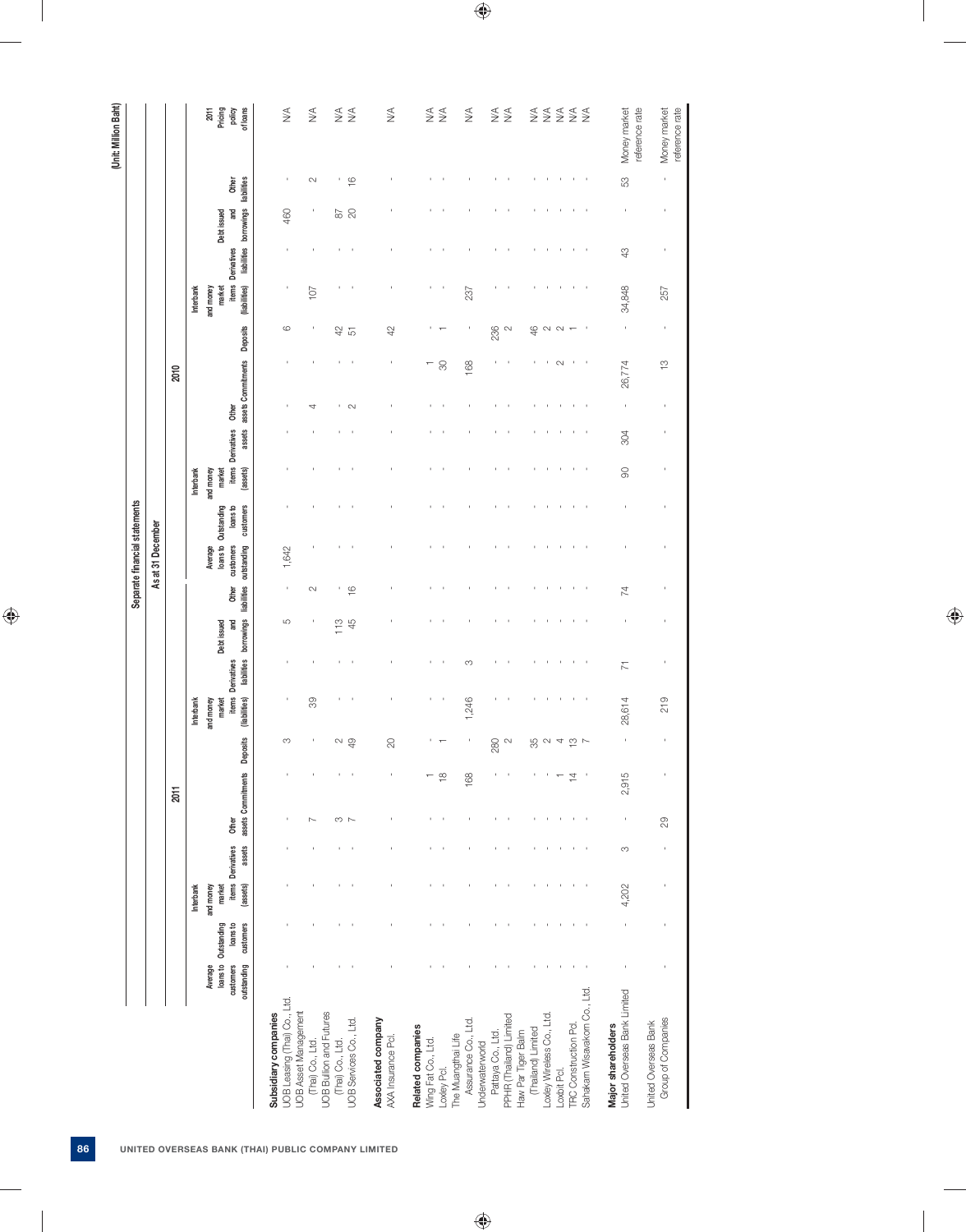(Unit: Million Baht)

| | Separate financial statements | | | | | | | | | | | | | | | | | | | | | | |
|---|---|---|---|---|---|---|---|---|---|---|---|---|---|---|---|---|---|---|---|---|---|---|---|
| | As at 31 December | | | | | | | | | | | | | | | | | | | | | | |
| | 2011 | | | | | | | | | | | 2010 | | | | | | | | | | | 2011 |
| | Average loans to customers outstanding | Outstanding loans to customers | Interbank and money market items (assets) | Derivatives assets | Other assets | Commitments | Deposits | Interbank and money market items (liabilities) | Derivatives liabilities | Debt issued and borrowings | Other liabilities | Average loans to customers outstanding | Outstanding loans to customers | Interbank and money market items (assets) | Derivatives assets | Other assets | Commitments | Deposits | Interbank and money market items (liabilities) | Derivatives liabilities | Debt issued and borrowings | Other liabilities | Pricing policy of loans |
| **Subsidiary companies** | | | | | | | | | | | | | | | | | | | | | | | |
| UOB Leasing (Thai) Co., Ltd. | - | - | - | - | - | - | 3 | - | - | 5 | - | 1,642 | - | - | - | - | - | 6 | - | - | 460 | - | N/A |
| UOB Asset Management (Thai) Co., Ltd. | - | - | - | - | 7 | - | - | 39 | - | - | 2 | - | - | - | - | 4 | - | - | 107 | - | - | 2 | N/A |
| UOB Bullion and Futures (Thai) Co., Ltd. | - | - | - | - | 3 | - | 2 | - | - | 113 | - | - | - | - | - | - | - | 42 | - | - | 87 | - | N/A |
| UOB Services Co., Ltd. | - | - | - | - | 7 | - | 49 | - | - | 45 | 16 | - | - | - | - | 2 | - | 51 | - | - | 20 | 16 | N/A |
| **Associated company** | | | | | | | | | | | | | | | | | | | | | | | |
| AXA Insurance Pcl. | - | - | - | - | - | - | 20 | - | - | - | - | - | - | - | - | - | - | 42 | - | - | - | - | N/A |
| **Related companies** | | | | | | | | | | | | | | | | | | | | | | | |
| Wing Fat Co., Ltd. | - | - | - | - | - | 1 | - | - | - | - | - | - | - | - | - | - | 1 | - | - | - | - | - | N/A |
| Loxley Pcl. | - | - | - | - | - | 18 | 1 | - | - | - | - | - | - | - | - | - | 30 | 1 | - | - | - | - | N/A |
| The Muangthai Life Assurance Co., Ltd. | - | - | - | - | - | 168 | - | 1,246 | 3 | - | - | - | - | - | - | - | 168 | - | 237 | - | - | - | N/A |
| Underwaterworld Pattaya Co., Ltd. | - | - | - | - | - | - | 280 | - | - | - | - | - | - | - | - | - | - | 236 | - | - | - | - | N/A |
| PPHR (Thailand) Limited | - | - | - | - | - | - | 2 | - | - | - | - | - | - | - | - | - | - | 2 | - | - | - | - | N/A |
| Haw Par Tiger Balm (Thailand) Limited | - | - | - | - | - | - | 35 | - | - | - | - | - | - | - | - | - | - | 46 | - | - | - | - | N/A |
| Loxley Wireless Co., Ltd. | - | - | - | - | - | - | 2 | - | - | - | - | - | - | - | - | - | - | 2 | - | - | - | - | N/A |
| Loxbit Pcl. | - | - | - | - | - | 1 | 4 | - | - | - | - | - | - | - | - | - | 2 | 2 | - | - | - | - | N/A |
| TRC Construction Pcl. | - | - | - | - | - | 14 | 13 | - | - | - | - | - | - | - | - | - | - | 1 | - | - | - | - | N/A |
| Sahakarn Wisavakorn Co., Ltd. | - | - | - | - | - | - | 7 | - | - | - | - | - | - | - | - | - | - | - | - | - | - | - | N/A |
| **Major shareholders** | | | | | | | | | | | | | | | | | | | | | | | |
| United Overseas Bank Limited | - | - | 4,202 | 3 | - | 2,915 | - | 28,614 | 71 | - | 74 | - | - | 90 | 304 | - | 26,774 | - | 34,848 | 43 | - | 53 | Money market reference rate |
| United Overseas Bank Group of Companies | - | - | - | - | 29 | - | - | 219 | - | - | - | - | - | - | - | - | 13 | - | 257 | - | - | - | Money market reference rate |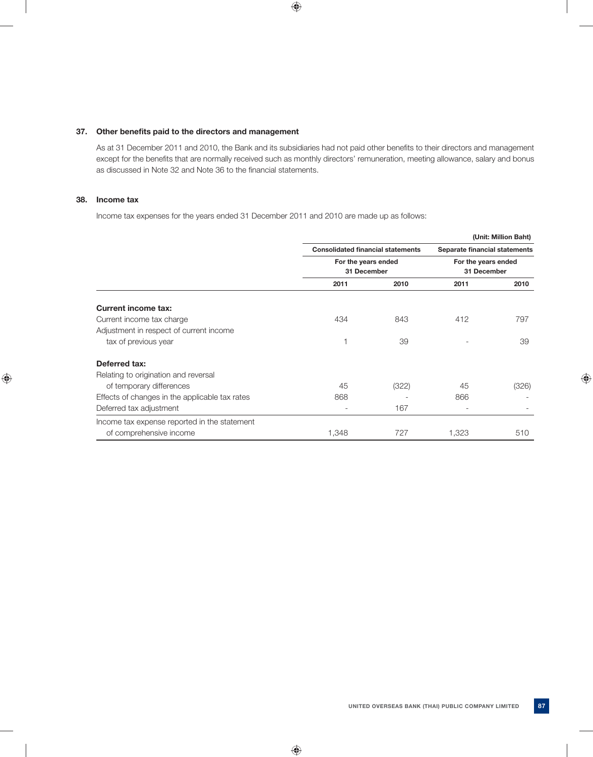## 37. Other benefits paid to the directors and management

As at 31 December 2011 and 2010, the Bank and its subsidiaries had not paid other benefits to their directors and management except for the benefits that are normally received such as monthly directors' remuneration, meeting allowance, salary and bonus as discussed in Note 32 and Note 36 to the financial statements.

## 38. Income tax

Income tax expenses for the years ended 31 December 2011 and 2010 are made up as follows:

(Unit: Million Baht)

| | Consolidated financial statements | | Separate financial statements | |
|---|---|---|---|---|
| | For the years ended 31 December | | For the years ended 31 December | |
| | 2011 | 2010 | 2011 | 2010 |
| **Current income tax:** | | | | |
| Current income tax charge | 434 | 843 | 412 | 797 |
| Adjustment in respect of current income tax of previous year | 1 | 39 | - | 39 |
| **Deferred tax:** | | | | |
| Relating to origination and reversal of temporary differences | 45 | (322) | 45 | (326) |
| Effects of changes in the applicable tax rates | 868 | - | 866 | - |
| Deferred tax adjustment | - | 167 | - | - |
| Income tax expense reported in the statement of comprehensive income | 1,348 | 727 | 1,323 | 510 |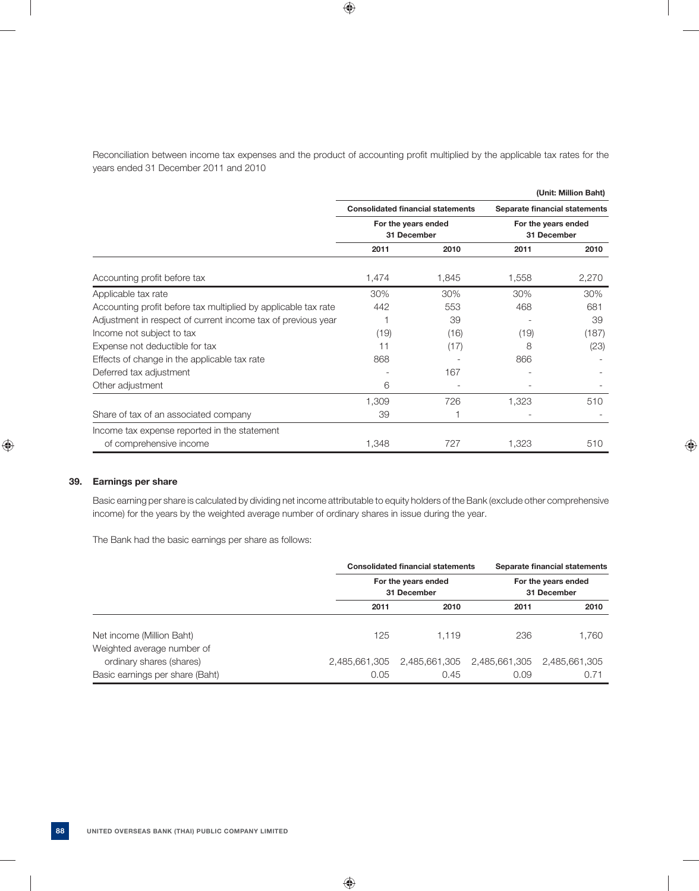Reconciliation between income tax expenses and the product of accounting profit multiplied by the applicable tax rates for the years ended 31 December 2011 and 2010

(Unit: Million Baht)

| | Consolidated financial statements | | Separate financial statements | |
|---|---|---|---|---|
| | For the years ended 31 December | | For the years ended 31 December | |
| | 2011 | 2010 | 2011 | 2010 |
| Accounting profit before tax | 1,474 | 1,845 | 1,558 | 2,270 |
| Applicable tax rate | 30% | 30% | 30% | 30% |
| Accounting profit before tax multiplied by applicable tax rate | 442 | 553 | 468 | 681 |
| Adjustment in respect of current income tax of previous year | 1 | 39 | - | 39 |
| Income not subject to tax | (19) | (16) | (19) | (187) |
| Expense not deductible for tax | 11 | (17) | 8 | (23) |
| Effects of change in the applicable tax rate | 868 | - | 866 | - |
| Deferred tax adjustment | - | 167 | - | - |
| Other adjustment | 6 | - | - | - |
| | 1,309 | 726 | 1,323 | 510 |
| Share of tax of an associated company | 39 | 1 | - | - |
| Income tax expense reported in the statement of comprehensive income | 1,348 | 727 | 1,323 | 510 |

## 39. Earnings per share

Basic earning per share is calculated by dividing net income attributable to equity holders of the Bank (exclude other comprehensive income) for the years by the weighted average number of ordinary shares in issue during the year.

The Bank had the basic earnings per share as follows:

| | Consolidated financial statements | | Separate financial statements | |
|---|---|---|---|---|
| | For the years ended 31 December | | For the years ended 31 December | |
| | 2011 | 2010 | 2011 | 2010 |
| Net income (Million Baht) | 125 | 1,119 | 236 | 1,760 |
| Weighted average number of ordinary shares (shares) | 2,485,661,305 | 2,485,661,305 | 2,485,661,305 | 2,485,661,305 |
| Basic earnings per share (Baht) | 0.05 | 0.45 | 0.09 | 0.71 |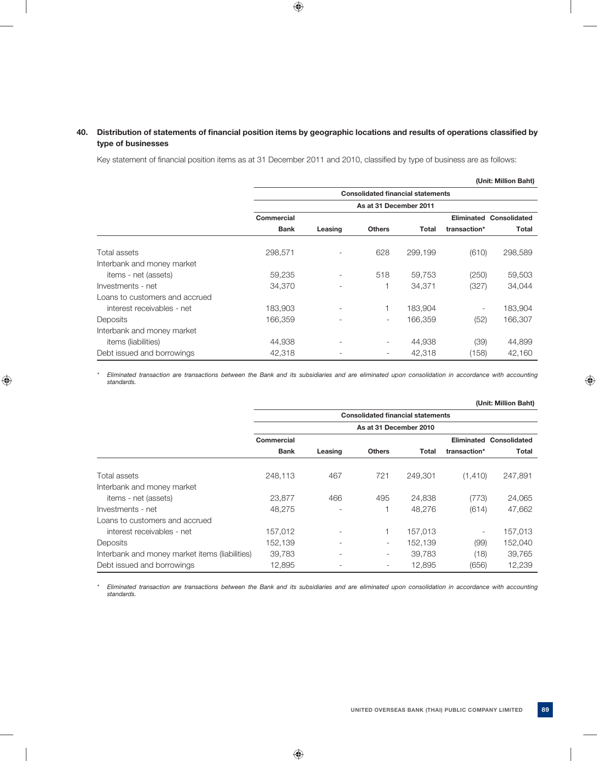## 40. Distribution of statements of financial position items by geographic locations and results of operations classified by type of businesses

Key statement of financial position items as at 31 December 2011 and 2010, classified by type of business are as follows:

(Unit: Million Baht)

| | Consolidated financial statements | | | | | |
|---|---|---|---|---|---|---|
| | As at 31 December 2011 | | | | | |
| | Commercial Bank | Leasing | Others | Total | Eliminated transaction* | Consolidated Total |
| Total assets | 298,571 | - | 628 | 299,199 | (610) | 298,589 |
| Interbank and money market items - net (assets) | 59,235 | - | 518 | 59,753 | (250) | 59,503 |
| Investments - net | 34,370 | - | 1 | 34,371 | (327) | 34,044 |
| Loans to customers and accrued interest receivables - net | 183,903 | - | 1 | 183,904 | - | 183,904 |
| Deposits | 166,359 | - | - | 166,359 | (52) | 166,307 |
| Interbank and money market items (liabilities) | 44,938 | - | - | 44,938 | (39) | 44,899 |
| Debt issued and borrowings | 42,318 | - | - | 42,318 | (158) | 42,160 |

\* *Eliminated transaction are transactions between the Bank and its subsidiaries and are eliminated upon consolidation in accordance with accounting standards.*

(Unit: Million Baht)

| | Consolidated financial statements | | | | | |
|---|---|---|---|---|---|---|
| | As at 31 December 2010 | | | | | |
| | Commercial Bank | Leasing | Others | Total | Eliminated transaction* | Consolidated Total |
| Total assets | 248,113 | 467 | 721 | 249,301 | (1,410) | 247,891 |
| Interbank and money market items - net (assets) | 23,877 | 466 | 495 | 24,838 | (773) | 24,065 |
| Investments - net | 48,275 | - | 1 | 48,276 | (614) | 47,662 |
| Loans to customers and accrued interest receivables - net | 157,012 | - | 1 | 157,013 | - | 157,013 |
| Deposits | 152,139 | - | - | 152,139 | (99) | 152,040 |
| Interbank and money market items (liabilities) | 39,783 | - | - | 39,783 | (18) | 39,765 |
| Debt issued and borrowings | 12,895 | - | - | 12,895 | (656) | 12,239 |

\* *Eliminated transaction are transactions between the Bank and its subsidiaries and are eliminated upon consolidation in accordance with accounting standards.*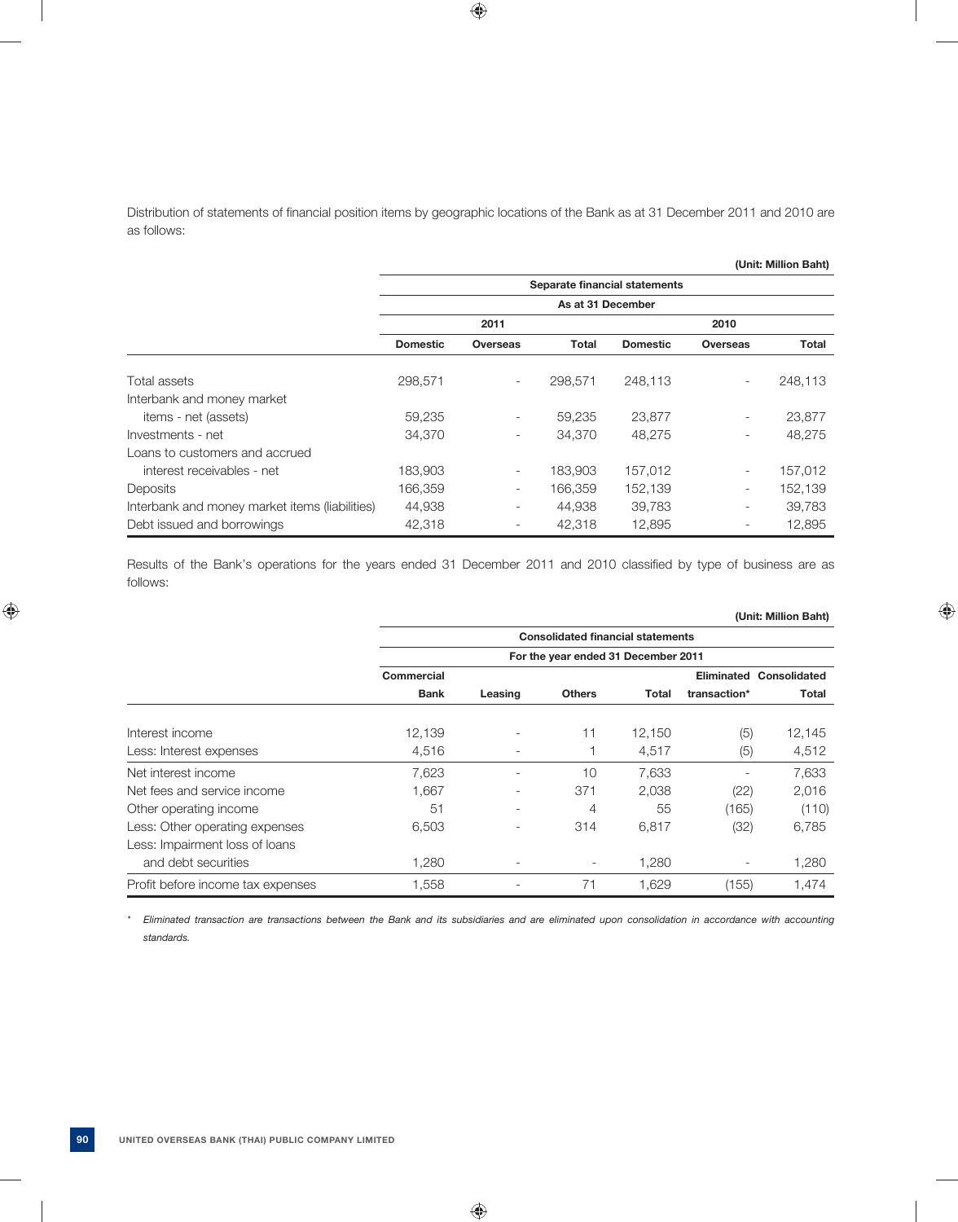Distribution of statements of financial position items by geographic locations of the Bank as at 31 December 2011 and 2010 are as follows:

(Unit: Million Baht)

| | Separate financial statements | | | | | |
|---|---|---|---|---|---|---|
| | As at 31 December | | | | | |
| | 2011 | | | 2010 | | |
| | Domestic | Overseas | Total | Domestic | Overseas | Total |
| Total assets | 298,571 | - | 298,571 | 248,113 | - | 248,113 |
| Interbank and money market items - net (assets) | 59,235 | - | 59,235 | 23,877 | - | 23,877 |
| Investments - net | 34,370 | - | 34,370 | 48,275 | - | 48,275 |
| Loans to customers and accrued interest receivables - net | 183,903 | - | 183,903 | 157,012 | - | 157,012 |
| Deposits | 166,359 | - | 166,359 | 152,139 | - | 152,139 |
| Interbank and money market items (liabilities) | 44,938 | - | 44,938 | 39,783 | - | 39,783 |
| Debt issued and borrowings | 42,318 | - | 42,318 | 12,895 | - | 12,895 |

Results of the Bank's operations for the years ended 31 December 2011 and 2010 classified by type of business are as follows:

(Unit: Million Baht)

| | Consolidated financial statements | | | | | |
|---|---|---|---|---|---|---|
| | For the year ended 31 December 2011 | | | | | |
| | Commercial Bank | Leasing | Others | Total | Eliminated transaction* | Consolidated Total |
| Interest income | 12,139 | - | 11 | 12,150 | (5) | 12,145 |
| Less: Interest expenses | 4,516 | - | 1 | 4,517 | (5) | 4,512 |
| Net interest income | 7,623 | - | 10 | 7,633 | - | 7,633 |
| Net fees and service income | 1,667 | - | 371 | 2,038 | (22) | 2,016 |
| Other operating income | 51 | - | 4 | 55 | (165) | (110) |
| Less: Other operating expenses | 6,503 | - | 314 | 6,817 | (32) | 6,785 |
| Less: Impairment loss of loans and debt securities | 1,280 | - | - | 1,280 | - | 1,280 |
| Profit before income tax expenses | 1,558 | - | 71 | 1,629 | (155) | 1,474 |

\* *Eliminated transaction are transactions between the Bank and its subsidiaries and are eliminated upon consolidation in accordance with accounting standards.*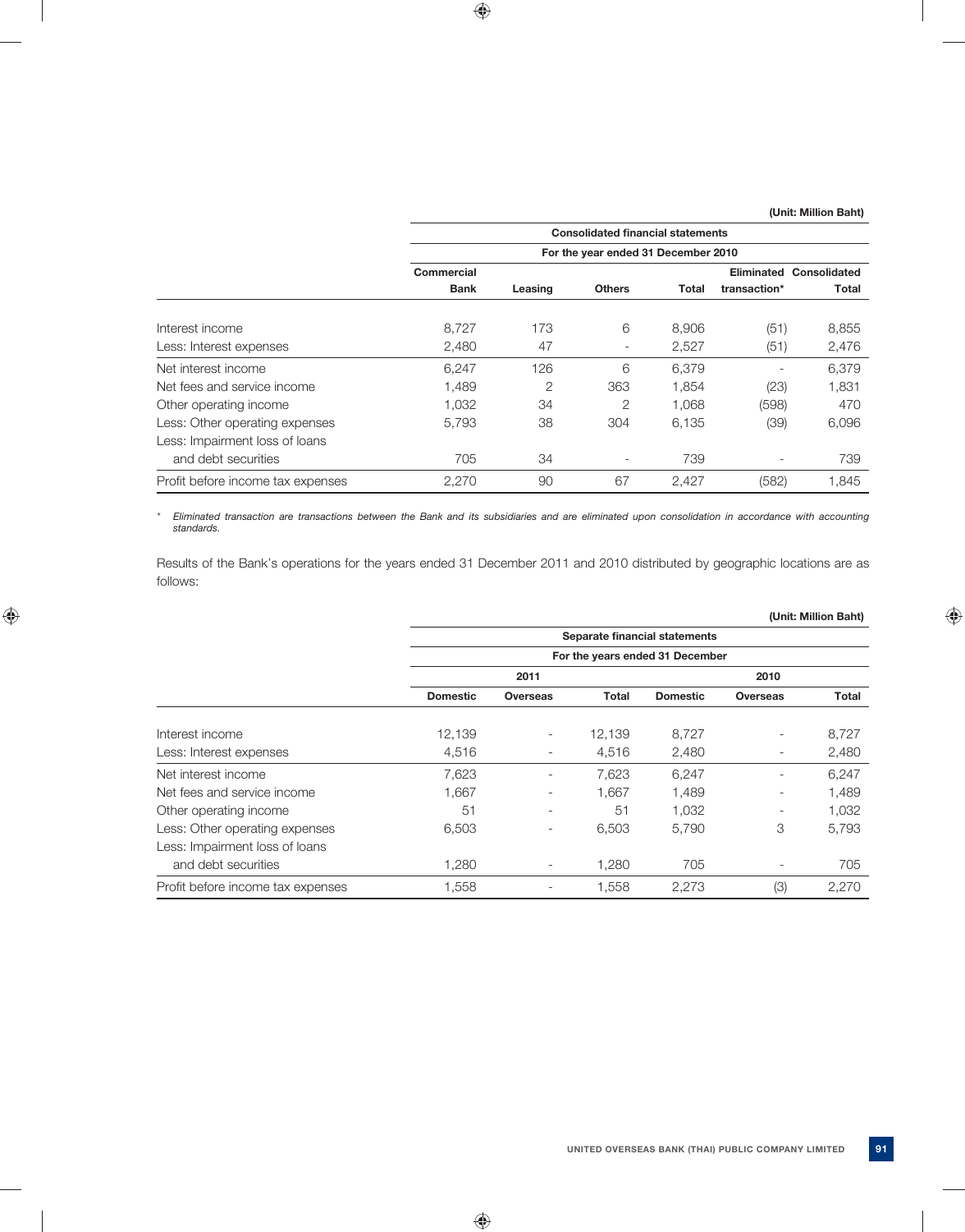(Unit: Million Baht)

| | Consolidated financial statements | | | | | |
|---|---|---|---|---|---|---|
| | For the year ended 31 December 2010 | | | | | |
| | Commercial Bank | Leasing | Others | Total | Eliminated transaction* | Consolidated Total |
| Interest income | 8,727 | 173 | 6 | 8,906 | (51) | 8,855 |
| Less: Interest expenses | 2,480 | 47 | - | 2,527 | (51) | 2,476 |
| Net interest income | 6,247 | 126 | 6 | 6,379 | - | 6,379 |
| Net fees and service income | 1,489 | 2 | 363 | 1,854 | (23) | 1,831 |
| Other operating income | 1,032 | 34 | 2 | 1,068 | (598) | 470 |
| Less: Other operating expenses | 5,793 | 38 | 304 | 6,135 | (39) | 6,096 |
| Less: Impairment loss of loans and debt securities | 705 | 34 | - | 739 | - | 739 |
| Profit before income tax expenses | 2,270 | 90 | 67 | 2,427 | (582) | 1,845 |

* *Eliminated transaction are transactions between the Bank and its subsidiaries and are eliminated upon consolidation in accordance with accounting standards.*

Results of the Bank's operations for the years ended 31 December 2011 and 2010 distributed by geographic locations are as follows:

(Unit: Million Baht)

| | Separate financial statements | | | | | |
|---|---|---|---|---|---|---|
| | For the years ended 31 December | | | | | |
| | 2011 | | | 2010 | | |
| | Domestic | Overseas | Total | Domestic | Overseas | Total |
| Interest income | 12,139 | - | 12,139 | 8,727 | - | 8,727 |
| Less: Interest expenses | 4,516 | - | 4,516 | 2,480 | - | 2,480 |
| Net interest income | 7,623 | - | 7,623 | 6,247 | - | 6,247 |
| Net fees and service income | 1,667 | - | 1,667 | 1,489 | - | 1,489 |
| Other operating income | 51 | - | 51 | 1,032 | - | 1,032 |
| Less: Other operating expenses | 6,503 | - | 6,503 | 5,790 | 3 | 5,793 |
| Less: Impairment loss of loans and debt securities | 1,280 | - | 1,280 | 705 | - | 705 |
| Profit before income tax expenses | 1,558 | - | 1,558 | 2,273 | (3) | 2,270 |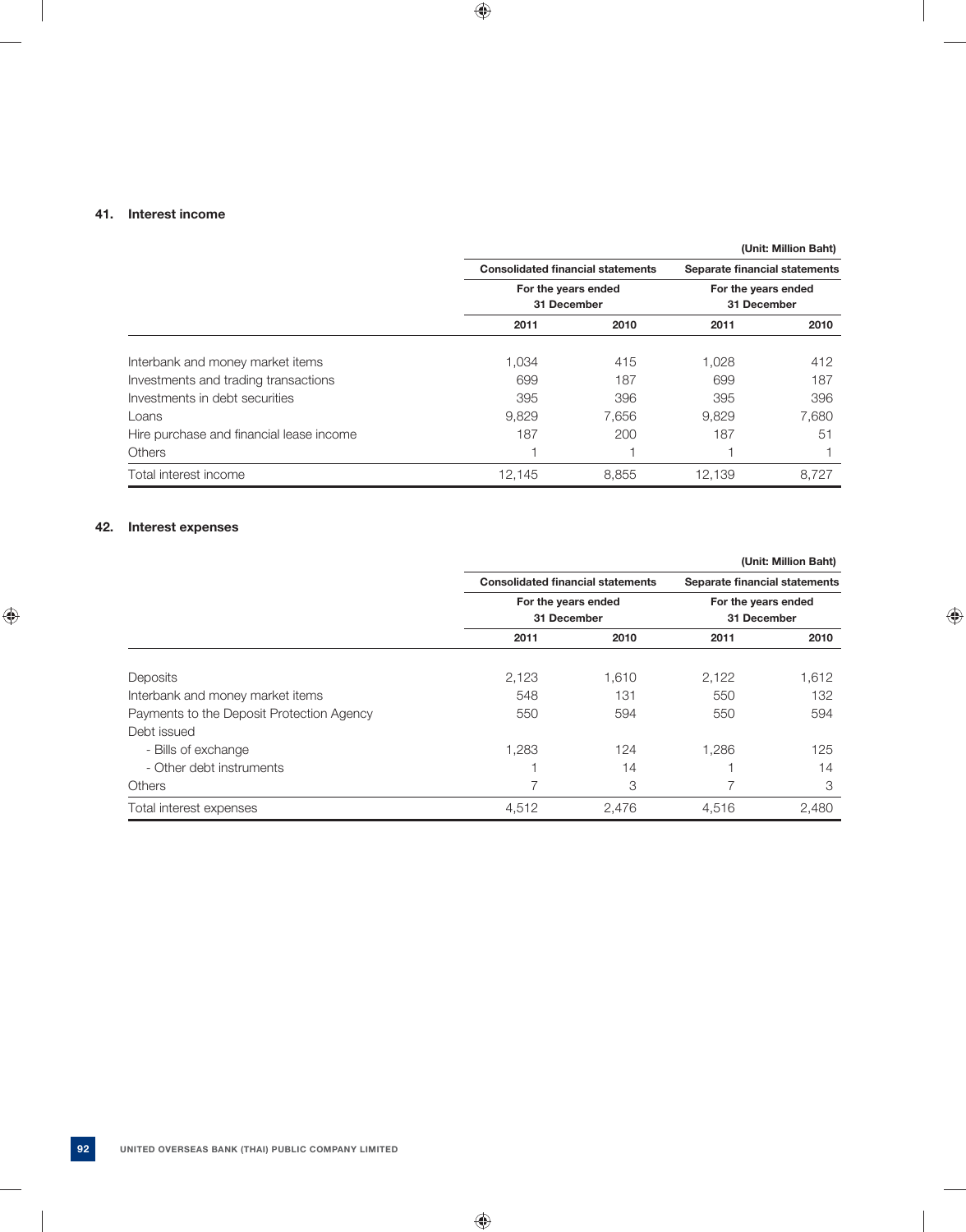## 41. Interest income

| | | | | (Unit: Million Baht) |
|---|---|---|---|---|
| | Consolidated financial statements | | Separate financial statements | |
| | For the years ended 31 December | | For the years ended 31 December | |
| | 2011 | 2010 | 2011 | 2010 |
| Interbank and money market items | 1,034 | 415 | 1,028 | 412 |
| Investments and trading transactions | 699 | 187 | 699 | 187 |
| Investments in debt securities | 395 | 396 | 395 | 396 |
| Loans | 9,829 | 7,656 | 9,829 | 7,680 |
| Hire purchase and financial lease income | 187 | 200 | 187 | 51 |
| Others | 1 | 1 | 1 | 1 |
| Total interest income | 12,145 | 8,855 | 12,139 | 8,727 |

## 42. Interest expenses

| | | | | (Unit: Million Baht) |
|---|---|---|---|---|
| | Consolidated financial statements | | Separate financial statements | |
| | For the years ended 31 December | | For the years ended 31 December | |
| | 2011 | 2010 | 2011 | 2010 |
| Deposits | 2,123 | 1,610 | 2,122 | 1,612 |
| Interbank and money market items | 548 | 131 | 550 | 132 |
| Payments to the Deposit Protection Agency | 550 | 594 | 550 | 594 |
| Debt issued | | | | |
| - Bills of exchange | 1,283 | 124 | 1,286 | 125 |
| - Other debt instruments | 1 | 14 | 1 | 14 |
| Others | 7 | 3 | 7 | 3 |
| Total interest expenses | 4,512 | 2,476 | 4,516 | 2,480 |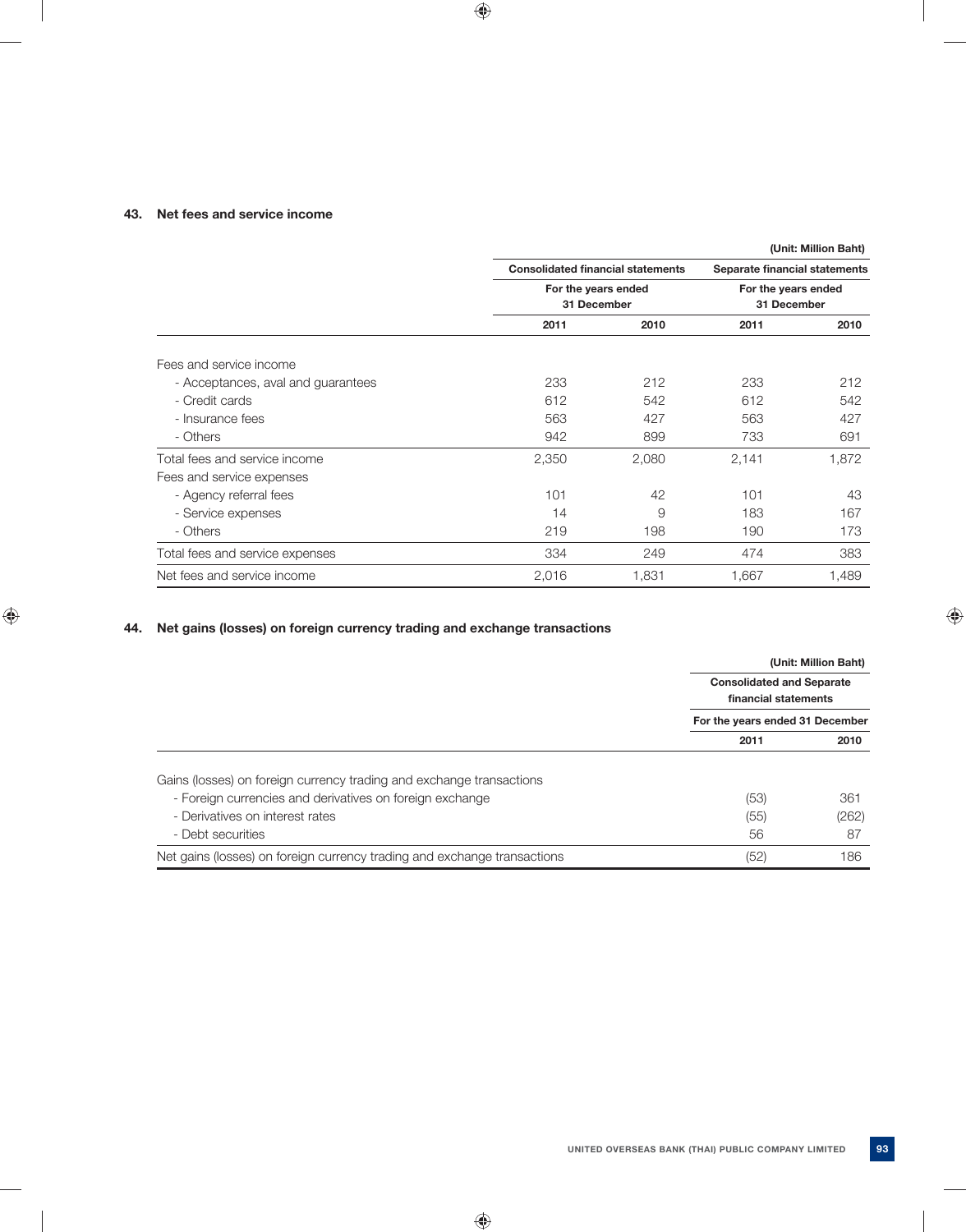### 43. Net fees and service income

| | | | | (Unit: Million Baht) |
|---|---|---|---|---|
| | Consolidated financial statements | | Separate financial statements | |
| | For the years ended 31 December | | For the years ended 31 December | |
| | 2011 | 2010 | 2011 | 2010 |
| Fees and service income | | | | |
| - Acceptances, aval and guarantees | 233 | 212 | 233 | 212 |
| - Credit cards | 612 | 542 | 612 | 542 |
| - Insurance fees | 563 | 427 | 563 | 427 |
| - Others | 942 | 899 | 733 | 691 |
| Total fees and service income | 2,350 | 2,080 | 2,141 | 1,872 |
| Fees and service expenses | | | | |
| - Agency referral fees | 101 | 42 | 101 | 43 |
| - Service expenses | 14 | 9 | 183 | 167 |
| - Others | 219 | 198 | 190 | 173 |
| Total fees and service expenses | 334 | 249 | 474 | 383 |
| Net fees and service income | 2,016 | 1,831 | 1,667 | 1,489 |

### 44. Net gains (losses) on foreign currency trading and exchange transactions

| | | (Unit: Million Baht) |
|---|---|---|
| | Consolidated and Separate financial statements | |
| | For the years ended 31 December | |
| | 2011 | 2010 |
| Gains (losses) on foreign currency trading and exchange transactions | | |
| - Foreign currencies and derivatives on foreign exchange | (53) | 361 |
| - Derivatives on interest rates | (55) | (262) |
| - Debt securities | 56 | 87 |
| Net gains (losses) on foreign currency trading and exchange transactions | (52) | 186 |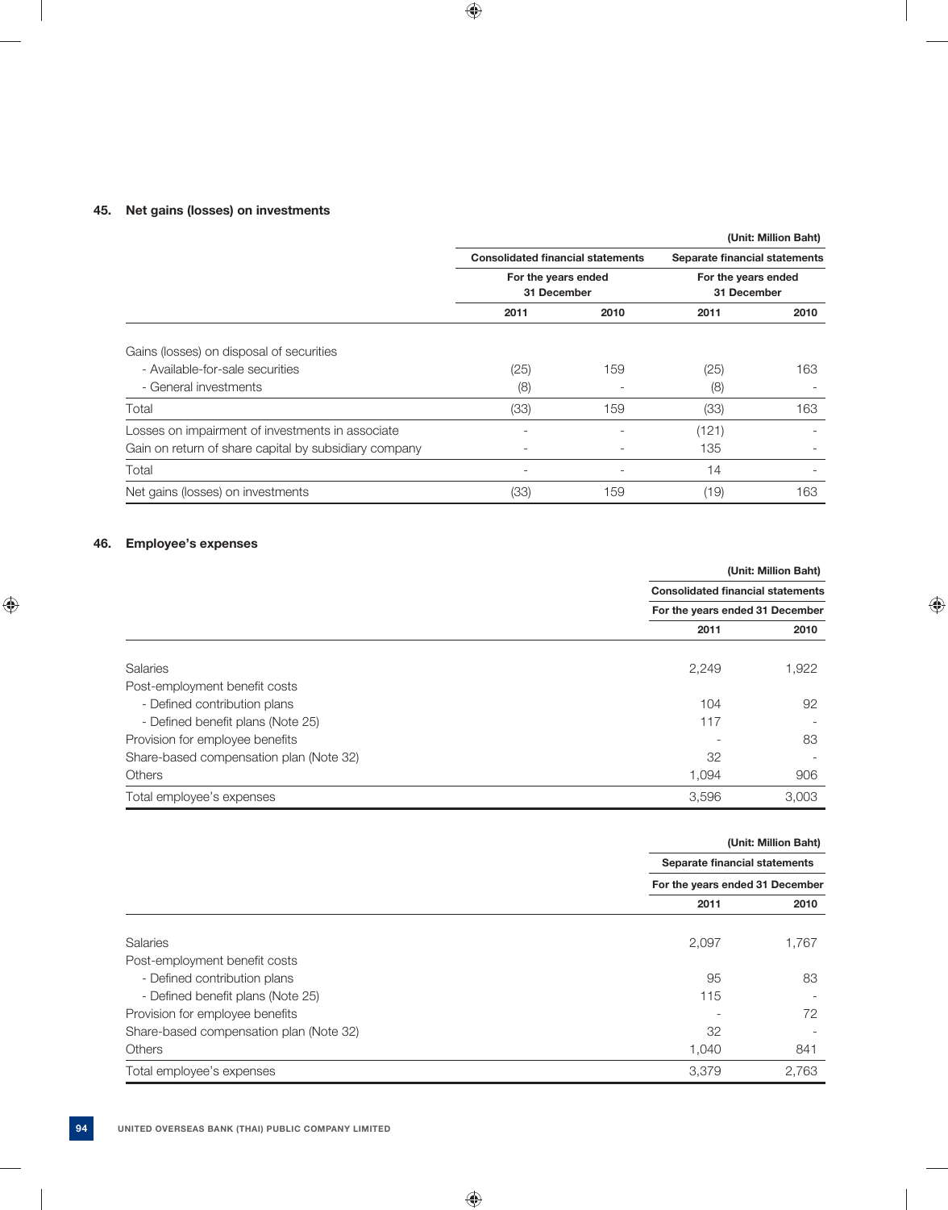## 45. Net gains (losses) on investments

| | | | | (Unit: Million Baht) |
|---|---|---|---|---|
| | Consolidated financial statements | | Separate financial statements | |
| | For the years ended 31 December | | For the years ended 31 December | |
| | 2011 | 2010 | 2011 | 2010 |
| Gains (losses) on disposal of securities | | | | |
| - Available-for-sale securities | (25) | 159 | (25) | 163 |
| - General investments | (8) | - | (8) | - |
| Total | (33) | 159 | (33) | 163 |
| Losses on impairment of investments in associate | - | - | (121) | - |
| Gain on return of share capital by subsidiary company | - | - | 135 | - |
| Total | - | - | 14 | - |
| Net gains (losses) on investments | (33) | 159 | (19) | 163 |

## 46. Employee's expenses

| | | (Unit: Million Baht) |
|---|---|---|
| | Consolidated financial statements | |
| | For the years ended 31 December | |
| | 2011 | 2010 |
| Salaries | 2,249 | 1,922 |
| Post-employment benefit costs | | |
| - Defined contribution plans | 104 | 92 |
| - Defined benefit plans (Note 25) | 117 | - |
| Provision for employee benefits | - | 83 |
| Share-based compensation plan (Note 32) | 32 | - |
| Others | 1,094 | 906 |
| Total employee's expenses | 3,596 | 3,003 |

| | | (Unit: Million Baht) |
|---|---|---|
| | Separate financial statements | |
| | For the years ended 31 December | |
| | 2011 | 2010 |
| Salaries | 2,097 | 1,767 |
| Post-employment benefit costs | | |
| - Defined contribution plans | 95 | 83 |
| - Defined benefit plans (Note 25) | 115 | - |
| Provision for employee benefits | - | 72 |
| Share-based compensation plan (Note 32) | 32 | - |
| Others | 1,040 | 841 |
| Total employee's expenses | 3,379 | 2,763 |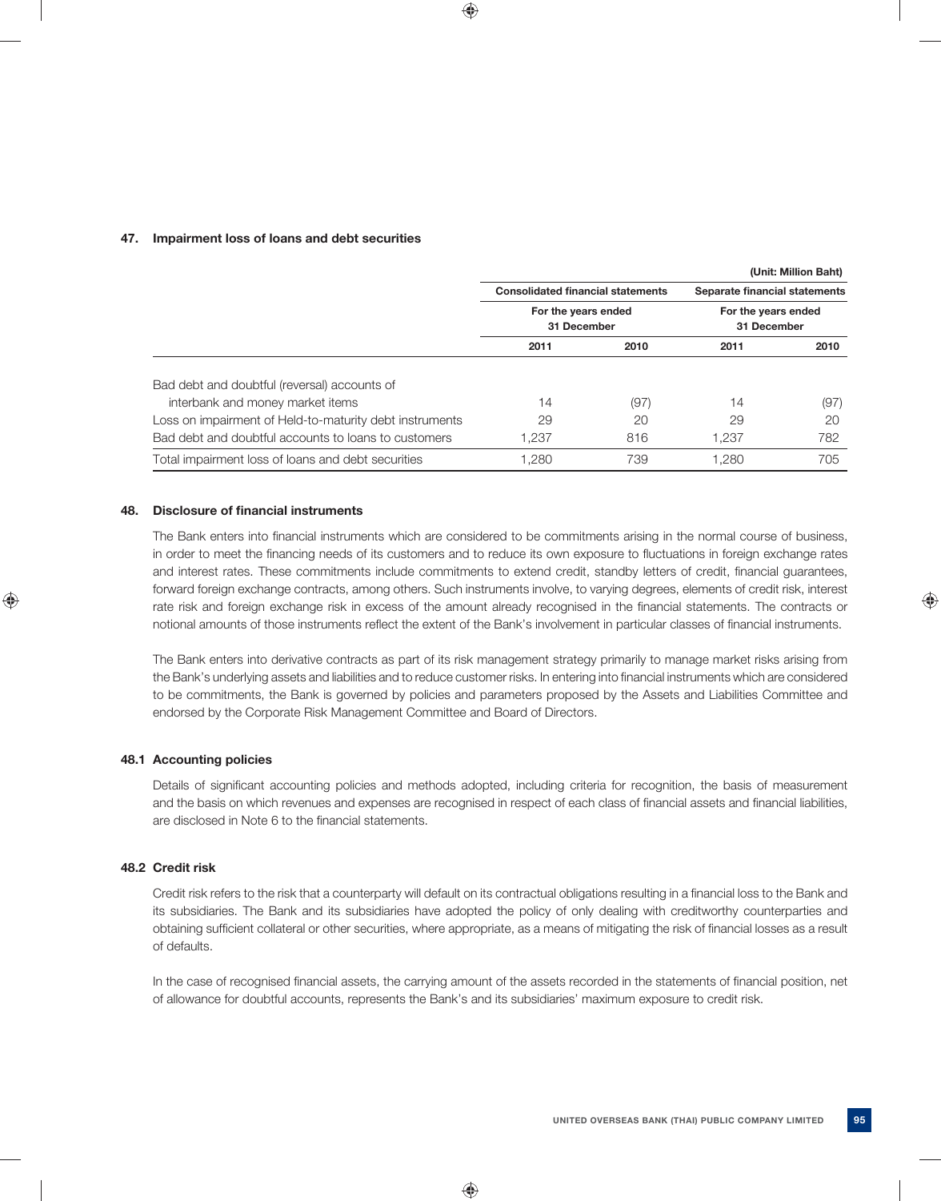## 47. Impairment loss of loans and debt securities

(Unit: Million Baht)

| | Consolidated financial statements | | Separate financial statements | |
|---|---|---|---|---|
| | For the years ended 31 December | | For the years ended 31 December | |
| | 2011 | 2010 | 2011 | 2010 |
| Bad debt and doubtful (reversal) accounts of interbank and money market items | 14 | (97) | 14 | (97) |
| Loss on impairment of Held-to-maturity debt instruments | 29 | 20 | 29 | 20 |
| Bad debt and doubtful accounts to loans to customers | 1,237 | 816 | 1,237 | 782 |
| Total impairment loss of loans and debt securities | 1,280 | 739 | 1,280 | 705 |

## 48. Disclosure of financial instruments

The Bank enters into financial instruments which are considered to be commitments arising in the normal course of business, in order to meet the financing needs of its customers and to reduce its own exposure to fluctuations in foreign exchange rates and interest rates. These commitments include commitments to extend credit, standby letters of credit, financial guarantees, forward foreign exchange contracts, among others. Such instruments involve, to varying degrees, elements of credit risk, interest rate risk and foreign exchange risk in excess of the amount already recognised in the financial statements. The contracts or notional amounts of those instruments reflect the extent of the Bank's involvement in particular classes of financial instruments.

The Bank enters into derivative contracts as part of its risk management strategy primarily to manage market risks arising from the Bank's underlying assets and liabilities and to reduce customer risks. In entering into financial instruments which are considered to be commitments, the Bank is governed by policies and parameters proposed by the Assets and Liabilities Committee and endorsed by the Corporate Risk Management Committee and Board of Directors.

### 48.1 Accounting policies

Details of significant accounting policies and methods adopted, including criteria for recognition, the basis of measurement and the basis on which revenues and expenses are recognised in respect of each class of financial assets and financial liabilities, are disclosed in Note 6 to the financial statements.

### 48.2 Credit risk

Credit risk refers to the risk that a counterparty will default on its contractual obligations resulting in a financial loss to the Bank and its subsidiaries. The Bank and its subsidiaries have adopted the policy of only dealing with creditworthy counterparties and obtaining sufficient collateral or other securities, where appropriate, as a means of mitigating the risk of financial losses as a result of defaults.

In the case of recognised financial assets, the carrying amount of the assets recorded in the statements of financial position, net of allowance for doubtful accounts, represents the Bank's and its subsidiaries' maximum exposure to credit risk.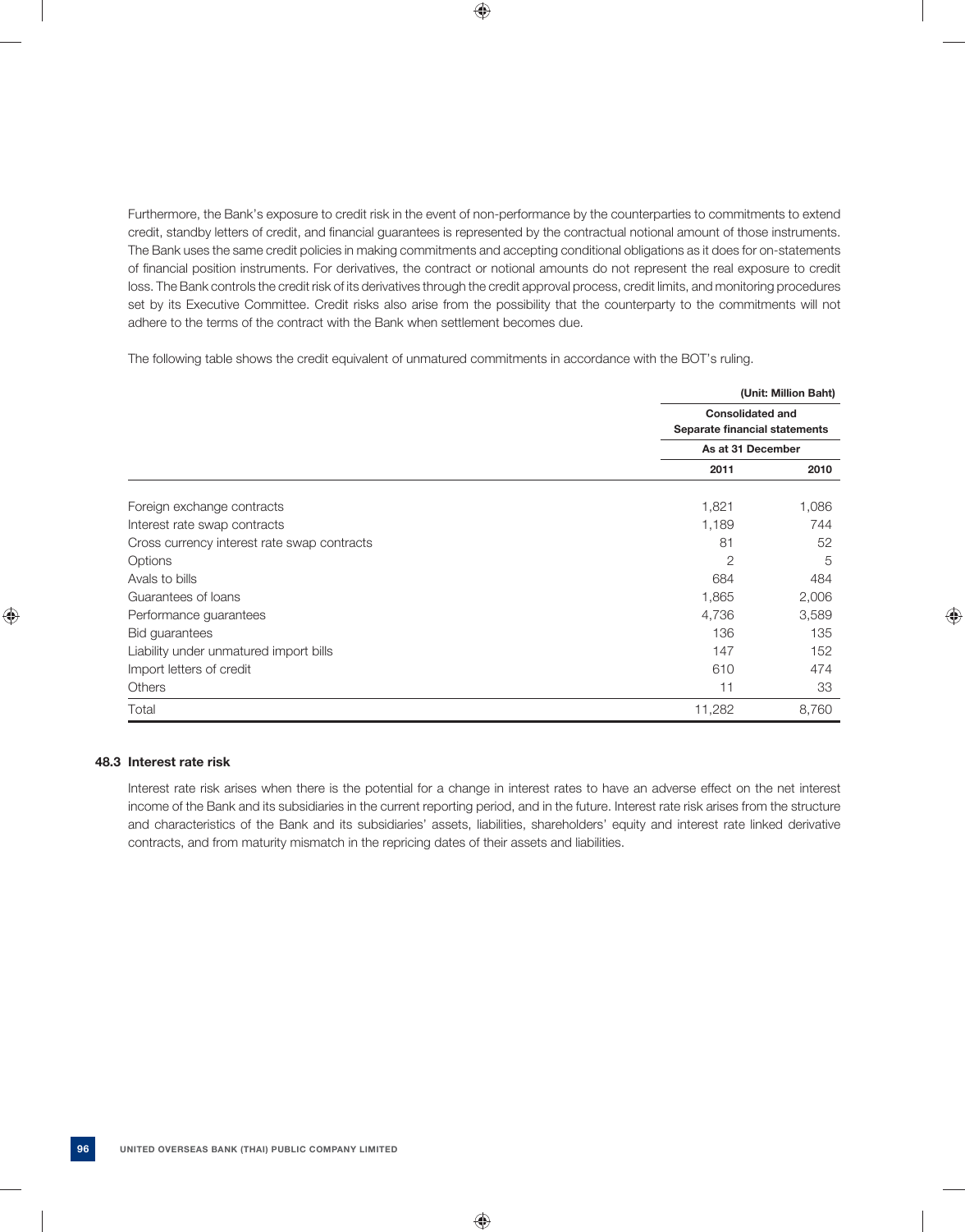Furthermore, the Bank's exposure to credit risk in the event of non-performance by the counterparties to commitments to extend credit, standby letters of credit, and financial guarantees is represented by the contractual notional amount of those instruments. The Bank uses the same credit policies in making commitments and accepting conditional obligations as it does for on-statements of financial position instruments. For derivatives, the contract or notional amounts do not represent the real exposure to credit loss. The Bank controls the credit risk of its derivatives through the credit approval process, credit limits, and monitoring procedures set by its Executive Committee. Credit risks also arise from the possibility that the counterparty to the commitments will not adhere to the terms of the contract with the Bank when settlement becomes due.

The following table shows the credit equivalent of unmatured commitments in accordance with the BOT's ruling.

(Unit: Million Baht)

| | Consolidated and Separate financial statements | |
|---|---|---|
| | As at 31 December | |
| | 2011 | 2010 |
| Foreign exchange contracts | 1,821 | 1,086 |
| Interest rate swap contracts | 1,189 | 744 |
| Cross currency interest rate swap contracts | 81 | 52 |
| Options | 2 | 5 |
| Avals to bills | 684 | 484 |
| Guarantees of loans | 1,865 | 2,006 |
| Performance guarantees | 4,736 | 3,589 |
| Bid guarantees | 136 | 135 |
| Liability under unmatured import bills | 147 | 152 |
| Import letters of credit | 610 | 474 |
| Others | 11 | 33 |
| Total | 11,282 | 8,760 |

### 48.3 Interest rate risk

Interest rate risk arises when there is the potential for a change in interest rates to have an adverse effect on the net interest income of the Bank and its subsidiaries in the current reporting period, and in the future. Interest rate risk arises from the structure and characteristics of the Bank and its subsidiaries' assets, liabilities, shareholders' equity and interest rate linked derivative contracts, and from maturity mismatch in the repricing dates of their assets and liabilities.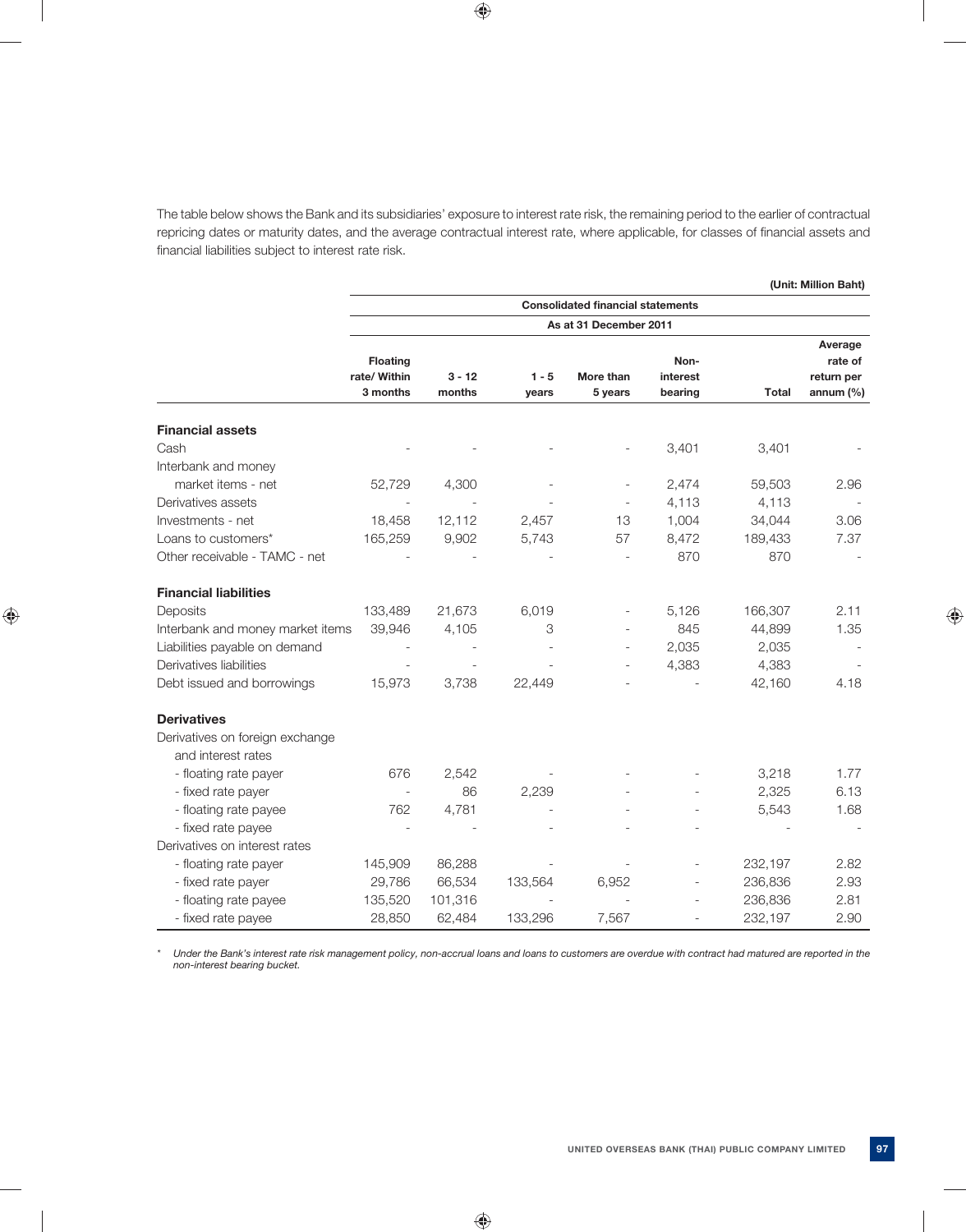The table below shows the Bank and its subsidiaries' exposure to interest rate risk, the remaining period to the earlier of contractual repricing dates or maturity dates, and the average contractual interest rate, where applicable, for classes of financial assets and financial liabilities subject to interest rate risk.

(Unit: Million Baht)

| | Consolidated financial statements | | | | | | |
|---|---|---|---|---|---|---|---|
| | As at 31 December 2011 | | | | | | |
| | Floating rate/ Within 3 months | 3 - 12 months | 1 - 5 years | More than 5 years | Non-interest bearing | Total | Average rate of return per annum (%) |
| **Financial assets** | | | | | | | |
| Cash | - | - | - | - | 3,401 | 3,401 | - |
| Interbank and money market items - net | 52,729 | 4,300 | - | - | 2,474 | 59,503 | 2.96 |
| Derivatives assets | - | - | - | - | 4,113 | 4,113 | - |
| Investments - net | 18,458 | 12,112 | 2,457 | 13 | 1,004 | 34,044 | 3.06 |
| Loans to customers* | 165,259 | 9,902 | 5,743 | 57 | 8,472 | 189,433 | 7.37 |
| Other receivable - TAMC - net | - | - | - | - | 870 | 870 | - |
| **Financial liabilities** | | | | | | | |
| Deposits | 133,489 | 21,673 | 6,019 | - | 5,126 | 166,307 | 2.11 |
| Interbank and money market items | 39,946 | 4,105 | 3 | - | 845 | 44,899 | 1.35 |
| Liabilities payable on demand | - | - | - | - | 2,035 | 2,035 | - |
| Derivatives liabilities | - | - | - | - | 4,383 | 4,383 | - |
| Debt issued and borrowings | 15,973 | 3,738 | 22,449 | - | - | 42,160 | 4.18 |
| **Derivatives** | | | | | | | |
| Derivatives on foreign exchange and interest rates | | | | | | | |
| - floating rate payer | 676 | 2,542 | - | - | - | 3,218 | 1.77 |
| - fixed rate payer | - | 86 | 2,239 | - | - | 2,325 | 6.13 |
| - floating rate payee | 762 | 4,781 | - | - | - | 5,543 | 1.68 |
| - fixed rate payee | - | - | - | - | - | - | - |
| Derivatives on interest rates | | | | | | | |
| - floating rate payer | 145,909 | 86,288 | - | - | - | 232,197 | 2.82 |
| - fixed rate payer | 29,786 | 66,534 | 133,564 | 6,952 | - | 236,836 | 2.93 |
| - floating rate payee | 135,520 | 101,316 | - | - | - | 236,836 | 2.81 |
| - fixed rate payee | 28,850 | 62,484 | 133,296 | 7,567 | - | 232,197 | 2.90 |

\* *Under the Bank's interest rate risk management policy, non-accrual loans and loans to customers are overdue with contract had matured are reported in the non-interest bearing bucket.*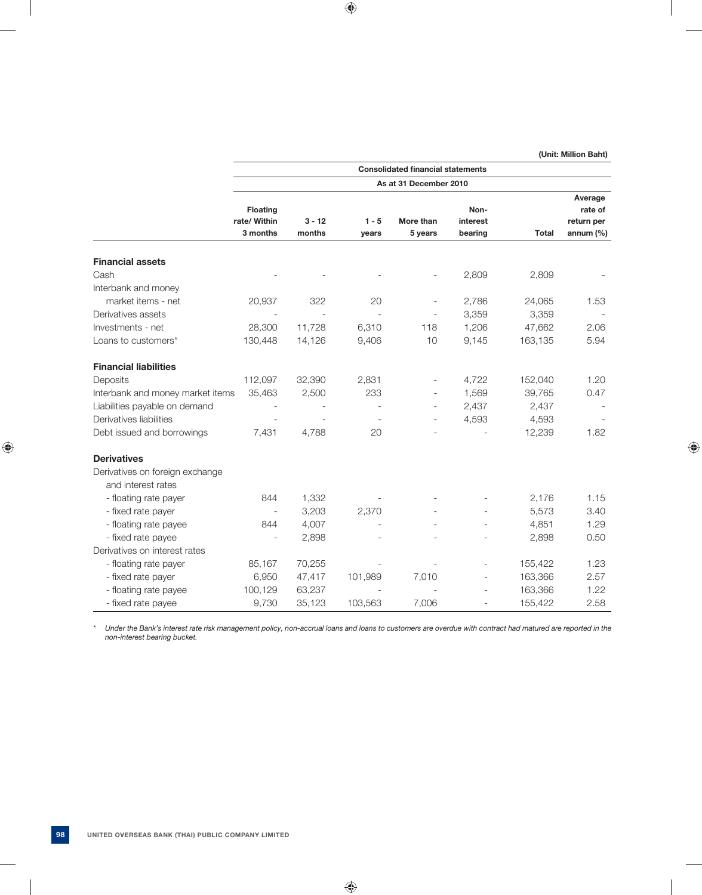(Unit: Million Baht)

| | Consolidated financial statements | | | | | | |
|---|---|---|---|---|---|---|---|
| | As at 31 December 2010 | | | | | | |
| | Floating rate/ Within 3 months | 3 - 12 months | 1 - 5 years | More than 5 years | Non-interest bearing | Total | Average rate of return per annum (%) |
| **Financial assets** | | | | | | | |
| Cash | - | - | - | - | 2,809 | 2,809 | - |
| Interbank and money market items - net | 20,937 | 322 | 20 | - | 2,786 | 24,065 | 1.53 |
| Derivatives assets | - | - | - | - | 3,359 | 3,359 | - |
| Investments - net | 28,300 | 11,728 | 6,310 | 118 | 1,206 | 47,662 | 2.06 |
| Loans to customers* | 130,448 | 14,126 | 9,406 | 10 | 9,145 | 163,135 | 5.94 |
| **Financial liabilities** | | | | | | | |
| Deposits | 112,097 | 32,390 | 2,831 | - | 4,722 | 152,040 | 1.20 |
| Interbank and money market items | 35,463 | 2,500 | 233 | - | 1,569 | 39,765 | 0.47 |
| Liabilities payable on demand | - | - | - | - | 2,437 | 2,437 | - |
| Derivatives liabilities | - | - | - | - | 4,593 | 4,593 | - |
| Debt issued and borrowings | 7,431 | 4,788 | 20 | - | - | 12,239 | 1.82 |
| **Derivatives** | | | | | | | |
| Derivatives on foreign exchange and interest rates | | | | | | | |
| - floating rate payer | 844 | 1,332 | - | - | - | 2,176 | 1.15 |
| - fixed rate payer | - | 3,203 | 2,370 | - | - | 5,573 | 3.40 |
| - floating rate payee | 844 | 4,007 | - | - | - | 4,851 | 1.29 |
| - fixed rate payee | - | 2,898 | - | - | - | 2,898 | 0.50 |
| Derivatives on interest rates | | | | | | | |
| - floating rate payer | 85,167 | 70,255 | - | - | - | 155,422 | 1.23 |
| - fixed rate payer | 6,950 | 47,417 | 101,989 | 7,010 | - | 163,366 | 2.57 |
| - floating rate payee | 100,129 | 63,237 | - | - | - | 163,366 | 1.22 |
| - fixed rate payee | 9,730 | 35,123 | 103,563 | 7,006 | - | 155,422 | 2.58 |

\* *Under the Bank's interest rate risk management policy, non-accrual loans and loans to customers are overdue with contract had matured are reported in the non-interest bearing bucket.*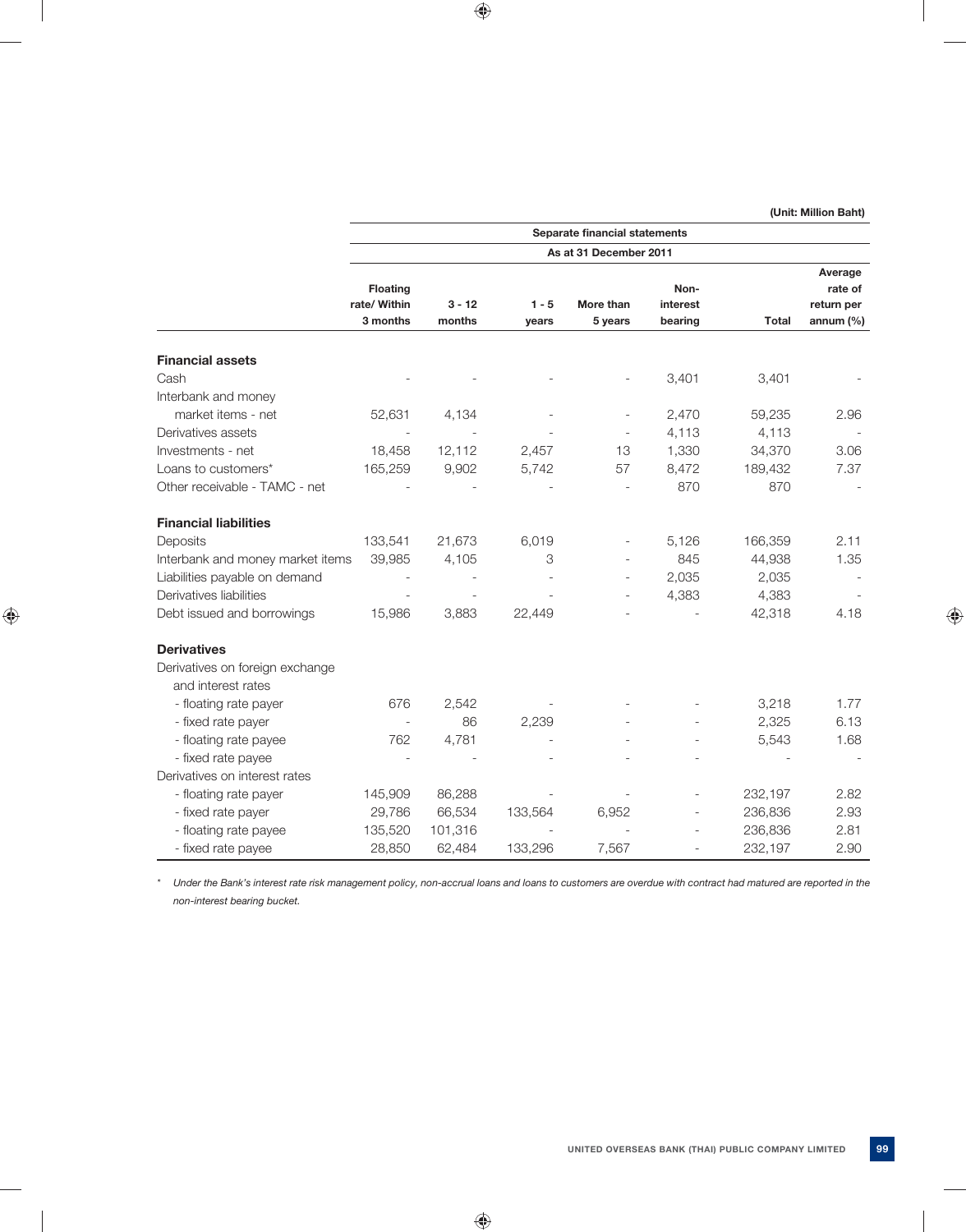(Unit: Million Baht)

| | Separate financial statements | | | | | | |
|---|---|---|---|---|---|---|---|
| | As at 31 December 2011 | | | | | | |
| | Floating rate/ Within 3 months | 3 - 12 months | 1 - 5 years | More than 5 years | Non-interest bearing | Total | Average rate of return per annum (%) |
| **Financial assets** | | | | | | | |
| Cash | - | - | - | - | 3,401 | 3,401 | - |
| Interbank and money market items - net | 52,631 | 4,134 | - | - | 2,470 | 59,235 | 2.96 |
| Derivatives assets | - | - | - | - | 4,113 | 4,113 | - |
| Investments - net | 18,458 | 12,112 | 2,457 | 13 | 1,330 | 34,370 | 3.06 |
| Loans to customers* | 165,259 | 9,902 | 5,742 | 57 | 8,472 | 189,432 | 7.37 |
| Other receivable - TAMC - net | - | - | - | - | 870 | 870 | - |
| **Financial liabilities** | | | | | | | |
| Deposits | 133,541 | 21,673 | 6,019 | - | 5,126 | 166,359 | 2.11 |
| Interbank and money market items | 39,985 | 4,105 | 3 | - | 845 | 44,938 | 1.35 |
| Liabilities payable on demand | - | - | - | - | 2,035 | 2,035 | - |
| Derivatives liabilities | - | - | - | - | 4,383 | 4,383 | - |
| Debt issued and borrowings | 15,986 | 3,883 | 22,449 | - | - | 42,318 | 4.18 |
| **Derivatives** | | | | | | | |
| Derivatives on foreign exchange and interest rates | | | | | | | |
| - floating rate payer | 676 | 2,542 | - | - | - | 3,218 | 1.77 |
| - fixed rate payer | - | 86 | 2,239 | - | - | 2,325 | 6.13 |
| - floating rate payee | 762 | 4,781 | - | - | - | 5,543 | 1.68 |
| - fixed rate payee | - | - | - | - | - | - | - |
| Derivatives on interest rates | | | | | | | |
| - floating rate payer | 145,909 | 86,288 | - | - | - | 232,197 | 2.82 |
| - fixed rate payer | 29,786 | 66,534 | 133,564 | 6,952 | - | 236,836 | 2.93 |
| - floating rate payee | 135,520 | 101,316 | - | - | - | 236,836 | 2.81 |
| - fixed rate payee | 28,850 | 62,484 | 133,296 | 7,567 | - | 232,197 | 2.90 |

\* *Under the Bank's interest rate risk management policy, non-accrual loans and loans to customers are overdue with contract had matured are reported in the non-interest bearing bucket.*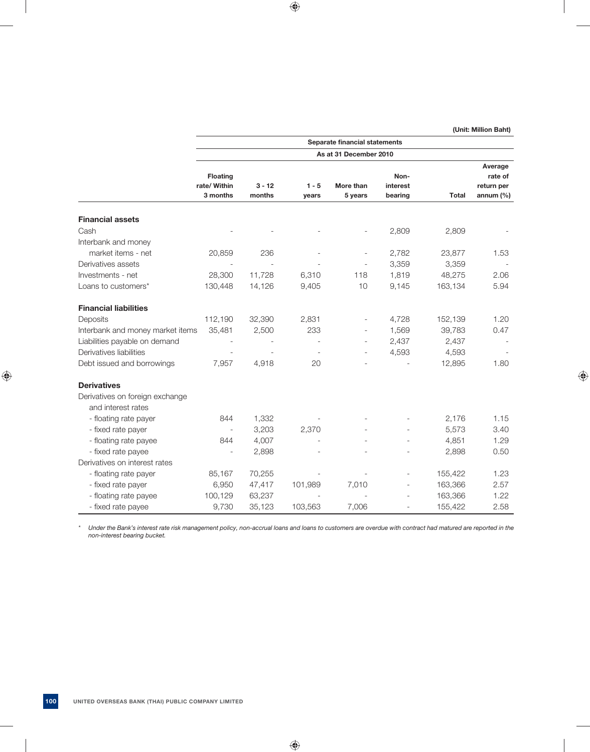(Unit: Million Baht)

| | Separate financial statements | | | | | | |
|---|---|---|---|---|---|---|---|
| | As at 31 December 2010 | | | | | | |
| | Floating rate/ Within 3 months | 3 - 12 months | 1 - 5 years | More than 5 years | Non-interest bearing | Total | Average rate of return per annum (%) |
| **Financial assets** | | | | | | | |
| Cash | - | - | - | - | 2,809 | 2,809 | - |
| Interbank and money market items - net | 20,859 | 236 | - | - | 2,782 | 23,877 | 1.53 |
| Derivatives assets | - | - | - | - | 3,359 | 3,359 | - |
| Investments - net | 28,300 | 11,728 | 6,310 | 118 | 1,819 | 48,275 | 2.06 |
| Loans to customers* | 130,448 | 14,126 | 9,405 | 10 | 9,145 | 163,134 | 5.94 |
| **Financial liabilities** | | | | | | | |
| Deposits | 112,190 | 32,390 | 2,831 | - | 4,728 | 152,139 | 1.20 |
| Interbank and money market items | 35,481 | 2,500 | 233 | - | 1,569 | 39,783 | 0.47 |
| Liabilities payable on demand | - | - | - | - | 2,437 | 2,437 | - |
| Derivatives liabilities | - | - | - | - | 4,593 | 4,593 | - |
| Debt issued and borrowings | 7,957 | 4,918 | 20 | - | - | 12,895 | 1.80 |
| **Derivatives** | | | | | | | |
| Derivatives on foreign exchange and interest rates | | | | | | | |
| - floating rate payer | 844 | 1,332 | - | - | - | 2,176 | 1.15 |
| - fixed rate payer | - | 3,203 | 2,370 | - | - | 5,573 | 3.40 |
| - floating rate payee | 844 | 4,007 | - | - | - | 4,851 | 1.29 |
| - fixed rate payee | - | 2,898 | - | - | - | 2,898 | 0.50 |
| Derivatives on interest rates | | | | | | | |
| - floating rate payer | 85,167 | 70,255 | - | - | - | 155,422 | 1.23 |
| - fixed rate payer | 6,950 | 47,417 | 101,989 | 7,010 | - | 163,366 | 2.57 |
| - floating rate payee | 100,129 | 63,237 | - | - | - | 163,366 | 1.22 |
| - fixed rate payee | 9,730 | 35,123 | 103,563 | 7,006 | - | 155,422 | 2.58 |

\* *Under the Bank's interest rate risk management policy, non-accrual loans and loans to customers are overdue with contract had matured are reported in the non-interest bearing bucket.*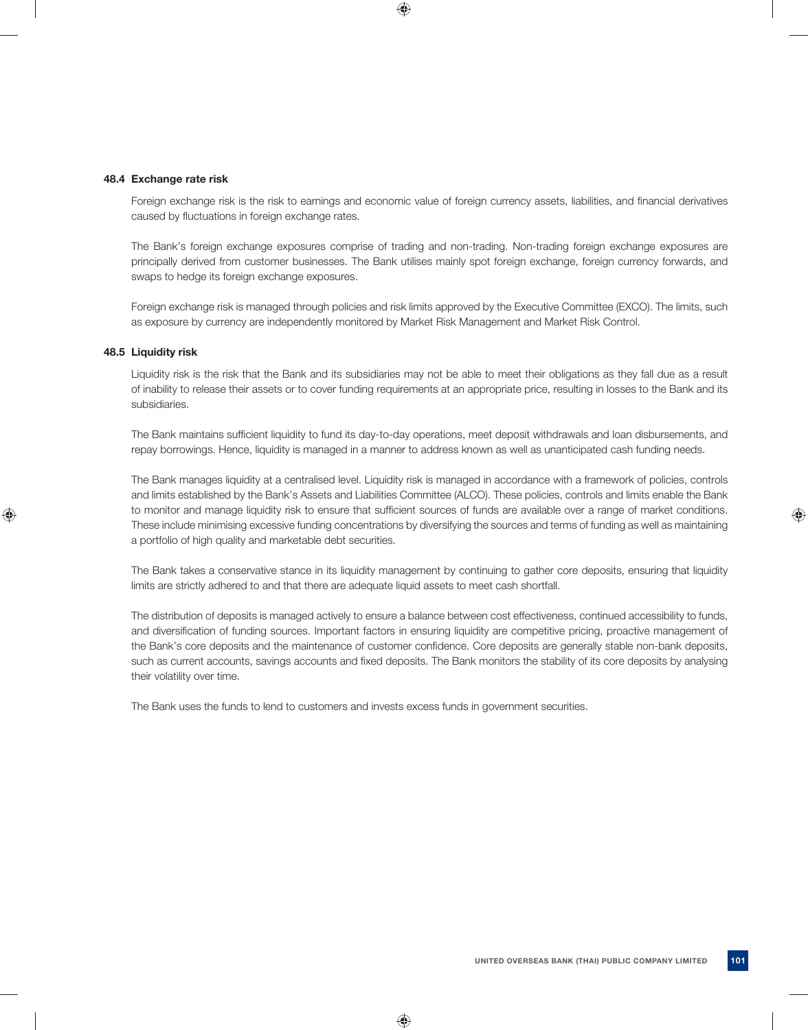### 48.4 Exchange rate risk

Foreign exchange risk is the risk to earnings and economic value of foreign currency assets, liabilities, and financial derivatives caused by fluctuations in foreign exchange rates.

The Bank's foreign exchange exposures comprise of trading and non-trading. Non-trading foreign exchange exposures are principally derived from customer businesses. The Bank utilises mainly spot foreign exchange, foreign currency forwards, and swaps to hedge its foreign exchange exposures.

Foreign exchange risk is managed through policies and risk limits approved by the Executive Committee (EXCO). The limits, such as exposure by currency are independently monitored by Market Risk Management and Market Risk Control.

### 48.5 Liquidity risk

Liquidity risk is the risk that the Bank and its subsidiaries may not be able to meet their obligations as they fall due as a result of inability to release their assets or to cover funding requirements at an appropriate price, resulting in losses to the Bank and its subsidiaries.

The Bank maintains sufficient liquidity to fund its day-to-day operations, meet deposit withdrawals and loan disbursements, and repay borrowings. Hence, liquidity is managed in a manner to address known as well as unanticipated cash funding needs.

The Bank manages liquidity at a centralised level. Liquidity risk is managed in accordance with a framework of policies, controls and limits established by the Bank's Assets and Liabilities Committee (ALCO). These policies, controls and limits enable the Bank to monitor and manage liquidity risk to ensure that sufficient sources of funds are available over a range of market conditions. These include minimising excessive funding concentrations by diversifying the sources and terms of funding as well as maintaining a portfolio of high quality and marketable debt securities.

The Bank takes a conservative stance in its liquidity management by continuing to gather core deposits, ensuring that liquidity limits are strictly adhered to and that there are adequate liquid assets to meet cash shortfall.

The distribution of deposits is managed actively to ensure a balance between cost effectiveness, continued accessibility to funds, and diversification of funding sources. Important factors in ensuring liquidity are competitive pricing, proactive management of the Bank's core deposits and the maintenance of customer confidence. Core deposits are generally stable non-bank deposits, such as current accounts, savings accounts and fixed deposits. The Bank monitors the stability of its core deposits by analysing their volatility over time.

The Bank uses the funds to lend to customers and invests excess funds in government securities.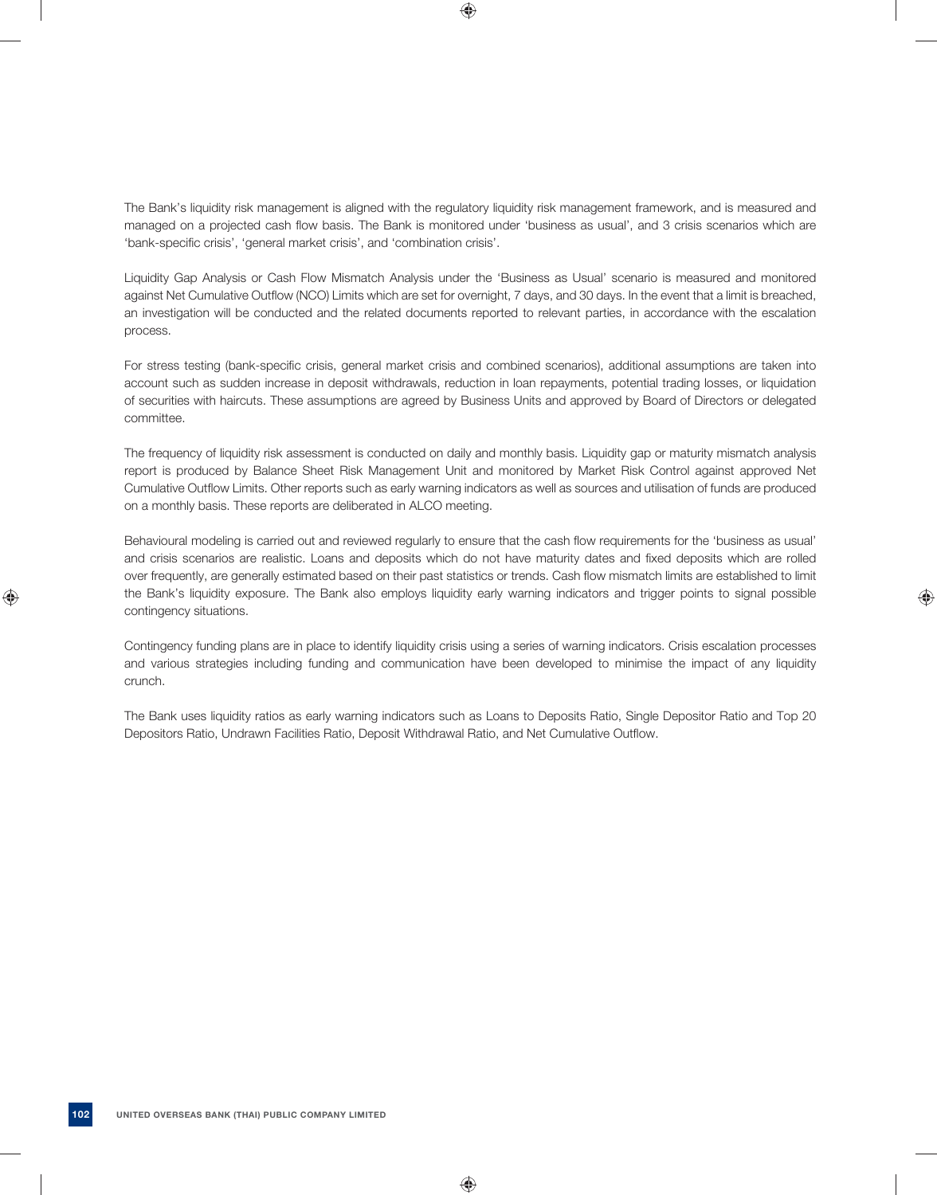The Bank's liquidity risk management is aligned with the regulatory liquidity risk management framework, and is measured and managed on a projected cash flow basis. The Bank is monitored under 'business as usual', and 3 crisis scenarios which are 'bank-specific crisis', 'general market crisis', and 'combination crisis'.

Liquidity Gap Analysis or Cash Flow Mismatch Analysis under the 'Business as Usual' scenario is measured and monitored against Net Cumulative Outflow (NCO) Limits which are set for overnight, 7 days, and 30 days. In the event that a limit is breached, an investigation will be conducted and the related documents reported to relevant parties, in accordance with the escalation process.

For stress testing (bank-specific crisis, general market crisis and combined scenarios), additional assumptions are taken into account such as sudden increase in deposit withdrawals, reduction in loan repayments, potential trading losses, or liquidation of securities with haircuts. These assumptions are agreed by Business Units and approved by Board of Directors or delegated committee.

The frequency of liquidity risk assessment is conducted on daily and monthly basis. Liquidity gap or maturity mismatch analysis report is produced by Balance Sheet Risk Management Unit and monitored by Market Risk Control against approved Net Cumulative Outflow Limits. Other reports such as early warning indicators as well as sources and utilisation of funds are produced on a monthly basis. These reports are deliberated in ALCO meeting.

Behavioural modeling is carried out and reviewed regularly to ensure that the cash flow requirements for the 'business as usual' and crisis scenarios are realistic. Loans and deposits which do not have maturity dates and fixed deposits which are rolled over frequently, are generally estimated based on their past statistics or trends. Cash flow mismatch limits are established to limit the Bank's liquidity exposure. The Bank also employs liquidity early warning indicators and trigger points to signal possible contingency situations.

Contingency funding plans are in place to identify liquidity crisis using a series of warning indicators. Crisis escalation processes and various strategies including funding and communication have been developed to minimise the impact of any liquidity crunch.

The Bank uses liquidity ratios as early warning indicators such as Loans to Deposits Ratio, Single Depositor Ratio and Top 20 Depositors Ratio, Undrawn Facilities Ratio, Deposit Withdrawal Ratio, and Net Cumulative Outflow.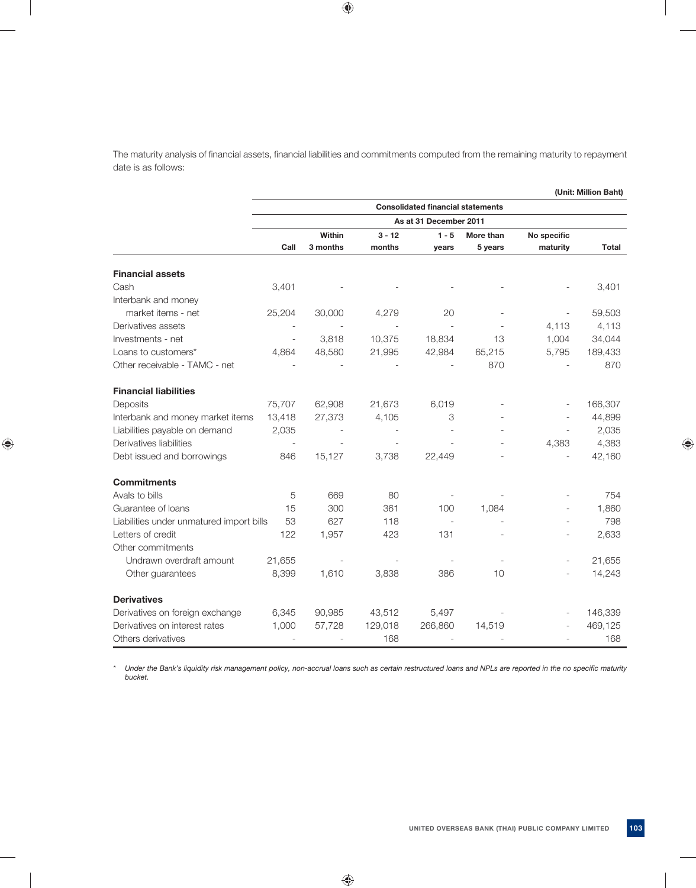The maturity analysis of financial assets, financial liabilities and commitments computed from the remaining maturity to repayment date is as follows:

(Unit: Million Baht)

| | Consolidated financial statements | | | | | | |
|---|---|---|---|---|---|---|---|
| | As at 31 December 2011 | | | | | | |
| | Call | Within 3 months | 3 - 12 months | 1 - 5 years | More than 5 years | No specific maturity | Total |
| **Financial assets** | | | | | | | |
| Cash | 3,401 | - | - | - | - | - | 3,401 |
| Interbank and money market items - net | 25,204 | 30,000 | 4,279 | 20 | - | - | 59,503 |
| Derivatives assets | - | - | - | - | - | 4,113 | 4,113 |
| Investments - net | - | 3,818 | 10,375 | 18,834 | 13 | 1,004 | 34,044 |
| Loans to customers* | 4,864 | 48,580 | 21,995 | 42,984 | 65,215 | 5,795 | 189,433 |
| Other receivable - TAMC - net | - | - | - | - | 870 | - | 870 |
| **Financial liabilities** | | | | | | | |
| Deposits | 75,707 | 62,908 | 21,673 | 6,019 | - | - | 166,307 |
| Interbank and money market items | 13,418 | 27,373 | 4,105 | 3 | - | - | 44,899 |
| Liabilities payable on demand | 2,035 | - | - | - | - | - | 2,035 |
| Derivatives liabilities | - | - | - | - | - | 4,383 | 4,383 |
| Debt issued and borrowings | 846 | 15,127 | 3,738 | 22,449 | - | - | 42,160 |
| **Commitments** | | | | | | | |
| Avals to bills | 5 | 669 | 80 | - | - | - | 754 |
| Guarantee of loans | 15 | 300 | 361 | 100 | 1,084 | - | 1,860 |
| Liabilities under unmatured import bills | 53 | 627 | 118 | - | - | - | 798 |
| Letters of credit | 122 | 1,957 | 423 | 131 | - | - | 2,633 |
| Other commitments | | | | | | | |
| Undrawn overdraft amount | 21,655 | - | - | - | - | - | 21,655 |
| Other guarantees | 8,399 | 1,610 | 3,838 | 386 | 10 | - | 14,243 |
| **Derivatives** | | | | | | | |
| Derivatives on foreign exchange | 6,345 | 90,985 | 43,512 | 5,497 | - | - | 146,339 |
| Derivatives on interest rates | 1,000 | 57,728 | 129,018 | 266,860 | 14,519 | - | 469,125 |
| Others derivatives | - | - | 168 | - | - | - | 168 |

* *Under the Bank's liquidity risk management policy, non-accrual loans such as certain restructured loans and NPLs are reported in the no specific maturity bucket.*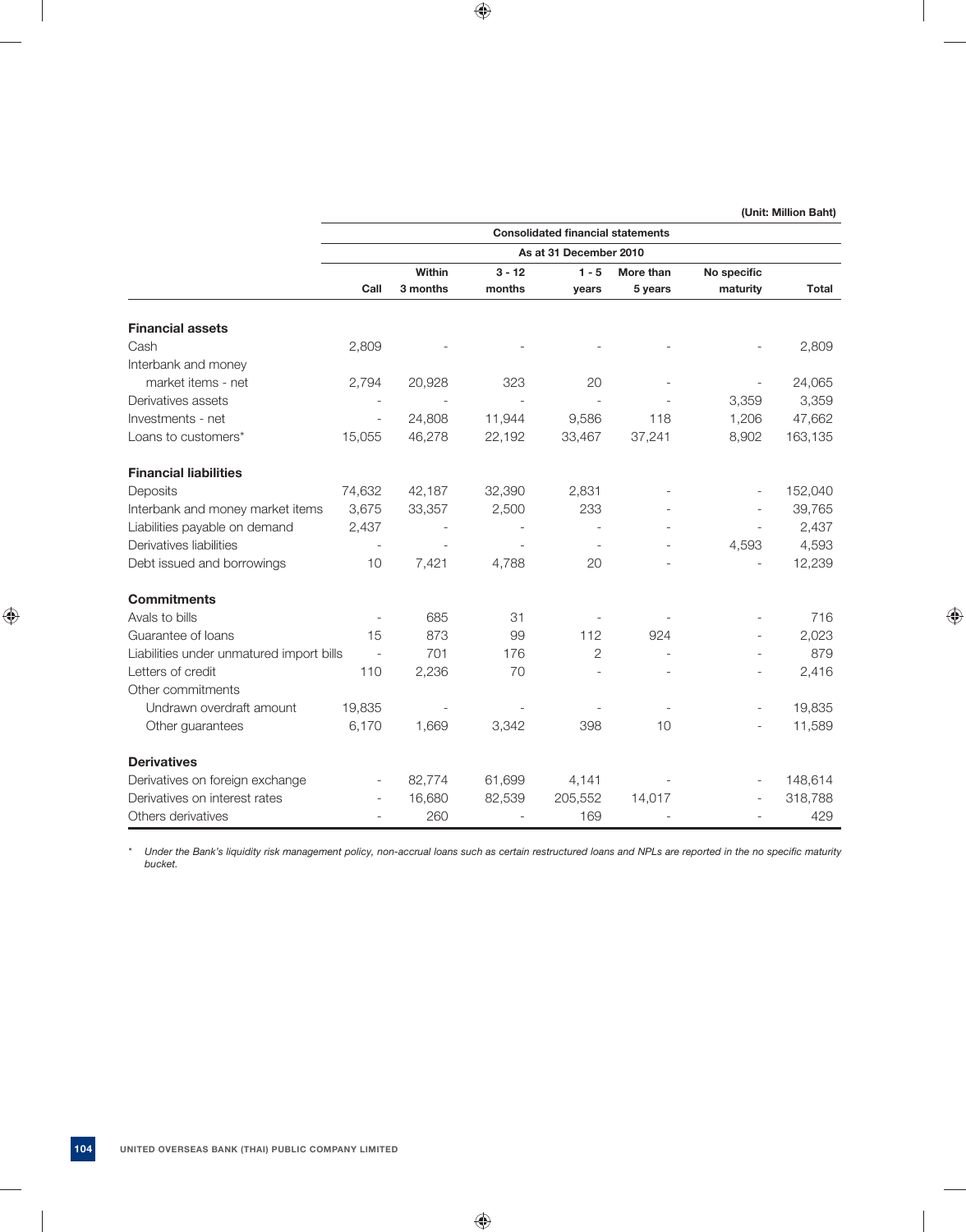(Unit: Million Baht)

| | Consolidated financial statements | | | | | | |
|---|---|---|---|---|---|---|---|
| | As at 31 December 2010 | | | | | | |
| | Call | Within 3 months | 3 - 12 months | 1 - 5 years | More than 5 years | No specific maturity | Total |
| **Financial assets** | | | | | | | |
| Cash | 2,809 | - | - | - | - | - | 2,809 |
| Interbank and money market items - net | 2,794 | 20,928 | 323 | 20 | - | - | 24,065 |
| Derivatives assets | - | - | - | - | - | 3,359 | 3,359 |
| Investments - net | - | 24,808 | 11,944 | 9,586 | 118 | 1,206 | 47,662 |
| Loans to customers* | 15,055 | 46,278 | 22,192 | 33,467 | 37,241 | 8,902 | 163,135 |
| **Financial liabilities** | | | | | | | |
| Deposits | 74,632 | 42,187 | 32,390 | 2,831 | - | - | 152,040 |
| Interbank and money market items | 3,675 | 33,357 | 2,500 | 233 | - | - | 39,765 |
| Liabilities payable on demand | 2,437 | - | - | - | - | - | 2,437 |
| Derivatives liabilities | - | - | - | - | - | 4,593 | 4,593 |
| Debt issued and borrowings | 10 | 7,421 | 4,788 | 20 | - | - | 12,239 |
| **Commitments** | | | | | | | |
| Avals to bills | - | 685 | 31 | - | - | - | 716 |
| Guarantee of loans | 15 | 873 | 99 | 112 | 924 | - | 2,023 |
| Liabilities under unmatured import bills | - | 701 | 176 | 2 | - | - | 879 |
| Letters of credit | 110 | 2,236 | 70 | - | - | - | 2,416 |
| Other commitments | | | | | | | |
| Undrawn overdraft amount | 19,835 | - | - | - | - | - | 19,835 |
| Other guarantees | 6,170 | 1,669 | 3,342 | 398 | 10 | - | 11,589 |
| **Derivatives** | | | | | | | |
| Derivatives on foreign exchange | - | 82,774 | 61,699 | 4,141 | - | - | 148,614 |
| Derivatives on interest rates | - | 16,680 | 82,539 | 205,552 | 14,017 | - | 318,788 |
| Others derivatives | - | 260 | - | 169 | - | - | 429 |

\* *Under the Bank's liquidity risk management policy, non-accrual loans such as certain restructured loans and NPLs are reported in the no specific maturity bucket.*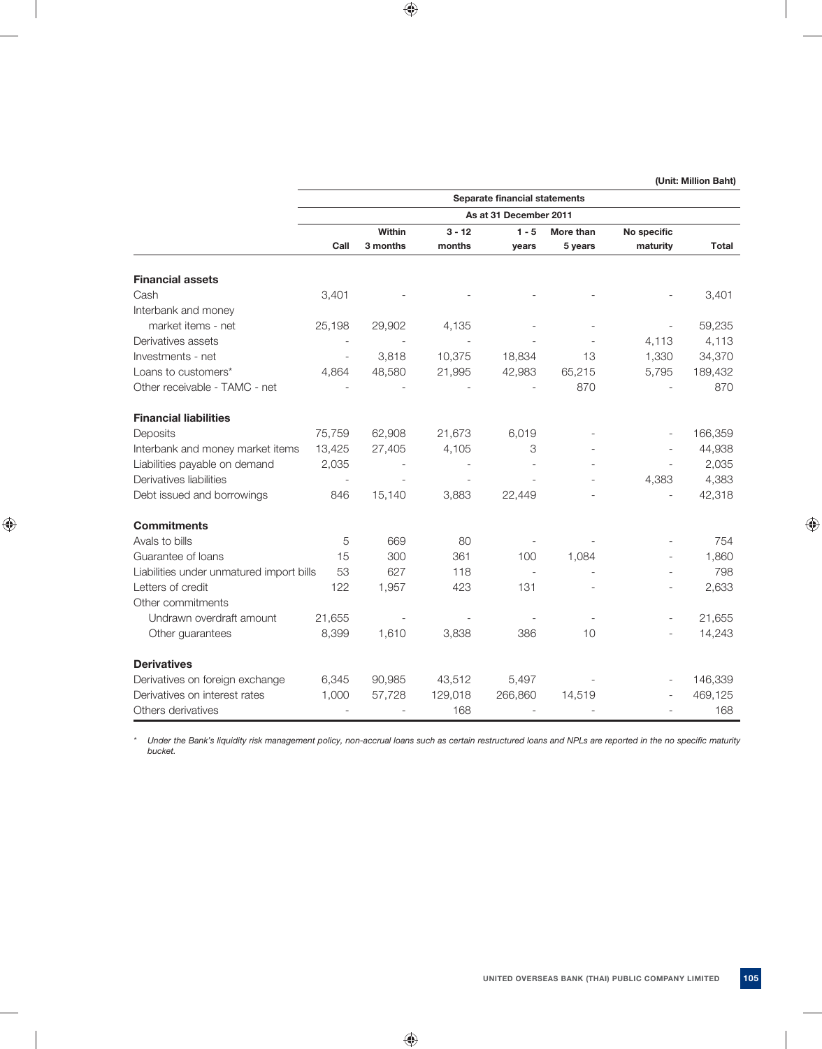(Unit: Million Baht)

| | Separate financial statements | | | | | | |
|---|---|---|---|---|---|---|---|
| | As at 31 December 2011 | | | | | | |
| | Call | Within 3 months | 3 - 12 months | 1 - 5 years | More than 5 years | No specific maturity | Total |
| **Financial assets** | | | | | | | |
| Cash | 3,401 | - | - | - | - | - | 3,401 |
| Interbank and money market items - net | 25,198 | 29,902 | 4,135 | - | - | - | 59,235 |
| Derivatives assets | - | - | - | - | - | 4,113 | 4,113 |
| Investments - net | - | 3,818 | 10,375 | 18,834 | 13 | 1,330 | 34,370 |
| Loans to customers* | 4,864 | 48,580 | 21,995 | 42,983 | 65,215 | 5,795 | 189,432 |
| Other receivable - TAMC - net | - | - | - | - | 870 | - | 870 |
| **Financial liabilities** | | | | | | | |
| Deposits | 75,759 | 62,908 | 21,673 | 6,019 | - | - | 166,359 |
| Interbank and money market items | 13,425 | 27,405 | 4,105 | 3 | - | - | 44,938 |
| Liabilities payable on demand | 2,035 | - | - | - | - | - | 2,035 |
| Derivatives liabilities | - | - | - | - | - | 4,383 | 4,383 |
| Debt issued and borrowings | 846 | 15,140 | 3,883 | 22,449 | - | - | 42,318 |
| **Commitments** | | | | | | | |
| Avals to bills | 5 | 669 | 80 | - | - | - | 754 |
| Guarantee of loans | 15 | 300 | 361 | 100 | 1,084 | - | 1,860 |
| Liabilities under unmatured import bills | 53 | 627 | 118 | - | - | - | 798 |
| Letters of credit | 122 | 1,957 | 423 | 131 | - | - | 2,633 |
| Other commitments | | | | | | | |
| Undrawn overdraft amount | 21,655 | - | - | - | - | - | 21,655 |
| Other guarantees | 8,399 | 1,610 | 3,838 | 386 | 10 | - | 14,243 |
| **Derivatives** | | | | | | | |
| Derivatives on foreign exchange | 6,345 | 90,985 | 43,512 | 5,497 | - | - | 146,339 |
| Derivatives on interest rates | 1,000 | 57,728 | 129,018 | 266,860 | 14,519 | - | 469,125 |
| Others derivatives | - | - | 168 | - | - | - | 168 |

\* *Under the Bank's liquidity risk management policy, non-accrual loans such as certain restructured loans and NPLs are reported in the no specific maturity bucket.*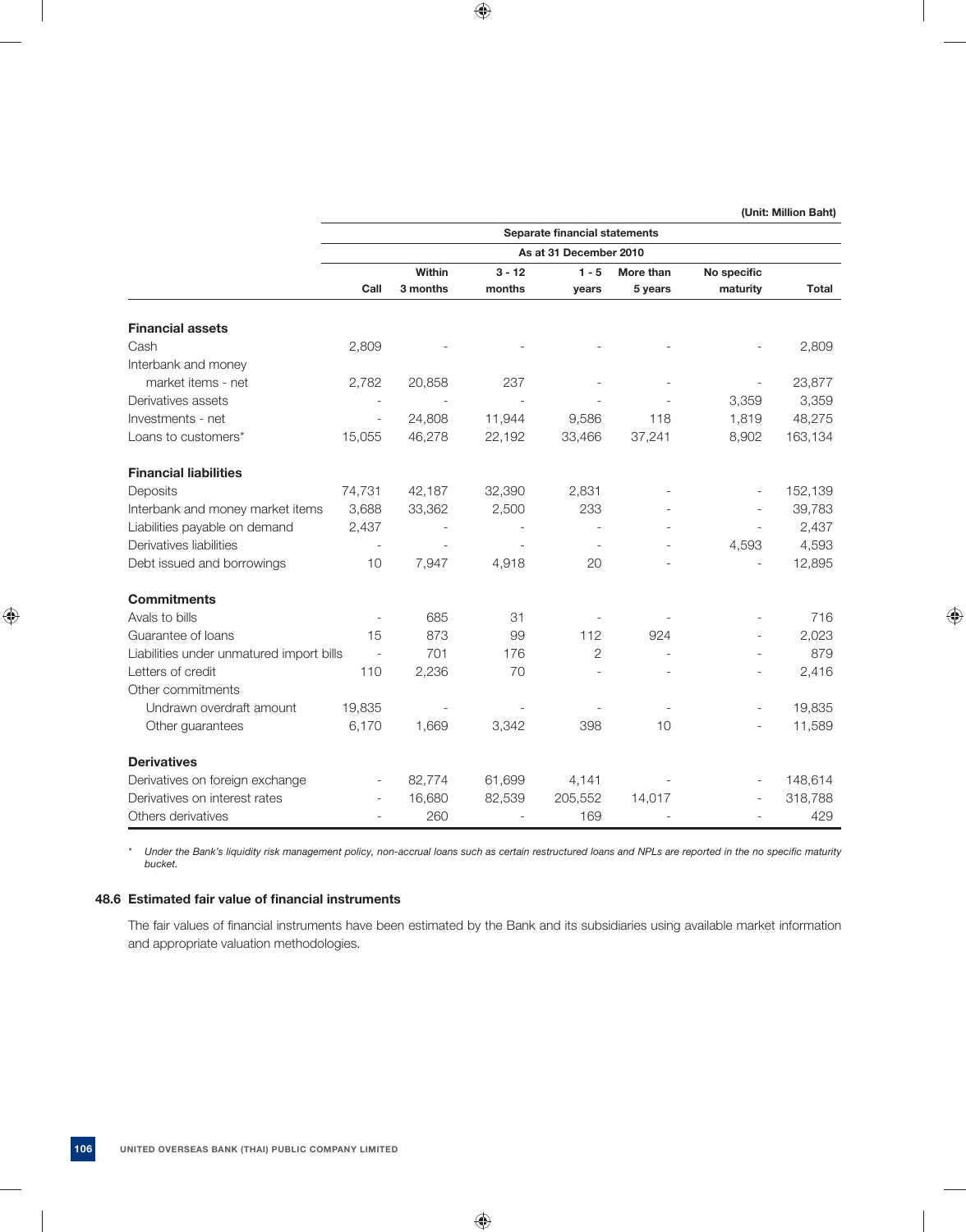(Unit: Million Baht)

| | Separate financial statements | | | | | | |
|---|---|---|---|---|---|---|---|
| | As at 31 December 2010 | | | | | | |
| | Call | Within 3 months | 3 - 12 months | 1 - 5 years | More than 5 years | No specific maturity | Total |
| **Financial assets** | | | | | | | |
| Cash | 2,809 | - | - | - | - | - | 2,809 |
| Interbank and money market items - net | 2,782 | 20,858 | 237 | - | - | - | 23,877 |
| Derivatives assets | - | - | - | - | - | 3,359 | 3,359 |
| Investments - net | - | 24,808 | 11,944 | 9,586 | 118 | 1,819 | 48,275 |
| Loans to customers* | 15,055 | 46,278 | 22,192 | 33,466 | 37,241 | 8,902 | 163,134 |
| **Financial liabilities** | | | | | | | |
| Deposits | 74,731 | 42,187 | 32,390 | 2,831 | - | - | 152,139 |
| Interbank and money market items | 3,688 | 33,362 | 2,500 | 233 | - | - | 39,783 |
| Liabilities payable on demand | 2,437 | - | - | - | - | - | 2,437 |
| Derivatives liabilities | - | - | - | - | - | 4,593 | 4,593 |
| Debt issued and borrowings | 10 | 7,947 | 4,918 | 20 | - | - | 12,895 |
| **Commitments** | | | | | | | |
| Avals to bills | - | 685 | 31 | - | - | - | 716 |
| Guarantee of loans | 15 | 873 | 99 | 112 | 924 | - | 2,023 |
| Liabilities under unmatured import bills | - | 701 | 176 | 2 | - | - | 879 |
| Letters of credit | 110 | 2,236 | 70 | - | - | - | 2,416 |
| Other commitments | | | | | | | |
| Undrawn overdraft amount | 19,835 | - | - | - | - | - | 19,835 |
| Other guarantees | 6,170 | 1,669 | 3,342 | 398 | 10 | - | 11,589 |
| **Derivatives** | | | | | | | |
| Derivatives on foreign exchange | - | 82,774 | 61,699 | 4,141 | - | - | 148,614 |
| Derivatives on interest rates | - | 16,680 | 82,539 | 205,552 | 14,017 | - | 318,788 |
| Others derivatives | - | 260 | - | 169 | - | - | 429 |

*\* Under the Bank's liquidity risk management policy, non-accrual loans such as certain restructured loans and NPLs are reported in the no specific maturity bucket.*

### 48.6 Estimated fair value of financial instruments

The fair values of financial instruments have been estimated by the Bank and its subsidiaries using available market information and appropriate valuation methodologies.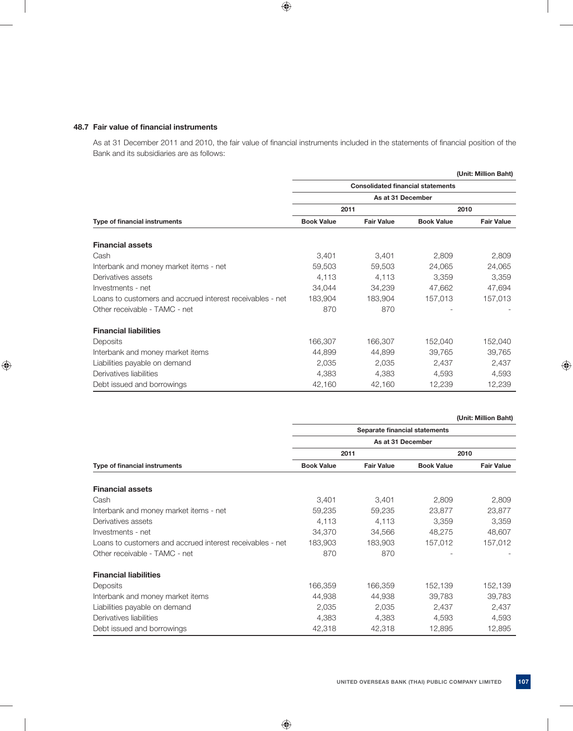### 48.7 Fair value of financial instruments

As at 31 December 2011 and 2010, the fair value of financial instruments included in the statements of financial position of the Bank and its subsidiaries are as follows:

(Unit: Million Baht)

| Type of financial instruments | Consolidated financial statements | | | |
|---|---|---|---|---|
| | As at 31 December | | | |
| | 2011 | | 2010 | |
| | Book Value | Fair Value | Book Value | Fair Value |
| **Financial assets** | | | | |
| Cash | 3,401 | 3,401 | 2,809 | 2,809 |
| Interbank and money market items - net | 59,503 | 59,503 | 24,065 | 24,065 |
| Derivatives assets | 4,113 | 4,113 | 3,359 | 3,359 |
| Investments - net | 34,044 | 34,239 | 47,662 | 47,694 |
| Loans to customers and accrued interest receivables - net | 183,904 | 183,904 | 157,013 | 157,013 |
| Other receivable - TAMC - net | 870 | 870 | - | - |
| **Financial liabilities** | | | | |
| Deposits | 166,307 | 166,307 | 152,040 | 152,040 |
| Interbank and money market items | 44,899 | 44,899 | 39,765 | 39,765 |
| Liabilities payable on demand | 2,035 | 2,035 | 2,437 | 2,437 |
| Derivatives liabilities | 4,383 | 4,383 | 4,593 | 4,593 |
| Debt issued and borrowings | 42,160 | 42,160 | 12,239 | 12,239 |

(Unit: Million Baht)

| Type of financial instruments | Separate financial statements | | | |
|---|---|---|---|---|
| | As at 31 December | | | |
| | 2011 | | 2010 | |
| | Book Value | Fair Value | Book Value | Fair Value |
| **Financial assets** | | | | |
| Cash | 3,401 | 3,401 | 2,809 | 2,809 |
| Interbank and money market items - net | 59,235 | 59,235 | 23,877 | 23,877 |
| Derivatives assets | 4,113 | 4,113 | 3,359 | 3,359 |
| Investments - net | 34,370 | 34,566 | 48,275 | 48,607 |
| Loans to customers and accrued interest receivables - net | 183,903 | 183,903 | 157,012 | 157,012 |
| Other receivable - TAMC - net | 870 | 870 | - | - |
| **Financial liabilities** | | | | |
| Deposits | 166,359 | 166,359 | 152,139 | 152,139 |
| Interbank and money market items | 44,938 | 44,938 | 39,783 | 39,783 |
| Liabilities payable on demand | 2,035 | 2,035 | 2,437 | 2,437 |
| Derivatives liabilities | 4,383 | 4,383 | 4,593 | 4,593 |
| Debt issued and borrowings | 42,318 | 42,318 | 12,895 | 12,895 |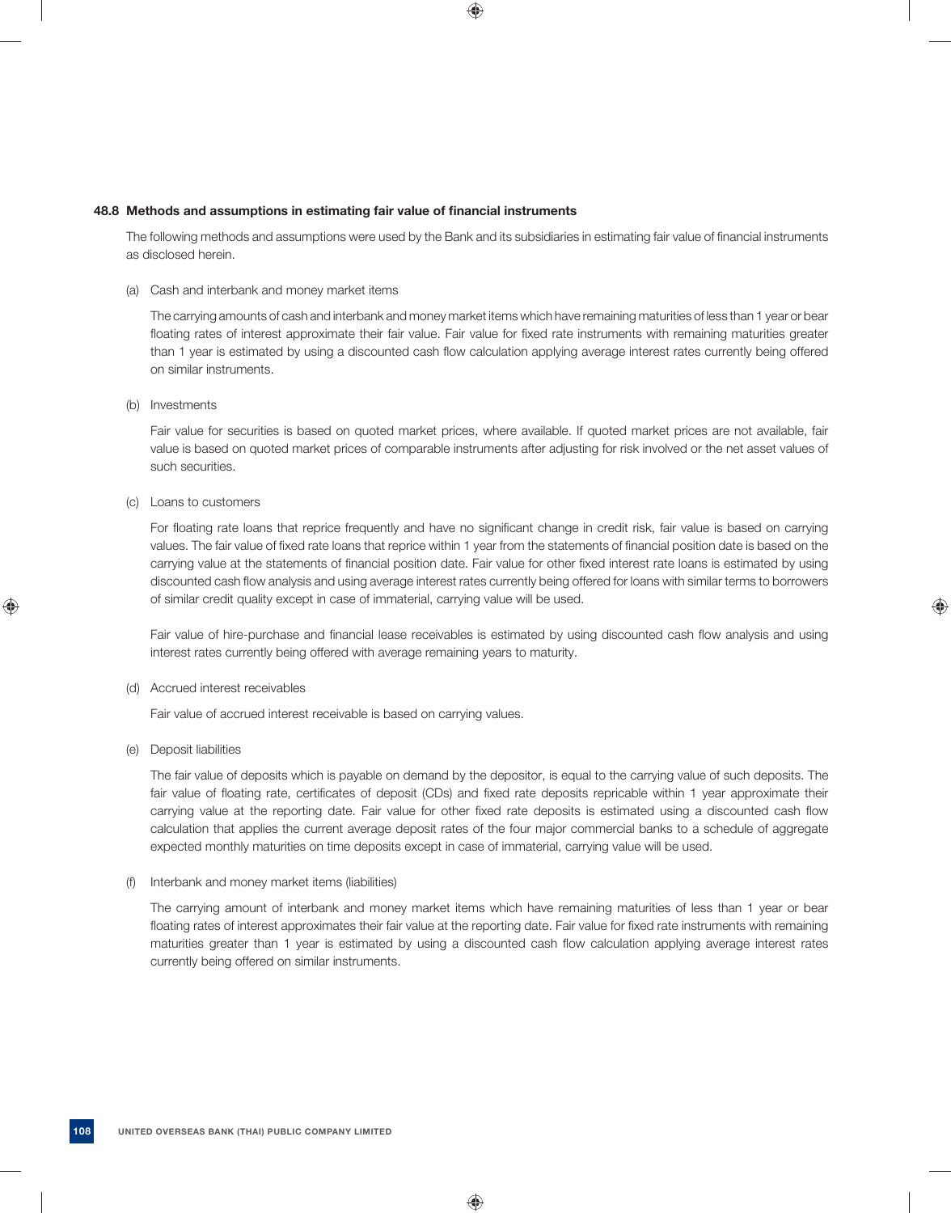### 48.8 Methods and assumptions in estimating fair value of financial instruments

The following methods and assumptions were used by the Bank and its subsidiaries in estimating fair value of financial instruments as disclosed herein.

(a) Cash and interbank and money market items

The carrying amounts of cash and interbank and money market items which have remaining maturities of less than 1 year or bear floating rates of interest approximate their fair value. Fair value for fixed rate instruments with remaining maturities greater than 1 year is estimated by using a discounted cash flow calculation applying average interest rates currently being offered on similar instruments.

(b) Investments

Fair value for securities is based on quoted market prices, where available. If quoted market prices are not available, fair value is based on quoted market prices of comparable instruments after adjusting for risk involved or the net asset values of such securities.

(c) Loans to customers

For floating rate loans that reprice frequently and have no significant change in credit risk, fair value is based on carrying values. The fair value of fixed rate loans that reprice within 1 year from the statements of financial position date is based on the carrying value at the statements of financial position date. Fair value for other fixed interest rate loans is estimated by using discounted cash flow analysis and using average interest rates currently being offered for loans with similar terms to borrowers of similar credit quality except in case of immaterial, carrying value will be used.

Fair value of hire-purchase and financial lease receivables is estimated by using discounted cash flow analysis and using interest rates currently being offered with average remaining years to maturity.

(d) Accrued interest receivables

Fair value of accrued interest receivable is based on carrying values.

(e) Deposit liabilities

The fair value of deposits which is payable on demand by the depositor, is equal to the carrying value of such deposits. The fair value of floating rate, certificates of deposit (CDs) and fixed rate deposits repricable within 1 year approximate their carrying value at the reporting date. Fair value for other fixed rate deposits is estimated using a discounted cash flow calculation that applies the current average deposit rates of the four major commercial banks to a schedule of aggregate expected monthly maturities on time deposits except in case of immaterial, carrying value will be used.

(f) Interbank and money market items (liabilities)

The carrying amount of interbank and money market items which have remaining maturities of less than 1 year or bear floating rates of interest approximates their fair value at the reporting date. Fair value for fixed rate instruments with remaining maturities greater than 1 year is estimated by using a discounted cash flow calculation applying average interest rates currently being offered on similar instruments.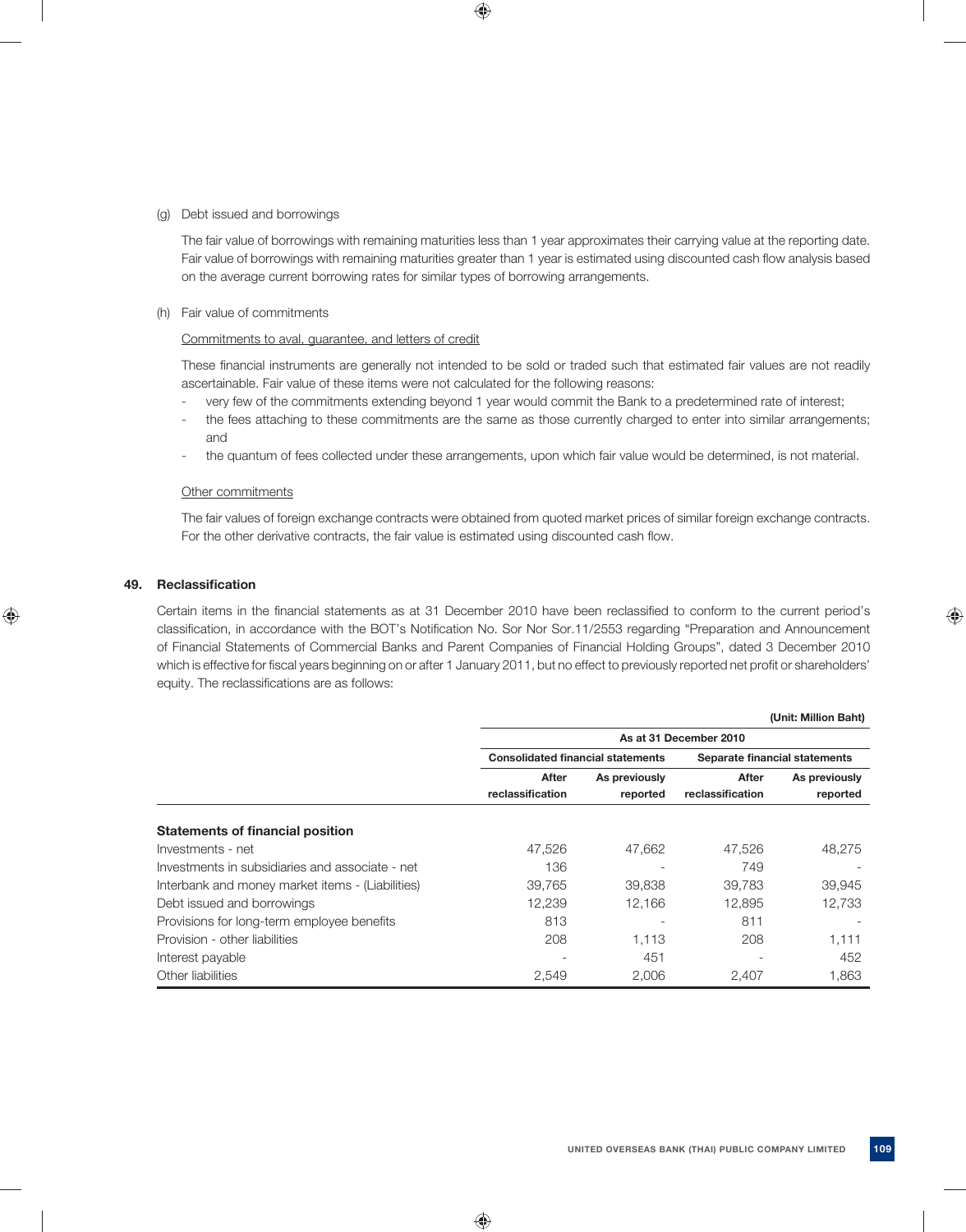(g) Debt issued and borrowings

The fair value of borrowings with remaining maturities less than 1 year approximates their carrying value at the reporting date. Fair value of borrowings with remaining maturities greater than 1 year is estimated using discounted cash flow analysis based on the average current borrowing rates for similar types of borrowing arrangements.

(h) Fair value of commitments

Commitments to aval, guarantee, and letters of credit

These financial instruments are generally not intended to be sold or traded such that estimated fair values are not readily ascertainable. Fair value of these items were not calculated for the following reasons:

- very few of the commitments extending beyond 1 year would commit the Bank to a predetermined rate of interest;
- the fees attaching to these commitments are the same as those currently charged to enter into similar arrangements; and
- the quantum of fees collected under these arrangements, upon which fair value would be determined, is not material.

Other commitments

The fair values of foreign exchange contracts were obtained from quoted market prices of similar foreign exchange contracts. For the other derivative contracts, the fair value is estimated using discounted cash flow.

## 49. Reclassification

Certain items in the financial statements as at 31 December 2010 have been reclassified to conform to the current period's classification, in accordance with the BOT's Notification No. Sor Nor Sor.11/2553 regarding "Preparation and Announcement of Financial Statements of Commercial Banks and Parent Companies of Financial Holding Groups", dated 3 December 2010 which is effective for fiscal years beginning on or after 1 January 2011, but no effect to previously reported net profit or shareholders' equity. The reclassifications are as follows:

(Unit: Million Baht)

| | As at 31 December 2010 | | | |
|---|---|---|---|---|
| | Consolidated financial statements | | Separate financial statements | |
| | After reclassification | As previously reported | After reclassification | As previously reported |
| **Statements of financial position** | | | | |
| Investments - net | 47,526 | 47,662 | 47,526 | 48,275 |
| Investments in subsidiaries and associate - net | 136 | - | 749 | - |
| Interbank and money market items - (Liabilities) | 39,765 | 39,838 | 39,783 | 39,945 |
| Debt issued and borrowings | 12,239 | 12,166 | 12,895 | 12,733 |
| Provisions for long-term employee benefits | 813 | - | 811 | - |
| Provision - other liabilities | 208 | 1,113 | 208 | 1,111 |
| Interest payable | - | 451 | - | 452 |
| Other liabilities | 2,549 | 2,006 | 2,407 | 1,863 |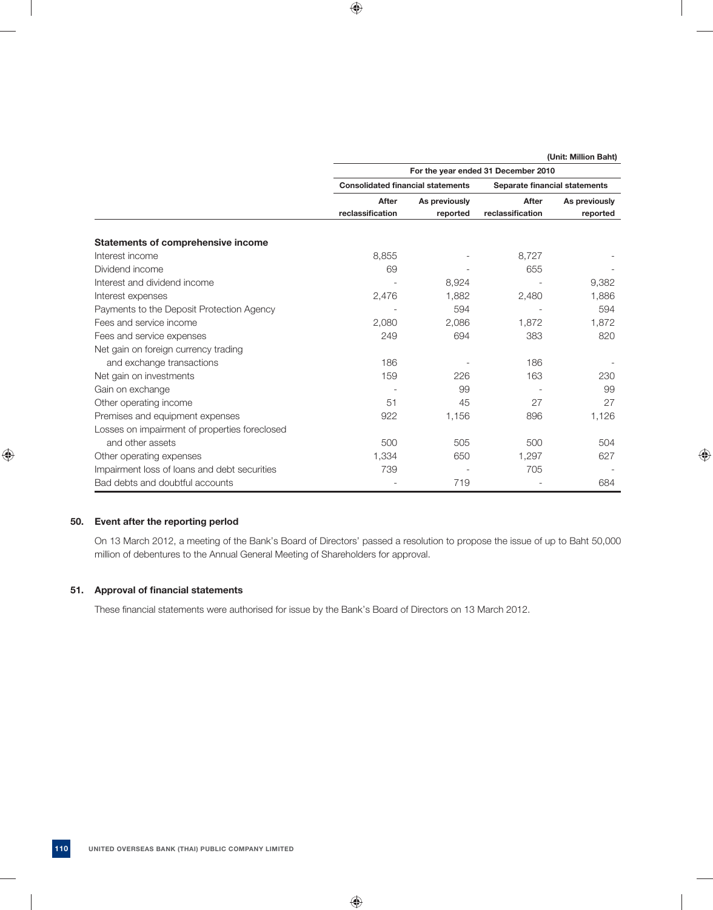(Unit: Million Baht)

| | For the year ended 31 December 2010 | | | |
|---|---|---|---|---|
| | Consolidated financial statements | | Separate financial statements | |
| | After reclassification | As previously reported | After reclassification | As previously reported |
| **Statements of comprehensive income** | | | | |
| Interest income | 8,855 | - | 8,727 | - |
| Dividend income | 69 | - | 655 | - |
| Interest and dividend income | - | 8,924 | - | 9,382 |
| Interest expenses | 2,476 | 1,882 | 2,480 | 1,886 |
| Payments to the Deposit Protection Agency | - | 594 | - | 594 |
| Fees and service income | 2,080 | 2,086 | 1,872 | 1,872 |
| Fees and service expenses | 249 | 694 | 383 | 820 |
| Net gain on foreign currency trading and exchange transactions | 186 | - | 186 | - |
| Net gain on investments | 159 | 226 | 163 | 230 |
| Gain on exchange | - | 99 | - | 99 |
| Other operating income | 51 | 45 | 27 | 27 |
| Premises and equipment expenses | 922 | 1,156 | 896 | 1,126 |
| Losses on impairment of properties foreclosed and other assets | 500 | 505 | 500 | 504 |
| Other operating expenses | 1,334 | 650 | 1,297 | 627 |
| Impairment loss of loans and debt securities | 739 | - | 705 | - |
| Bad debts and doubtful accounts | - | 719 | - | 684 |

## 50. Event after the reporting perlod

On 13 March 2012, a meeting of the Bank's Board of Directors' passed a resolution to propose the issue of up to Baht 50,000 million of debentures to the Annual General Meeting of Shareholders for approval.

## 51. Approval of financial statements

These financial statements were authorised for issue by the Bank's Board of Directors on 13 March 2012.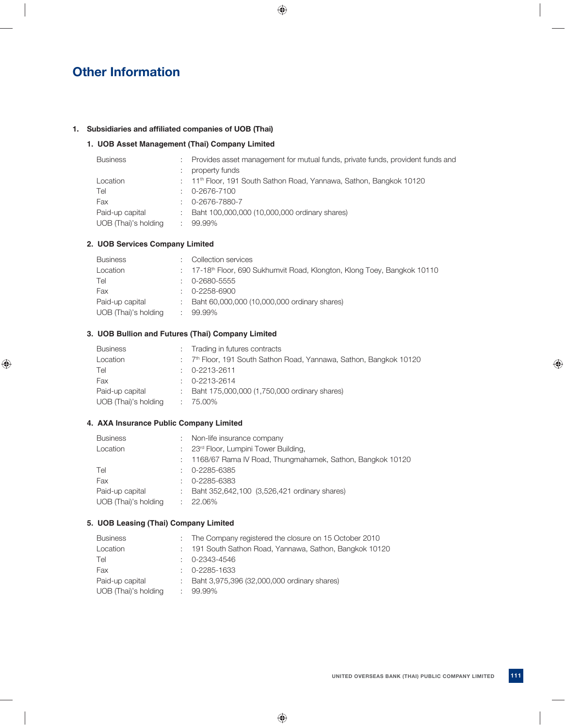# Other Information

## 1. Subsidiaries and affiliated companies of UOB (Thai)

### 1. UOB Asset Management (Thai) Company Limited

| | | |
|---|---|---|
| Business | : | Provides asset management for mutual funds, private funds, provident funds and |
| | : | property funds |
| Location | : | 11th Floor, 191 South Sathon Road, Yannawa, Sathon, Bangkok 10120 |
| Tel | : | 0-2676-7100 |
| Fax | : | 0-2676-7880-7 |
| Paid-up capital | : | Baht 100,000,000 (10,000,000 ordinary shares) |
| UOB (Thai)'s holding | : | 99.99% |

### 2. UOB Services Company Limited

| | | |
|---|---|---|
| Business | : | Collection services |
| Location | : | 17-18th Floor, 690 Sukhumvit Road, Klongton, Klong Toey, Bangkok 10110 |
| Tel | : | 0-2680-5555 |
| Fax | : | 0-2258-6900 |
| Paid-up capital | : | Baht 60,000,000 (10,000,000 ordinary shares) |
| UOB (Thai)'s holding | : | 99.99% |

### 3. UOB Bullion and Futures (Thai) Company Limited

| | | |
|---|---|---|
| Business | : | Trading in futures contracts |
| Location | : | 7th Floor, 191 South Sathon Road, Yannawa, Sathon, Bangkok 10120 |
| Tel | : | 0-2213-2611 |
| Fax | : | 0-2213-2614 |
| Paid-up capital | : | Baht 175,000,000 (1,750,000 ordinary shares) |
| UOB (Thai)'s holding | : | 75.00% |

### 4. AXA Insurance Public Company Limited

| | | |
|---|---|---|
| Business | : | Non-life insurance company |
| Location | : | 23rd Floor, Lumpini Tower Building, |
| | : | 1168/67 Rama IV Road, Thungmahamek, Sathon, Bangkok 10120 |
| Tel | : | 0-2285-6385 |
| Fax | : | 0-2285-6383 |
| Paid-up capital | : | Baht 352,642,100 (3,526,421 ordinary shares) |
| UOB (Thai)'s holding | : | 22.06% |

### 5. UOB Leasing (Thai) Company Limited

| | | |
|---|---|---|
| Business | : | The Company registered the closure on 15 October 2010 |
| Location | : | 191 South Sathon Road, Yannawa, Sathon, Bangkok 10120 |
| Tel | : | 0-2343-4546 |
| Fax | : | 0-2285-1633 |
| Paid-up capital | : | Baht 3,975,396 (32,000,000 ordinary shares) |
| UOB (Thai)'s holding | : | 99.99% |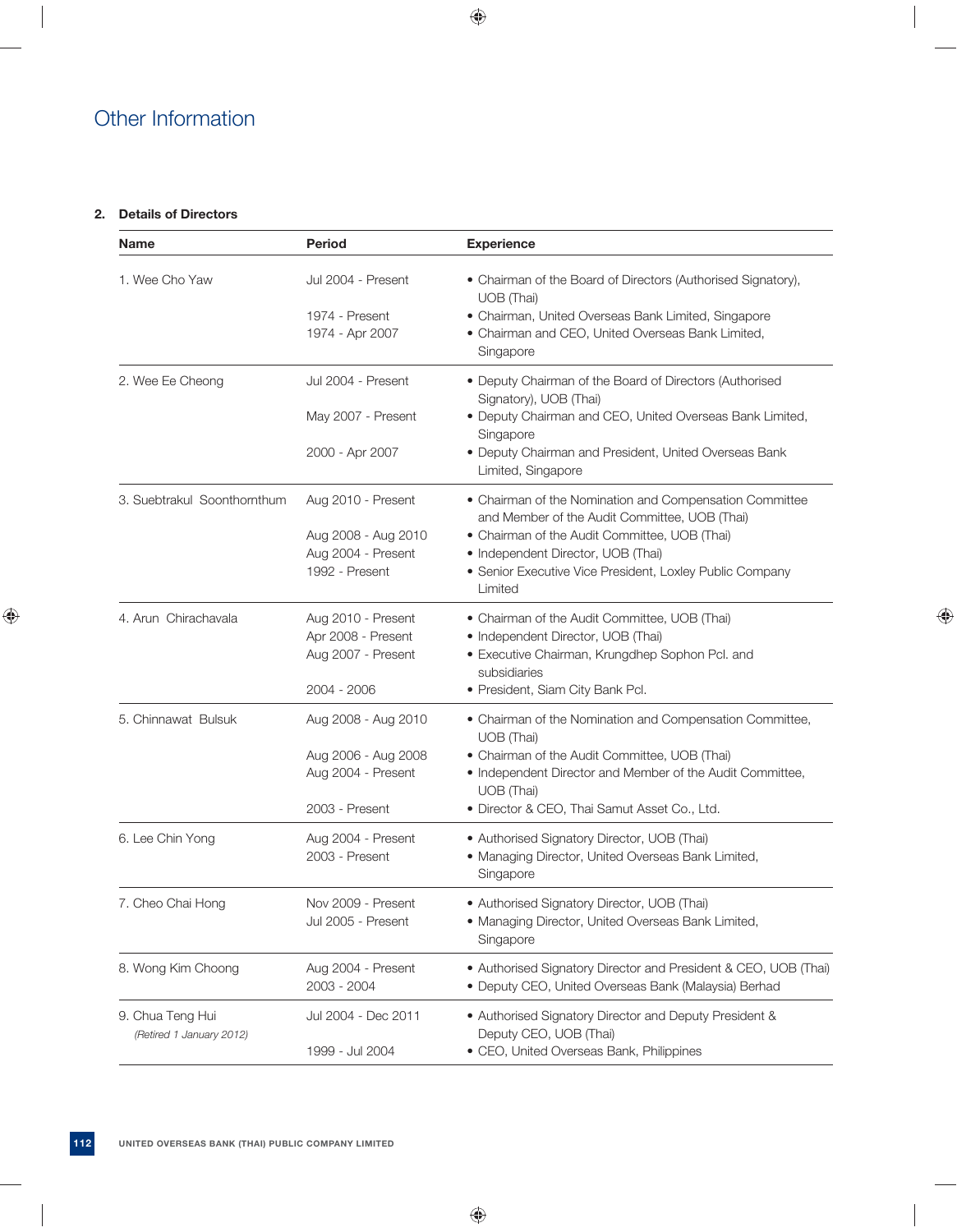# Other Information

## 2. Details of Directors

| Name | Period | Experience |
|---|---|---|
| 1. Wee Cho Yaw | Jul 2004 - Present | • Chairman of the Board of Directors (Authorised Signatory), UOB (Thai) |
| | 1974 - Present | • Chairman, United Overseas Bank Limited, Singapore |
| | 1974 - Apr 2007 | • Chairman and CEO, United Overseas Bank Limited, Singapore |
| 2. Wee Ee Cheong | Jul 2004 - Present | • Deputy Chairman of the Board of Directors (Authorised Signatory), UOB (Thai) |
| | May 2007 - Present | • Deputy Chairman and CEO, United Overseas Bank Limited, Singapore |
| | 2000 - Apr 2007 | • Deputy Chairman and President, United Overseas Bank Limited, Singapore |
| 3. Suebtrakul Soonthornthum | Aug 2010 - Present | • Chairman of the Nomination and Compensation Committee and Member of the Audit Committee, UOB (Thai) |
| | Aug 2008 - Aug 2010 | • Chairman of the Audit Committee, UOB (Thai) |
| | Aug 2004 - Present | • Independent Director, UOB (Thai) |
| | 1992 - Present | • Senior Executive Vice President, Loxley Public Company Limited |
| 4. Arun Chirachavala | Aug 2010 - Present | • Chairman of the Audit Committee, UOB (Thai) |
| | Apr 2008 - Present | • Independent Director, UOB (Thai) |
| | Aug 2007 - Present | • Executive Chairman, Krungdhep Sophon Pcl. and subsidiaries |
| | 2004 - 2006 | • President, Siam City Bank Pcl. |
| 5. Chinnawat Bulsuk | Aug 2008 - Aug 2010 | • Chairman of the Nomination and Compensation Committee, UOB (Thai) |
| | Aug 2006 - Aug 2008 | • Chairman of the Audit Committee, UOB (Thai) |
| | Aug 2004 - Present | • Independent Director and Member of the Audit Committee, UOB (Thai) |
| | 2003 - Present | • Director & CEO, Thai Samut Asset Co., Ltd. |
| 6. Lee Chin Yong | Aug 2004 - Present | • Authorised Signatory Director, UOB (Thai) |
| | 2003 - Present | • Managing Director, United Overseas Bank Limited, Singapore |
| 7. Cheo Chai Hong | Nov 2009 - Present | • Authorised Signatory Director, UOB (Thai) |
| | Jul 2005 - Present | • Managing Director, United Overseas Bank Limited, Singapore |
| 8. Wong Kim Choong | Aug 2004 - Present | • Authorised Signatory Director and President & CEO, UOB (Thai) |
| | 2003 - 2004 | • Deputy CEO, United Overseas Bank (Malaysia) Berhad |
| 9. Chua Teng Hui *(Retired 1 January 2012)* | Jul 2004 - Dec 2011 | • Authorised Signatory Director and Deputy President & Deputy CEO, UOB (Thai) |
| | 1999 - Jul 2004 | • CEO, United Overseas Bank, Philippines |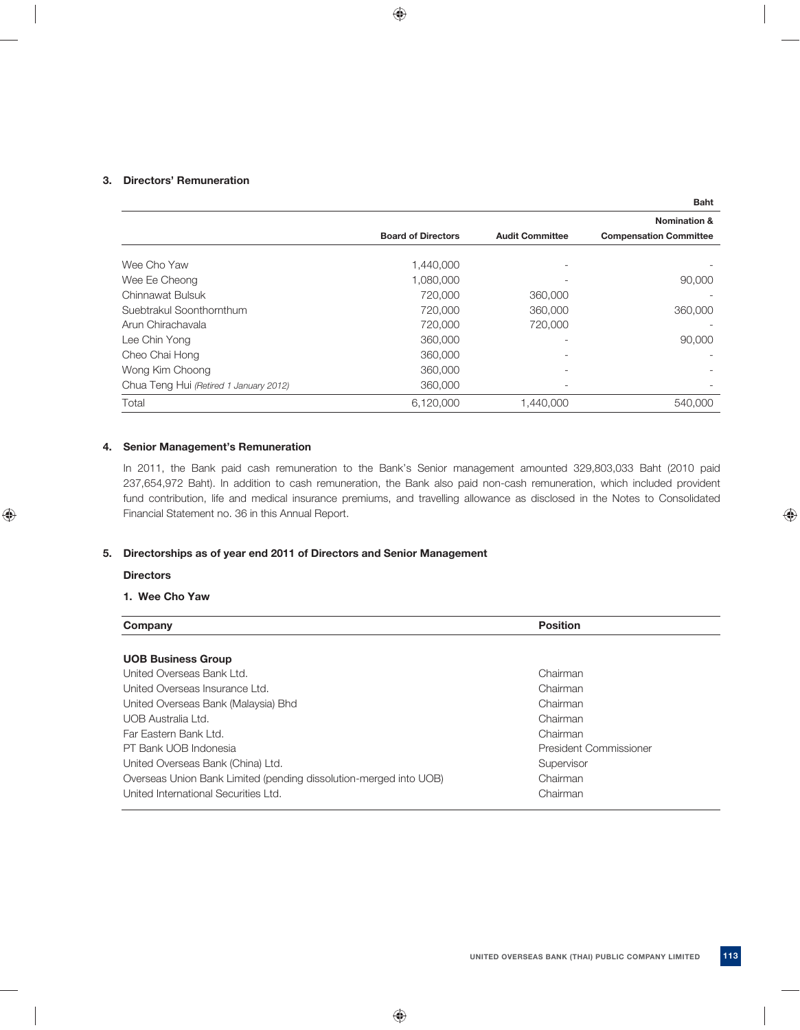### 3. Directors' Remuneration

| | | | Baht |
|---|---|---|---|
| | Board of Directors | Audit Committee | Nomination & Compensation Committee |
| Wee Cho Yaw | 1,440,000 | - | - |
| Wee Ee Cheong | 1,080,000 | - | 90,000 |
| Chinnawat Bulsuk | 720,000 | 360,000 | - |
| Suebtrakul Soonthornthum | 720,000 | 360,000 | 360,000 |
| Arun Chirachavala | 720,000 | 720,000 | - |
| Lee Chin Yong | 360,000 | - | 90,000 |
| Cheo Chai Hong | 360,000 | - | - |
| Wong Kim Choong | 360,000 | - | - |
| Chua Teng Hui *(Retired 1 January 2012)* | 360,000 | - | - |
| Total | 6,120,000 | 1,440,000 | 540,000 |

### 4. Senior Management's Remuneration

In 2011, the Bank paid cash remuneration to the Bank's Senior management amounted 329,803,033 Baht (2010 paid 237,654,972 Baht). In addition to cash remuneration, the Bank also paid non-cash remuneration, which included provident fund contribution, life and medical insurance premiums, and travelling allowance as disclosed in the Notes to Consolidated Financial Statement no. 36 in this Annual Report.

### 5. Directorships as of year end 2011 of Directors and Senior Management

**Directors**

**1. Wee Cho Yaw**

| Company | Position |
|---|---|
| **UOB Business Group** | |
| United Overseas Bank Ltd. | Chairman |
| United Overseas Insurance Ltd. | Chairman |
| United Overseas Bank (Malaysia) Bhd | Chairman |
| UOB Australia Ltd. | Chairman |
| Far Eastern Bank Ltd. | Chairman |
| PT Bank UOB Indonesia | President Commissioner |
| United Overseas Bank (China) Ltd. | Supervisor |
| Overseas Union Bank Limited (pending dissolution-merged into UOB) | Chairman |
| United International Securities Ltd. | Chairman |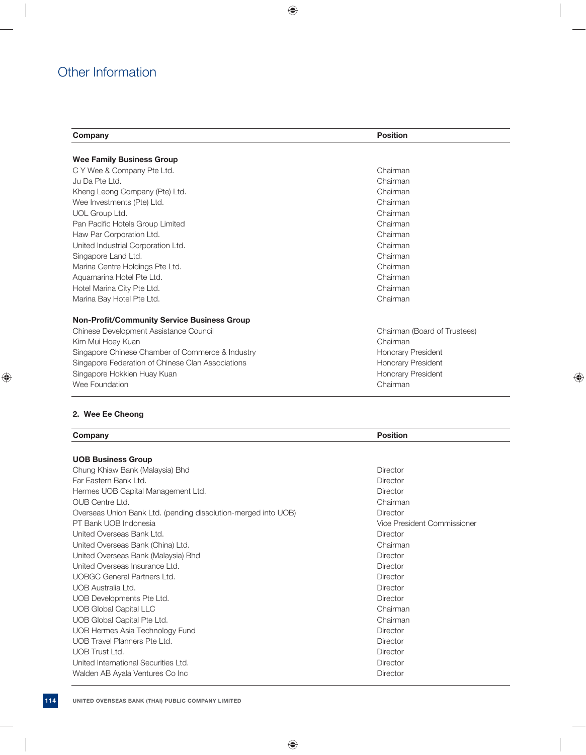## Other Information

| Company | Position |
|---|---|
| **Wee Family Business Group** | |
| C Y Wee & Company Pte Ltd. | Chairman |
| Ju Da Pte Ltd. | Chairman |
| Kheng Leong Company (Pte) Ltd. | Chairman |
| Wee Investments (Pte) Ltd. | Chairman |
| UOL Group Ltd. | Chairman |
| Pan Pacific Hotels Group Limited | Chairman |
| Haw Par Corporation Ltd. | Chairman |
| United Industrial Corporation Ltd. | Chairman |
| Singapore Land Ltd. | Chairman |
| Marina Centre Holdings Pte Ltd. | Chairman |
| Aquamarina Hotel Pte Ltd. | Chairman |
| Hotel Marina City Pte Ltd. | Chairman |
| Marina Bay Hotel Pte Ltd. | Chairman |
| **Non-Profit/Community Service Business Group** | |
| Chinese Development Assistance Council | Chairman (Board of Trustees) |
| Kim Mui Hoey Kuan | Chairman |
| Singapore Chinese Chamber of Commerce & Industry | Honorary President |
| Singapore Federation of Chinese Clan Associations | Honorary President |
| Singapore Hokkien Huay Kuan | Honorary President |
| Wee Foundation | Chairman |

**2. Wee Ee Cheong**

| Company | Position |
|---|---|
| **UOB Business Group** | |
| Chung Khiaw Bank (Malaysia) Bhd | Director |
| Far Eastern Bank Ltd. | Director |
| Hermes UOB Capital Management Ltd. | Director |
| OUB Centre Ltd. | Chairman |
| Overseas Union Bank Ltd. (pending dissolution-merged into UOB) | Director |
| PT Bank UOB Indonesia | Vice President Commissioner |
| United Overseas Bank Ltd. | Director |
| United Overseas Bank (China) Ltd. | Chairman |
| United Overseas Bank (Malaysia) Bhd | Director |
| United Overseas Insurance Ltd. | Director |
| UOBGC General Partners Ltd. | Director |
| UOB Australia Ltd. | Director |
| UOB Developments Pte Ltd. | Director |
| UOB Global Capital LLC | Chairman |
| UOB Global Capital Pte Ltd. | Chairman |
| UOB Hermes Asia Technology Fund | Director |
| UOB Travel Planners Pte Ltd. | Director |
| UOB Trust Ltd. | Director |
| United International Securities Ltd. | Director |
| Walden AB Ayala Ventures Co Inc | Director |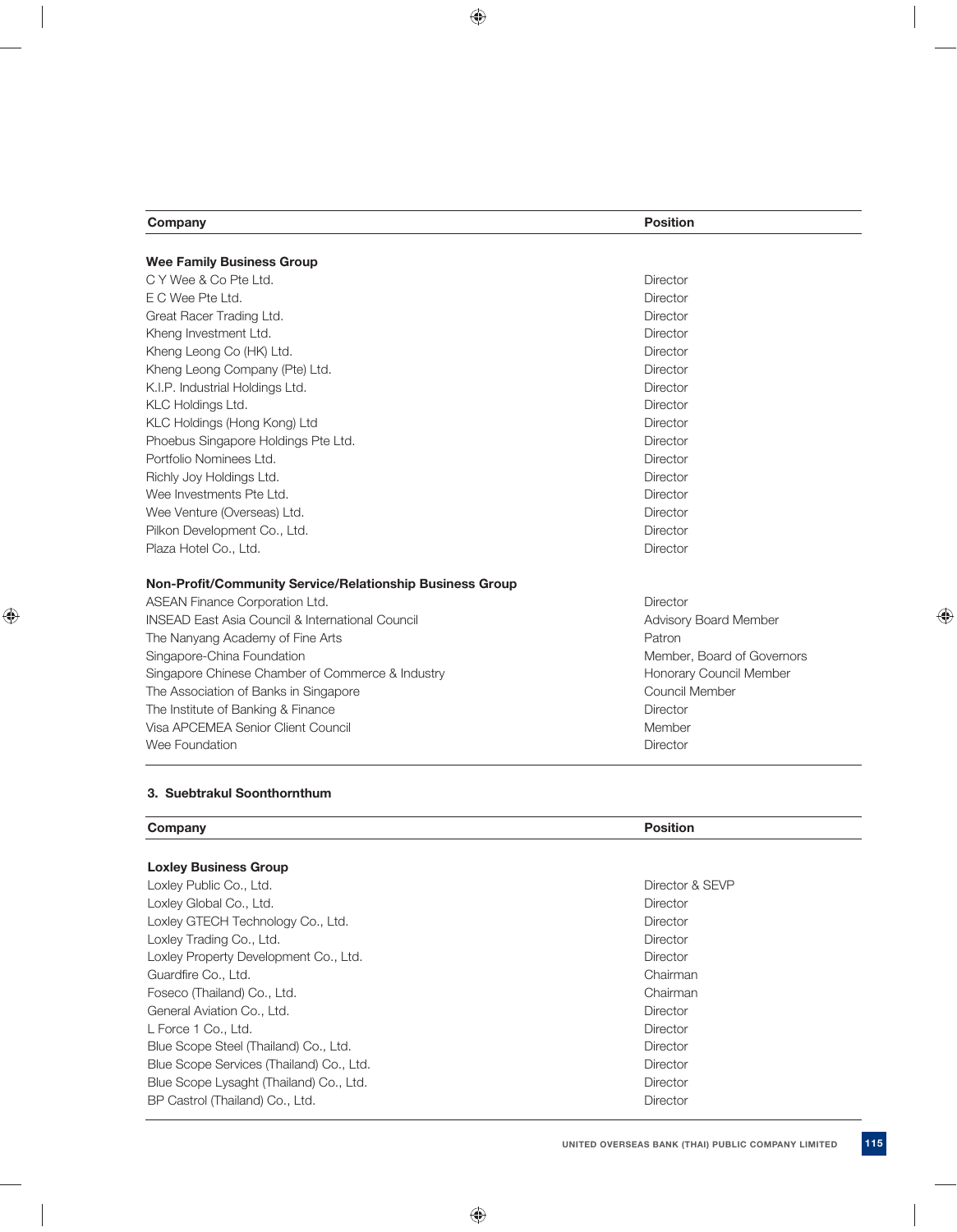| Company | Position |
|---|---|
| **Wee Family Business Group** | |
| C Y Wee & Co Pte Ltd. | Director |
| E C Wee Pte Ltd. | Director |
| Great Racer Trading Ltd. | Director |
| Kheng Investment Ltd. | Director |
| Kheng Leong Co (HK) Ltd. | Director |
| Kheng Leong Company (Pte) Ltd. | Director |
| K.I.P. Industrial Holdings Ltd. | Director |
| KLC Holdings Ltd. | Director |
| KLC Holdings (Hong Kong) Ltd | Director |
| Phoebus Singapore Holdings Pte Ltd. | Director |
| Portfolio Nominees Ltd. | Director |
| Richly Joy Holdings Ltd. | Director |
| Wee Investments Pte Ltd. | Director |
| Wee Venture (Overseas) Ltd. | Director |
| Pilkon Development Co., Ltd. | Director |
| Plaza Hotel Co., Ltd. | Director |
| **Non-Profit/Community Service/Relationship Business Group** | |
| ASEAN Finance Corporation Ltd. | Director |
| INSEAD East Asia Council & International Council | Advisory Board Member |
| The Nanyang Academy of Fine Arts | Patron |
| Singapore-China Foundation | Member, Board of Governors |
| Singapore Chinese Chamber of Commerce & Industry | Honorary Council Member |
| The Association of Banks in Singapore | Council Member |
| The Institute of Banking & Finance | Director |
| Visa APCEMEA Senior Client Council | Member |
| Wee Foundation | Director |

### 3. Suebtrakul Soonthornthum

| Company | Position |
|---|---|
| **Loxley Business Group** | |
| Loxley Public Co., Ltd. | Director & SEVP |
| Loxley Global Co., Ltd. | Director |
| Loxley GTECH Technology Co., Ltd. | Director |
| Loxley Trading Co., Ltd. | Director |
| Loxley Property Development Co., Ltd. | Director |
| Guardfire Co., Ltd. | Chairman |
| Foseco (Thailand) Co., Ltd. | Chairman |
| General Aviation Co., Ltd. | Director |
| L Force 1 Co., Ltd. | Director |
| Blue Scope Steel (Thailand) Co., Ltd. | Director |
| Blue Scope Services (Thailand) Co., Ltd. | Director |
| Blue Scope Lysaght (Thailand) Co., Ltd. | Director |
| BP Castrol (Thailand) Co., Ltd. | Director |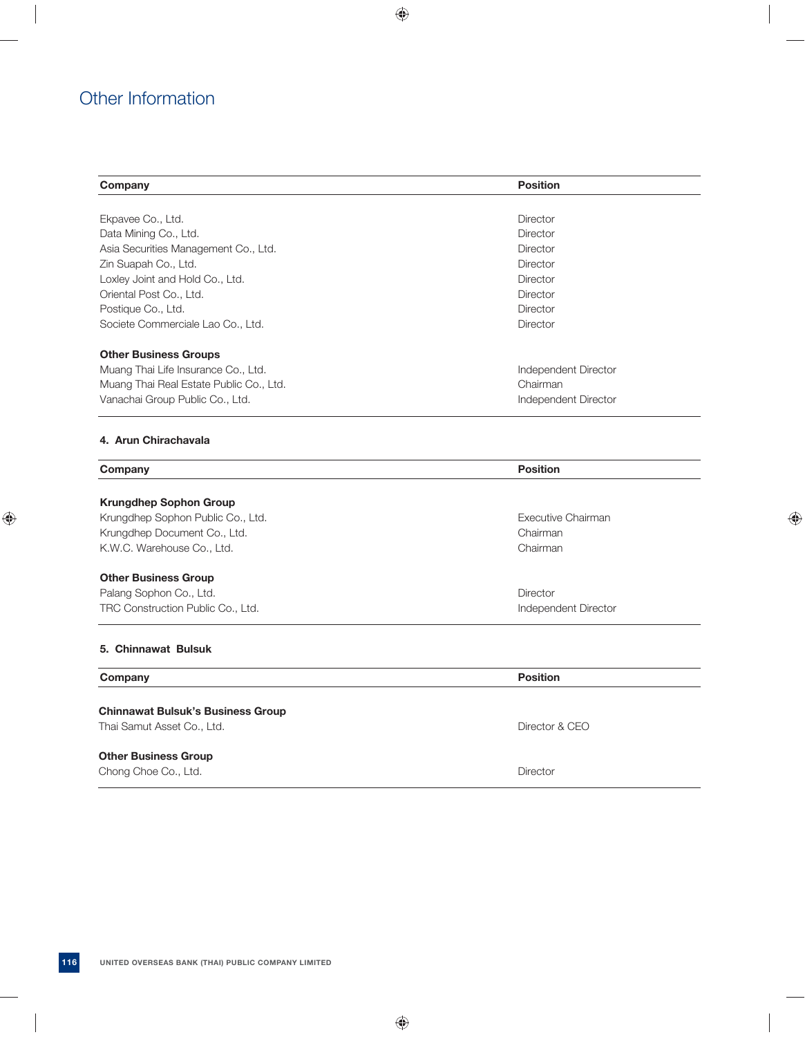# Other Information

| Company | Position |
|---|---|
| Ekpavee Co., Ltd. | Director |
| Data Mining Co., Ltd. | Director |
| Asia Securities Management Co., Ltd. | Director |
| Zin Suapah Co., Ltd. | Director |
| Loxley Joint and Hold Co., Ltd. | Director |
| Oriental Post Co., Ltd. | Director |
| Postique Co., Ltd. | Director |
| Societe Commerciale Lao Co., Ltd. | Director |
| **Other Business Groups** | |
| Muang Thai Life Insurance Co., Ltd. | Independent Director |
| Muang Thai Real Estate Public Co., Ltd. | Chairman |
| Vanachai Group Public Co., Ltd. | Independent Director |

**4. Arun Chirachavala**

| Company | Position |
|---|---|
| **Krungdhep Sophon Group** | |
| Krungdhep Sophon Public Co., Ltd. | Executive Chairman |
| Krungdhep Document Co., Ltd. | Chairman |
| K.W.C. Warehouse Co., Ltd. | Chairman |
| **Other Business Group** | |
| Palang Sophon Co., Ltd. | Director |
| TRC Construction Public Co., Ltd. | Independent Director |

**5. Chinnawat Bulsuk**

| Company | Position |
|---|---|
| **Chinnawat Bulsuk's Business Group** | |
| Thai Samut Asset Co., Ltd. | Director & CEO |
| **Other Business Group** | |
| Chong Choe Co., Ltd. | Director |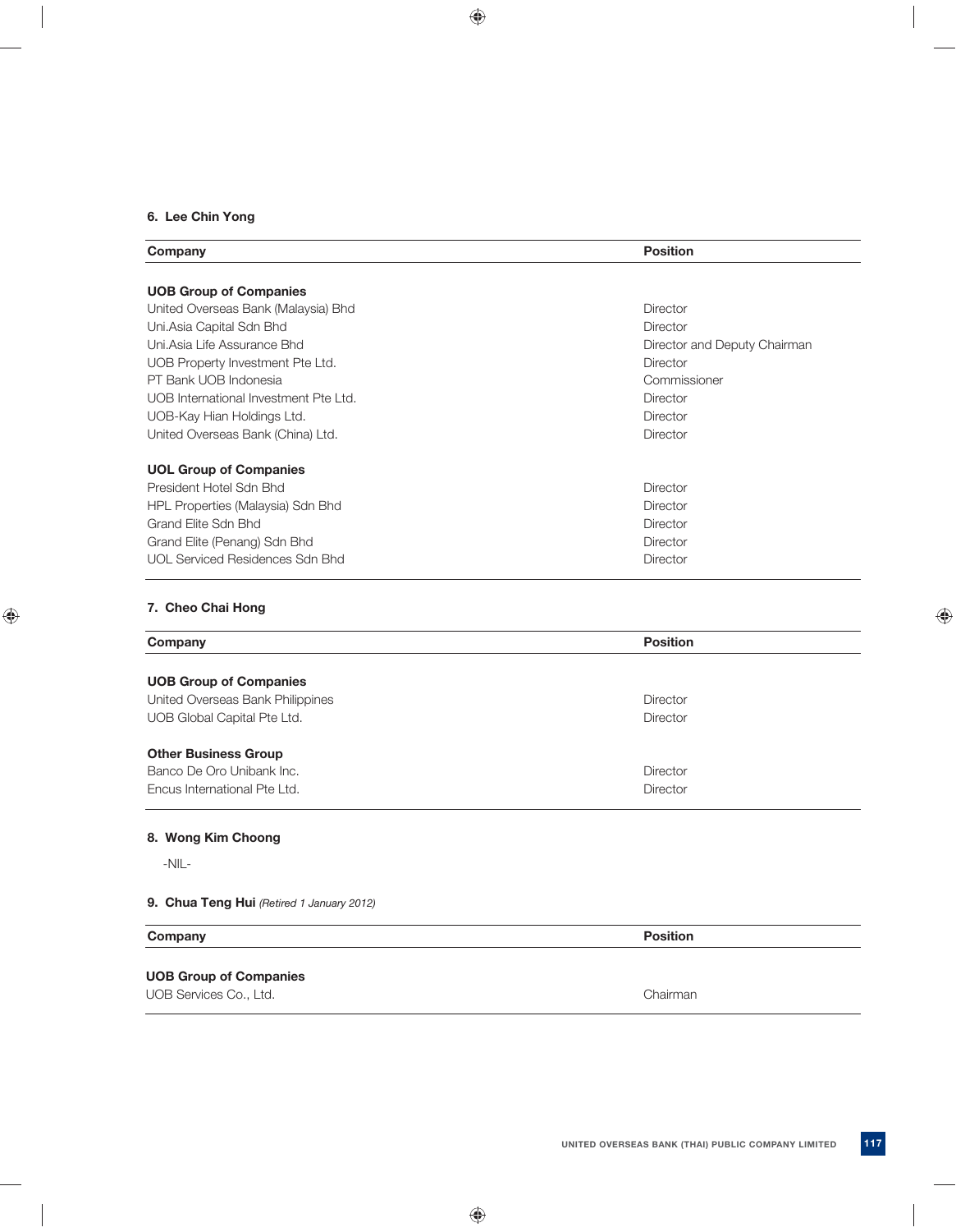### 6. Lee Chin Yong

| Company | Position |
|---|---|
| **UOB Group of Companies** | |
| United Overseas Bank (Malaysia) Bhd | Director |
| Uni.Asia Capital Sdn Bhd | Director |
| Uni.Asia Life Assurance Bhd | Director and Deputy Chairman |
| UOB Property Investment Pte Ltd. | Director |
| PT Bank UOB Indonesia | Commissioner |
| UOB International Investment Pte Ltd. | Director |
| UOB-Kay Hian Holdings Ltd. | Director |
| United Overseas Bank (China) Ltd. | Director |
| **UOL Group of Companies** | |
| President Hotel Sdn Bhd | Director |
| HPL Properties (Malaysia) Sdn Bhd | Director |
| Grand Elite Sdn Bhd | Director |
| Grand Elite (Penang) Sdn Bhd | Director |
| UOL Serviced Residences Sdn Bhd | Director |

### 7. Cheo Chai Hong

| Company | Position |
|---|---|
| **UOB Group of Companies** | |
| United Overseas Bank Philippines | Director |
| UOB Global Capital Pte Ltd. | Director |
| **Other Business Group** | |
| Banco De Oro Unibank Inc. | Director |
| Encus International Pte Ltd. | Director |

### 8. Wong Kim Choong

-NIL-

### 9. Chua Teng Hui *(Retired 1 January 2012)*

| Company | Position |
|---|---|
| **UOB Group of Companies** | |
| UOB Services Co., Ltd. | Chairman |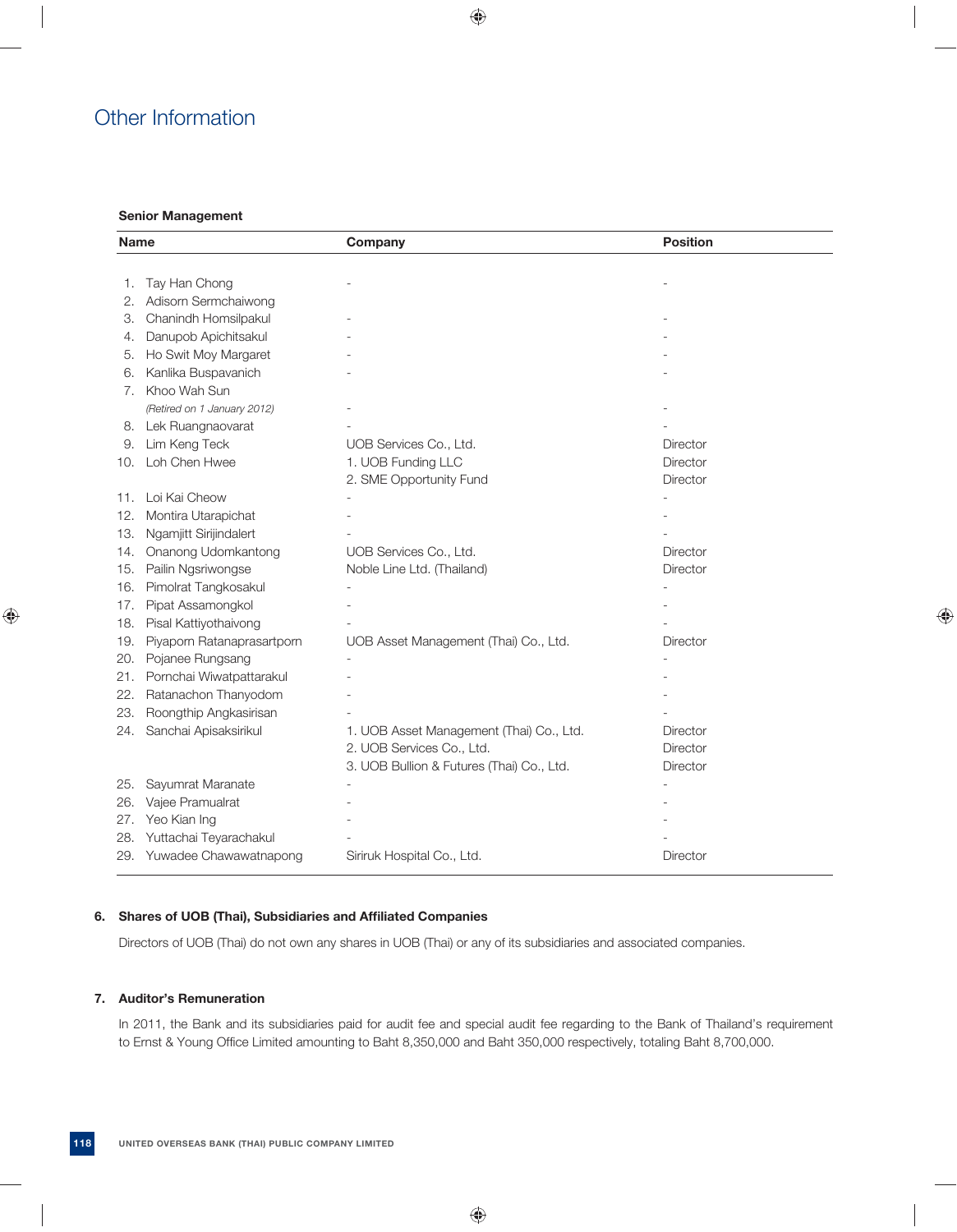# Other Information

**Senior Management**

| Name | Company | Position |
|---|---|---|
| 1. Tay Han Chong | - | - |
| 2. Adisorn Sermchaiwong | | |
| 3. Chanindh Homsilpakul | - | - |
| 4. Danupob Apichitsakul | - | - |
| 5. Ho Swit Moy Margaret | - | - |
| 6. Kanlika Buspavanich | - | - |
| 7. Khoo Wah Sun *(Retired on 1 January 2012)* | - | - |
| 8. Lek Ruangnaovarat | - | - |
| 9. Lim Keng Teck | UOB Services Co., Ltd. | Director |
| 10. Loh Chen Hwee | 1. UOB Funding LLC | Director |
| | 2. SME Opportunity Fund | Director |
| 11. Loi Kai Cheow | - | - |
| 12. Montira Utarapichat | - | - |
| 13. Ngamjitt Sirijindalert | - | - |
| 14. Onanong Udomkantong | UOB Services Co., Ltd. | Director |
| 15. Pailin Ngsriwongse | Noble Line Ltd. (Thailand) | Director |
| 16. Pimolrat Tangkosakul | - | - |
| 17. Pipat Assamongkol | - | - |
| 18. Pisal Kattiyothaivong | - | - |
| 19. Piyaporn Ratanaprasartporn | UOB Asset Management (Thai) Co., Ltd. | Director |
| 20. Pojanee Rungsang | - | - |
| 21. Pornchai Wiwatpattarakul | - | - |
| 22. Ratanachon Thanyodom | - | - |
| 23. Roongthip Angkasirisan | - | - |
| 24. Sanchai Apisaksirikul | 1. UOB Asset Management (Thai) Co., Ltd. | Director |
| | 2. UOB Services Co., Ltd. | Director |
| | 3. UOB Bullion & Futures (Thai) Co., Ltd. | Director |
| 25. Sayumrat Maranate | - | - |
| 26. Vajee Pramualrat | - | - |
| 27. Yeo Kian Ing | - | - |
| 28. Yuttachai Teyarachakul | - | - |
| 29. Yuwadee Chawawatnapong | Siriruk Hospital Co., Ltd. | Director |

**6. Shares of UOB (Thai), Subsidiaries and Affiliated Companies**

Directors of UOB (Thai) do not own any shares in UOB (Thai) or any of its subsidiaries and associated companies.

**7. Auditor's Remuneration**

In 2011, the Bank and its subsidiaries paid for audit fee and special audit fee regarding to the Bank of Thailand's requirement to Ernst & Young Office Limited amounting to Baht 8,350,000 and Baht 350,000 respectively, totaling Baht 8,700,000.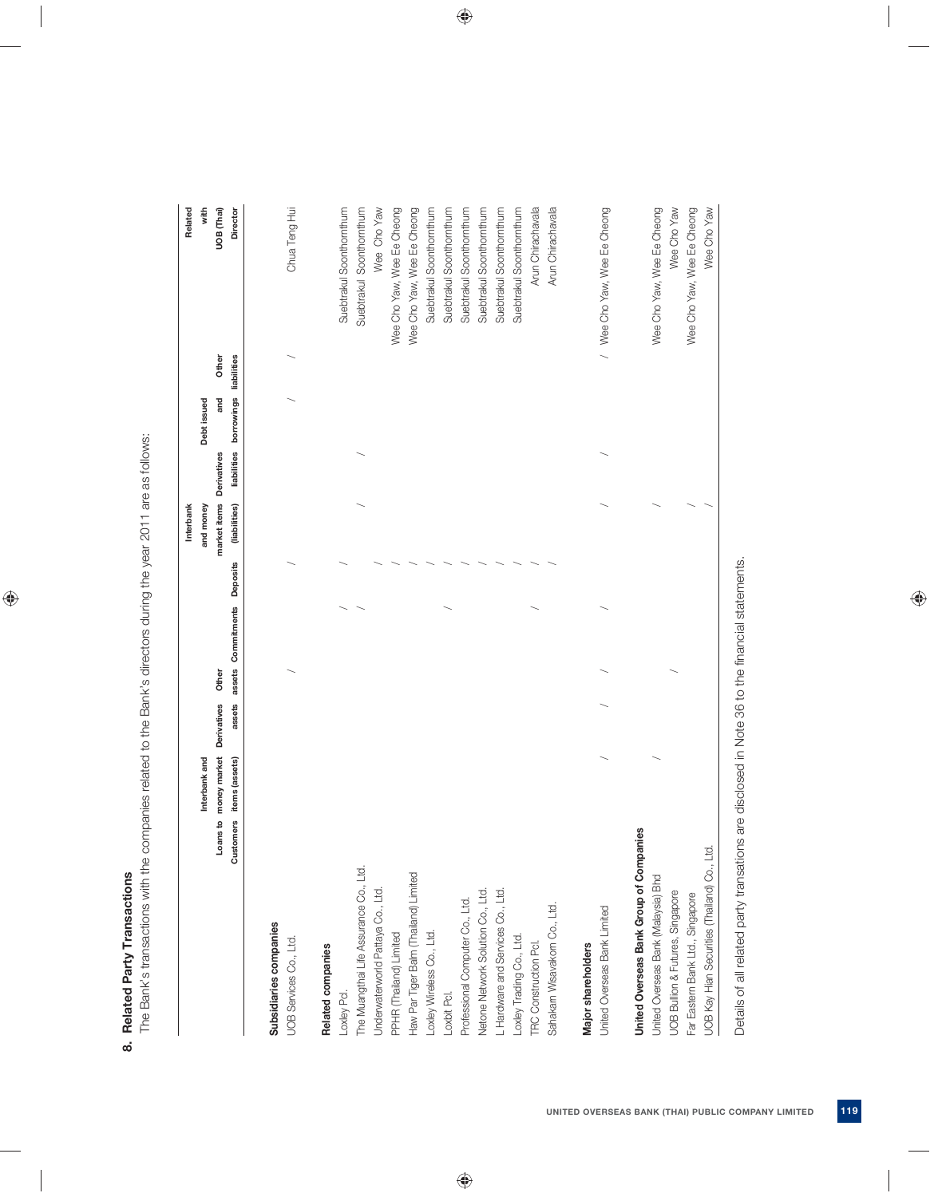## 8. Related Party Transactions

The Bank's transactions with the companies related to the Bank's directors during the year 2011 are as follows:

| | Loans to Customers | Interbank and money market items (assets) | Derivatives assets | Other assets | Commitments | Deposits | Interbank and money market items (liabilities) | Derivatives liabilities | Debt issued and borrowings | Other liabilities | Related with UOB (Thai) Director |
|---|---|---|---|---|---|---|---|---|---|---|---|
| **Subsidiaries companies** | | | | | | | | | | | |
| UOB Services Co., Ltd. | | | | ✓ | | ✓ | | | ✓ | ✓ | Chua Teng Hui |
| **Related companies** | | | | | | | | | | | |
| Loxley Pcl. | | | | | ✓ | ✓ | | | | | Suebtrakul Soonthornthum |
| The Muangthai Life Assurance Co., Ltd. | | | | | ✓ | | ✓ | ✓ | | | Suebtrakul Soonthornthum |
| Underwaterworld Pattaya Co., Ltd. | | | | | | ✓ | | | | | Wee Cho Yaw |
| PPHR (Thailand) Limited | | | | | | ✓ | | | | | Wee Cho Yaw, Wee Ee Cheong |
| Haw Par Tiger Balm (Thailand) Limited | | | | | | ✓ | | | | | Wee Cho Yaw, Wee Ee Cheong |
| Loxley Wireless Co., Ltd. | | | | | | ✓ | | | | | Suebtrakul Soonthornthum |
| Loxbit Pcl. | | | | | ✓ | ✓ | | | | | Suebtrakul Soonthornthum |
| Professional Computer Co., Ltd. | | | | | | ✓ | | | | | Suebtrakul Soonthornthum |
| Netone Network Solution Co., Ltd. | | | | | | ✓ | | | | | Suebtrakul Soonthornthum |
| L Hardware and Services Co., Ltd. | | | | | | ✓ | | | | | Suebtrakul Soonthornthum |
| Loxley Trading Co., Ltd. | | | | | | ✓ | | | | | Suebtrakul Soonthornthum |
| TRC Construction Pcl. | | | | | ✓ | ✓ | | | | | Arun Chirachavala |
| Sahakarn Wisavakorn Co., Ltd. | | | | | | ✓ | | | | | Arun Chirachavala |
| **Major shareholders** | | | | | | | | | | | |
| United Overseas Bank Limited | | ✓ | ✓ | ✓ | ✓ | | ✓ | ✓ | | ✓ | Wee Cho Yaw, Wee Ee Cheong |
| **United Overseas Bank Group of Companies** | | | | | | | | | | | |
| United Overseas Bank (Malaysia) Bhd | | ✓ | | | | | ✓ | | | | Wee Cho Yaw, Wee Ee Cheong |
| UOB Bullion & Futures, Singapore | | | | ✓ | | | | | | | Wee Cho Yaw |
| Far Eastern Bank Ltd., Singapore | | | | | | | ✓ | | | | Wee Cho Yaw, Wee Ee Cheong |
| UOB Kay Hian Securities (Thailand) Co., Ltd. | | | | | | | ✓ | | | | Wee Cho Yaw |

Details of all related party transations are disclosed in Note 36 to the financial statements.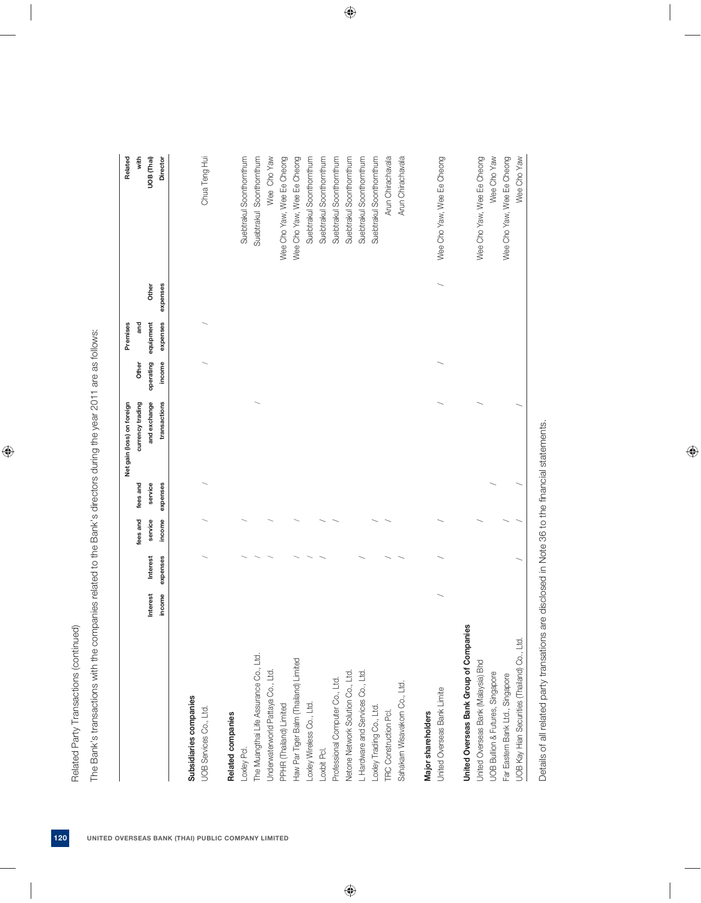Related Party Transactions (continued)

The Bank's transactions with the companies related to the Bank's directors during the year 2011 are as follows:

| | Interest income | Interest expenses | fees and service income | fees and service expenses | Net gain (loss) on foreign currency trading and exchange transactions | Other operating income | Premises and equipment expenses | Other expenses | Related with UOB (Thai) Director |
|---|---|---|---|---|---|---|---|---|---|
| **Subsidiaries companies** | | | | | | | | | |
| UOB Services Co., Ltd. | | / | / | / | | / | / | | Chua Teng Hui |
| **Related companies** | | | | | | | | | |
| Loxley Pcl. | | / | / | | | | | | Suebtrakul Soonthornthum |
| The Muangthai Life Assurance Co., Ltd. | | / | | | / | | | | Suebtrakul Soonthornthum |
| Underwaterworld Pattaya Co., Ltd. | | / | / | | | | | | Wee Cho Yaw |
| PPHR (Thailand) Limited | | | | | | | | | Wee Cho Yaw, Wee Ee Cheong |
| Haw Par Tiger Balm (Thailand) Limited | | / | / | | | | | | Wee Cho Yaw, Wee Ee Cheong |
| Loxley Wireless Co., Ltd. | | / | | | | | | | Suebtrakul Soonthornthum |
| Loxbit Pcl. | | / | / | | | | | | Suebtrakul Soonthornthum |
| Professional Computer Co., Ltd. | | | / | | | | | | Suebtrakul Soonthornthum |
| Netone Network Solution Co., Ltd. | | | | | | | | | Suebtrakul Soonthornthum |
| L Hardware and Services Co., Ltd. | | / | | | | | | | Suebtrakul Soonthornthum |
| Loxley Trading Co., Ltd. | | / | / | | | | | | Suebtrakul Soonthornthum |
| TRC Construction Pcl. | | / | / | | | | | | Arun Chirachavala |
| Sahakarn Wisavakorn Co., Ltd. | | | | | | | | | Arun Chirachavala |
| **Major shareholders** | | | | | | | | | |
| United Overseas Bank Limite | / | / | / | | / | / | | / | Wee Cho Yaw, Wee Ee Cheong |
| **United Overseas Bank Group of Companies** | | | | | | | | | |
| United Overseas Bank (Malaysia) Bhd | | | / | | / | | | | Wee Cho Yaw, Wee Ee Cheong |
| UOB Bullion & Futures, Singapore | | | | / | | | | | Wee Cho Yaw |
| Far Eastern Bank Ltd., Singapore | | | / | | | | | | Wee Cho Yaw, Wee Ee Cheong |
| UOB Kay Hian Securities (Thailand) Co., Ltd. | | / | / | / | / | | | | Wee Cho Yaw |

Details of all related party transations are disclosed in Note 36 to the financial statements.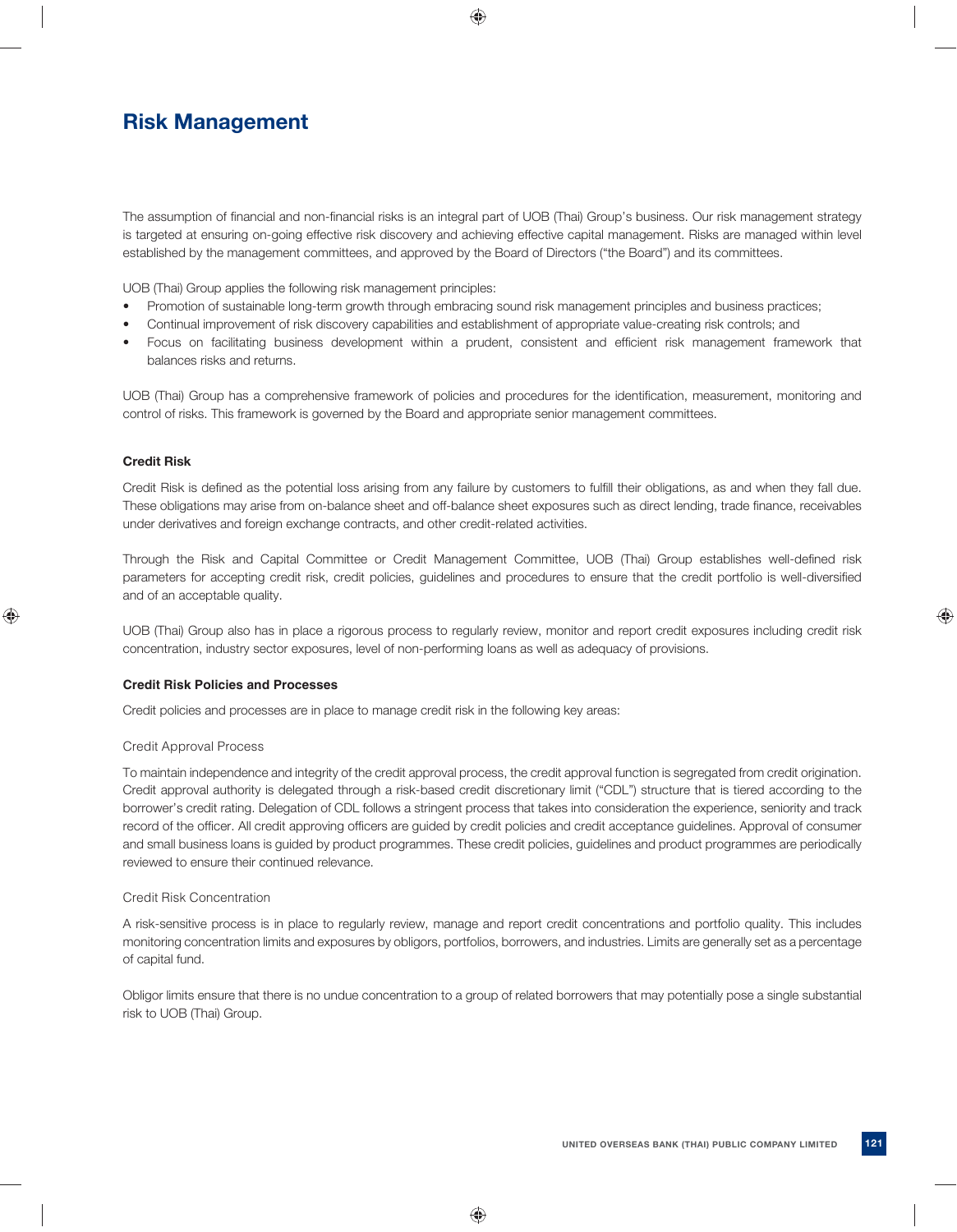# Risk Management

The assumption of financial and non-financial risks is an integral part of UOB (Thai) Group's business. Our risk management strategy is targeted at ensuring on-going effective risk discovery and achieving effective capital management. Risks are managed within level established by the management committees, and approved by the Board of Directors ("the Board") and its committees.

UOB (Thai) Group applies the following risk management principles:

- Promotion of sustainable long-term growth through embracing sound risk management principles and business practices;
- Continual improvement of risk discovery capabilities and establishment of appropriate value-creating risk controls; and
- Focus on facilitating business development within a prudent, consistent and efficient risk management framework that balances risks and returns.

UOB (Thai) Group has a comprehensive framework of policies and procedures for the identification, measurement, monitoring and control of risks. This framework is governed by the Board and appropriate senior management committees.

**Credit Risk**

Credit Risk is defined as the potential loss arising from any failure by customers to fulfill their obligations, as and when they fall due. These obligations may arise from on-balance sheet and off-balance sheet exposures such as direct lending, trade finance, receivables under derivatives and foreign exchange contracts, and other credit-related activities.

Through the Risk and Capital Committee or Credit Management Committee, UOB (Thai) Group establishes well-defined risk parameters for accepting credit risk, credit policies, guidelines and procedures to ensure that the credit portfolio is well-diversified and of an acceptable quality.

UOB (Thai) Group also has in place a rigorous process to regularly review, monitor and report credit exposures including credit risk concentration, industry sector exposures, level of non-performing loans as well as adequacy of provisions.

**Credit Risk Policies and Processes**

Credit policies and processes are in place to manage credit risk in the following key areas:

Credit Approval Process

To maintain independence and integrity of the credit approval process, the credit approval function is segregated from credit origination. Credit approval authority is delegated through a risk-based credit discretionary limit ("CDL") structure that is tiered according to the borrower's credit rating. Delegation of CDL follows a stringent process that takes into consideration the experience, seniority and track record of the officer. All credit approving officers are guided by credit policies and credit acceptance guidelines. Approval of consumer and small business loans is guided by product programmes. These credit policies, guidelines and product programmes are periodically reviewed to ensure their continued relevance.

Credit Risk Concentration

A risk-sensitive process is in place to regularly review, manage and report credit concentrations and portfolio quality. This includes monitoring concentration limits and exposures by obligors, portfolios, borrowers, and industries. Limits are generally set as a percentage of capital fund.

Obligor limits ensure that there is no undue concentration to a group of related borrowers that may potentially pose a single substantial risk to UOB (Thai) Group.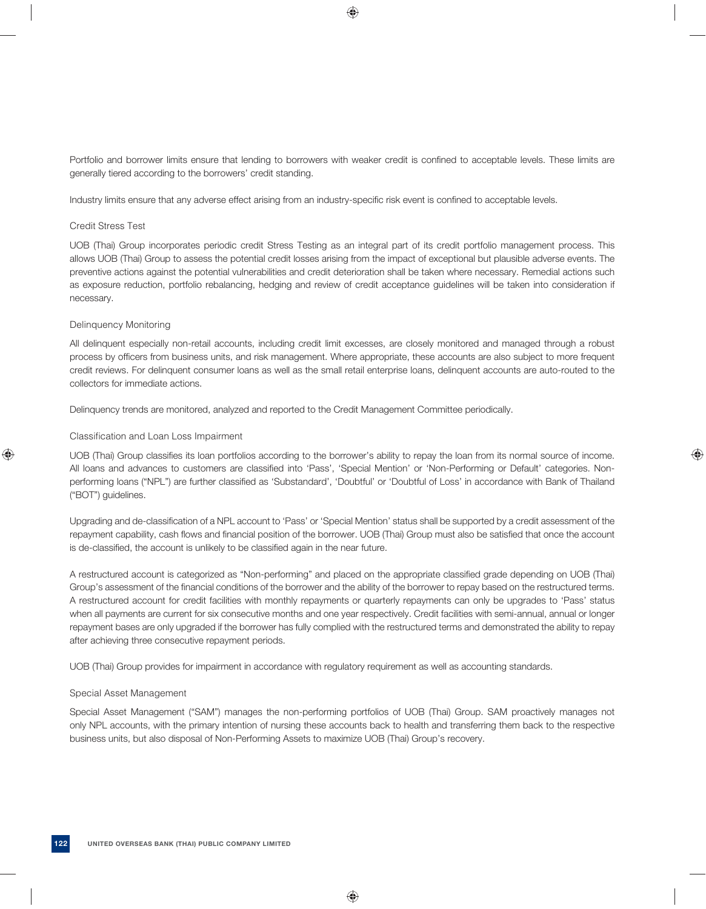Portfolio and borrower limits ensure that lending to borrowers with weaker credit is confined to acceptable levels. These limits are generally tiered according to the borrowers' credit standing.

Industry limits ensure that any adverse effect arising from an industry-specific risk event is confined to acceptable levels.

### Credit Stress Test

UOB (Thai) Group incorporates periodic credit Stress Testing as an integral part of its credit portfolio management process. This allows UOB (Thai) Group to assess the potential credit losses arising from the impact of exceptional but plausible adverse events. The preventive actions against the potential vulnerabilities and credit deterioration shall be taken where necessary. Remedial actions such as exposure reduction, portfolio rebalancing, hedging and review of credit acceptance guidelines will be taken into consideration if necessary.

### Delinquency Monitoring

All delinquent especially non-retail accounts, including credit limit excesses, are closely monitored and managed through a robust process by officers from business units, and risk management. Where appropriate, these accounts are also subject to more frequent credit reviews. For delinquent consumer loans as well as the small retail enterprise loans, delinquent accounts are auto-routed to the collectors for immediate actions.

Delinquency trends are monitored, analyzed and reported to the Credit Management Committee periodically.

### Classification and Loan Loss Impairment

UOB (Thai) Group classifies its loan portfolios according to the borrower's ability to repay the loan from its normal source of income. All loans and advances to customers are classified into 'Pass', 'Special Mention' or 'Non-Performing or Default' categories. Non-performing loans ("NPL") are further classified as 'Substandard', 'Doubtful' or 'Doubtful of Loss' in accordance with Bank of Thailand ("BOT") guidelines.

Upgrading and de-classification of a NPL account to 'Pass' or 'Special Mention' status shall be supported by a credit assessment of the repayment capability, cash flows and financial position of the borrower. UOB (Thai) Group must also be satisfied that once the account is de-classified, the account is unlikely to be classified again in the near future.

A restructured account is categorized as "Non-performing" and placed on the appropriate classified grade depending on UOB (Thai) Group's assessment of the financial conditions of the borrower and the ability of the borrower to repay based on the restructured terms. A restructured account for credit facilities with monthly repayments or quarterly repayments can only be upgrades to 'Pass' status when all payments are current for six consecutive months and one year respectively. Credit facilities with semi-annual, annual or longer repayment bases are only upgraded if the borrower has fully complied with the restructured terms and demonstrated the ability to repay after achieving three consecutive repayment periods.

UOB (Thai) Group provides for impairment in accordance with regulatory requirement as well as accounting standards.

### Special Asset Management

Special Asset Management ("SAM") manages the non-performing portfolios of UOB (Thai) Group. SAM proactively manages not only NPL accounts, with the primary intention of nursing these accounts back to health and transferring them back to the respective business units, but also disposal of Non-Performing Assets to maximize UOB (Thai) Group's recovery.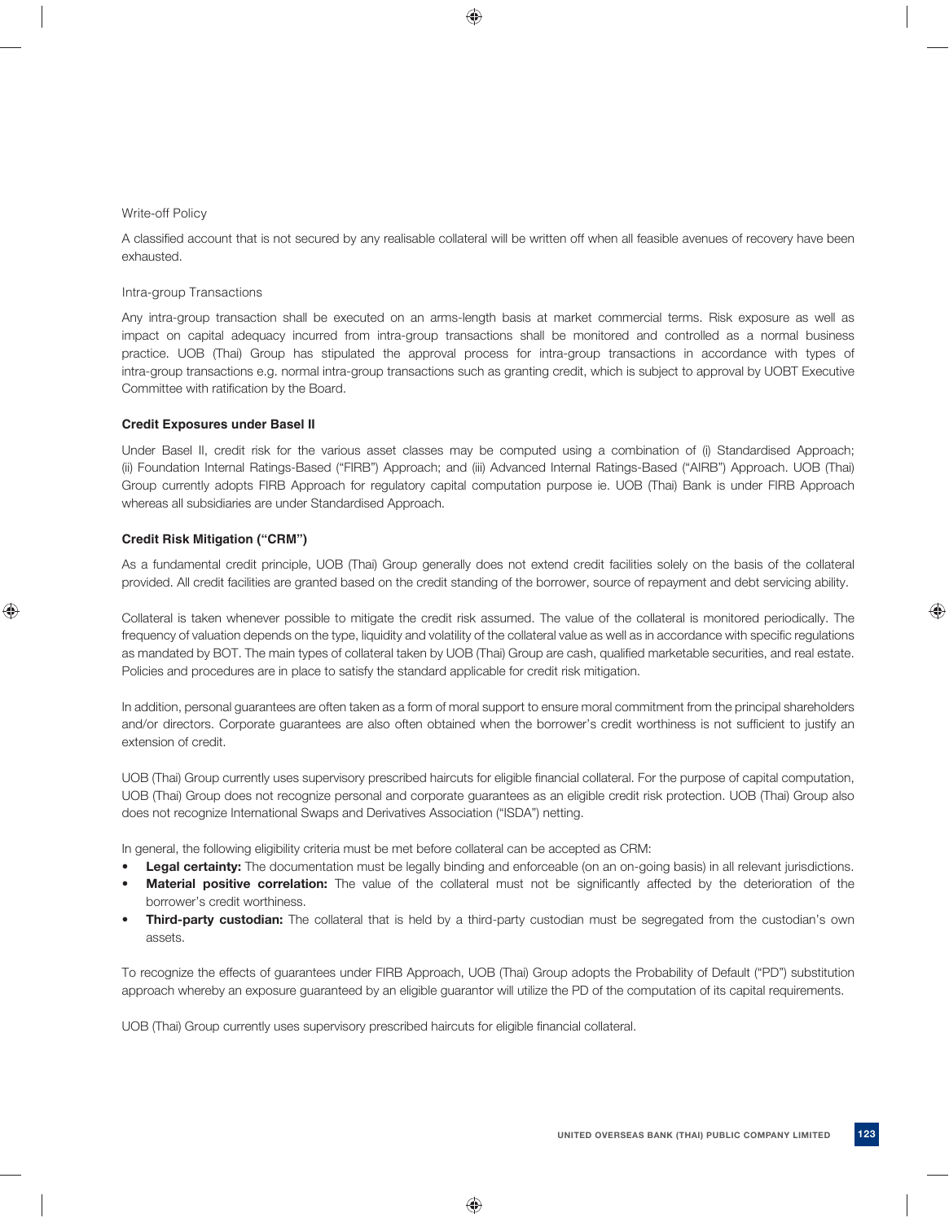Write-off Policy

A classified account that is not secured by any realisable collateral will be written off when all feasible avenues of recovery have been exhausted.

Intra-group Transactions

Any intra-group transaction shall be executed on an arms-length basis at market commercial terms. Risk exposure as well as impact on capital adequacy incurred from intra-group transactions shall be monitored and controlled as a normal business practice. UOB (Thai) Group has stipulated the approval process for intra-group transactions in accordance with types of intra-group transactions e.g. normal intra-group transactions such as granting credit, which is subject to approval by UOBT Executive Committee with ratification by the Board.

**Credit Exposures under Basel II**

Under Basel II, credit risk for the various asset classes may be computed using a combination of (i) Standardised Approach; (ii) Foundation Internal Ratings-Based ("FIRB") Approach; and (iii) Advanced Internal Ratings-Based ("AIRB") Approach. UOB (Thai) Group currently adopts FIRB Approach for regulatory capital computation purpose ie. UOB (Thai) Bank is under FIRB Approach whereas all subsidiaries are under Standardised Approach.

**Credit Risk Mitigation ("CRM")**

As a fundamental credit principle, UOB (Thai) Group generally does not extend credit facilities solely on the basis of the collateral provided. All credit facilities are granted based on the credit standing of the borrower, source of repayment and debt servicing ability.

Collateral is taken whenever possible to mitigate the credit risk assumed. The value of the collateral is monitored periodically. The frequency of valuation depends on the type, liquidity and volatility of the collateral value as well as in accordance with specific regulations as mandated by BOT. The main types of collateral taken by UOB (Thai) Group are cash, qualified marketable securities, and real estate. Policies and procedures are in place to satisfy the standard applicable for credit risk mitigation.

In addition, personal guarantees are often taken as a form of moral support to ensure moral commitment from the principal shareholders and/or directors. Corporate guarantees are also often obtained when the borrower's credit worthiness is not sufficient to justify an extension of credit.

UOB (Thai) Group currently uses supervisory prescribed haircuts for eligible financial collateral. For the purpose of capital computation, UOB (Thai) Group does not recognize personal and corporate guarantees as an eligible credit risk protection. UOB (Thai) Group also does not recognize International Swaps and Derivatives Association ("ISDA") netting.

In general, the following eligibility criteria must be met before collateral can be accepted as CRM:

- **Legal certainty:** The documentation must be legally binding and enforceable (on an on-going basis) in all relevant jurisdictions.
- **Material positive correlation:** The value of the collateral must not be significantly affected by the deterioration of the borrower's credit worthiness.
- **Third-party custodian:** The collateral that is held by a third-party custodian must be segregated from the custodian's own assets.

To recognize the effects of guarantees under FIRB Approach, UOB (Thai) Group adopts the Probability of Default ("PD") substitution approach whereby an exposure guaranteed by an eligible guarantor will utilize the PD of the computation of its capital requirements.

UOB (Thai) Group currently uses supervisory prescribed haircuts for eligible financial collateral.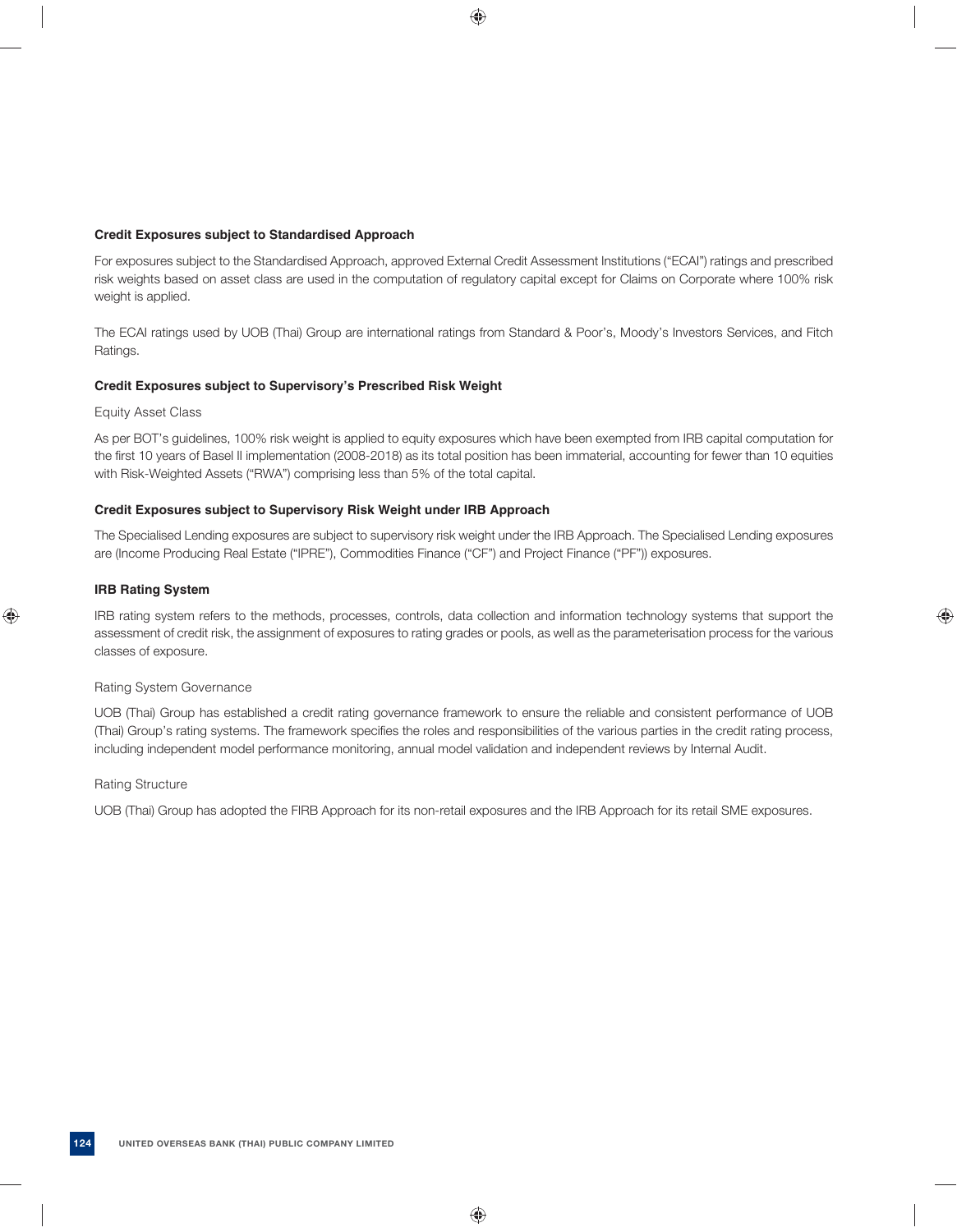### Credit Exposures subject to Standardised Approach

For exposures subject to the Standardised Approach, approved External Credit Assessment Institutions ("ECAI") ratings and prescribed risk weights based on asset class are used in the computation of regulatory capital except for Claims on Corporate where 100% risk weight is applied.

The ECAI ratings used by UOB (Thai) Group are international ratings from Standard & Poor's, Moody's Investors Services, and Fitch Ratings.

### Credit Exposures subject to Supervisory's Prescribed Risk Weight

Equity Asset Class

As per BOT's guidelines, 100% risk weight is applied to equity exposures which have been exempted from IRB capital computation for the first 10 years of Basel II implementation (2008-2018) as its total position has been immaterial, accounting for fewer than 10 equities with Risk-Weighted Assets ("RWA") comprising less than 5% of the total capital.

### Credit Exposures subject to Supervisory Risk Weight under IRB Approach

The Specialised Lending exposures are subject to supervisory risk weight under the IRB Approach. The Specialised Lending exposures are (Income Producing Real Estate ("IPRE"), Commodities Finance ("CF") and Project Finance ("PF")) exposures.

### IRB Rating System

IRB rating system refers to the methods, processes, controls, data collection and information technology systems that support the assessment of credit risk, the assignment of exposures to rating grades or pools, as well as the parameterisation process for the various classes of exposure.

Rating System Governance

UOB (Thai) Group has established a credit rating governance framework to ensure the reliable and consistent performance of UOB (Thai) Group's rating systems. The framework specifies the roles and responsibilities of the various parties in the credit rating process, including independent model performance monitoring, annual model validation and independent reviews by Internal Audit.

Rating Structure

UOB (Thai) Group has adopted the FIRB Approach for its non-retail exposures and the IRB Approach for its retail SME exposures.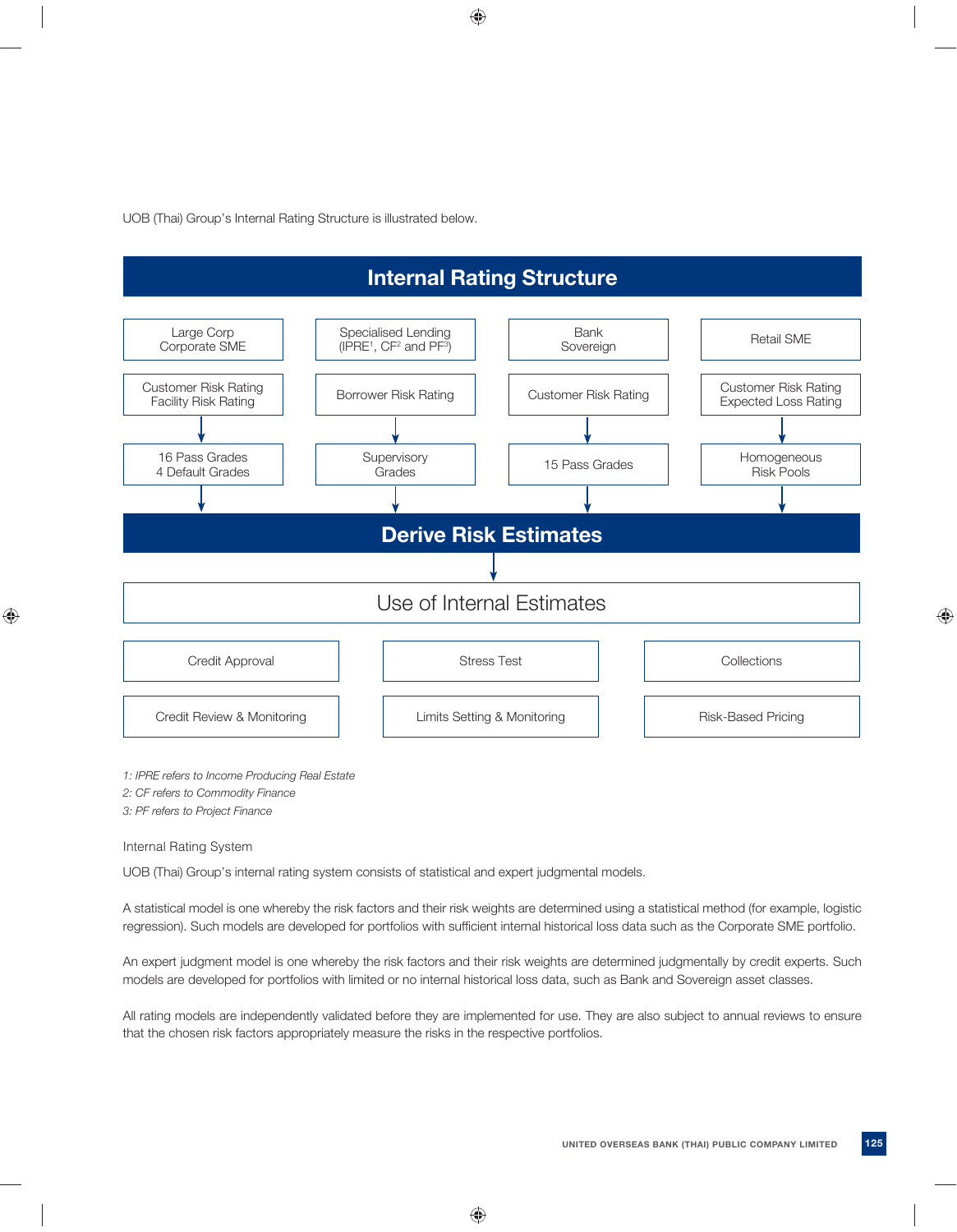UOB (Thai) Group's Internal Rating Structure is illustrated below.

## Internal Rating Structure

| Large Corp / Corporate SME | Specialised Lending (IPRE[1], CF[2] and PF[3]) | Bank / Sovereign | Retail SME |
|---|---|---|---|
| Customer Risk Rating / Facility Risk Rating | Borrower Risk Rating | Customer Risk Rating | Customer Risk Rating / Expected Loss Rating |
| 16 Pass Grades / 4 Default Grades | Supervisory Grades | 15 Pass Grades | Homogeneous Risk Pools |

## Derive Risk Estimates

### Use of Internal Estimates

| | | |
|---|---|---|
| Credit Approval | Stress Test | Collections |
| Credit Review & Monitoring | Limits Setting & Monitoring | Risk-Based Pricing |

*1: IPRE refers to Income Producing Real Estate*
*2: CF refers to Commodity Finance*
*3: PF refers to Project Finance*

Internal Rating System

UOB (Thai) Group's internal rating system consists of statistical and expert judgmental models.

A statistical model is one whereby the risk factors and their risk weights are determined using a statistical method (for example, logistic regression). Such models are developed for portfolios with sufficient internal historical loss data such as the Corporate SME portfolio.

An expert judgment model is one whereby the risk factors and their risk weights are determined judgmentally by credit experts. Such models are developed for portfolios with limited or no internal historical loss data, such as Bank and Sovereign asset classes.

All rating models are independently validated before they are implemented for use. They are also subject to annual reviews to ensure that the chosen risk factors appropriately measure the risks in the respective portfolios.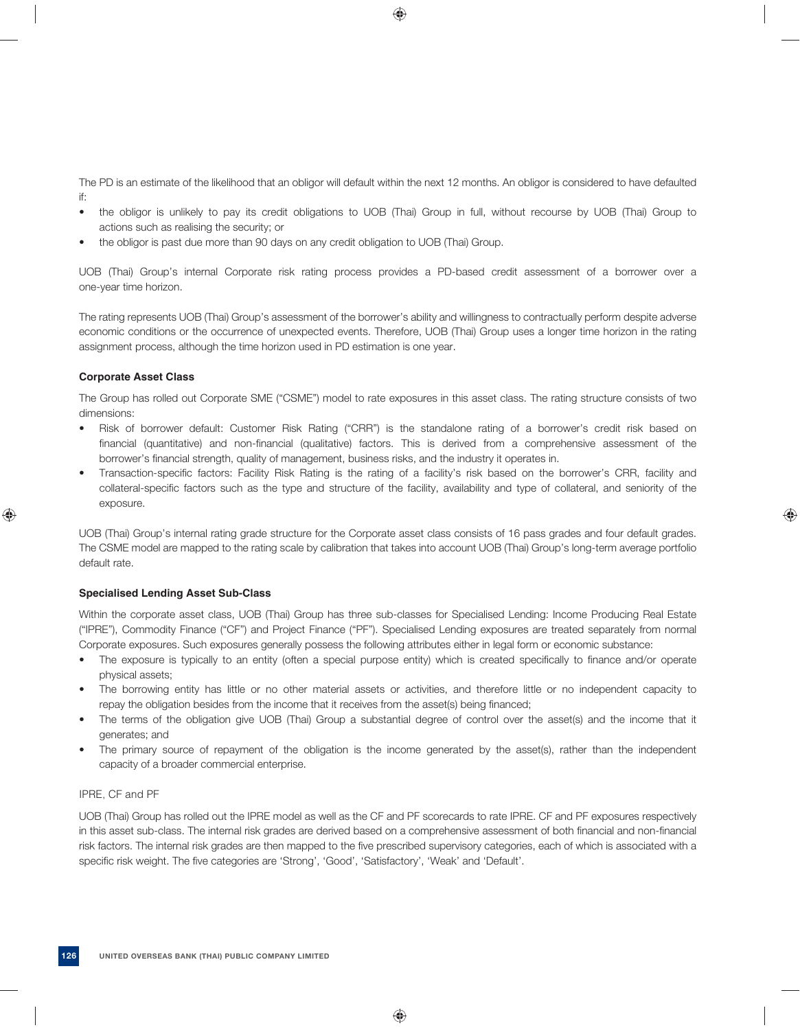The PD is an estimate of the likelihood that an obligor will default within the next 12 months. An obligor is considered to have defaulted if:

- the obligor is unlikely to pay its credit obligations to UOB (Thai) Group in full, without recourse by UOB (Thai) Group to actions such as realising the security; or
- the obligor is past due more than 90 days on any credit obligation to UOB (Thai) Group.

UOB (Thai) Group's internal Corporate risk rating process provides a PD-based credit assessment of a borrower over a one-year time horizon.

The rating represents UOB (Thai) Group's assessment of the borrower's ability and willingness to contractually perform despite adverse economic conditions or the occurrence of unexpected events. Therefore, UOB (Thai) Group uses a longer time horizon in the rating assignment process, although the time horizon used in PD estimation is one year.

**Corporate Asset Class**

The Group has rolled out Corporate SME ("CSME") model to rate exposures in this asset class. The rating structure consists of two dimensions:

- Risk of borrower default: Customer Risk Rating ("CRR") is the standalone rating of a borrower's credit risk based on financial (quantitative) and non-financial (qualitative) factors. This is derived from a comprehensive assessment of the borrower's financial strength, quality of management, business risks, and the industry it operates in.
- Transaction-specific factors: Facility Risk Rating is the rating of a facility's risk based on the borrower's CRR, facility and collateral-specific factors such as the type and structure of the facility, availability and type of collateral, and seniority of the exposure.

UOB (Thai) Group's internal rating grade structure for the Corporate asset class consists of 16 pass grades and four default grades. The CSME model are mapped to the rating scale by calibration that takes into account UOB (Thai) Group's long-term average portfolio default rate.

**Specialised Lending Asset Sub-Class**

Within the corporate asset class, UOB (Thai) Group has three sub-classes for Specialised Lending: Income Producing Real Estate ("IPRE"), Commodity Finance ("CF") and Project Finance ("PF"). Specialised Lending exposures are treated separately from normal Corporate exposures. Such exposures generally possess the following attributes either in legal form or economic substance:

- The exposure is typically to an entity (often a special purpose entity) which is created specifically to finance and/or operate physical assets;
- The borrowing entity has little or no other material assets or activities, and therefore little or no independent capacity to repay the obligation besides from the income that it receives from the asset(s) being financed;
- The terms of the obligation give UOB (Thai) Group a substantial degree of control over the asset(s) and the income that it generates; and
- The primary source of repayment of the obligation is the income generated by the asset(s), rather than the independent capacity of a broader commercial enterprise.

IPRE, CF and PF

UOB (Thai) Group has rolled out the IPRE model as well as the CF and PF scorecards to rate IPRE. CF and PF exposures respectively in this asset sub-class. The internal risk grades are derived based on a comprehensive assessment of both financial and non-financial risk factors. The internal risk grades are then mapped to the five prescribed supervisory categories, each of which is associated with a specific risk weight. The five categories are 'Strong', 'Good', 'Satisfactory', 'Weak' and 'Default'.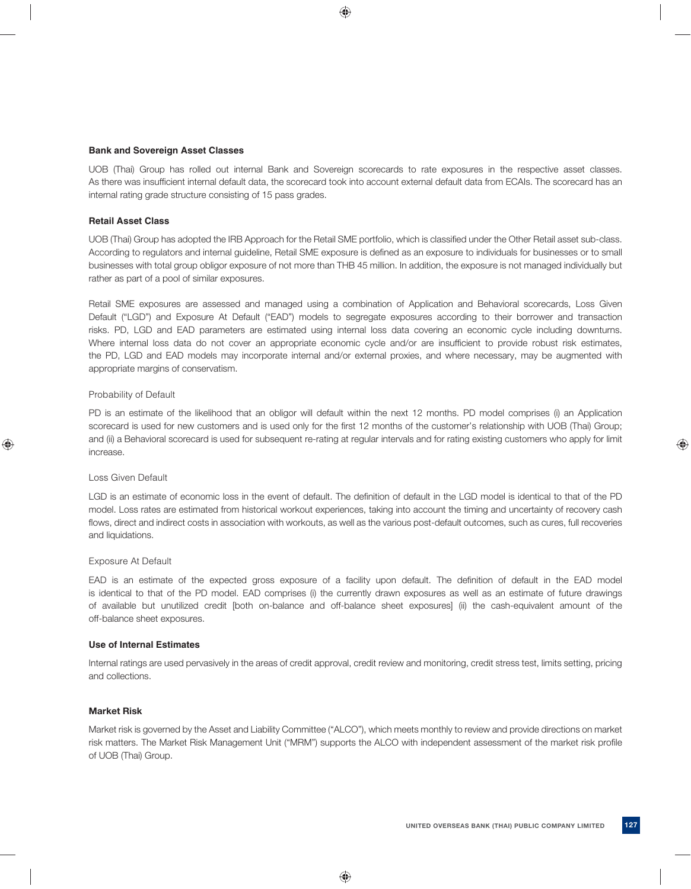**Bank and Sovereign Asset Classes**

UOB (Thai) Group has rolled out internal Bank and Sovereign scorecards to rate exposures in the respective asset classes. As there was insufficient internal default data, the scorecard took into account external default data from ECAIs. The scorecard has an internal rating grade structure consisting of 15 pass grades.

**Retail Asset Class**

UOB (Thai) Group has adopted the IRB Approach for the Retail SME portfolio, which is classified under the Other Retail asset sub-class. According to regulators and internal guideline, Retail SME exposure is defined as an exposure to individuals for businesses or to small businesses with total group obligor exposure of not more than THB 45 million. In addition, the exposure is not managed individually but rather as part of a pool of similar exposures.

Retail SME exposures are assessed and managed using a combination of Application and Behavioral scorecards, Loss Given Default ("LGD") and Exposure At Default ("EAD") models to segregate exposures according to their borrower and transaction risks. PD, LGD and EAD parameters are estimated using internal loss data covering an economic cycle including downturns. Where internal loss data do not cover an appropriate economic cycle and/or are insufficient to provide robust risk estimates, the PD, LGD and EAD models may incorporate internal and/or external proxies, and where necessary, may be augmented with appropriate margins of conservatism.

Probability of Default

PD is an estimate of the likelihood that an obligor will default within the next 12 months. PD model comprises (i) an Application scorecard is used for new customers and is used only for the first 12 months of the customer's relationship with UOB (Thai) Group; and (ii) a Behavioral scorecard is used for subsequent re-rating at regular intervals and for rating existing customers who apply for limit increase.

Loss Given Default

LGD is an estimate of economic loss in the event of default. The definition of default in the LGD model is identical to that of the PD model. Loss rates are estimated from historical workout experiences, taking into account the timing and uncertainty of recovery cash flows, direct and indirect costs in association with workouts, as well as the various post-default outcomes, such as cures, full recoveries and liquidations.

Exposure At Default

EAD is an estimate of the expected gross exposure of a facility upon default. The definition of default in the EAD model is identical to that of the PD model. EAD comprises (i) the currently drawn exposures as well as an estimate of future drawings of available but unutilized credit [both on-balance and off-balance sheet exposures] (ii) the cash-equivalent amount of the off-balance sheet exposures.

**Use of Internal Estimates**

Internal ratings are used pervasively in the areas of credit approval, credit review and monitoring, credit stress test, limits setting, pricing and collections.

**Market Risk**

Market risk is governed by the Asset and Liability Committee ("ALCO"), which meets monthly to review and provide directions on market risk matters. The Market Risk Management Unit ("MRM") supports the ALCO with independent assessment of the market risk profile of UOB (Thai) Group.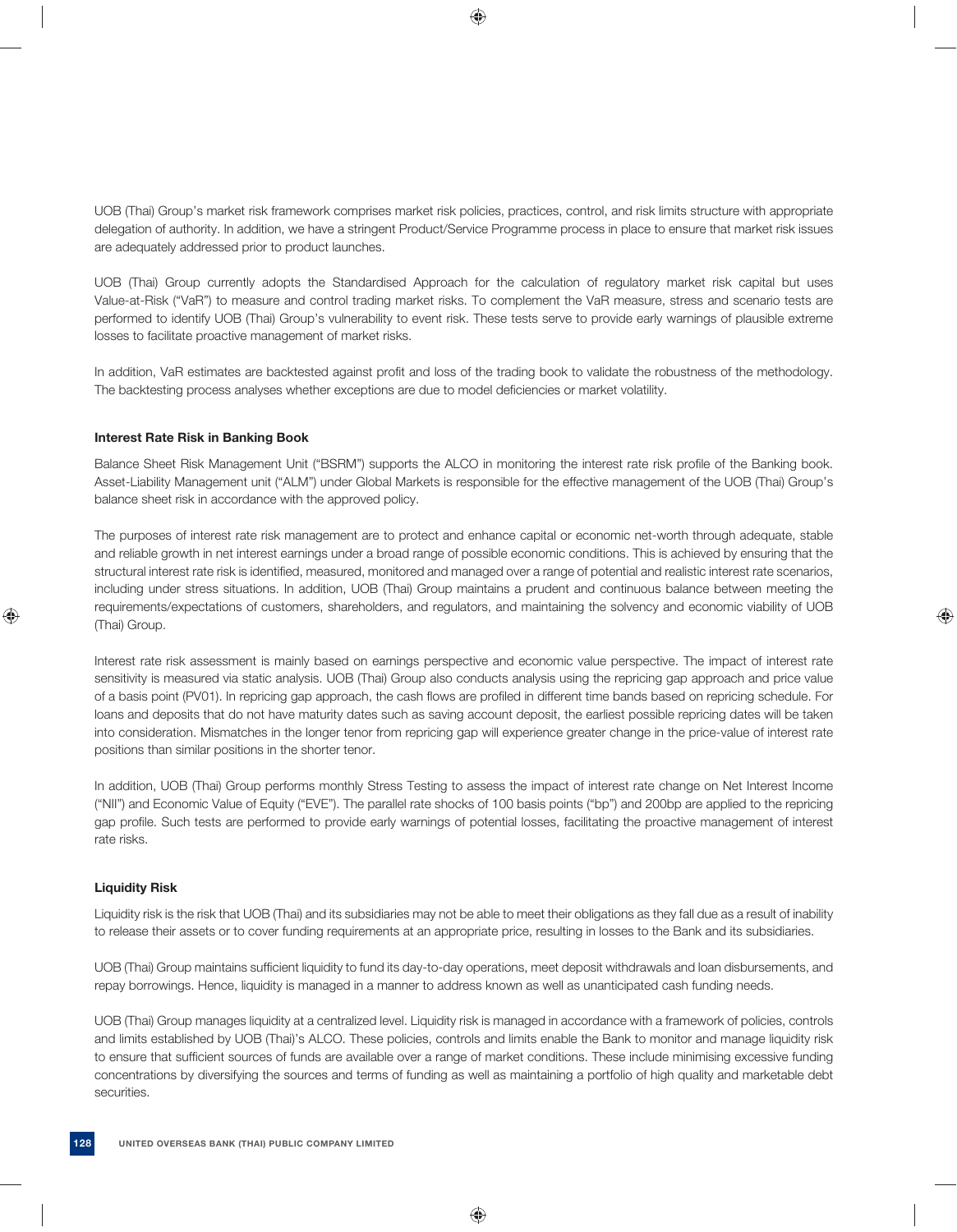UOB (Thai) Group's market risk framework comprises market risk policies, practices, control, and risk limits structure with appropriate delegation of authority. In addition, we have a stringent Product/Service Programme process in place to ensure that market risk issues are adequately addressed prior to product launches.

UOB (Thai) Group currently adopts the Standardised Approach for the calculation of regulatory market risk capital but uses Value-at-Risk ("VaR") to measure and control trading market risks. To complement the VaR measure, stress and scenario tests are performed to identify UOB (Thai) Group's vulnerability to event risk. These tests serve to provide early warnings of plausible extreme losses to facilitate proactive management of market risks.

In addition, VaR estimates are backtested against profit and loss of the trading book to validate the robustness of the methodology. The backtesting process analyses whether exceptions are due to model deficiencies or market volatility.

**Interest Rate Risk in Banking Book**

Balance Sheet Risk Management Unit ("BSRM") supports the ALCO in monitoring the interest rate risk profile of the Banking book. Asset-Liability Management unit ("ALM") under Global Markets is responsible for the effective management of the UOB (Thai) Group's balance sheet risk in accordance with the approved policy.

The purposes of interest rate risk management are to protect and enhance capital or economic net-worth through adequate, stable and reliable growth in net interest earnings under a broad range of possible economic conditions. This is achieved by ensuring that the structural interest rate risk is identified, measured, monitored and managed over a range of potential and realistic interest rate scenarios, including under stress situations. In addition, UOB (Thai) Group maintains a prudent and continuous balance between meeting the requirements/expectations of customers, shareholders, and regulators, and maintaining the solvency and economic viability of UOB (Thai) Group.

Interest rate risk assessment is mainly based on earnings perspective and economic value perspective. The impact of interest rate sensitivity is measured via static analysis. UOB (Thai) Group also conducts analysis using the repricing gap approach and price value of a basis point (PV01). In repricing gap approach, the cash flows are profiled in different time bands based on repricing schedule. For loans and deposits that do not have maturity dates such as saving account deposit, the earliest possible repricing dates will be taken into consideration. Mismatches in the longer tenor from repricing gap will experience greater change in the price-value of interest rate positions than similar positions in the shorter tenor.

In addition, UOB (Thai) Group performs monthly Stress Testing to assess the impact of interest rate change on Net Interest Income ("NII") and Economic Value of Equity ("EVE"). The parallel rate shocks of 100 basis points ("bp") and 200bp are applied to the repricing gap profile. Such tests are performed to provide early warnings of potential losses, facilitating the proactive management of interest rate risks.

**Liquidity Risk**

Liquidity risk is the risk that UOB (Thai) and its subsidiaries may not be able to meet their obligations as they fall due as a result of inability to release their assets or to cover funding requirements at an appropriate price, resulting in losses to the Bank and its subsidiaries.

UOB (Thai) Group maintains sufficient liquidity to fund its day-to-day operations, meet deposit withdrawals and loan disbursements, and repay borrowings. Hence, liquidity is managed in a manner to address known as well as unanticipated cash funding needs.

UOB (Thai) Group manages liquidity at a centralized level. Liquidity risk is managed in accordance with a framework of policies, controls and limits established by UOB (Thai)'s ALCO. These policies, controls and limits enable the Bank to monitor and manage liquidity risk to ensure that sufficient sources of funds are available over a range of market conditions. These include minimising excessive funding concentrations by diversifying the sources and terms of funding as well as maintaining a portfolio of high quality and marketable debt securities.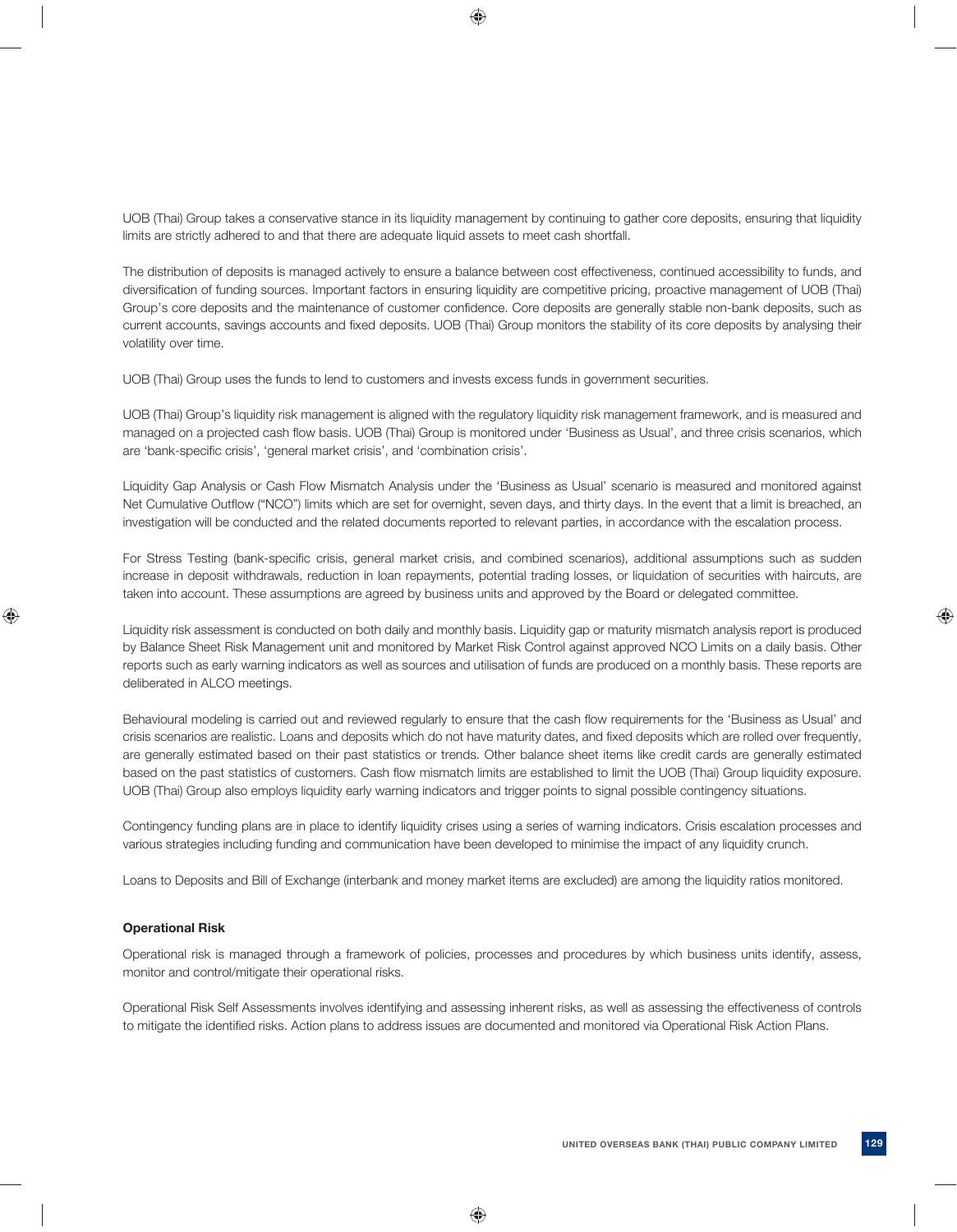UOB (Thai) Group takes a conservative stance in its liquidity management by continuing to gather core deposits, ensuring that liquidity limits are strictly adhered to and that there are adequate liquid assets to meet cash shortfall.

The distribution of deposits is managed actively to ensure a balance between cost effectiveness, continued accessibility to funds, and diversification of funding sources. Important factors in ensuring liquidity are competitive pricing, proactive management of UOB (Thai) Group's core deposits and the maintenance of customer confidence. Core deposits are generally stable non-bank deposits, such as current accounts, savings accounts and fixed deposits. UOB (Thai) Group monitors the stability of its core deposits by analysing their volatility over time.

UOB (Thai) Group uses the funds to lend to customers and invests excess funds in government securities.

UOB (Thai) Group's liquidity risk management is aligned with the regulatory liquidity risk management framework, and is measured and managed on a projected cash flow basis. UOB (Thai) Group is monitored under 'Business as Usual', and three crisis scenarios, which are 'bank-specific crisis', 'general market crisis', and 'combination crisis'.

Liquidity Gap Analysis or Cash Flow Mismatch Analysis under the 'Business as Usual' scenario is measured and monitored against Net Cumulative Outflow ("NCO") limits which are set for overnight, seven days, and thirty days. In the event that a limit is breached, an investigation will be conducted and the related documents reported to relevant parties, in accordance with the escalation process.

For Stress Testing (bank-specific crisis, general market crisis, and combined scenarios), additional assumptions such as sudden increase in deposit withdrawals, reduction in loan repayments, potential trading losses, or liquidation of securities with haircuts, are taken into account. These assumptions are agreed by business units and approved by the Board or delegated committee.

Liquidity risk assessment is conducted on both daily and monthly basis. Liquidity gap or maturity mismatch analysis report is produced by Balance Sheet Risk Management unit and monitored by Market Risk Control against approved NCO Limits on a daily basis. Other reports such as early warning indicators as well as sources and utilisation of funds are produced on a monthly basis. These reports are deliberated in ALCO meetings.

Behavioural modeling is carried out and reviewed regularly to ensure that the cash flow requirements for the 'Business as Usual' and crisis scenarios are realistic. Loans and deposits which do not have maturity dates, and fixed deposits which are rolled over frequently, are generally estimated based on their past statistics or trends. Other balance sheet items like credit cards are generally estimated based on the past statistics of customers. Cash flow mismatch limits are established to limit the UOB (Thai) Group liquidity exposure. UOB (Thai) Group also employs liquidity early warning indicators and trigger points to signal possible contingency situations.

Contingency funding plans are in place to identify liquidity crises using a series of warning indicators. Crisis escalation processes and various strategies including funding and communication have been developed to minimise the impact of any liquidity crunch.

Loans to Deposits and Bill of Exchange (interbank and money market items are excluded) are among the liquidity ratios monitored.

**Operational Risk**

Operational risk is managed through a framework of policies, processes and procedures by which business units identify, assess, monitor and control/mitigate their operational risks.

Operational Risk Self Assessments involves identifying and assessing inherent risks, as well as assessing the effectiveness of controls to mitigate the identified risks. Action plans to address issues are documented and monitored via Operational Risk Action Plans.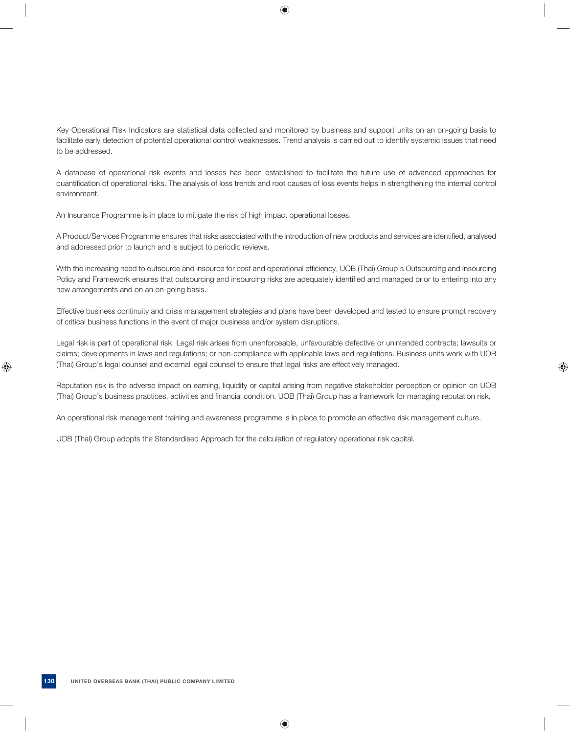Key Operational Risk Indicators are statistical data collected and monitored by business and support units on an on-going basis to facilitate early detection of potential operational control weaknesses. Trend analysis is carried out to identify systemic issues that need to be addressed.

A database of operational risk events and losses has been established to facilitate the future use of advanced approaches for quantification of operational risks. The analysis of loss trends and root causes of loss events helps in strengthening the internal control environment.

An Insurance Programme is in place to mitigate the risk of high impact operational losses.

A Product/Services Programme ensures that risks associated with the introduction of new products and services are identified, analysed and addressed prior to launch and is subject to periodic reviews.

With the increasing need to outsource and insource for cost and operational efficiency, UOB (Thai) Group's Outsourcing and Insourcing Policy and Framework ensures that outsourcing and insourcing risks are adequately identified and managed prior to entering into any new arrangements and on an on-going basis.

Effective business continuity and crisis management strategies and plans have been developed and tested to ensure prompt recovery of critical business functions in the event of major business and/or system disruptions.

Legal risk is part of operational risk. Legal risk arises from unenforceable, unfavourable defective or unintended contracts; lawsuits or claims; developments in laws and regulations; or non-compliance with applicable laws and regulations. Business units work with UOB (Thai) Group's legal counsel and external legal counsel to ensure that legal risks are effectively managed.

Reputation risk is the adverse impact on earning, liquidity or capital arising from negative stakeholder perception or opinion on UOB (Thai) Group's business practices, activities and financial condition. UOB (Thai) Group has a framework for managing reputation risk.

An operational risk management training and awareness programme is in place to promote an effective risk management culture.

UOB (Thai) Group adopts the Standardised Approach for the calculation of regulatory operational risk capital.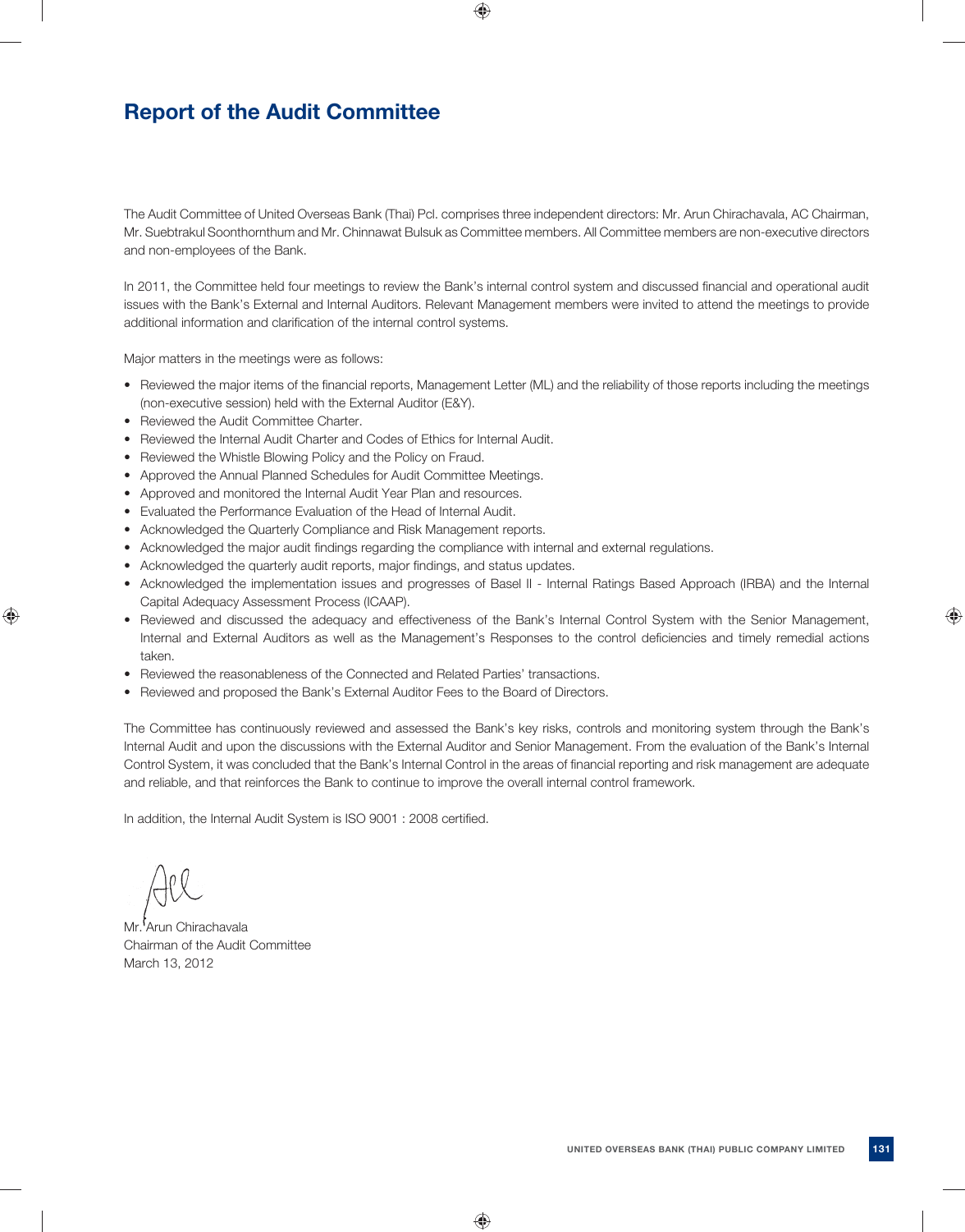# Report of the Audit Committee

The Audit Committee of United Overseas Bank (Thai) Pcl. comprises three independent directors: Mr. Arun Chirachavala, AC Chairman, Mr. Suebtrakul Soonthornthum and Mr. Chinnawat Bulsuk as Committee members. All Committee members are non-executive directors and non-employees of the Bank.

In 2011, the Committee held four meetings to review the Bank's internal control system and discussed financial and operational audit issues with the Bank's External and Internal Auditors. Relevant Management members were invited to attend the meetings to provide additional information and clarification of the internal control systems.

Major matters in the meetings were as follows:

- Reviewed the major items of the financial reports, Management Letter (ML) and the reliability of those reports including the meetings (non-executive session) held with the External Auditor (E&Y).
- Reviewed the Audit Committee Charter.
- Reviewed the Internal Audit Charter and Codes of Ethics for Internal Audit.
- Reviewed the Whistle Blowing Policy and the Policy on Fraud.
- Approved the Annual Planned Schedules for Audit Committee Meetings.
- Approved and monitored the Internal Audit Year Plan and resources.
- Evaluated the Performance Evaluation of the Head of Internal Audit.
- Acknowledged the Quarterly Compliance and Risk Management reports.
- Acknowledged the major audit findings regarding the compliance with internal and external regulations.
- Acknowledged the quarterly audit reports, major findings, and status updates.
- Acknowledged the implementation issues and progresses of Basel II - Internal Ratings Based Approach (IRBA) and the Internal Capital Adequacy Assessment Process (ICAAP).
- Reviewed and discussed the adequacy and effectiveness of the Bank's Internal Control System with the Senior Management, Internal and External Auditors as well as the Management's Responses to the control deficiencies and timely remedial actions taken.
- Reviewed the reasonableness of the Connected and Related Parties' transactions.
- Reviewed and proposed the Bank's External Auditor Fees to the Board of Directors.

The Committee has continuously reviewed and assessed the Bank's key risks, controls and monitoring system through the Bank's Internal Audit and upon the discussions with the External Auditor and Senior Management. From the evaluation of the Bank's Internal Control System, it was concluded that the Bank's Internal Control in the areas of financial reporting and risk management are adequate and reliable, and that reinforces the Bank to continue to improve the overall internal control framework.

In addition, the Internal Audit System is ISO 9001 : 2008 certified.

Mr. Arun Chirachavala
Chairman of the Audit Committee
March 13, 2012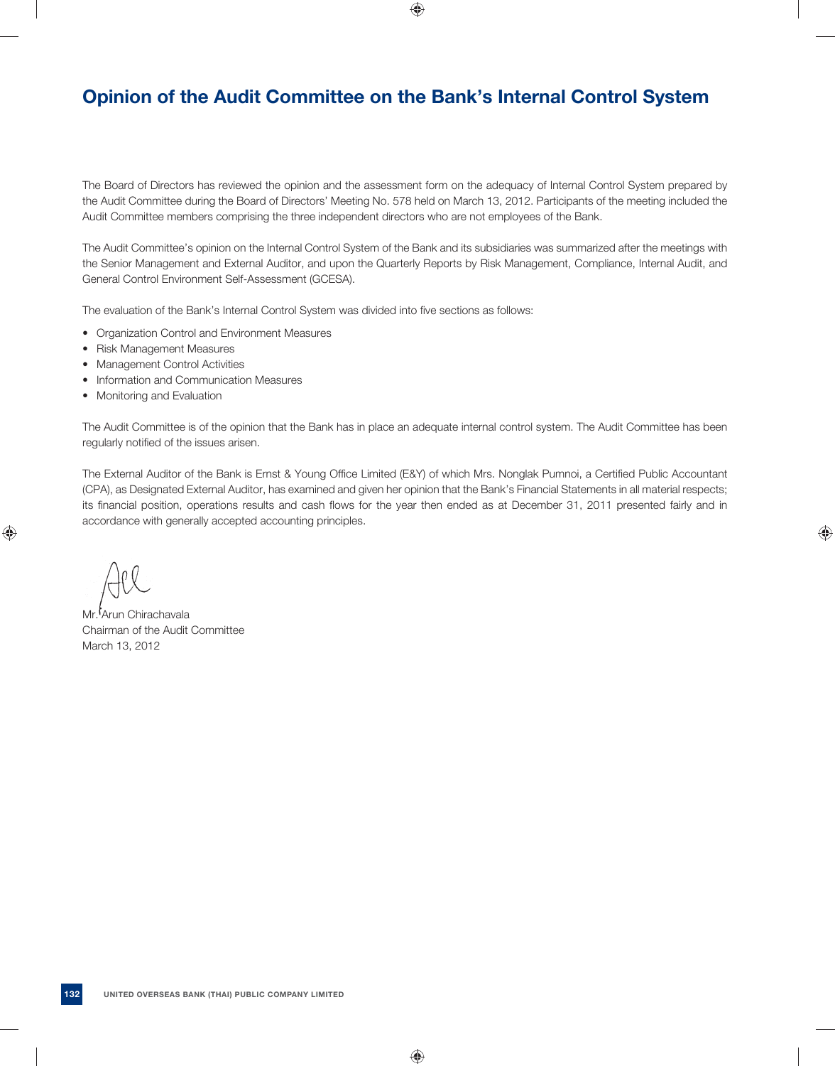# Opinion of the Audit Committee on the Bank's Internal Control System

The Board of Directors has reviewed the opinion and the assessment form on the adequacy of Internal Control System prepared by the Audit Committee during the Board of Directors' Meeting No. 578 held on March 13, 2012. Participants of the meeting included the Audit Committee members comprising the three independent directors who are not employees of the Bank.

The Audit Committee's opinion on the Internal Control System of the Bank and its subsidiaries was summarized after the meetings with the Senior Management and External Auditor, and upon the Quarterly Reports by Risk Management, Compliance, Internal Audit, and General Control Environment Self-Assessment (GCESA).

The evaluation of the Bank's Internal Control System was divided into five sections as follows:

- Organization Control and Environment Measures
- Risk Management Measures
- Management Control Activities
- Information and Communication Measures
- Monitoring and Evaluation

The Audit Committee is of the opinion that the Bank has in place an adequate internal control system. The Audit Committee has been regularly notified of the issues arisen.

The External Auditor of the Bank is Ernst & Young Office Limited (E&Y) of which Mrs. Nonglak Pumnoi, a Certified Public Accountant (CPA), as Designated External Auditor, has examined and given her opinion that the Bank's Financial Statements in all material respects; its financial position, operations results and cash flows for the year then ended as at December 31, 2011 presented fairly and in accordance with generally accepted accounting principles.

Mr. Arun Chirachavala
Chairman of the Audit Committee
March 13, 2012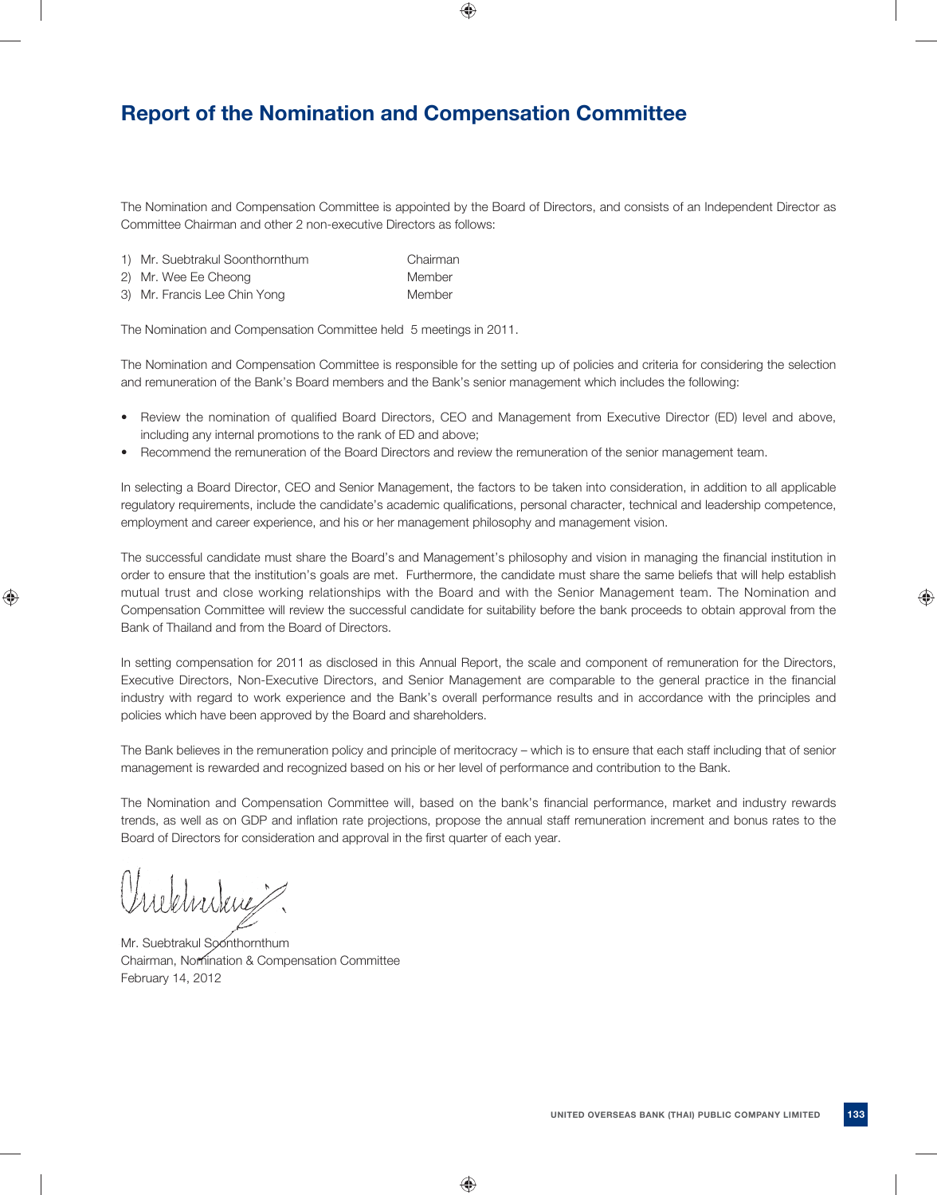# Report of the Nomination and Compensation Committee

The Nomination and Compensation Committee is appointed by the Board of Directors, and consists of an Independent Director as Committee Chairman and other 2 non-executive Directors as follows:

| | |
|---|---|
| 1) Mr. Suebtrakul Soonthornthum | Chairman |
| 2) Mr. Wee Ee Cheong | Member |
| 3) Mr. Francis Lee Chin Yong | Member |

The Nomination and Compensation Committee held 5 meetings in 2011.

The Nomination and Compensation Committee is responsible for the setting up of policies and criteria for considering the selection and remuneration of the Bank's Board members and the Bank's senior management which includes the following:

- Review the nomination of qualified Board Directors, CEO and Management from Executive Director (ED) level and above, including any internal promotions to the rank of ED and above;
- Recommend the remuneration of the Board Directors and review the remuneration of the senior management team.

In selecting a Board Director, CEO and Senior Management, the factors to be taken into consideration, in addition to all applicable regulatory requirements, include the candidate's academic qualifications, personal character, technical and leadership competence, employment and career experience, and his or her management philosophy and management vision.

The successful candidate must share the Board's and Management's philosophy and vision in managing the financial institution in order to ensure that the institution's goals are met. Furthermore, the candidate must share the same beliefs that will help establish mutual trust and close working relationships with the Board and with the Senior Management team. The Nomination and Compensation Committee will review the successful candidate for suitability before the bank proceeds to obtain approval from the Bank of Thailand and from the Board of Directors.

In setting compensation for 2011 as disclosed in this Annual Report, the scale and component of remuneration for the Directors, Executive Directors, Non-Executive Directors, and Senior Management are comparable to the general practice in the financial industry with regard to work experience and the Bank's overall performance results and in accordance with the principles and policies which have been approved by the Board and shareholders.

The Bank believes in the remuneration policy and principle of meritocracy – which is to ensure that each staff including that of senior management is rewarded and recognized based on his or her level of performance and contribution to the Bank.

The Nomination and Compensation Committee will, based on the bank's financial performance, market and industry rewards trends, as well as on GDP and inflation rate projections, propose the annual staff remuneration increment and bonus rates to the Board of Directors for consideration and approval in the first quarter of each year.

Mr. Suebtrakul Soonthornthum
Chairman, Nomination & Compensation Committee
February 14, 2012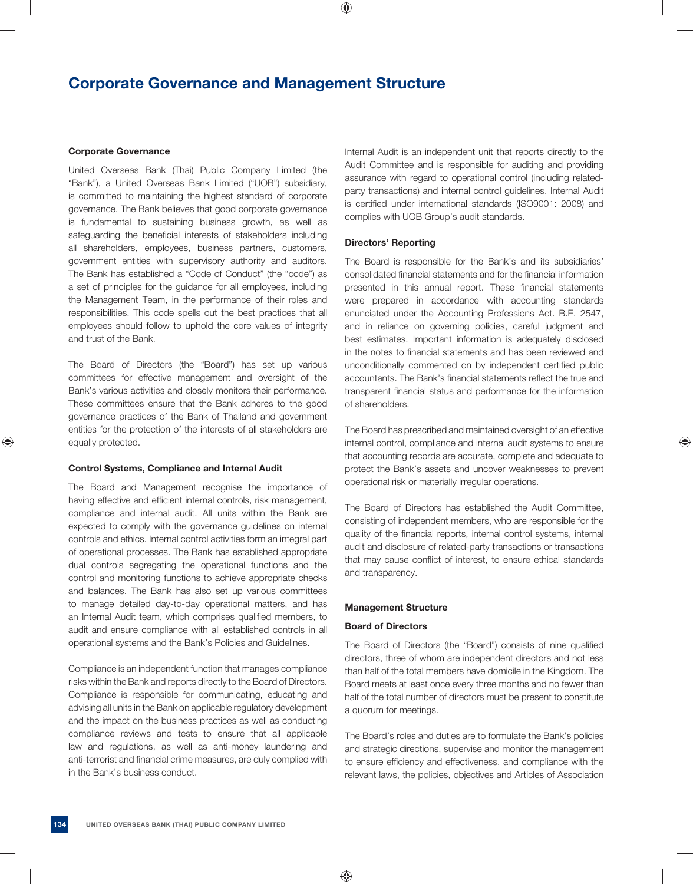# Corporate Governance and Management Structure

### Corporate Governance

United Overseas Bank (Thai) Public Company Limited (the "Bank"), a United Overseas Bank Limited ("UOB") subsidiary, is committed to maintaining the highest standard of corporate governance. The Bank believes that good corporate governance is fundamental to sustaining business growth, as well as safeguarding the beneficial interests of stakeholders including all shareholders, employees, business partners, customers, government entities with supervisory authority and auditors. The Bank has established a "Code of Conduct" (the "code") as a set of principles for the guidance for all employees, including the Management Team, in the performance of their roles and responsibilities. This code spells out the best practices that all employees should follow to uphold the core values of integrity and trust of the Bank.

The Board of Directors (the "Board") has set up various committees for effective management and oversight of the Bank's various activities and closely monitors their performance. These committees ensure that the Bank adheres to the good governance practices of the Bank of Thailand and government entities for the protection of the interests of all stakeholders are equally protected.

### Control Systems, Compliance and Internal Audit

The Board and Management recognise the importance of having effective and efficient internal controls, risk management, compliance and internal audit. All units within the Bank are expected to comply with the governance guidelines on internal controls and ethics. Internal control activities form an integral part of operational processes. The Bank has established appropriate dual controls segregating the operational functions and the control and monitoring functions to achieve appropriate checks and balances. The Bank has also set up various committees to manage detailed day-to-day operational matters, and has an Internal Audit team, which comprises qualified members, to audit and ensure compliance with all established controls in all operational systems and the Bank's Policies and Guidelines.

Compliance is an independent function that manages compliance risks within the Bank and reports directly to the Board of Directors. Compliance is responsible for communicating, educating and advising all units in the Bank on applicable regulatory development and the impact on the business practices as well as conducting compliance reviews and tests to ensure that all applicable law and regulations, as well as anti-money laundering and anti-terrorist and financial crime measures, are duly complied with in the Bank's business conduct.

Internal Audit is an independent unit that reports directly to the Audit Committee and is responsible for auditing and providing assurance with regard to operational control (including related-party transactions) and internal control guidelines. Internal Audit is certified under international standards (ISO9001: 2008) and complies with UOB Group's audit standards.

### Directors' Reporting

The Board is responsible for the Bank's and its subsidiaries' consolidated financial statements and for the financial information presented in this annual report. These financial statements were prepared in accordance with accounting standards enunciated under the Accounting Professions Act. B.E. 2547, and in reliance on governing policies, careful judgment and best estimates. Important information is adequately disclosed in the notes to financial statements and has been reviewed and unconditionally commented on by independent certified public accountants. The Bank's financial statements reflect the true and transparent financial status and performance for the information of shareholders.

The Board has prescribed and maintained oversight of an effective internal control, compliance and internal audit systems to ensure that accounting records are accurate, complete and adequate to protect the Bank's assets and uncover weaknesses to prevent operational risk or materially irregular operations.

The Board of Directors has established the Audit Committee, consisting of independent members, who are responsible for the quality of the financial reports, internal control systems, internal audit and disclosure of related-party transactions or transactions that may cause conflict of interest, to ensure ethical standards and transparency.

### Management Structure

### Board of Directors

The Board of Directors (the "Board") consists of nine qualified directors, three of whom are independent directors and not less than half of the total members have domicile in the Kingdom. The Board meets at least once every three months and no fewer than half of the total number of directors must be present to constitute a quorum for meetings.

The Board's roles and duties are to formulate the Bank's policies and strategic directions, supervise and monitor the management to ensure efficiency and effectiveness, and compliance with the relevant laws, the policies, objectives and Articles of Association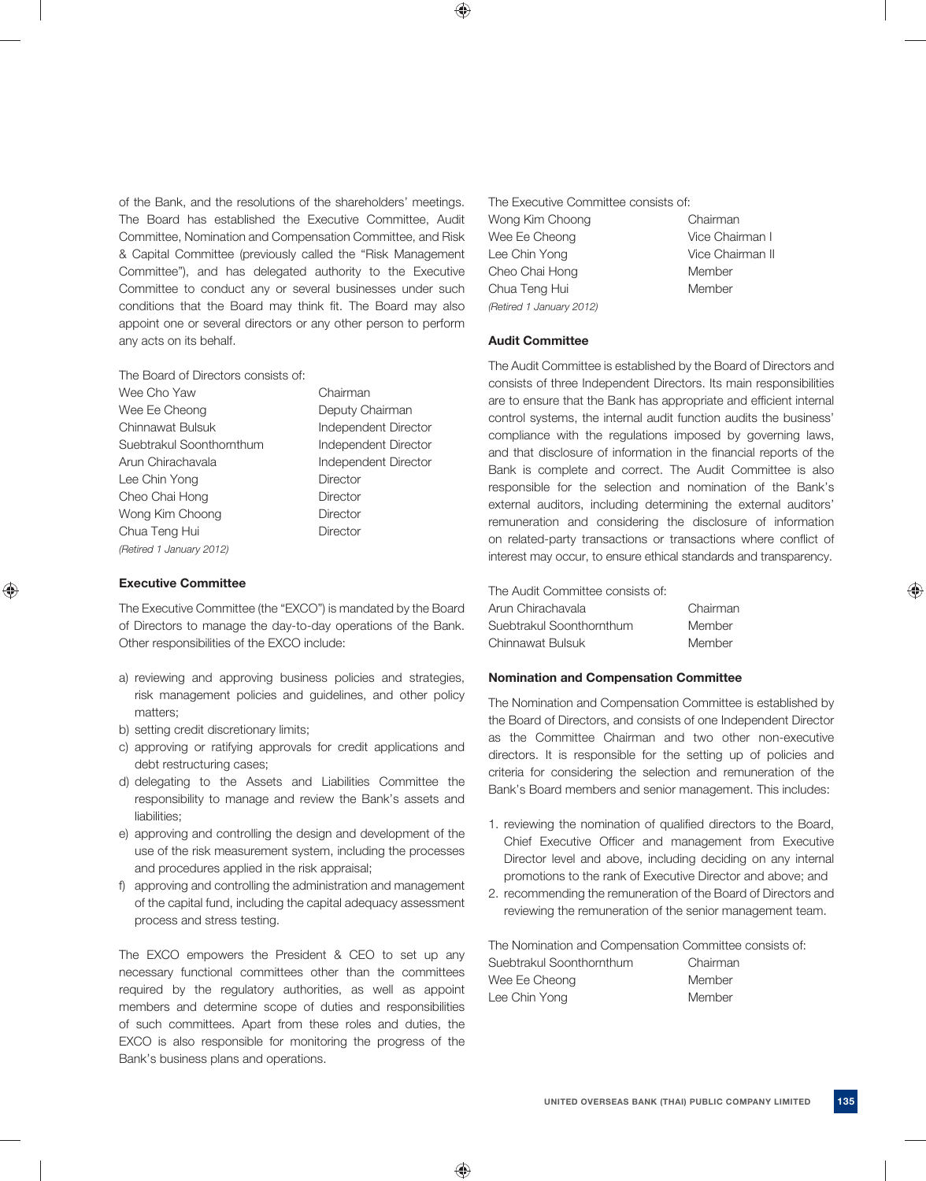of the Bank, and the resolutions of the shareholders' meetings. The Board has established the Executive Committee, Audit Committee, Nomination and Compensation Committee, and Risk & Capital Committee (previously called the "Risk Management Committee"), and has delegated authority to the Executive Committee to conduct any or several businesses under such conditions that the Board may think fit. The Board may also appoint one or several directors or any other person to perform any acts on its behalf.

The Board of Directors consists of:

| | |
|---|---|
| Wee Cho Yaw | Chairman |
| Wee Ee Cheong | Deputy Chairman |
| Chinnawat Bulsuk | Independent Director |
| Suebtrakul Soonthornthum | Independent Director |
| Arun Chirachavala | Independent Director |
| Lee Chin Yong | Director |
| Cheo Chai Hong | Director |
| Wong Kim Choong | Director |
| Chua Teng Hui | Director |
| *(Retired 1 January 2012)* | |

### Executive Committee

The Executive Committee (the "EXCO") is mandated by the Board of Directors to manage the day-to-day operations of the Bank. Other responsibilities of the EXCO include:

a) reviewing and approving business policies and strategies, risk management policies and guidelines, and other policy matters;
b) setting credit discretionary limits;
c) approving or ratifying approvals for credit applications and debt restructuring cases;
d) delegating to the Assets and Liabilities Committee the responsibility to manage and review the Bank's assets and liabilities;
e) approving and controlling the design and development of the use of the risk measurement system, including the processes and procedures applied in the risk appraisal;
f) approving and controlling the administration and management of the capital fund, including the capital adequacy assessment process and stress testing.

The EXCO empowers the President & CEO to set up any necessary functional committees other than the committees required by the regulatory authorities, as well as appoint members and determine scope of duties and responsibilities of such committees. Apart from these roles and duties, the EXCO is also responsible for monitoring the progress of the Bank's business plans and operations.

The Executive Committee consists of:

| | |
|---|---|
| Wong Kim Choong | Chairman |
| Wee Ee Cheong | Vice Chairman I |
| Lee Chin Yong | Vice Chairman II |
| Cheo Chai Hong | Member |
| Chua Teng Hui | Member |
| *(Retired 1 January 2012)* | |

### Audit Committee

The Audit Committee is established by the Board of Directors and consists of three Independent Directors. Its main responsibilities are to ensure that the Bank has appropriate and efficient internal control systems, the internal audit function audits the business' compliance with the regulations imposed by governing laws, and that disclosure of information in the financial reports of the Bank is complete and correct. The Audit Committee is also responsible for the selection and nomination of the Bank's external auditors, including determining the external auditors' remuneration and considering the disclosure of information on related-party transactions or transactions where conflict of interest may occur, to ensure ethical standards and transparency.

The Audit Committee consists of:

| | |
|---|---|
| Arun Chirachavala | Chairman |
| Suebtrakul Soonthornthum | Member |
| Chinnawat Bulsuk | Member |

### Nomination and Compensation Committee

The Nomination and Compensation Committee is established by the Board of Directors, and consists of one Independent Director as the Committee Chairman and two other non-executive directors. It is responsible for the setting up of policies and criteria for considering the selection and remuneration of the Bank's Board members and senior management. This includes:

1. reviewing the nomination of qualified directors to the Board, Chief Executive Officer and management from Executive Director level and above, including deciding on any internal promotions to the rank of Executive Director and above; and
2. recommending the remuneration of the Board of Directors and reviewing the remuneration of the senior management team.

The Nomination and Compensation Committee consists of:

| | |
|---|---|
| Suebtrakul Soonthornthum | Chairman |
| Wee Ee Cheong | Member |
| Lee Chin Yong | Member |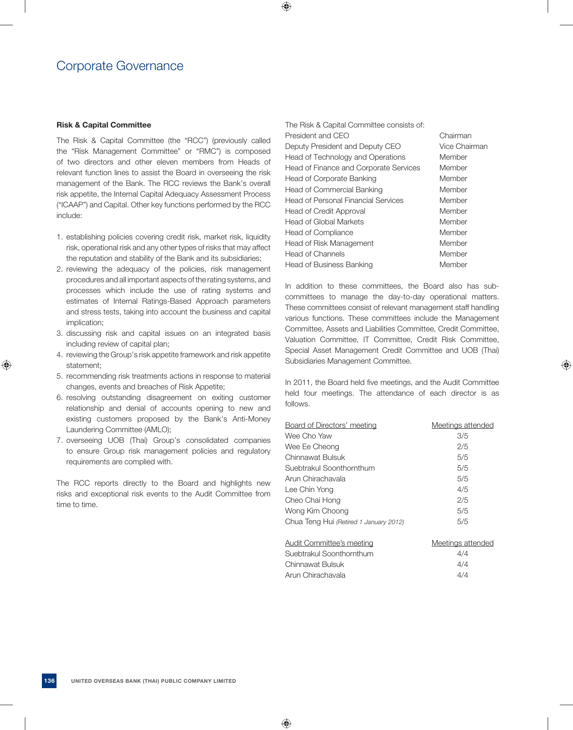# Corporate Governance

**Risk & Capital Committee**

The Risk & Capital Committee (the "RCC") (previously called the "Risk Management Committee" or "RMC") is composed of two directors and other eleven members from Heads of relevant function lines to assist the Board in overseeing the risk management of the Bank. The RCC reviews the Bank's overall risk appetite, the Internal Capital Adequacy Assessment Process ("ICAAP") and Capital. Other key functions performed by the RCC include:

1. establishing policies covering credit risk, market risk, liquidity risk, operational risk and any other types of risks that may affect the reputation and stability of the Bank and its subsidiaries;
2. reviewing the adequacy of the policies, risk management procedures and all important aspects of the rating systems, and processes which include the use of rating systems and estimates of Internal Ratings-Based Approach parameters and stress tests, taking into account the business and capital implication;
3. discussing risk and capital issues on an integrated basis including review of capital plan;
4. reviewing the Group's risk appetite framework and risk appetite statement;
5. recommending risk treatments actions in response to material changes, events and breaches of Risk Appetite;
6. resolving outstanding disagreement on exiting customer relationship and denial of accounts opening to new and existing customers proposed by the Bank's Anti-Money Laundering Committee (AMLO);
7. overseeing UOB (Thai) Group's consolidated companies to ensure Group risk management policies and regulatory requirements are complied with.

The RCC reports directly to the Board and highlights new risks and exceptional risk events to the Audit Committee from time to time.

The Risk & Capital Committee consists of:

| | |
|---|---|
| President and CEO | Chairman |
| Deputy President and Deputy CEO | Vice Chairman |
| Head of Technology and Operations | Member |
| Head of Finance and Corporate Services | Member |
| Head of Corporate Banking | Member |
| Head of Commercial Banking | Member |
| Head of Personal Financial Services | Member |
| Head of Credit Approval | Member |
| Head of Global Markets | Member |
| Head of Compliance | Member |
| Head of Risk Management | Member |
| Head of Channels | Member |
| Head of Business Banking | Member |

In addition to these committees, the Board also has sub-committees to manage the day-to-day operational matters. These committees consist of relevant management staff handling various functions. These committees include the Management Committee, Assets and Liabilities Committee, Credit Committee, Valuation Committee, IT Committee, Credit Risk Committee, Special Asset Management Credit Committee and UOB (Thai) Subsidiaries Management Committee.

In 2011, the Board held five meetings, and the Audit Committee held four meetings. The attendance of each director is as follows.

| Board of Directors' meeting | Meetings attended |
|---|---|
| Wee Cho Yaw | 3/5 |
| Wee Ee Cheong | 2/5 |
| Chinnawat Bulsuk | 5/5 |
| Suebtrakul Soonthornthum | 5/5 |
| Arun Chirachavala | 5/5 |
| Lee Chin Yong | 4/5 |
| Cheo Chai Hong | 2/5 |
| Wong Kim Choong | 5/5 |
| Chua Teng Hui *(Retired 1 January 2012)* | 5/5 |

| Audit Committee's meeting | Meetings attended |
|---|---|
| Suebtrakul Soonthornthum | 4/4 |
| Chinnawat Bulsuk | 4/4 |
| Arun Chirachavala | 4/4 |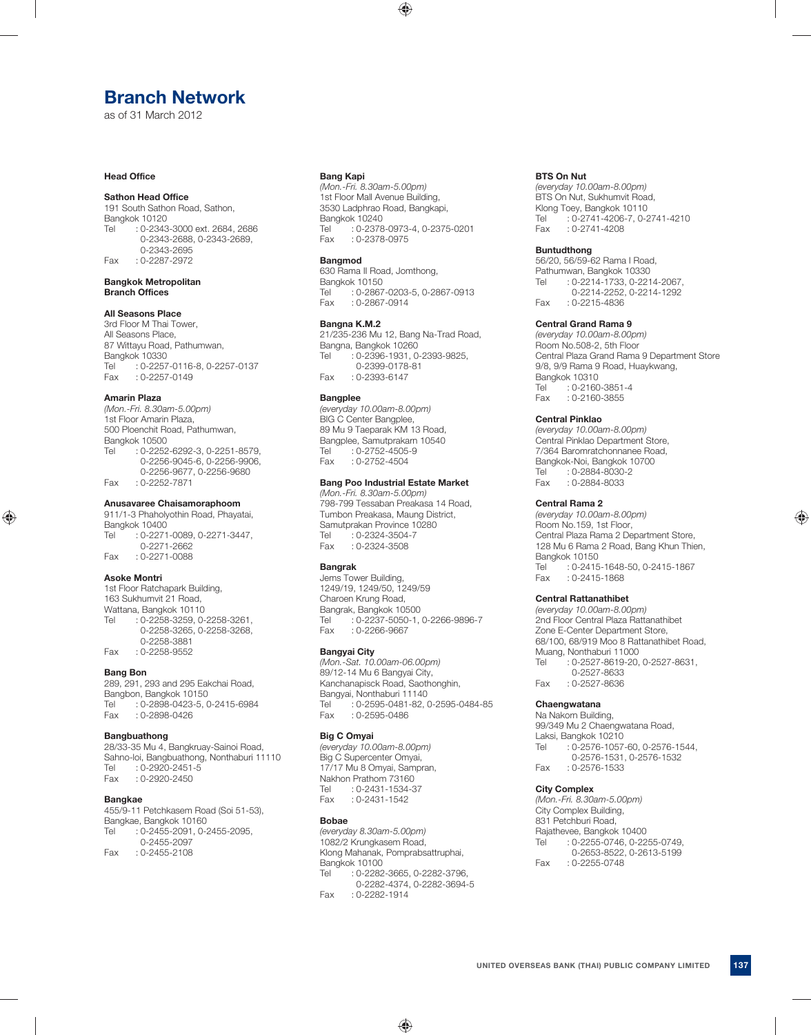# Branch Network

as of 31 March 2012

### Head Office

**Sathon Head Office**
191 South Sathon Road, Sathon,
Bangkok 10120
Tel : 0-2343-3000 ext. 2684, 2686
0-2343-2688, 0-2343-2689,
0-2343-2695
Fax : 0-2287-2972

### Bangkok Metropolitan Branch Offices

**All Seasons Place**
3rd Floor M Thai Tower,
All Seasons Place,
87 Wittayu Road, Pathumwan,
Bangkok 10330
Tel : 0-2257-0116-8, 0-2257-0137
Fax : 0-2257-0149

**Amarin Plaza**
*(Mon.-Fri. 8.30am-5.00pm)*
1st Floor Amarin Plaza,
500 Ploenchit Road, Pathumwan,
Bangkok 10500
Tel : 0-2252-6292-3, 0-2251-8579,
0-2256-9045-6, 0-2256-9906,
0-2256-9677, 0-2256-9680
Fax : 0-2252-7871

**Anusavaree Chaisamoraphoom**
911/1-3 Phaholyothin Road, Phayatai,
Bangkok 10400
Tel : 0-2271-0089, 0-2271-3447,
0-2271-2662
Fax : 0-2271-0088

**Asoke Montri**
1st Floor Ratchapark Building,
163 Sukhumvit 21 Road,
Wattana, Bangkok 10110
Tel : 0-2258-3259, 0-2258-3261,
0-2258-3265, 0-2258-3268,
0-2258-3881
Fax : 0-2258-9552

**Bang Bon**
289, 291, 293 and 295 Eakchai Road,
Bangbon, Bangkok 10150
Tel : 0-2898-0423-5, 0-2415-6984
Fax : 0-2898-0426

**Bangbuathong**
28/33-35 Mu 4, Bangkruay-Sainoi Road,
Sahno-loi, Bangbuathong, Nonthaburi 11110
Tel : 0-2920-2451-5
Fax : 0-2920-2450

**Bangkae**
455/9-11 Petchkasem Road (Soi 51-53),
Bangkae, Bangkok 10160
Tel : 0-2455-2091, 0-2455-2095,
0-2455-2097
Fax : 0-2455-2108

**Bang Kapi**
*(Mon.-Fri. 8.30am-5.00pm)*
1st Floor Mall Avenue Building,
3530 Ladphrao Road, Bangkapi,
Bangkok 10240
Tel : 0-2378-0973-4, 0-2375-0201
Fax : 0-2378-0975

**Bangmod**
630 Rama II Road, Jomthong,
Bangkok 10150
Tel : 0-2867-0203-5, 0-2867-0913
Fax : 0-2867-0914

**Bangna K.M.2**
21/235-236 Mu 12, Bang Na-Trad Road,
Bangna, Bangkok 10260
Tel : 0-2396-1931, 0-2393-9825,
0-2399-0178-81
Fax : 0-2393-6147

**Bangplee**
*(everyday 10.00am-8.00pm)*
BIG C Center Bangplee,
89 Mu 9 Taeparak KM 13 Road,
Bangplee, Samutprakarn 10540
Tel : 0-2752-4505-9
Fax : 0-2752-4504

**Bang Poo Industrial Estate Market**
*(Mon.-Fri. 8.30am-5.00pm)*
798-799 Tessaban Preaksa 14 Road,
Tumbon Preaksa, Maung District,
Samutprakan Province 10280
Tel : 0-2324-3504-7
Fax : 0-2324-3508

**Bangrak**
Jems Tower Building,
1249/19, 1249/50, 1249/59
Charoen Krung Road,
Bangrak, Bangkok 10500
Tel : 0-2237-5050-1, 0-2266-9896-7
Fax : 0-2266-9667

**Bangyai City**
*(Mon.-Sat. 10.00am-06.00pm)*
89/12-14 Mu 6 Bangyai City,
Kanchanapisck Road, Saothonghin,
Bangyai, Nonthaburi 11140
Tel : 0-2595-0481-82, 0-2595-0484-85
Fax : 0-2595-0486

**Big C Omyai**
*(everyday 10.00am-8.00pm)*
Big C Supercenter Omyai,
17/17 Mu 8 Omyai, Sampran,
Nakhon Prathom 73160
Tel : 0-2431-1534-37
Fax : 0-2431-1542

**Bobae**
*(everyday 8.30am-5.00pm)*
1082/2 Krungkasem Road,
Klong Mahanak, Pomprabsattruphai,
Bangkok 10100
Tel : 0-2282-3665, 0-2282-3796,
0-2282-4374, 0-2282-3694-5
Fax : 0-2282-1914

**BTS On Nut**
*(everyday 10.00am-8.00pm)*
BTS On Nut, Sukhumvit Road,
Klong Toey, Bangkok 10110
Tel : 0-2741-4206-7, 0-2741-4210
Fax : 0-2741-4208

**Buntudthong**
56/20, 56/59-62 Rama I Road,
Pathumwan, Bangkok 10330
Tel : 0-2214-1733, 0-2214-2067,
0-2214-2252, 0-2214-1292
Fax : 0-2215-4836

**Central Grand Rama 9**
*(everyday 10.00am-8.00pm)*
Room No.508-2, 5th Floor
Central Plaza Grand Rama 9 Department Store
9/8, 9/9 Rama 9 Road, Huaykwang,
Bangkok 10310
Tel : 0-2160-3851-4
Fax : 0-2160-3855

**Central Pinklao**
*(everyday 10.00am-8.00pm)*
Central Pinklao Department Store,
7/364 Baromratchonnanee Road,
Bangkok-Noi, Bangkok 10700
Tel : 0-2884-8030-2
Fax : 0-2884-8033

**Central Rama 2**
*(everyday 10.00am-8.00pm)*
Room No.159, 1st Floor,
Central Plaza Rama 2 Department Store,
128 Mu 6 Rama 2 Road, Bang Khun Thien,
Bangkok 10150
Tel : 0-2415-1648-50, 0-2415-1867
Fax : 0-2415-1868

**Central Rattanathibet**
*(everyday 10.00am-8.00pm)*
2nd Floor Central Plaza Rattanathibet
Zone E-Center Department Store,
68/100, 68/919 Moo 8 Rattanathibet Road,
Muang, Nonthaburi 11000
Tel : 0-2527-8619-20, 0-2527-8631,
0-2527-8633
Fax : 0-2527-8636

**Chaengwatana**
Na Nakorn Building,
99/349 Mu 2 Chaengwatana Road,
Laksi, Bangkok 10210
Tel : 0-2576-1057-60, 0-2576-1544,
0-2576-1531, 0-2576-1532
Fax : 0-2576-1533

**City Complex**
*(Mon.-Fri. 8.30am-5.00pm)*
City Complex Building,
831 Petchburi Road,
Rajathevee, Bangkok 10400
Tel : 0-2255-0746, 0-2255-0749,
0-2653-8522, 0-2613-5199
Fax : 0-2255-0748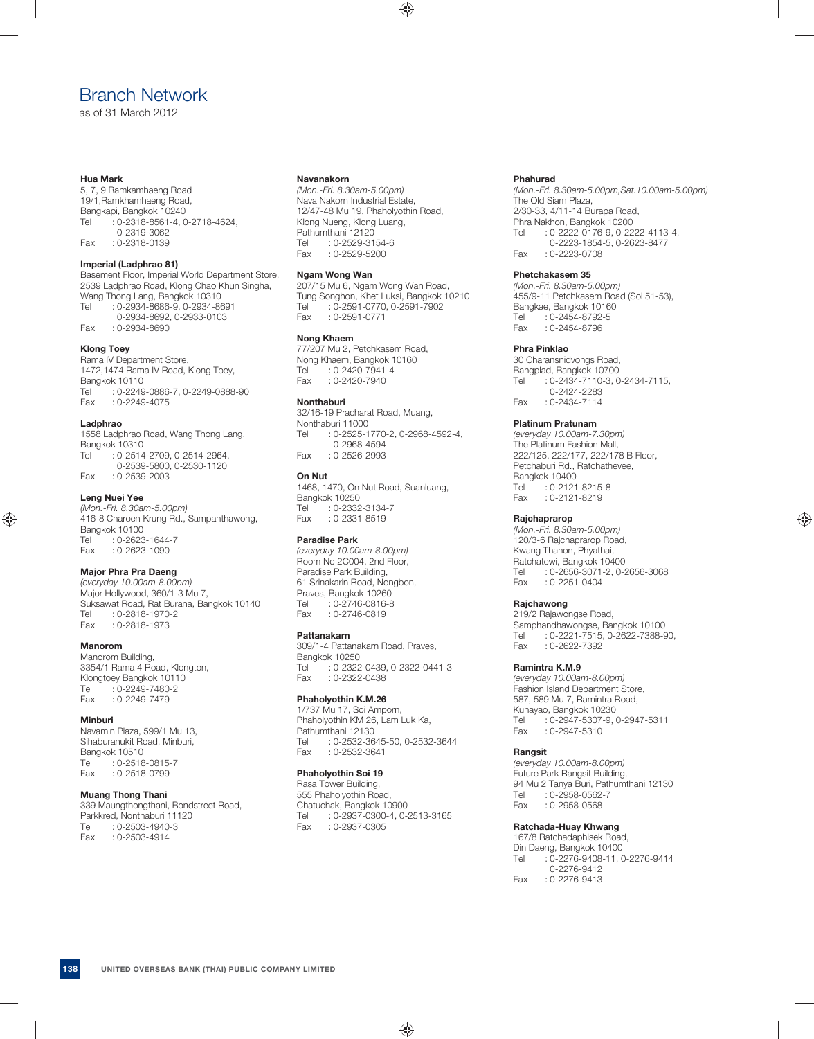# Branch Network

as of 31 March 2012

**Hua Mark**
5, 7, 9 Ramkamhaeng Road
19/1,Ramkhamhaeng Road,
Bangkapi, Bangkok 10240
Tel : 0-2318-8561-4, 0-2718-4624,
0-2319-3062
Fax : 0-2318-0139

**Imperial (Ladphrao 81)**
Basement Floor, Imperial World Department Store,
2539 Ladphrao Road, Klong Chao Khun Singha,
Wang Thong Lang, Bangkok 10310
Tel : 0-2934-8686-9, 0-2934-8691
0-2934-8692, 0-2933-0103
Fax : 0-2934-8690

**Klong Toey**
Rama IV Department Store,
1472,1474 Rama IV Road, Klong Toey,
Bangkok 10110
Tel : 0-2249-0886-7, 0-2249-0888-90
Fax : 0-2249-4075

**Ladphrao**
1558 Ladphrao Road, Wang Thong Lang,
Bangkok 10310
Tel : 0-2514-2709, 0-2514-2964,
0-2539-5800, 0-2530-1120
Fax : 0-2539-2003

**Leng Nuei Yee**
*(Mon.-Fri. 8.30am-5.00pm)*
416-8 Charoen Krung Rd., Sampanthawong,
Bangkok 10100
Tel : 0-2623-1644-7
Fax : 0-2623-1090

**Major Phra Pra Daeng**
*(everyday 10.00am-8.00pm)*
Major Hollywood, 360/1-3 Mu 7,
Suksawat Road, Rat Burana, Bangkok 10140
Tel : 0-2818-1970-2
Fax : 0-2818-1973

**Manorom**
Manorom Building,
3354/1 Rama 4 Road, Klongton,
Klongtoey Bangkok 10110
Tel : 0-2249-7480-2
Fax : 0-2249-7479

**Minburi**
Navamin Plaza, 599/1 Mu 13,
Sihaburanukit Road, Minburi,
Bangkok 10510
Tel : 0-2518-0815-7
Fax : 0-2518-0799

**Muang Thong Thani**
339 Maungthongthani, Bondstreet Road,
Parkkred, Nonthaburi 11120
Tel : 0-2503-4940-3
Fax : 0-2503-4914

**Navanakorn**
*(Mon.-Fri. 8.30am-5.00pm)*
Nava Nakorn Industrial Estate,
12/47-48 Mu 19, Phaholyothin Road,
Klong Nueng, Klong Luang,
Pathumthani 12120
Tel : 0-2529-3154-6
Fax : 0-2529-5200

**Ngam Wong Wan**
207/15 Mu 6, Ngam Wong Wan Road,
Tung Songhon, Khet Luksi, Bangkok 10210
Tel : 0-2591-0770, 0-2591-7902
Fax : 0-2591-0771

**Nong Khaem**
77/207 Mu 2, Petchkasem Road,
Nong Khaem, Bangkok 10160
Tel : 0-2420-7941-4
Fax : 0-2420-7940

**Nonthaburi**
32/16-19 Pracharat Road, Muang,
Nonthaburi 11000
Tel : 0-2525-1770-2, 0-2968-4592-4,
0-2968-4594
Fax : 0-2526-2993

**On Nut**
1468, 1470, On Nut Road, Suanluang,
Bangkok 10250
Tel : 0-2332-3134-7
Fax : 0-2331-8519

**Paradise Park**
*(everyday 10.00am-8.00pm)*
Room No 2C004, 2nd Floor,
Paradise Park Building,
61 Srinakarin Road, Nongbon,
Praves, Bangkok 10260
Tel : 0-2746-0816-8
Fax : 0-2746-0819

**Pattanakarn**
309/1-4 Pattanakarn Road, Praves,
Bangkok 10250
Tel : 0-2322-0439, 0-2322-0441-3
Fax : 0-2322-0438

**Phaholyothin K.M.26**
1/737 Mu 17, Soi Amporn,
Phaholyothin KM 26, Lam Luk Ka,
Pathumthani 12130
Tel : 0-2532-3645-50, 0-2532-3644
Fax : 0-2532-3641

**Phaholyothin Soi 19**
Rasa Tower Building,
555 Phaholyothin Road,
Chatuchak, Bangkok 10900
Tel : 0-2937-0300-4, 0-2513-3165
Fax : 0-2937-0305

**Phahurad**
*(Mon.-Fri. 8.30am-5.00pm,Sat.10.00am-5.00pm)*
The Old Siam Plaza,
2/30-33, 4/11-14 Burapa Road,
Phra Nakhon, Bangkok 10200
Tel : 0-2222-0176-9, 0-2222-4113-4,
0-2223-1854-5, 0-2623-8477
Fax : 0-2223-0708

**Phetchakasem 35**
*(Mon.-Fri. 8.30am-5.00pm)*
455/9-11 Petchkasem Road (Soi 51-53),
Bangkae, Bangkok 10160
Tel : 0-2454-8792-5
Fax : 0-2454-8796

**Phra Pinklao**
30 Charansnidvongs Road,
Bangplad, Bangkok 10700
Tel : 0-2434-7110-3, 0-2434-7115,
0-2424-2283
Fax : 0-2434-7114

**Platinum Pratunam**
*(everyday 10.00am-7.30pm)*
The Platinum Fashion Mall,
222/125, 222/177, 222/178 B Floor,
Petchaburi Rd., Ratchathevee,
Bangkok 10400
Tel : 0-2121-8215-8
Fax : 0-2121-8219

**Rajchaprarop**
*(Mon.-Fri. 8.30am-5.00pm)*
120/3-6 Rajchaprarop Road,
Kwang Thanon, Phyathai,
Ratchatewi, Bangkok 10400
Tel : 0-2656-3071-2, 0-2656-3068
Fax : 0-2251-0404

**Rajchawong**
219/2 Rajawongse Road,
Samphandhawongse, Bangkok 10100
Tel : 0-2221-7515, 0-2622-7388-90,
Fax : 0-2622-7392

**Ramintra K.M.9**
*(everyday 10.00am-8.00pm)*
Fashion Island Department Store,
587, 589 Mu 7, Ramintra Road,
Kunayao, Bangkok 10230
Tel : 0-2947-5307-9, 0-2947-5311
Fax : 0-2947-5310

**Rangsit**
*(everyday 10.00am-8.00pm)*
Future Park Rangsit Building,
94 Mu 2 Tanya Buri, Pathumthani 12130
Tel : 0-2958-0562-7
Fax : 0-2958-0568

**Ratchada-Huay Khwang**
167/8 Ratchadaphisek Road,
Din Daeng, Bangkok 10400
Tel : 0-2276-9408-11, 0-2276-9414
0-2276-9412
Fax : 0-2276-9413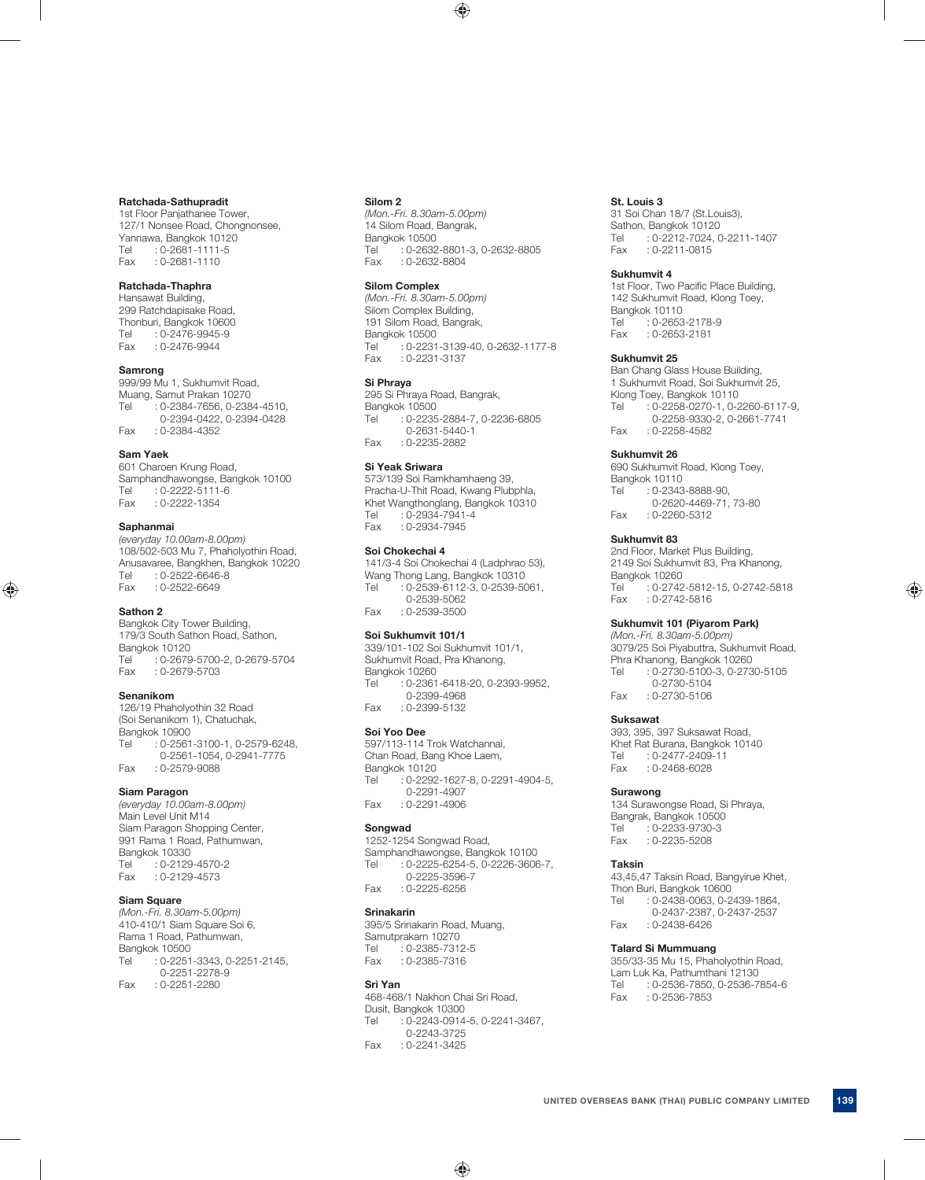**Ratchada-Sathupradit**
1st Floor Panjathanee Tower,
127/1 Nonsee Road, Chongnonsee,
Yannawa, Bangkok 10120
Tel : 0-2681-1111-5
Fax : 0-2681-1110

**Ratchada-Thaphra**
Hansawat Building,
299 Ratchdapisake Road,
Thonburi, Bangkok 10600
Tel : 0-2476-9945-9
Fax : 0-2476-9944

**Samrong**
999/99 Mu 1, Sukhumvit Road,
Muang, Samut Prakan 10270
Tel : 0-2384-7656, 0-2384-4510,
0-2394-0422, 0-2394-0428
Fax : 0-2384-4352

**Sam Yaek**
601 Charoen Krung Road,
Samphandhawongse, Bangkok 10100
Tel : 0-2222-5111-6
Fax : 0-2222-1354

**Saphanmai**
*(everyday 10.00am-8.00pm)*
108/502-503 Mu 7, Phaholyothin Road,
Anusavaree, Bangkhen, Bangkok 10220
Tel : 0-2522-6646-8
Fax : 0-2522-6649

**Sathon 2**
Bangkok City Tower Building,
179/3 South Sathon Road, Sathon,
Bangkok 10120
Tel : 0-2679-5700-2, 0-2679-5704
Fax : 0-2679-5703

**Senanikom**
126/19 Phaholyothin 32 Road
(Soi Senanikom 1), Chatuchak,
Bangkok 10900
Tel : 0-2561-3100-1, 0-2579-6248,
0-2561-1054, 0-2941-7775
Fax : 0-2579-9088

**Siam Paragon**
*(everyday 10.00am-8.00pm)*
Main Level Unit M14
Siam Paragon Shopping Center,
991 Rama 1 Road, Pathumwan,
Bangkok 10330
Tel : 0-2129-4570-2
Fax : 0-2129-4573

**Siam Square**
*(Mon.-Fri. 8.30am-5.00pm)*
410-410/1 Siam Square Soi 6,
Rama 1 Road, Pathumwan,
Bangkok 10500
Tel : 0-2251-3343, 0-2251-2145,
0-2251-2278-9
Fax : 0-2251-2280

**Silom 2**
*(Mon.-Fri. 8.30am-5.00pm)*
14 Silom Road, Bangrak,
Bangkok 10500
Tel : 0-2632-8801-3, 0-2632-8805
Fax : 0-2632-8804

**Silom Complex**
*(Mon.-Fri. 8.30am-5.00pm)*
Silom Complex Building,
191 Silom Road, Bangrak,
Bangkok 10500
Tel : 0-2231-3139-40, 0-2632-1177-8
Fax : 0-2231-3137

**Si Phraya**
295 Si Phraya Road, Bangrak,
Bangkok 10500
Tel : 0-2235-2884-7, 0-2236-6805
0-2631-5440-1
Fax : 0-2235-2882

**Si Yeak Sriwara**
573/139 Soi Ramkhamhaeng 39,
Pracha-U-Thit Road, Kwang Plubphla,
Khet Wangthonglang, Bangkok 10310
Tel : 0-2934-7941-4
Fax : 0-2934-7945

**Soi Chokechai 4**
141/3-4 Soi Chokechai 4 (Ladphrao 53),
Wang Thong Lang, Bangkok 10310
Tel : 0-2539-6112-3, 0-2539-5061,
0-2539-5062
Fax : 0-2539-3500

**Soi Sukhumvit 101/1**
339/101-102 Soi Sukhumvit 101/1,
Sukhumvit Road, Pra Khanong,
Bangkok 10260
Tel : 0-2361-6418-20, 0-2393-9952,
0-2399-4968
Fax : 0-2399-5132

**Soi Yoo Dee**
597/113-114 Trok Watchannai,
Chan Road, Bang Khoe Laem,
Bangkok 10120
Tel : 0-2292-1627-8, 0-2291-4904-5,
0-2291-4907
Fax : 0-2291-4906

**Songwad**
1252-1254 Songwad Road,
Samphandhawongse, Bangkok 10100
Tel : 0-2225-6254-5, 0-2226-3606-7,
0-2225-3596-7
Fax : 0-2225-6256

**Srinakarin**
395/5 Srinakarin Road, Muang,
Samutprakarn 10270
Tel : 0-2385-7312-5
Fax : 0-2385-7316

**Sri Yan**
468-468/1 Nakhon Chai Sri Road,
Dusit, Bangkok 10300
Tel : 0-2243-0914-5, 0-2241-3467,
0-2243-3725
Fax : 0-2241-3425

**St. Louis 3**
31 Soi Chan 18/7 (St.Louis3),
Sathon, Bangkok 10120
Tel : 0-2212-7024, 0-2211-1407
Fax : 0-2211-0815

**Sukhumvit 4**
1st Floor, Two Pacific Place Building,
142 Sukhumvit Road, Klong Toey,
Bangkok 10110
Tel : 0-2653-2178-9
Fax : 0-2653-2181

**Sukhumvit 25**
Ban Chang Glass House Building,
1 Sukhumvit Road, Soi Sukhumvit 25,
Klong Toey, Bangkok 10110
Tel : 0-2258-0270-1, 0-2260-6117-9,
0-2258-9330-2, 0-2661-7741
Fax : 0-2258-4582

**Sukhumvit 26**
690 Sukhumvit Road, Klong Toey,
Bangkok 10110
Tel : 0-2343-8888-90,
0-2620-4469-71, 73-80
Fax : 0-2260-5312

**Sukhumvit 83**
2nd Floor, Market Plus Building,
2149 Soi Sukhumvit 83, Pra Khanong,
Bangkok 10260
Tel : 0-2742-5812-15, 0-2742-5818
Fax : 0-2742-5816

**Sukhumvit 101 (Piyarom Park)**
*(Mon.-Fri. 8.30am-5.00pm)*
3079/25 Soi Piyabuttra, Sukhumvit Road,
Phra Khanong, Bangkok 10260
Tel : 0-2730-5100-3, 0-2730-5105
0-2730-5104
Fax : 0-2730-5106

**Suksawat**
393, 395, 397 Suksawat Road,
Khet Rat Burana, Bangkok 10140
Tel : 0-2477-2409-11
Fax : 0-2468-6028

**Surawong**
134 Surawongse Road, Si Phraya,
Bangrak, Bangkok 10500
Tel : 0-2233-9730-3
Fax : 0-2235-5208

**Taksin**
43,45,47 Taksin Road, Bangyirue Khet,
Thon Buri, Bangkok 10600
Tel : 0-2438-0063, 0-2439-1864,
0-2437-2387, 0-2437-2537
Fax : 0-2438-6426

**Talard Si Mummuang**
355/33-35 Mu 15, Phaholyothin Road,
Lam Luk Ka, Pathumthani 12130
Tel : 0-2536-7850, 0-2536-7854-6
Fax : 0-2536-7853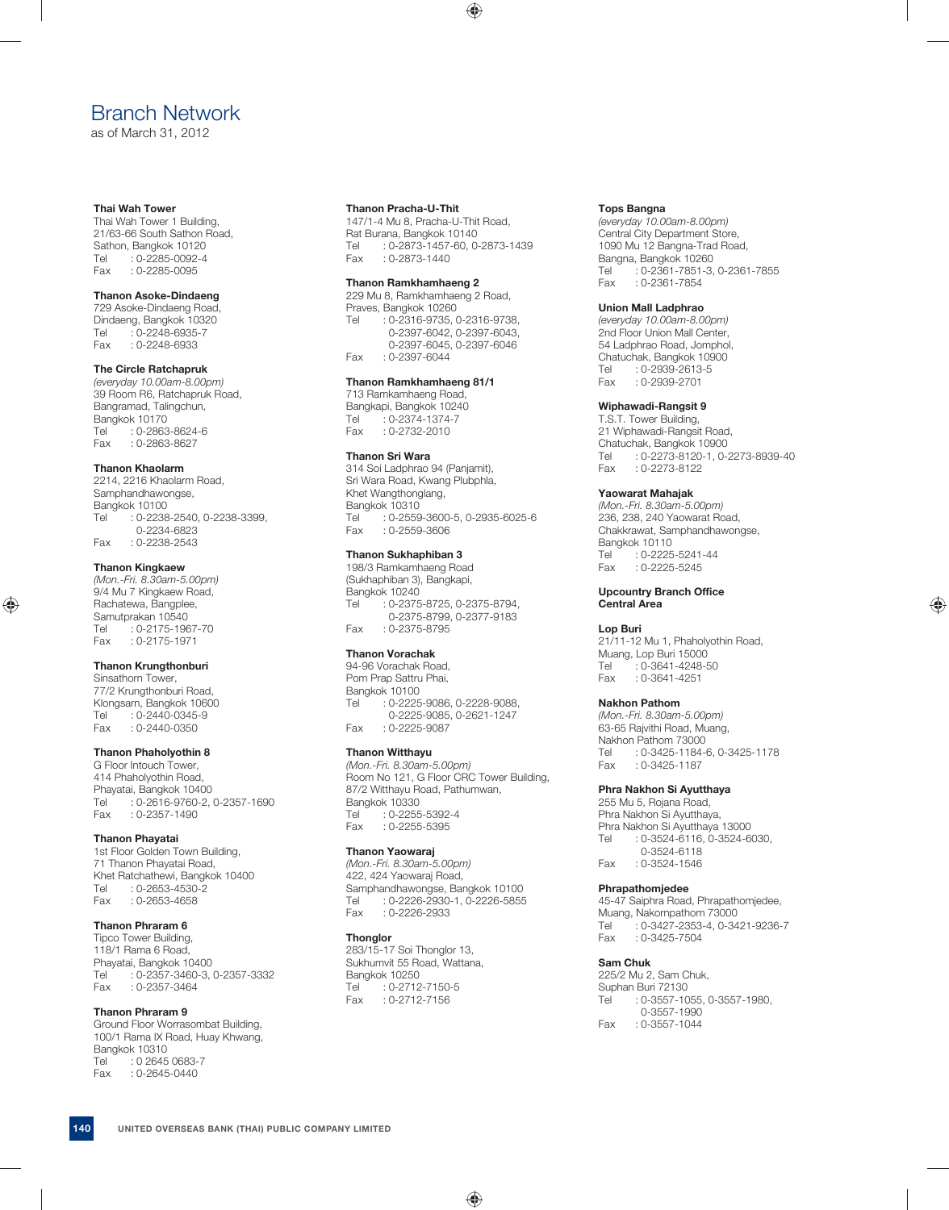# Branch Network

as of March 31, 2012

**Thai Wah Tower**
Thai Wah Tower 1 Building,
21/63-66 South Sathon Road,
Sathon, Bangkok 10120
Tel : 0-2285-0092-4
Fax : 0-2285-0095

**Thanon Asoke-Dindaeng**
729 Asoke-Dindaeng Road,
Dindaeng, Bangkok 10320
Tel : 0-2248-6935-7
Fax : 0-2248-6933

**The Circle Ratchapruk**
*(everyday 10.00am-8.00pm)*
39 Room R6, Ratchapruk Road,
Bangramad, Talingchun,
Bangkok 10170
Tel : 0-2863-8624-6
Fax : 0-2863-8627

**Thanon Khaolarm**
2214, 2216 Khaolarm Road,
Samphandhawongse,
Bangkok 10100
Tel : 0-2238-2540, 0-2238-3399, 0-2234-6823
Fax : 0-2238-2543

**Thanon Kingkaew**
*(Mon.-Fri. 8.30am-5.00pm)*
9/4 Mu 7 Kingkaew Road,
Rachatewa, Bangplee,
Samutprakan 10540
Tel : 0-2175-1967-70
Fax : 0-2175-1971

**Thanon Krungthonburi**
Sinsathorn Tower,
77/2 Krungthonburi Road,
Klongsarn, Bangkok 10600
Tel : 0-2440-0345-9
Fax : 0-2440-0350

**Thanon Phaholyothin 8**
G Floor Intouch Tower,
414 Phaholyothin Road,
Phayatai, Bangkok 10400
Tel : 0-2616-9760-2, 0-2357-1690
Fax : 0-2357-1490

**Thanon Phayatai**
1st Floor Golden Town Building,
71 Thanon Phayatai Road,
Khet Ratchathewi, Bangkok 10400
Tel : 0-2653-4530-2
Fax : 0-2653-4658

**Thanon Phraram 6**
Tipco Tower Building,
118/1 Rama 6 Road,
Phayatai, Bangkok 10400
Tel : 0-2357-3460-3, 0-2357-3332
Fax : 0-2357-3464

**Thanon Phraram 9**
Ground Floor Worrasombat Building,
100/1 Rama IX Road, Huay Khwang,
Bangkok 10310
Tel : 0 2645 0683-7
Fax : 0-2645-0440

**Thanon Pracha-U-Thit**
147/1-4 Mu 8, Pracha-U-Thit Road,
Rat Burana, Bangkok 10140
Tel : 0-2873-1457-60, 0-2873-1439
Fax : 0-2873-1440

**Thanon Ramkhamhaeng 2**
229 Mu 8, Ramkhamhaeng 2 Road,
Praves, Bangkok 10260
Tel : 0-2316-9735, 0-2316-9738, 0-2397-6042, 0-2397-6043, 0-2397-6045, 0-2397-6046
Fax : 0-2397-6044

**Thanon Ramkhamhaeng 81/1**
713 Ramkamhaeng Road,
Bangkapi, Bangkok 10240
Tel : 0-2374-1374-7
Fax : 0-2732-2010

**Thanon Sri Wara**
314 Soi Ladphrao 94 (Panjamit),
Sri Wara Road, Kwang Plubphla,
Khet Wangthonglang,
Bangkok 10310
Tel : 0-2559-3600-5, 0-2935-6025-6
Fax : 0-2559-3606

**Thanon Sukhaphiban 3**
198/3 Ramkamhaeng Road
(Sukhaphiban 3), Bangkapi,
Bangkok 10240
Tel : 0-2375-8725, 0-2375-8794, 0-2375-8799, 0-2377-9183
Fax : 0-2375-8795

**Thanon Vorachak**
94-96 Vorachak Road,
Pom Prap Sattru Phai,
Bangkok 10100
Tel : 0-2225-9086, 0-2228-9088, 0-2225-9085, 0-2621-1247
Fax : 0-2225-9087

**Thanon Witthayu**
*(Mon.-Fri. 8.30am-5.00pm)*
Room No 121, G Floor CRC Tower Building,
87/2 Witthayu Road, Pathumwan,
Bangkok 10330
Tel : 0-2255-5392-4
Fax : 0-2255-5395

**Thanon Yaowaraj**
*(Mon.-Fri. 8.30am-5.00pm)*
422, 424 Yaowaraj Road,
Samphandhawongse, Bangkok 10100
Tel : 0-2226-2930-1, 0-2226-5855
Fax : 0-2226-2933

**Thonglor**
283/15-17 Soi Thonglor 13,
Sukhumvit 55 Road, Wattana,
Bangkok 10110
Tel : 0-2712-7150-5
Fax : 0-2712-7156

**Tops Bangna**
*(everyday 10.00am-8.00pm)*
Central City Department Store,
1090 Mu 12 Bangna-Trad Road,
Bangna, Bangkok 10260
Tel : 0-2361-7851-3, 0-2361-7855
Fax : 0-2361-7854

**Union Mall Ladphrao**
*(everyday 10.00am-8.00pm)*
2nd Floor Union Mall Center,
54 Ladphrao Road, Jomphol,
Chatuchak, Bangkok 10900
Tel : 0-2939-2613-5
Fax : 0-2939-2701

**Wiphawadi-Rangsit 9**
T.S.T. Tower Building,
21 Wiphawadi-Rangsit Road,
Chatuchak, Bangkok 10900
Tel : 0-2273-8120-1, 0-2273-8939-40
Fax : 0-2273-8122

**Yaowarat Mahajak**
*(Mon.-Fri. 8.30am-5.00pm)*
236, 238, 240 Yaowarat Road,
Chakkrawat, Samphandhawongse,
Bangkok 10110
Tel : 0-2225-5241-44
Fax : 0-2225-5245

## Upcountry Branch Office
## Central Area

**Lop Buri**
21/11-12 Mu 1, Phaholyothin Road,
Muang, Lop Buri 15000
Tel : 0-3641-4248-50
Fax : 0-3641-4251

**Nakhon Pathom**
*(Mon.-Fri. 8.30am-5.00pm)*
63-65 Rajvithi Road, Muang,
Nakhon Pathom 73000
Tel : 0-3425-1184-6, 0-3425-1178
Fax : 0-3425-1187

**Phra Nakhon Si Ayutthaya**
255 Mu 5, Rojana Road,
Phra Nakhon Si Ayutthaya,
Phra Nakhon Si Ayutthaya 13000
Tel : 0-3524-6116, 0-3524-6030, 0-3524-6118
Fax : 0-3524-1546

**Phrapathomjedee**
45-47 Saiphra Road, Phrapathomjedee,
Muang, Nakornpathom 73000
Tel : 0-3427-2353-4, 0-3421-9236-7
Fax : 0-3425-7504

**Sam Chuk**
225/2 Mu 2, Sam Chuk,
Suphan Buri 72130
Tel : 0-3557-1055, 0-3557-1980, 0-3557-1990
Fax : 0-3557-1044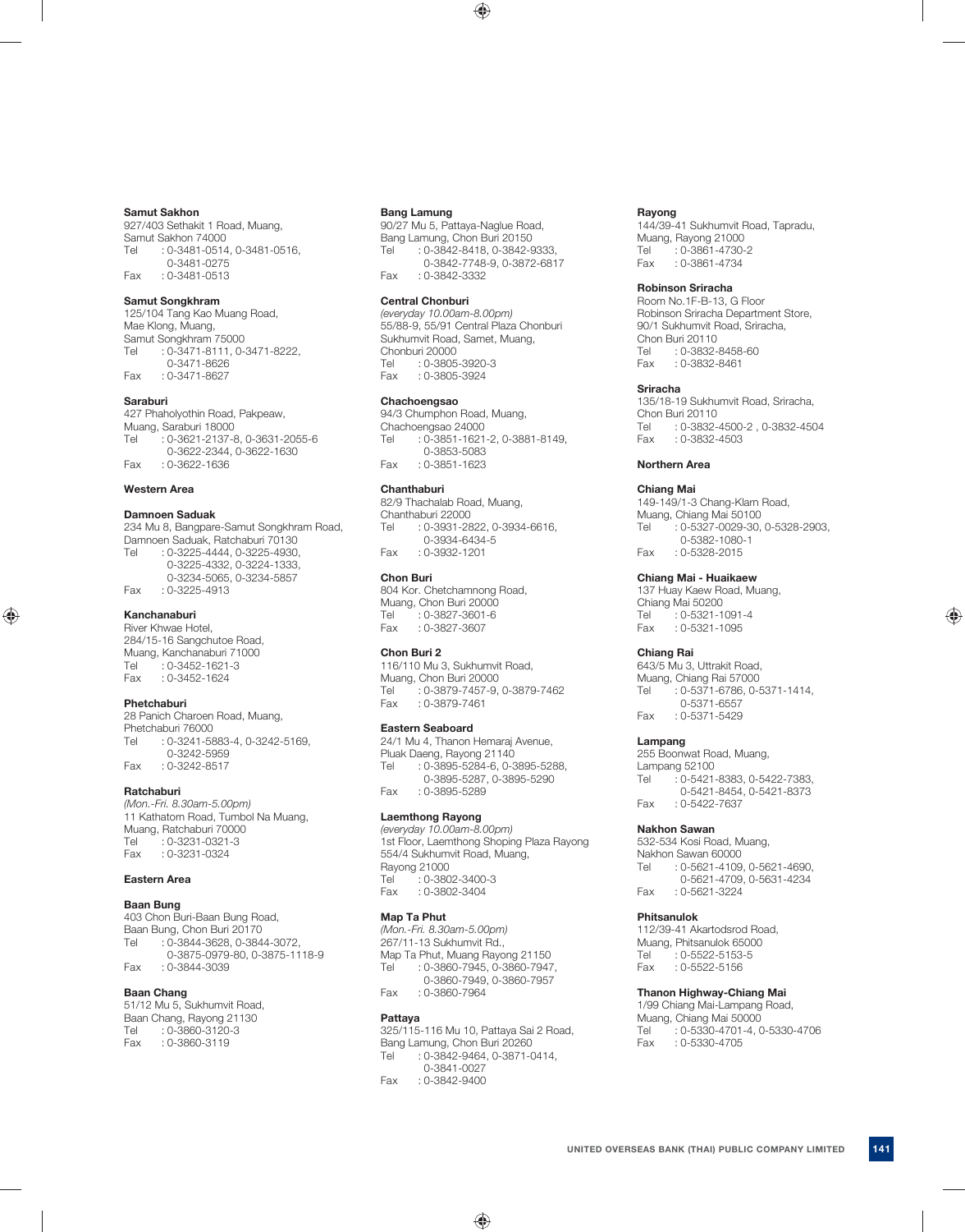**Samut Sakhon**
927/403 Sethakit 1 Road, Muang,
Samut Sakhon 74000
Tel : 0-3481-0514, 0-3481-0516,
0-3481-0275
Fax : 0-3481-0513

**Samut Songkhram**
125/104 Tang Kao Muang Road,
Mae Klong, Muang,
Samut Songkhram 75000
Tel : 0-3471-8111, 0-3471-8222,
0-3471-8626
Fax : 0-3471-8627

**Saraburi**
427 Phaholyothin Road, Pakpeaw,
Muang, Saraburi 18000
Tel : 0-3621-2137-8, 0-3631-2055-6
0-3622-2344, 0-3622-1630
Fax : 0-3622-1636

### Western Area

**Damnoen Saduak**
234 Mu 8, Bangpare-Samut Songkhram Road,
Damnoen Saduak, Ratchaburi 70130
Tel : 0-3225-4444, 0-3225-4930,
0-3225-4332, 0-3224-1333,
0-3234-5065, 0-3234-5857
Fax : 0-3225-4913

**Kanchanaburi**
River Khwae Hotel,
284/15-16 Sangchutoe Road,
Muang, Kanchanaburi 71000
Tel : 0-3452-1621-3
Fax : 0-3452-1624

**Phetchaburi**
28 Panich Charoen Road, Muang,
Phetchaburi 76000
Tel : 0-3241-5883-4, 0-3242-5169,
0-3242-5959
Fax : 0-3242-8517

**Ratchaburi**
*(Mon.-Fri. 8.30am-5.00pm)*
11 Kathatorn Road, Tumbol Na Muang,
Muang, Ratchaburi 70000
Tel : 0-3231-0321-3
Fax : 0-3231-0324

### Eastern Area

**Baan Bung**
403 Chon Buri-Baan Bung Road,
Baan Bung, Chon Buri 20170
Tel : 0-3844-3628, 0-3844-3072,
0-3875-0979-80, 0-3875-1118-9
Fax : 0-3844-3039

**Baan Chang**
51/12 Mu 5, Sukhumvit Road,
Baan Chang, Rayong 21130
Tel : 0-3860-3120-3
Fax : 0-3860-3119

**Bang Lamung**
90/27 Mu 5, Pattaya-Naglue Road,
Bang Lamung, Chon Buri 20150
Tel : 0-3842-8418, 0-3842-9333,
0-3842-7748-9, 0-3872-6817
Fax : 0-3842-3332

**Central Chonburi**
*(everyday 10.00am-8.00pm)*
55/88-9, 55/91 Central Plaza Chonburi
Sukhumvit Road, Samet, Muang,
Chonburi 20000
Tel : 0-3805-3920-3
Fax : 0-3805-3924

**Chachoengsao**
94/3 Chumphon Road, Muang,
Chachoengsao 24000
Tel : 0-3851-1621-2, 0-3881-8149,
0-3853-5083
Fax : 0-3851-1623

**Chanthaburi**
82/9 Thachalab Road, Muang,
Chanthaburi 22000
Tel : 0-3931-2822, 0-3934-6616,
0-3934-6434-5
Fax : 0-3932-1201

**Chon Buri**
804 Kor. Chetchamnong Road,
Muang, Chon Buri 20000
Tel : 0-3827-3601-6
Fax : 0-3827-3607

**Chon Buri 2**
116/110 Mu 3, Sukhumvit Road,
Muang, Chon Buri 20000
Tel : 0-3879-7457-9, 0-3879-7462
Fax : 0-3879-7461

**Eastern Seaboard**
24/1 Mu 4, Thanon Hemaraj Avenue,
Pluak Daeng, Rayong 21140
Tel : 0-3895-5284-6, 0-3895-5288,
0-3895-5287, 0-3895-5290
Fax : 0-3895-5289

**Laemthong Rayong**
*(everyday 10.00am-8.00pm)*
1st Floor, Laemthong Shoping Plaza Rayong
554/4 Sukhumvit Road, Muang,
Rayong 21000
Tel : 0-3802-3400-3
Fax : 0-3802-3404

**Map Ta Phut**
*(Mon.-Fri. 8.30am-5.00pm)*
267/11-13 Sukhumvit Rd.,
Map Ta Phut, Muang Rayong 21150
Tel : 0-3860-7945, 0-3860-7947,
0-3860-7949, 0-3860-7957
Fax : 0-3860-7964

**Pattaya**
325/115-116 Mu 10, Pattaya Sai 2 Road,
Bang Lamung, Chon Buri 20260
Tel : 0-3842-9464, 0-3871-0414,
0-3841-0027
Fax : 0-3842-9400

**Rayong**
144/39-41 Sukhumvit Road, Tapradu,
Muang, Rayong 21000
Tel : 0-3861-4730-2
Fax : 0-3861-4734

**Robinson Sriracha**
Room No.1F-B-13, G Floor
Robinson Sriracha Department Store,
90/1 Sukhumvit Road, Sriracha,
Chon Buri 20110
Tel : 0-3832-8458-60
Fax : 0-3832-8461

**Sriracha**
135/18-19 Sukhumvit Road, Sriracha,
Chon Buri 20110
Tel : 0-3832-4500-2 , 0-3832-4504
Fax : 0-3832-4503

### Northern Area

**Chiang Mai**
149-149/1-3 Chang-Klarn Road,
Muang, Chiang Mai 50100
Tel : 0-5327-0029-30, 0-5328-2903,
0-5382-1080-1
Fax : 0-5328-2015

**Chiang Mai - Huaikaew**
137 Huay Kaew Road, Muang,
Chiang Mai 50200
Tel : 0-5321-1091-4
Fax : 0-5321-1095

**Chiang Rai**
643/5 Mu 3, Uttrakit Road,
Muang, Chiang Rai 57000
Tel : 0-5371-6786, 0-5371-1414,
0-5371-6557
Fax : 0-5371-5429

**Lampang**
255 Boonwat Road, Muang,
Lampang 52100
Tel : 0-5421-8383, 0-5422-7383,
0-5421-8454, 0-5421-8373
Fax : 0-5422-7637

**Nakhon Sawan**
532-534 Kosi Road, Muang,
Nakhon Sawan 60000
Tel : 0-5621-4109, 0-5621-4690,
0-5621-4709, 0-5631-4234
Fax : 0-5621-3224

**Phitsanulok**
112/39-41 Akartodsrod Road,
Muang, Phitsanulok 65000
Tel : 0-5522-5153-5
Fax : 0-5522-5156

**Thanon Highway-Chiang Mai**
1/99 Chiang Mai-Lampang Road,
Muang, Chiang Mai 50000
Tel : 0-5330-4701-4, 0-5330-4706
Fax : 0-5330-4705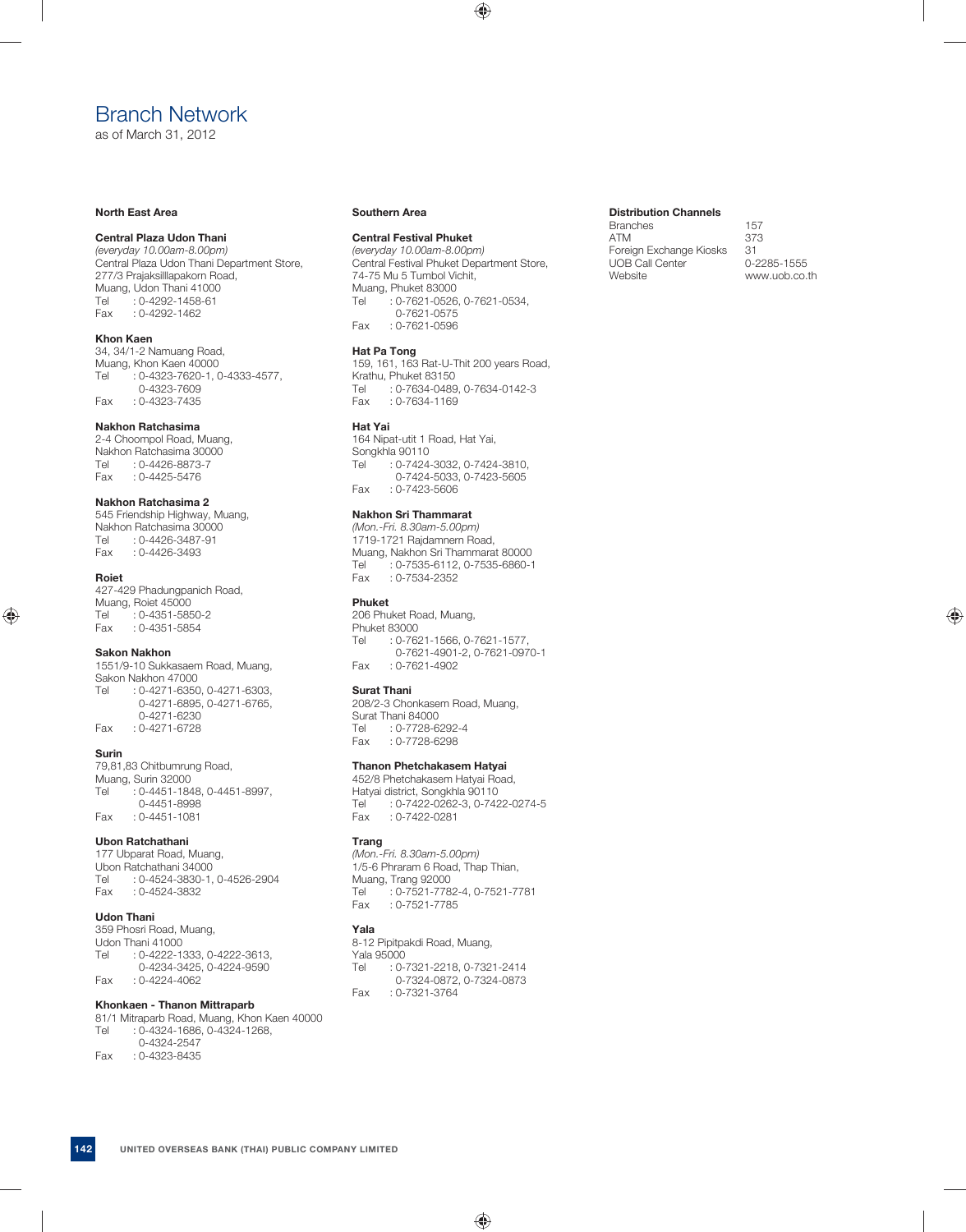# Branch Network

as of March 31, 2012

## North East Area

### Central Plaza Udon Thani

*(everyday 10.00am-8.00pm)*
Central Plaza Udon Thani Department Store,
277/3 Prajaksilllapakorn Road,
Muang, Udon Thani 41000
Tel : 0-4292-1458-61
Fax : 0-4292-1462

### Khon Kaen

34, 34/1-2 Namuang Road,
Muang, Khon Kaen 40000
Tel : 0-4323-7620-1, 0-4333-4577,
0-4323-7609
Fax : 0-4323-7435

### Nakhon Ratchasima

2-4 Choompol Road, Muang,
Nakhon Ratchasima 30000
Tel : 0-4426-8873-7
Fax : 0-4425-5476

### Nakhon Ratchasima 2

545 Friendship Highway, Muang,
Nakhon Ratchasima 30000
Tel : 0-4426-3487-91
Fax : 0-4426-3493

### Roiet

427-429 Phadungpanich Road,
Muang, Roiet 45000
Tel : 0-4351-5850-2
Fax : 0-4351-5854

### Sakon Nakhon

1551/9-10 Sukkasaem Road, Muang,
Sakon Nakhon 47000
Tel : 0-4271-6350, 0-4271-6303,
0-4271-6895, 0-4271-6765,
0-4271-6230
Fax : 0-4271-6728

### Surin

79,81,83 Chitbumrung Road,
Muang, Surin 32000
Tel : 0-4451-1848, 0-4451-8997,
0-4451-8998
Fax : 0-4451-1081

### Ubon Ratchathani

177 Ubparat Road, Muang,
Ubon Ratchathani 34000
Tel : 0-4524-3830-1, 0-4526-2904
Fax : 0-4524-3832

### Udon Thani

359 Phosri Road, Muang,
Udon Thani 41000
Tel : 0-4222-1333, 0-4222-3613,
0-4234-3425, 0-4224-9590
Fax : 0-4224-4062

### Khonkaen - Thanon Mittraparb

81/1 Mitraparb Road, Muang, Khon Kaen 40000
Tel : 0-4324-1686, 0-4324-1268,
0-4324-2547
Fax : 0-4323-8435

## Southern Area

### Central Festival Phuket

*(everyday 10.00am-8.00pm)*
Central Festival Phuket Department Store,
74-75 Mu 5 Tumbol Vichit,
Muang, Phuket 83000
Tel : 0-7621-0526, 0-7621-0534,
0-7621-0575
Fax : 0-7621-0596

### Hat Pa Tong

159, 161, 163 Rat-U-Thit 200 years Road,
Krathu, Phuket 83150
Tel : 0-7634-0489, 0-7634-0142-3
Fax : 0-7634-1169

### Hat Yai

164 Nipat-utit 1 Road, Hat Yai,
Songkhla 90110
Tel : 0-7424-3032, 0-7424-3810,
0-7424-5033, 0-7423-5605
Fax : 0-7423-5606

### Nakhon Sri Thammarat

*(Mon.-Fri. 8.30am-5.00pm)*
1719-1721 Rajdamnern Road,
Muang, Nakhon Sri Thammarat 80000
Tel : 0-7535-6112, 0-7535-6860-1
Fax : 0-7534-2352

### Phuket

206 Phuket Road, Muang,
Phuket 83000
Tel : 0-7621-1566, 0-7621-1577,
0-7621-4901-2, 0-7621-0970-1
Fax : 0-7621-4902

### Surat Thani

208/2-3 Chonkasem Road, Muang,
Surat Thani 84000
Tel : 0-7728-6292-4
Fax : 0-7728-6298

### Thanon Phetchakasem Hatyai

452/8 Phetchakasem Hatyai Road,
Hatyai district, Songkhla 90110
Tel : 0-7422-0262-3, 0-7422-0274-5
Fax : 0-7422-0281

### Trang

*(Mon.-Fri. 8.30am-5.00pm)*
1/5-6 Phraram 6 Road, Thap Thian,
Muang, Trang 92000
Tel : 0-7521-7782-4, 0-7521-7781
Fax : 0-7521-7785

### Yala

8-12 Pipitpakdi Road, Muang,
Yala 95000
Tel : 0-7321-2218, 0-7321-2414
0-7324-0872, 0-7324-0873
Fax : 0-7321-3764

## Distribution Channels

| | |
|---|---|
| Branches | 157 |
| ATM | 373 |
| Foreign Exchange Kiosks | 31 |
| UOB Call Center | 0-2285-1555 |
| Website | www.uob.co.th |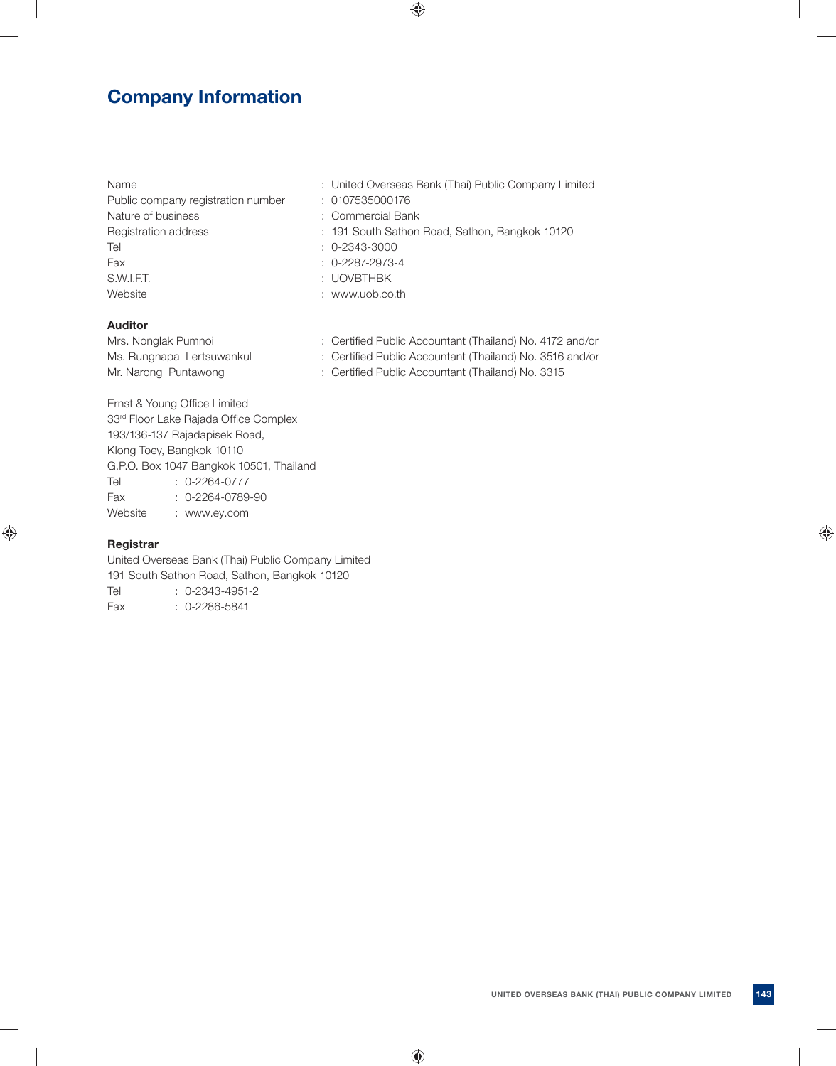# Company Information

| | |
|---|---|
| Name | : United Overseas Bank (Thai) Public Company Limited |
| Public company registration number | : 0107535000176 |
| Nature of business | : Commercial Bank |
| Registration address | : 191 South Sathon Road, Sathon, Bangkok 10120 |
| Tel | : 0-2343-3000 |
| Fax | : 0-2287-2973-4 |
| S.W.I.F.T. | : UOVBTHBK |
| Website | : www.uob.co.th |

**Auditor**

| | |
|---|---|
| Mrs. Nonglak Pumnoi | : Certified Public Accountant (Thailand) No. 4172 and/or |
| Ms. Rungnapa Lertsuwankul | : Certified Public Accountant (Thailand) No. 3516 and/or |
| Mr. Narong Puntawong | : Certified Public Accountant (Thailand) No. 3315 |

Ernst & Young Office Limited
33rd Floor Lake Rajada Office Complex
193/136-137 Rajadapisek Road,
Klong Toey, Bangkok 10110
G.P.O. Box 1047 Bangkok 10501, Thailand
Tel : 0-2264-0777
Fax : 0-2264-0789-90
Website : www.ey.com

**Registrar**

United Overseas Bank (Thai) Public Company Limited
191 South Sathon Road, Sathon, Bangkok 10120
Tel : 0-2343-4951-2
Fax : 0-2286-5841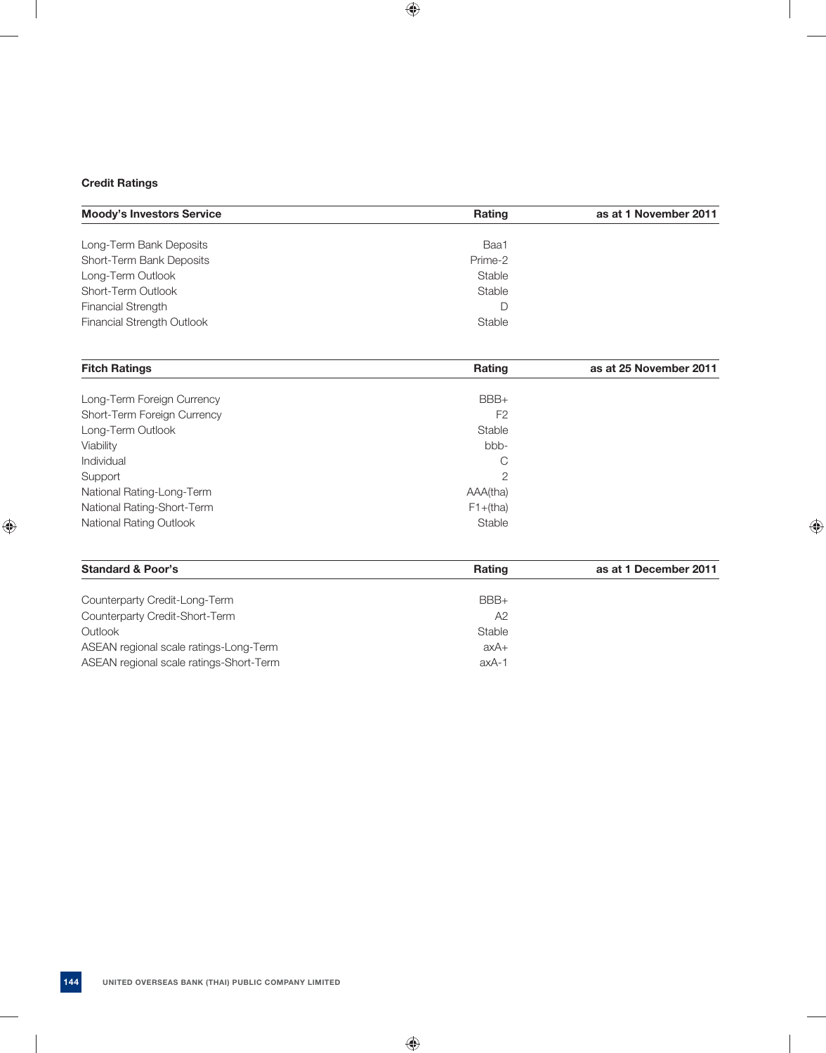## Credit Ratings

| Moody's Investors Service | Rating | as at 1 November 2011 |
|---|---|---|
| Long-Term Bank Deposits | Baa1 | |
| Short-Term Bank Deposits | Prime-2 | |
| Long-Term Outlook | Stable | |
| Short-Term Outlook | Stable | |
| Financial Strength | D | |
| Financial Strength Outlook | Stable | |

| Fitch Ratings | Rating | as at 25 November 2011 |
|---|---|---|
| Long-Term Foreign Currency | BBB+ | |
| Short-Term Foreign Currency | F2 | |
| Long-Term Outlook | Stable | |
| Viability | bbb- | |
| Individual | C | |
| Support | 2 | |
| National Rating-Long-Term | AAA(tha) | |
| National Rating-Short-Term | F1+(tha) | |
| National Rating Outlook | Stable | |

| Standard & Poor's | Rating | as at 1 December 2011 |
|---|---|---|
| Counterparty Credit-Long-Term | BBB+ | |
| Counterparty Credit-Short-Term | A2 | |
| Outlook | Stable | |
| ASEAN regional scale ratings-Long-Term | axA+ | |
| ASEAN regional scale ratings-Short-Term | axA-1 | |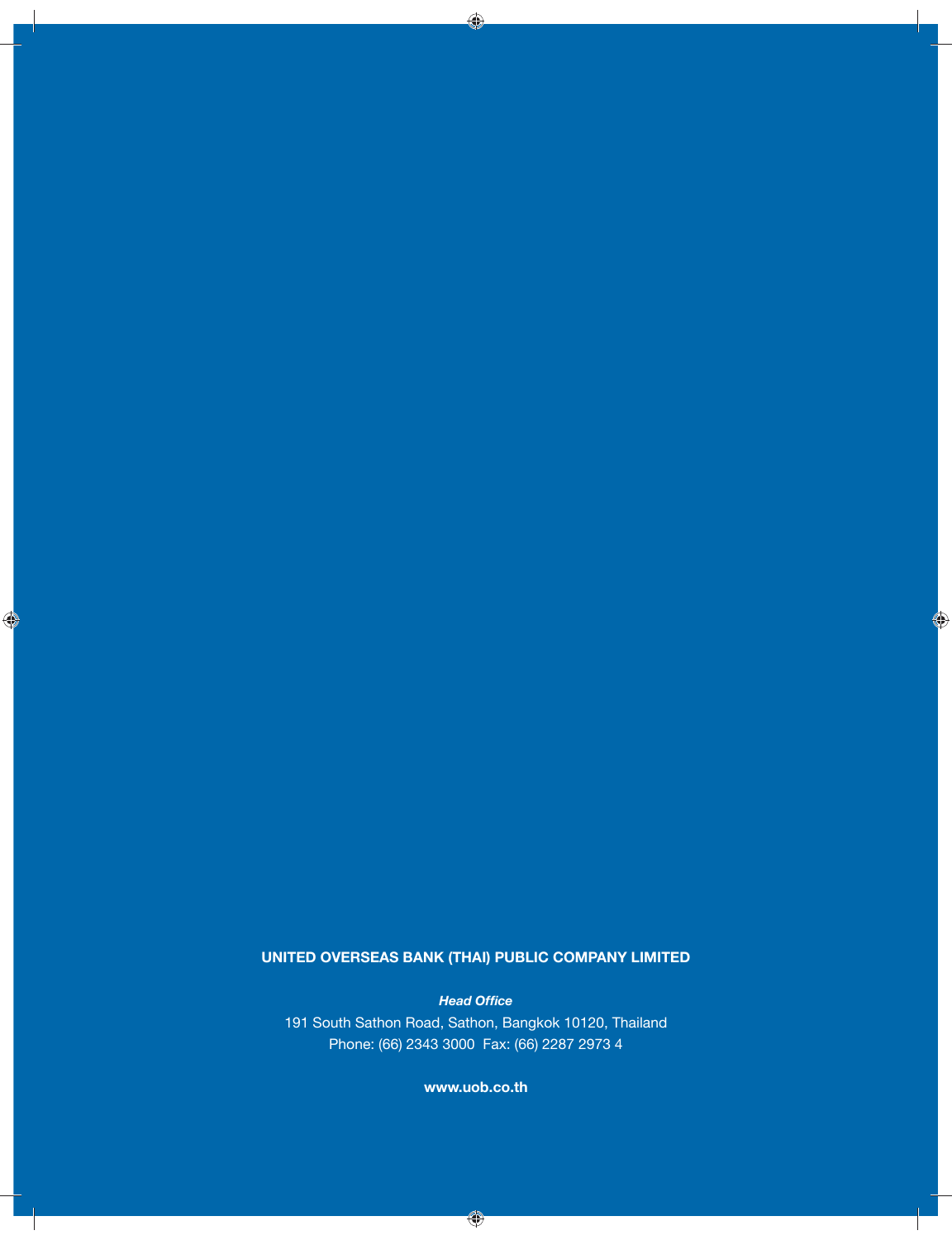**UNITED OVERSEAS BANK (THAI) PUBLIC COMPANY LIMITED**

***Head Office***

191 South Sathon Road, Sathon, Bangkok 10120, Thailand
Phone: (66) 2343 3000  Fax: (66) 2287 2973 4

**www.uob.co.th**